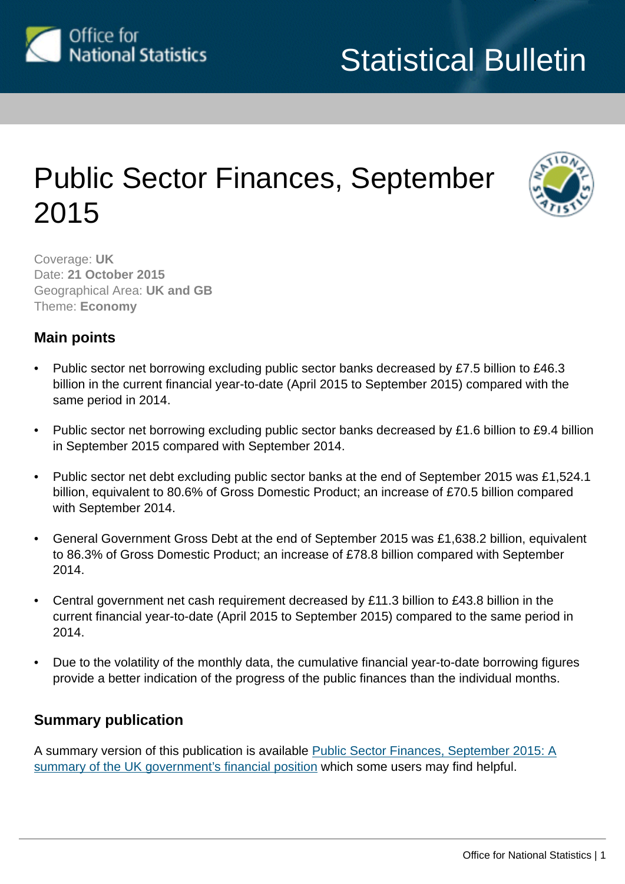Office for National Statistics

# Statistical Bulletin

## Public Sector Finances, September 2015

Coverage: **UK**
Date: **21 October 2015**
Geographical Area: **UK and GB**
Theme: **Economy**

### Main points

- Public sector net borrowing excluding public sector banks decreased by £7.5 billion to £46.3 billion in the current financial year-to-date (April 2015 to September 2015) compared with the same period in 2014.
- Public sector net borrowing excluding public sector banks decreased by £1.6 billion to £9.4 billion in September 2015 compared with September 2014.
- Public sector net debt excluding public sector banks at the end of September 2015 was £1,524.1 billion, equivalent to 80.6% of Gross Domestic Product; an increase of £70.5 billion compared with September 2014.
- General Government Gross Debt at the end of September 2015 was £1,638.2 billion, equivalent to 86.3% of Gross Domestic Product; an increase of £78.8 billion compared with September 2014.
- Central government net cash requirement decreased by £11.3 billion to £43.8 billion in the current financial year-to-date (April 2015 to September 2015) compared to the same period in 2014.
- Due to the volatility of the monthly data, the cumulative financial year-to-date borrowing figures provide a better indication of the progress of the public finances than the individual months.

### Summary publication

A summary version of this publication is available Public Sector Finances, September 2015: A summary of the UK government's financial position which some users may find helpful.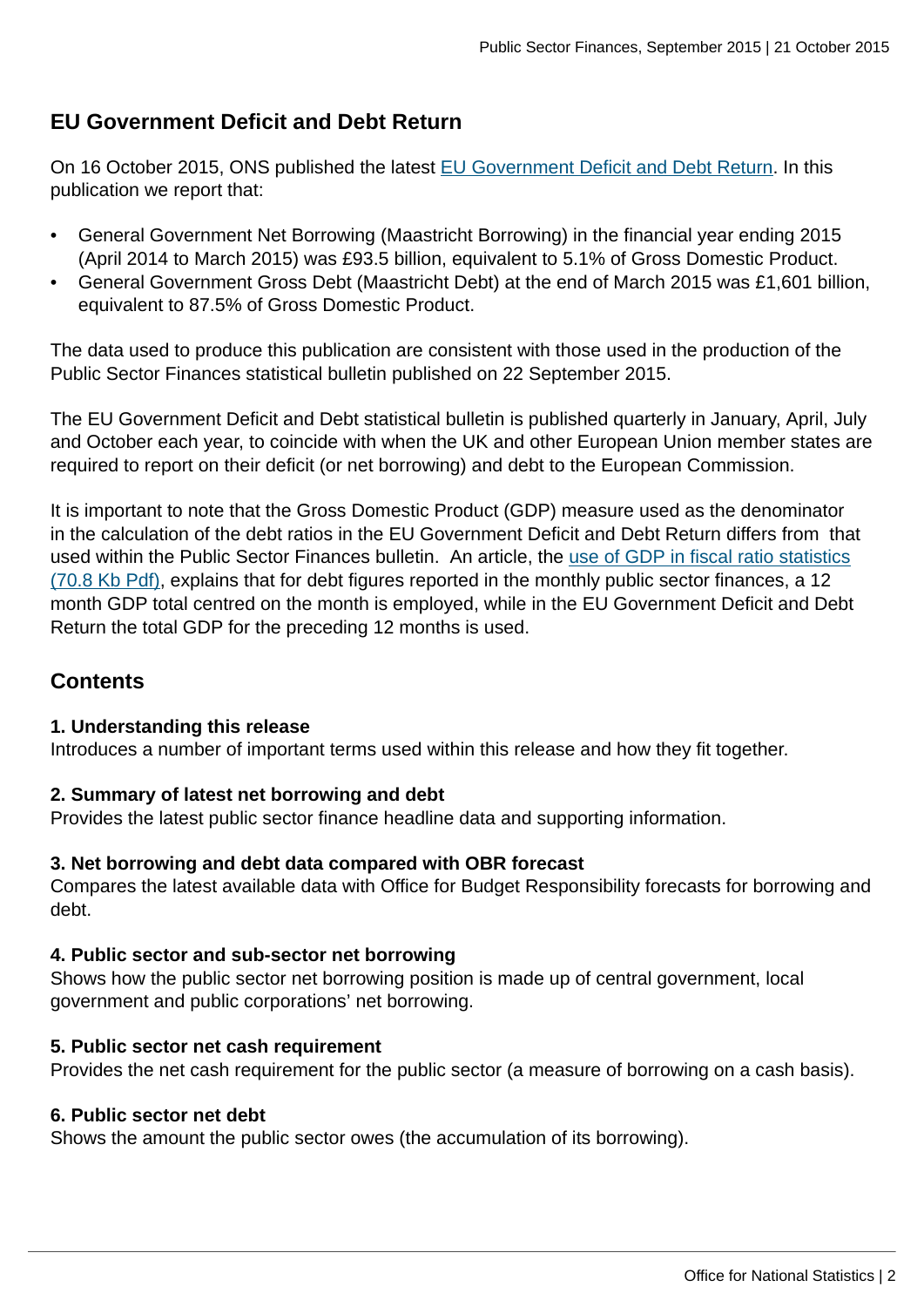## EU Government Deficit and Debt Return

On 16 October 2015, ONS published the latest [EU Government Deficit and Debt Return](). In this publication we report that:

- General Government Net Borrowing (Maastricht Borrowing) in the financial year ending 2015 (April 2014 to March 2015) was £93.5 billion, equivalent to 5.1% of Gross Domestic Product.
- General Government Gross Debt (Maastricht Debt) at the end of March 2015 was £1,601 billion, equivalent to 87.5% of Gross Domestic Product.

The data used to produce this publication are consistent with those used in the production of the Public Sector Finances statistical bulletin published on 22 September 2015.

The EU Government Deficit and Debt statistical bulletin is published quarterly in January, April, July and October each year, to coincide with when the UK and other European Union member states are required to report on their deficit (or net borrowing) and debt to the European Commission.

It is important to note that the Gross Domestic Product (GDP) measure used as the denominator in the calculation of the debt ratios in the EU Government Deficit and Debt Return differs from that used within the Public Sector Finances bulletin. An article, the [use of GDP in fiscal ratio statistics (70.8 Kb Pdf)](), explains that for debt figures reported in the monthly public sector finances, a 12 month GDP total centred on the month is employed, while in the EU Government Deficit and Debt Return the total GDP for the preceding 12 months is used.

## Contents

**1. Understanding this release**
Introduces a number of important terms used within this release and how they fit together.

**2. Summary of latest net borrowing and debt**
Provides the latest public sector finance headline data and supporting information.

**3. Net borrowing and debt data compared with OBR forecast**
Compares the latest available data with Office for Budget Responsibility forecasts for borrowing and debt.

**4. Public sector and sub-sector net borrowing**
Shows how the public sector net borrowing position is made up of central government, local government and public corporations' net borrowing.

**5. Public sector net cash requirement**
Provides the net cash requirement for the public sector (a measure of borrowing on a cash basis).

**6. Public sector net debt**
Shows the amount the public sector owes (the accumulation of its borrowing).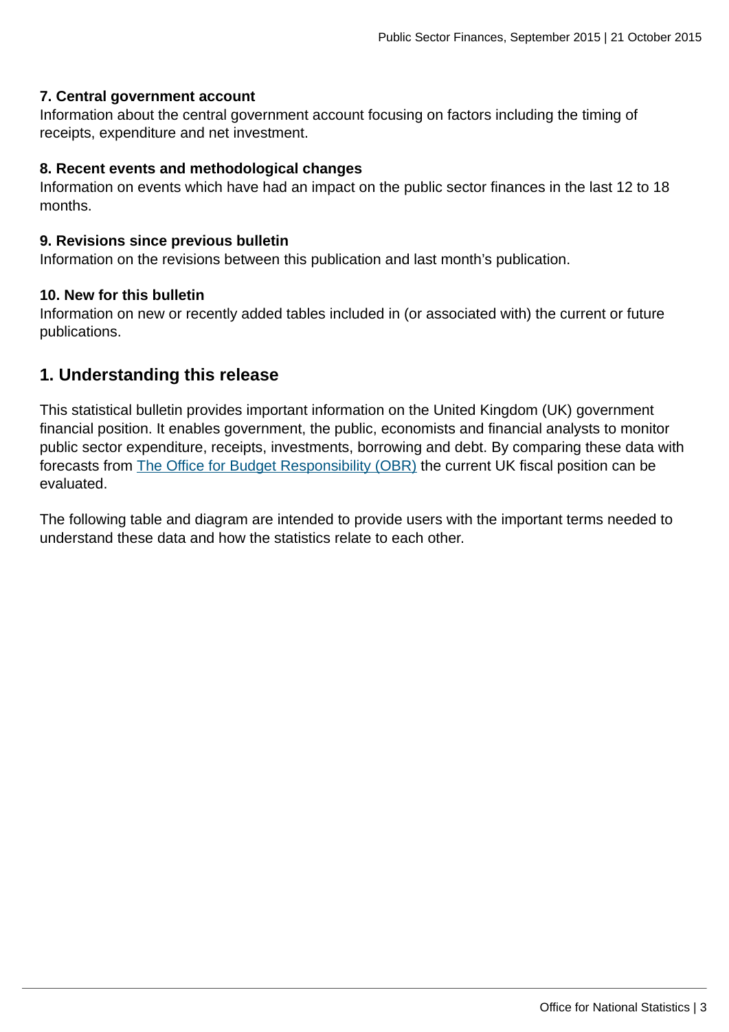**7. Central government account**
Information about the central government account focusing on factors including the timing of receipts, expenditure and net investment.

**8. Recent events and methodological changes**
Information on events which have had an impact on the public sector finances in the last 12 to 18 months.

**9. Revisions since previous bulletin**
Information on the revisions between this publication and last month's publication.

**10. New for this bulletin**
Information on new or recently added tables included in (or associated with) the current or future publications.

## 1. Understanding this release

This statistical bulletin provides important information on the United Kingdom (UK) government financial position. It enables government, the public, economists and financial analysts to monitor public sector expenditure, receipts, investments, borrowing and debt. By comparing these data with forecasts from [The Office for Budget Responsibility (OBR)]() the current UK fiscal position can be evaluated.

The following table and diagram are intended to provide users with the important terms needed to understand these data and how the statistics relate to each other.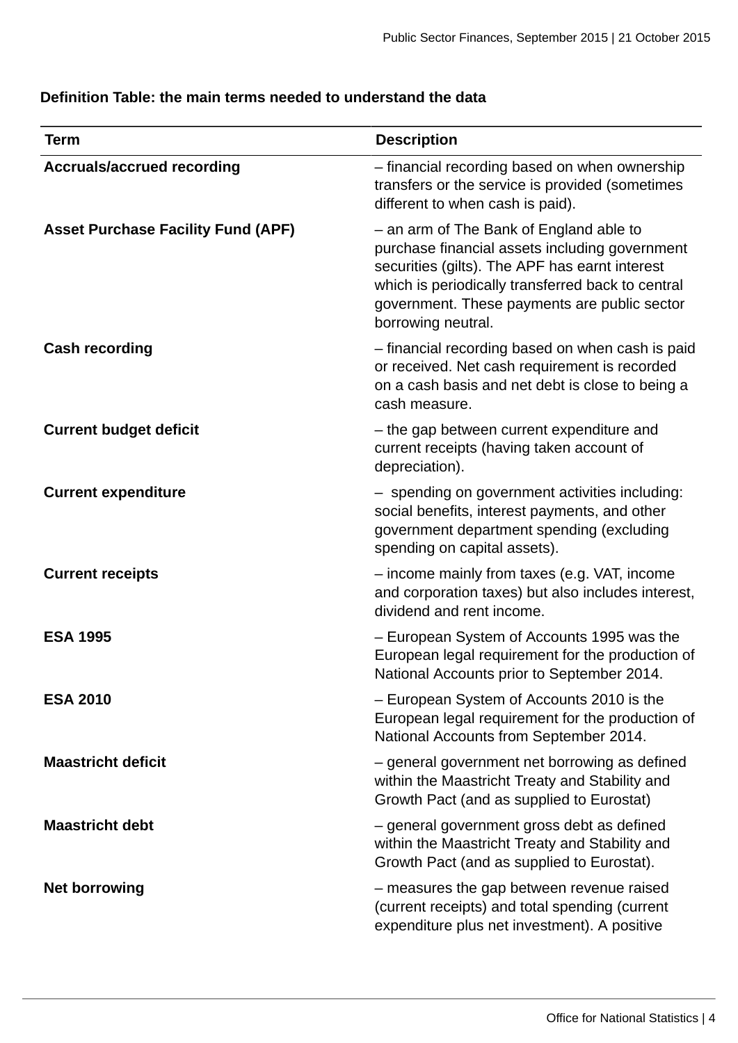**Definition Table: the main terms needed to understand the data**

| Term | Description |
|---|---|
| **Accruals/accrued recording** | – financial recording based on when ownership transfers or the service is provided (sometimes different to when cash is paid). |
| **Asset Purchase Facility Fund (APF)** | – an arm of The Bank of England able to purchase financial assets including government securities (gilts). The APF has earnt interest which is periodically transferred back to central government. These payments are public sector borrowing neutral. |
| **Cash recording** | – financial recording based on when cash is paid or received. Net cash requirement is recorded on a cash basis and net debt is close to being a cash measure. |
| **Current budget deficit** | – the gap between current expenditure and current receipts (having taken account of depreciation). |
| **Current expenditure** | – spending on government activities including: social benefits, interest payments, and other government department spending (excluding spending on capital assets). |
| **Current receipts** | – income mainly from taxes (e.g. VAT, income and corporation taxes) but also includes interest, dividend and rent income. |
| **ESA 1995** | – European System of Accounts 1995 was the European legal requirement for the production of National Accounts prior to September 2014. |
| **ESA 2010** | – European System of Accounts 2010 is the European legal requirement for the production of National Accounts from September 2014. |
| **Maastricht deficit** | – general government net borrowing as defined within the Maastricht Treaty and Stability and Growth Pact (and as supplied to Eurostat) |
| **Maastricht debt** | – general government gross debt as defined within the Maastricht Treaty and Stability and Growth Pact (and as supplied to Eurostat). |
| **Net borrowing** | – measures the gap between revenue raised (current receipts) and total spending (current expenditure plus net investment). A positive |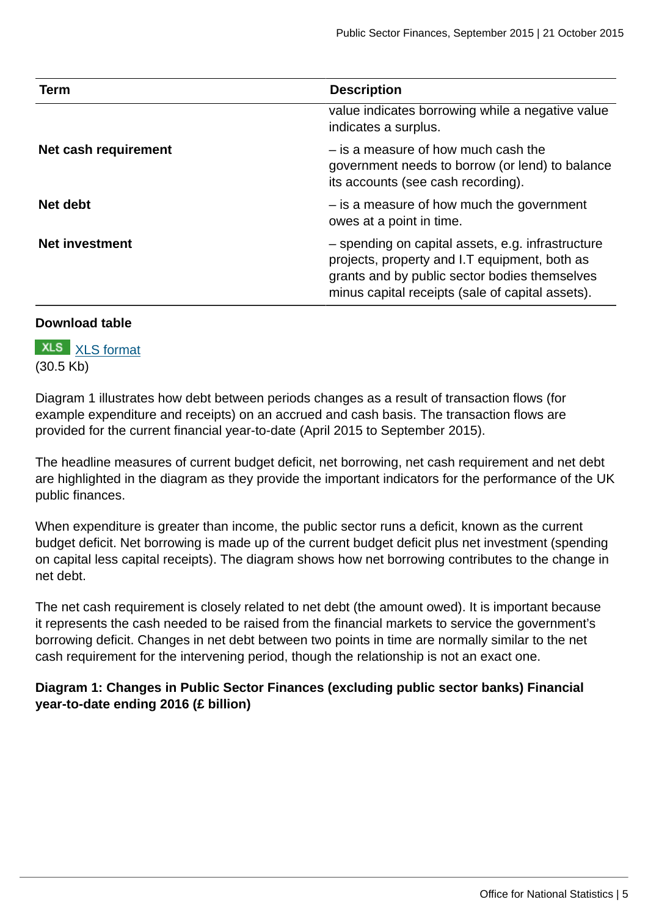| Term | Description |
|---|---|
| | value indicates borrowing while a negative value indicates a surplus. |
| **Net cash requirement** | – is a measure of how much cash the government needs to borrow (or lend) to balance its accounts (see cash recording). |
| **Net debt** | – is a measure of how much the government owes at a point in time. |
| **Net investment** | – spending on capital assets, e.g. infrastructure projects, property and I.T equipment, both as grants and by public sector bodies themselves minus capital receipts (sale of capital assets). |

**Download table**

XLS [XLS format](XLS format)
(30.5 Kb)

Diagram 1 illustrates how debt between periods changes as a result of transaction flows (for example expenditure and receipts) on an accrued and cash basis. The transaction flows are provided for the current financial year-to-date (April 2015 to September 2015).

The headline measures of current budget deficit, net borrowing, net cash requirement and net debt are highlighted in the diagram as they provide the important indicators for the performance of the UK public finances.

When expenditure is greater than income, the public sector runs a deficit, known as the current budget deficit. Net borrowing is made up of the current budget deficit plus net investment (spending on capital less capital receipts). The diagram shows how net borrowing contributes to the change in net debt.

The net cash requirement is closely related to net debt (the amount owed). It is important because it represents the cash needed to be raised from the financial markets to service the government's borrowing deficit. Changes in net debt between two points in time are normally similar to the net cash requirement for the intervening period, though the relationship is not an exact one.

**Diagram 1: Changes in Public Sector Finances (excluding public sector banks) Financial year-to-date ending 2016 (£ billion)**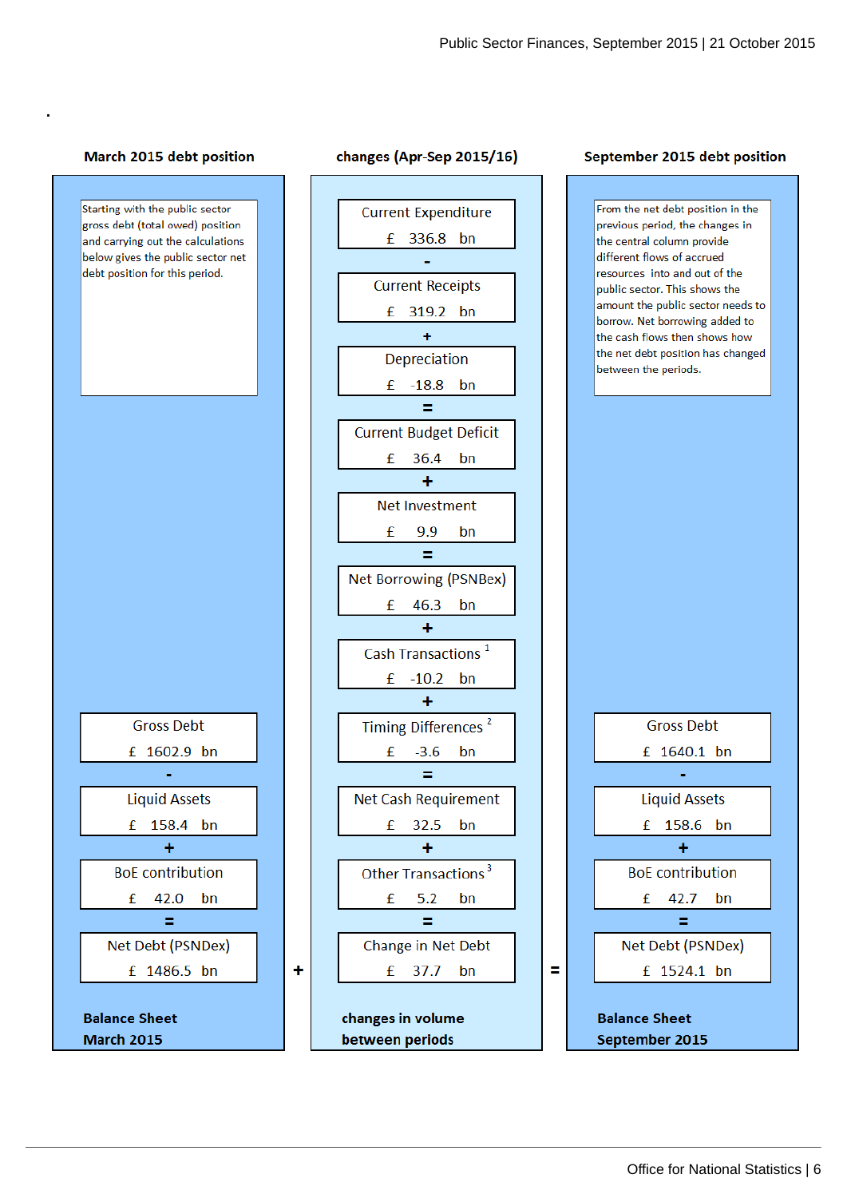**March 2015 debt position**

Starting with the public sector gross debt (total owed) position and carrying out the calculations below gives the public sector net debt position for this period.

| March 2015 debt position | |
|---|---|
| Gross Debt | £ 1602.9 bn |
| - | |
| Liquid Assets | £ 158.4 bn |
| + | |
| BoE contribution | £ 42.0 bn |
| = | |
| Net Debt (PSNDex) | £ 1486.5 bn |

**Balance Sheet March 2015**

+

**changes (Apr-Sep 2015/16)**

| changes (Apr-Sep 2015/16) | |
|---|---|
| Current Expenditure | £ 336.8 bn |
| - | |
| Current Receipts | £ 319.2 bn |
| + | |
| Depreciation | £ -18.8 bn |
| = | |
| Current Budget Deficit | £ 36.4 bn |
| + | |
| Net Investment | £ 9.9 bn |
| = | |
| Net Borrowing (PSNBex) | £ 46.3 bn |
| + | |
| Cash Transactions [1] | £ -10.2 bn |
| + | |
| Timing Differences [2] | £ -3.6 bn |
| = | |
| Net Cash Requirement | £ 32.5 bn |
| + | |
| Other Transactions [3] | £ 5.2 bn |
| = | |
| Change in Net Debt | £ 37.7 bn |

**changes in volume between periods**

=

**September 2015 debt position**

From the net debt position in the previous period, the changes in the central column provide different flows of accrued resources into and out of the public sector. This shows the amount the public sector needs to borrow. Net borrowing added to the cash flows then shows how the net debt position has changed between the periods.

| September 2015 debt position | |
|---|---|
| Gross Debt | £ 1640.1 bn |
| - | |
| Liquid Assets | £ 158.6 bn |
| + | |
| BoE contribution | £ 42.7 bn |
| = | |
| Net Debt (PSNDex) | £ 1524.1 bn |

**Balance Sheet September 2015**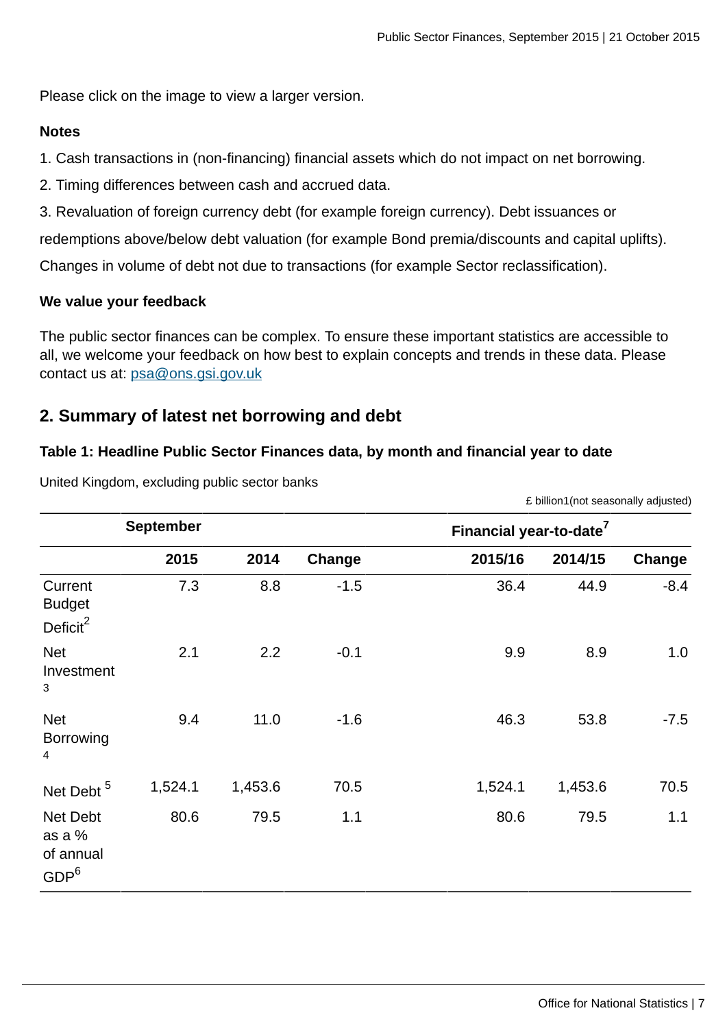Please click on the image to view a larger version.

**Notes**

1. Cash transactions in (non-financing) financial assets which do not impact on net borrowing.

2. Timing differences between cash and accrued data.

3. Revaluation of foreign currency debt (for example foreign currency). Debt issuances or redemptions above/below debt valuation (for example Bond premia/discounts and capital uplifts). Changes in volume of debt not due to transactions (for example Sector reclassification).

**We value your feedback**

The public sector finances can be complex. To ensure these important statistics are accessible to all, we welcome your feedback on how best to explain concepts and trends in these data. Please contact us at: psa@ons.gsi.gov.uk

## 2. Summary of latest net borrowing and debt

### Table 1: Headline Public Sector Finances data, by month and financial year to date

United Kingdom, excluding public sector banks

£ billion1(not seasonally adjusted)

| | September | | | Financial year-to-date[7] | | |
|---|---|---|---|---|---|---|
| | 2015 | 2014 | Change | 2015/16 | 2014/15 | Change |
| Current Budget Deficit[2] | 7.3 | 8.8 | -1.5 | 36.4 | 44.9 | -8.4 |
| Net Investment [3] | 2.1 | 2.2 | -0.1 | 9.9 | 8.9 | 1.0 |
| Net Borrowing [4] | 9.4 | 11.0 | -1.6 | 46.3 | 53.8 | -7.5 |
| Net Debt [5] | 1,524.1 | 1,453.6 | 70.5 | 1,524.1 | 1,453.6 | 70.5 |
| Net Debt as a % of annual GDP[6] | 80.6 | 79.5 | 1.1 | 80.6 | 79.5 | 1.1 |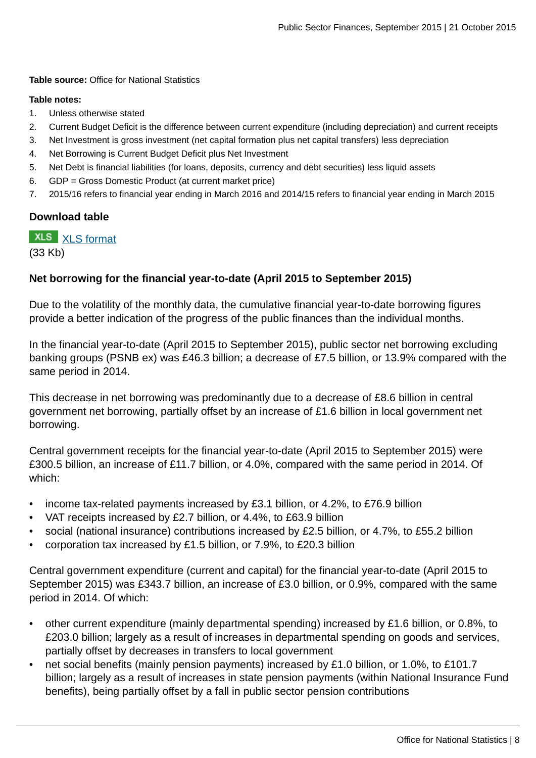**Table source:** Office for National Statistics

**Table notes:**

1. Unless otherwise stated
2. Current Budget Deficit is the difference between current expenditure (including depreciation) and current receipts
3. Net Investment is gross investment (net capital formation plus net capital transfers) less depreciation
4. Net Borrowing is Current Budget Deficit plus Net Investment
5. Net Debt is financial liabilities (for loans, deposits, currency and debt securities) less liquid assets
6. GDP = Gross Domestic Product (at current market price)
7. 2015/16 refers to financial year ending in March 2016 and 2014/15 refers to financial year ending in March 2015

### Download table

XLS [XLS format](#)
(33 Kb)

### Net borrowing for the financial year-to-date (April 2015 to September 2015)

Due to the volatility of the monthly data, the cumulative financial year-to-date borrowing figures provide a better indication of the progress of the public finances than the individual months.

In the financial year-to-date (April 2015 to September 2015), public sector net borrowing excluding banking groups (PSNB ex) was £46.3 billion; a decrease of £7.5 billion, or 13.9% compared with the same period in 2014.

This decrease in net borrowing was predominantly due to a decrease of £8.6 billion in central government net borrowing, partially offset by an increase of £1.6 billion in local government net borrowing.

Central government receipts for the financial year-to-date (April 2015 to September 2015) were £300.5 billion, an increase of £11.7 billion, or 4.0%, compared with the same period in 2014. Of which:

- income tax-related payments increased by £3.1 billion, or 4.2%, to £76.9 billion
- VAT receipts increased by £2.7 billion, or 4.4%, to £63.9 billion
- social (national insurance) contributions increased by £2.5 billion, or 4.7%, to £55.2 billion
- corporation tax increased by £1.5 billion, or 7.9%, to £20.3 billion

Central government expenditure (current and capital) for the financial year-to-date (April 2015 to September 2015) was £343.7 billion, an increase of £3.0 billion, or 0.9%, compared with the same period in 2014. Of which:

- other current expenditure (mainly departmental spending) increased by £1.6 billion, or 0.8%, to £203.0 billion; largely as a result of increases in departmental spending on goods and services, partially offset by decreases in transfers to local government
- net social benefits (mainly pension payments) increased by £1.0 billion, or 1.0%, to £101.7 billion; largely as a result of increases in state pension payments (within National Insurance Fund benefits), being partially offset by a fall in public sector pension contributions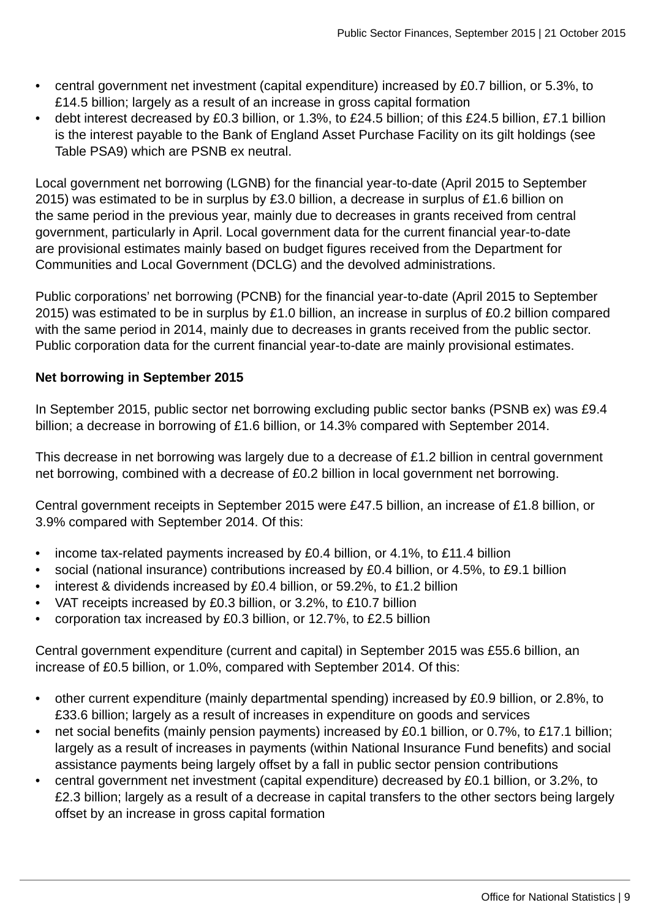- central government net investment (capital expenditure) increased by £0.7 billion, or 5.3%, to £14.5 billion; largely as a result of an increase in gross capital formation
- debt interest decreased by £0.3 billion, or 1.3%, to £24.5 billion; of this £24.5 billion, £7.1 billion is the interest payable to the Bank of England Asset Purchase Facility on its gilt holdings (see Table PSA9) which are PSNB ex neutral.

Local government net borrowing (LGNB) for the financial year-to-date (April 2015 to September 2015) was estimated to be in surplus by £3.0 billion, a decrease in surplus of £1.6 billion on the same period in the previous year, mainly due to decreases in grants received from central government, particularly in April. Local government data for the current financial year-to-date are provisional estimates mainly based on budget figures received from the Department for Communities and Local Government (DCLG) and the devolved administrations.

Public corporations' net borrowing (PCNB) for the financial year-to-date (April 2015 to September 2015) was estimated to be in surplus by £1.0 billion, an increase in surplus of £0.2 billion compared with the same period in 2014, mainly due to decreases in grants received from the public sector. Public corporation data for the current financial year-to-date are mainly provisional estimates.

**Net borrowing in September 2015**

In September 2015, public sector net borrowing excluding public sector banks (PSNB ex) was £9.4 billion; a decrease in borrowing of £1.6 billion, or 14.3% compared with September 2014.

This decrease in net borrowing was largely due to a decrease of £1.2 billion in central government net borrowing, combined with a decrease of £0.2 billion in local government net borrowing.

Central government receipts in September 2015 were £47.5 billion, an increase of £1.8 billion, or 3.9% compared with September 2014. Of this:

- income tax-related payments increased by £0.4 billion, or 4.1%, to £11.4 billion
- social (national insurance) contributions increased by £0.4 billion, or 4.5%, to £9.1 billion
- interest & dividends increased by £0.4 billion, or 59.2%, to £1.2 billion
- VAT receipts increased by £0.3 billion, or 3.2%, to £10.7 billion
- corporation tax increased by £0.3 billion, or 12.7%, to £2.5 billion

Central government expenditure (current and capital) in September 2015 was £55.6 billion, an increase of £0.5 billion, or 1.0%, compared with September 2014. Of this:

- other current expenditure (mainly departmental spending) increased by £0.9 billion, or 2.8%, to £33.6 billion; largely as a result of increases in expenditure on goods and services
- net social benefits (mainly pension payments) increased by £0.1 billion, or 0.7%, to £17.1 billion; largely as a result of increases in payments (within National Insurance Fund benefits) and social assistance payments being largely offset by a fall in public sector pension contributions
- central government net investment (capital expenditure) decreased by £0.1 billion, or 3.2%, to £2.3 billion; largely as a result of a decrease in capital transfers to the other sectors being largely offset by an increase in gross capital formation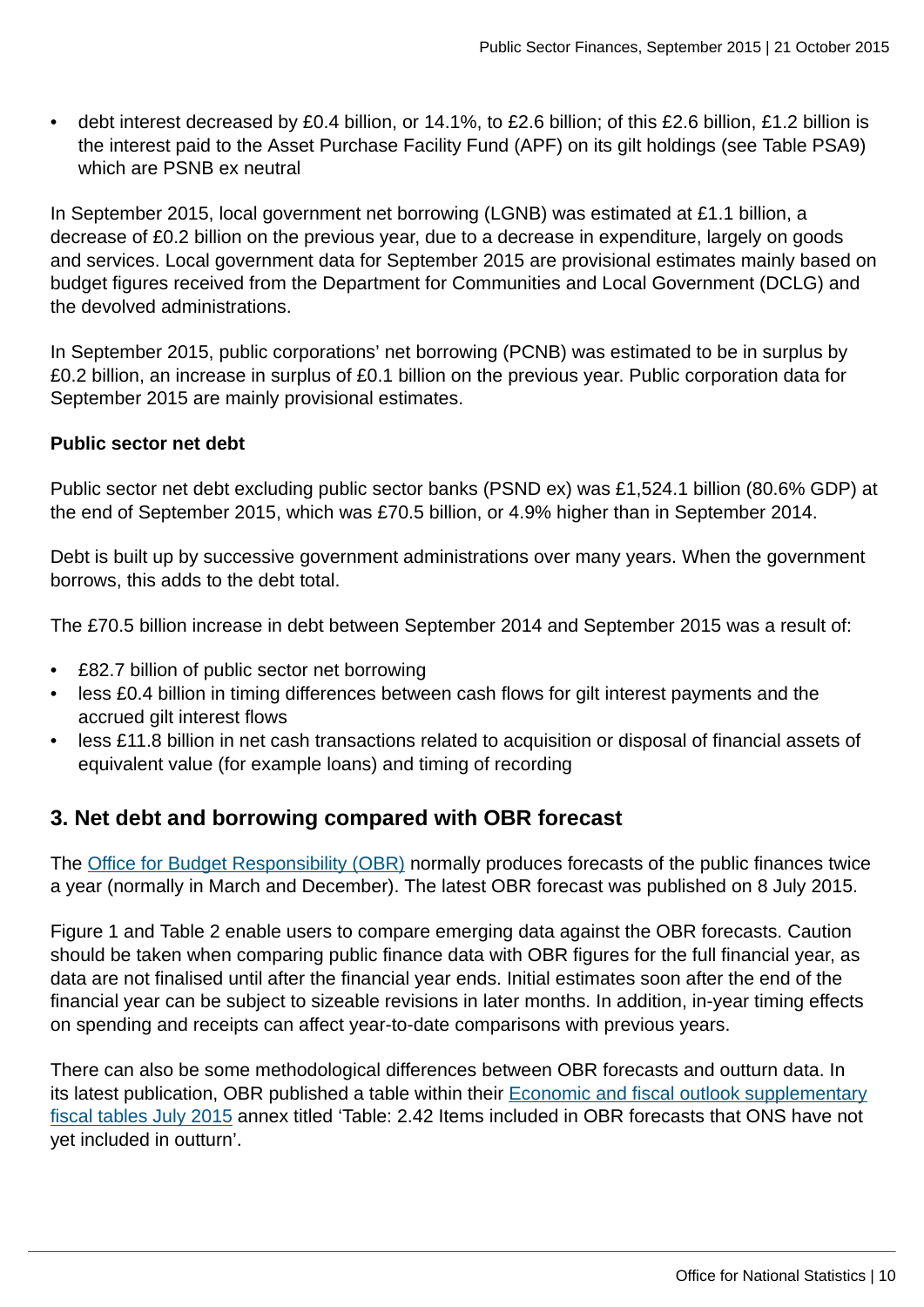- debt interest decreased by £0.4 billion, or 14.1%, to £2.6 billion; of this £2.6 billion, £1.2 billion is the interest paid to the Asset Purchase Facility Fund (APF) on its gilt holdings (see Table PSA9) which are PSNB ex neutral

In September 2015, local government net borrowing (LGNB) was estimated at £1.1 billion, a decrease of £0.2 billion on the previous year, due to a decrease in expenditure, largely on goods and services. Local government data for September 2015 are provisional estimates mainly based on budget figures received from the Department for Communities and Local Government (DCLG) and the devolved administrations.

In September 2015, public corporations' net borrowing (PCNB) was estimated to be in surplus by £0.2 billion, an increase in surplus of £0.1 billion on the previous year. Public corporation data for September 2015 are mainly provisional estimates.

**Public sector net debt**

Public sector net debt excluding public sector banks (PSND ex) was £1,524.1 billion (80.6% GDP) at the end of September 2015, which was £70.5 billion, or 4.9% higher than in September 2014.

Debt is built up by successive government administrations over many years. When the government borrows, this adds to the debt total.

The £70.5 billion increase in debt between September 2014 and September 2015 was a result of:

- £82.7 billion of public sector net borrowing
- less £0.4 billion in timing differences between cash flows for gilt interest payments and the accrued gilt interest flows
- less £11.8 billion in net cash transactions related to acquisition or disposal of financial assets of equivalent value (for example loans) and timing of recording

## 3. Net debt and borrowing compared with OBR forecast

The Office for Budget Responsibility (OBR) normally produces forecasts of the public finances twice a year (normally in March and December). The latest OBR forecast was published on 8 July 2015.

Figure 1 and Table 2 enable users to compare emerging data against the OBR forecasts. Caution should be taken when comparing public finance data with OBR figures for the full financial year, as data are not finalised until after the financial year ends. Initial estimates soon after the end of the financial year can be subject to sizeable revisions in later months. In addition, in-year timing effects on spending and receipts can affect year-to-date comparisons with previous years.

There can also be some methodological differences between OBR forecasts and outturn data. In its latest publication, OBR published a table within their Economic and fiscal outlook supplementary fiscal tables July 2015 annex titled 'Table: 2.42 Items included in OBR forecasts that ONS have not yet included in outturn'.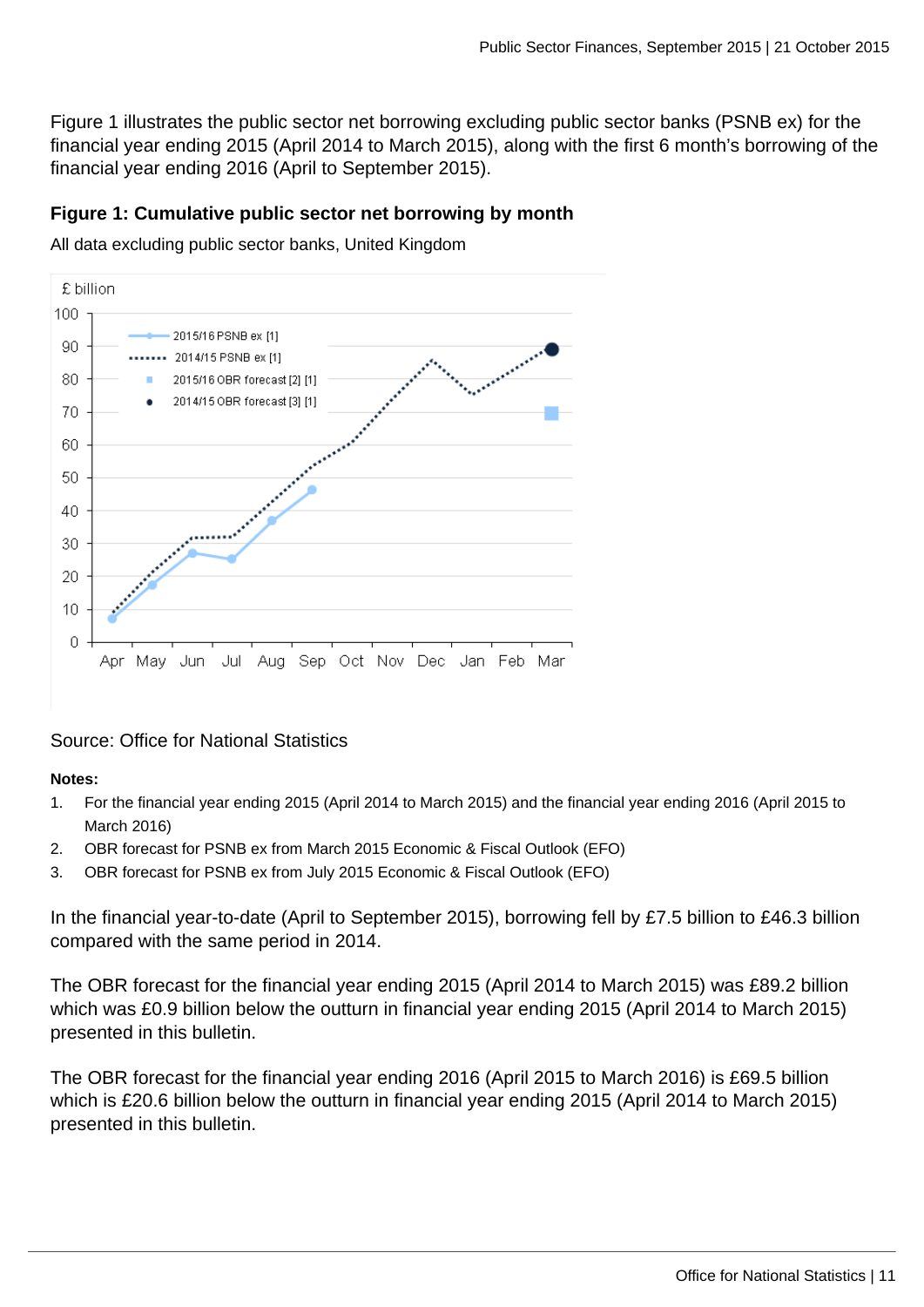Figure 1 illustrates the public sector net borrowing excluding public sector banks (PSNB ex) for the financial year ending 2015 (April 2014 to March 2015), along with the first 6 month's borrowing of the financial year ending 2016 (April to September 2015).

### Figure 1: Cumulative public sector net borrowing by month

All data excluding public sector banks, United Kingdom

Source: Office for National Statistics

**Notes:**

1. For the financial year ending 2015 (April 2014 to March 2015) and the financial year ending 2016 (April 2015 to March 2016)
2. OBR forecast for PSNB ex from March 2015 Economic & Fiscal Outlook (EFO)
3. OBR forecast for PSNB ex from July 2015 Economic & Fiscal Outlook (EFO)

In the financial year-to-date (April to September 2015), borrowing fell by £7.5 billion to £46.3 billion compared with the same period in 2014.

The OBR forecast for the financial year ending 2015 (April 2014 to March 2015) was £89.2 billion which was £0.9 billion below the outturn in financial year ending 2015 (April 2014 to March 2015) presented in this bulletin.

The OBR forecast for the financial year ending 2016 (April 2015 to March 2016) is £69.5 billion which is £20.6 billion below the outturn in financial year ending 2015 (April 2014 to March 2015) presented in this bulletin.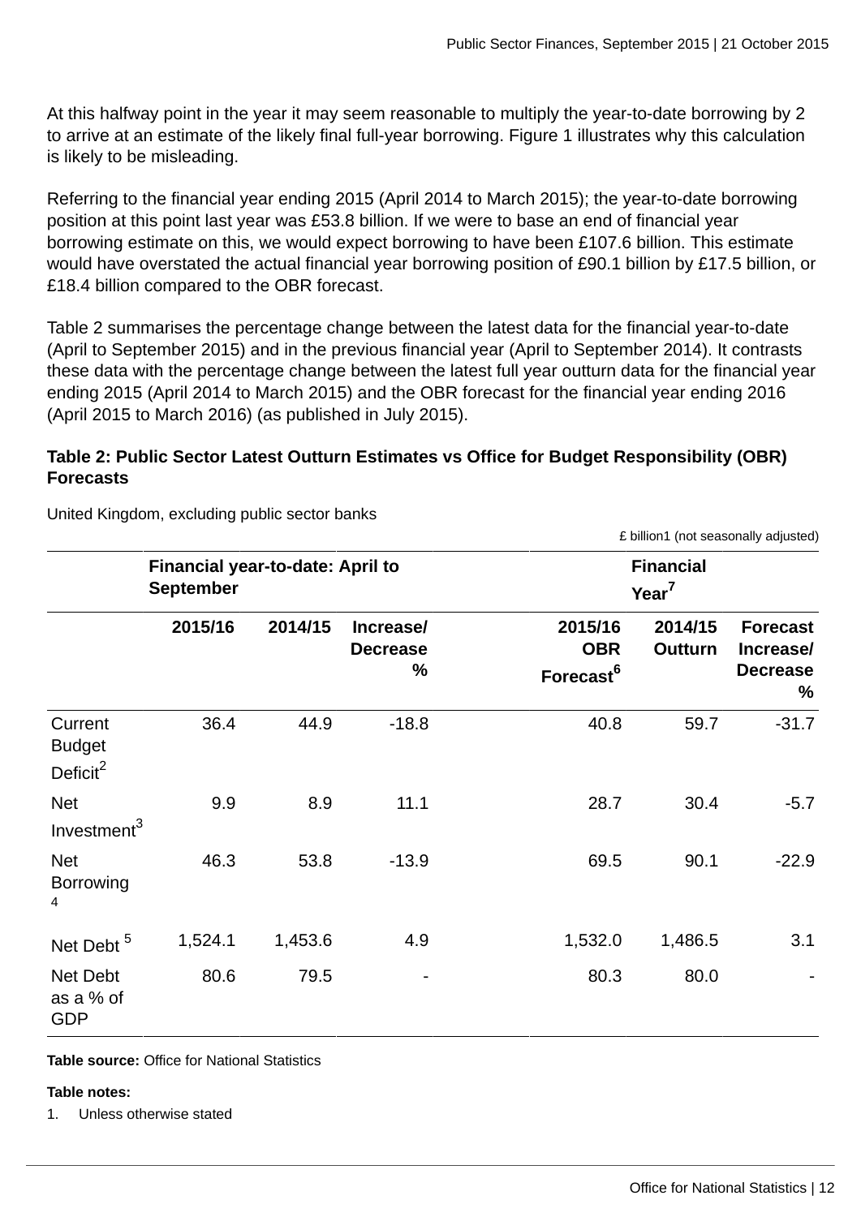At this halfway point in the year it may seem reasonable to multiply the year-to-date borrowing by 2 to arrive at an estimate of the likely final full-year borrowing. Figure 1 illustrates why this calculation is likely to be misleading.

Referring to the financial year ending 2015 (April 2014 to March 2015); the year-to-date borrowing position at this point last year was £53.8 billion. If we were to base an end of financial year borrowing estimate on this, we would expect borrowing to have been £107.6 billion. This estimate would have overstated the actual financial year borrowing position of £90.1 billion by £17.5 billion, or £18.4 billion compared to the OBR forecast.

Table 2 summarises the percentage change between the latest data for the financial year-to-date (April to September 2015) and in the previous financial year (April to September 2014). It contrasts these data with the percentage change between the latest full year outturn data for the financial year ending 2015 (April 2014 to March 2015) and the OBR forecast for the financial year ending 2016 (April 2015 to March 2016) (as published in July 2015).

**Table 2: Public Sector Latest Outturn Estimates vs Office for Budget Responsibility (OBR) Forecasts**

United Kingdom, excluding public sector banks

£ billion1 (not seasonally adjusted)

| | Financial year-to-date: April to September | | | Financial Year[7] | | |
|---|---|---|---|---|---|---|
| | **2015/16** | **2014/15** | **Increase/ Decrease %** | **2015/16 OBR Forecast[6]** | **2014/15 Outturn** | **Forecast Increase/ Decrease %** |
| Current Budget Deficit[2] | 36.4 | 44.9 | -18.8 | 40.8 | 59.7 | -31.7 |
| Net Investment[3] | 9.9 | 8.9 | 11.1 | 28.7 | 30.4 | -5.7 |
| Net Borrowing [4] | 46.3 | 53.8 | -13.9 | 69.5 | 90.1 | -22.9 |
| Net Debt [5] | 1,524.1 | 1,453.6 | 4.9 | 1,532.0 | 1,486.5 | 3.1 |
| Net Debt as a % of GDP | 80.6 | 79.5 | - | 80.3 | 80.0 | - |

**Table source:** Office for National Statistics

**Table notes:**

1. Unless otherwise stated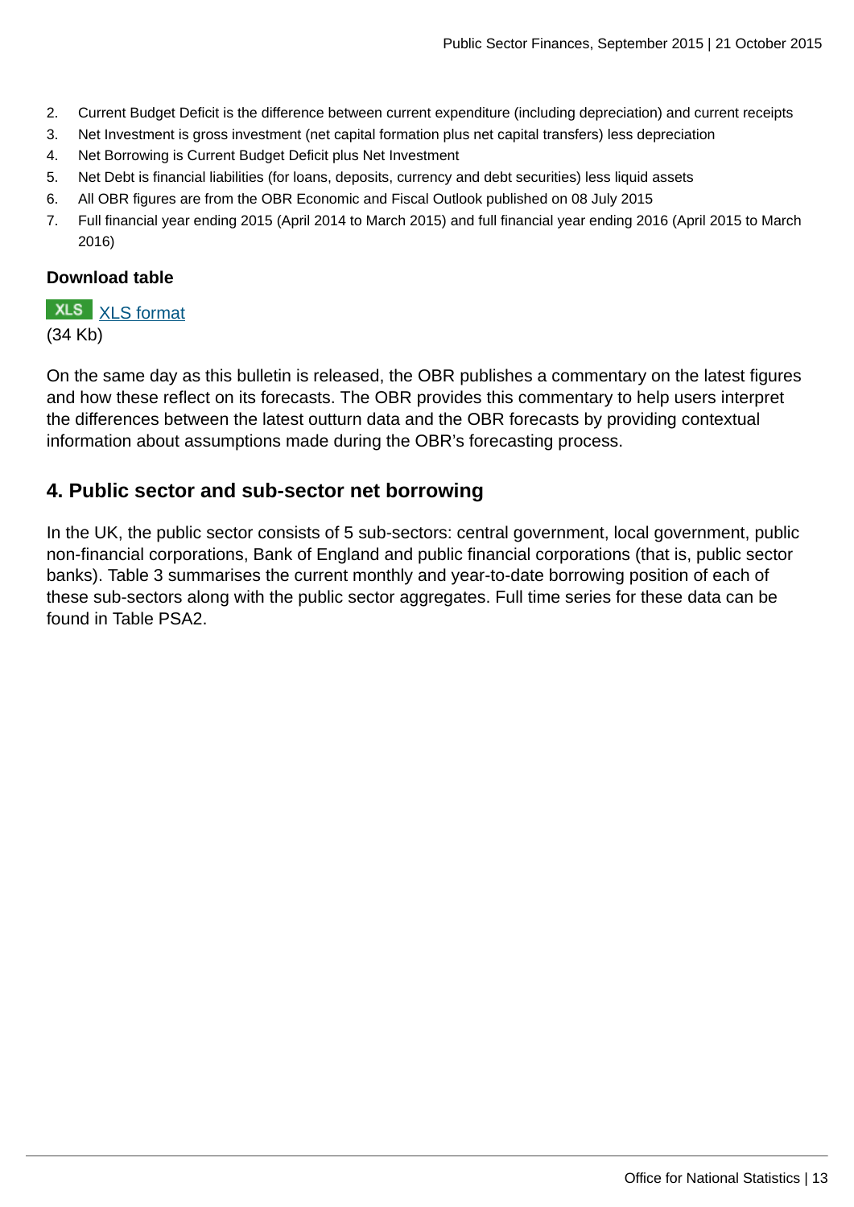2. Current Budget Deficit is the difference between current expenditure (including depreciation) and current receipts
3. Net Investment is gross investment (net capital formation plus net capital transfers) less depreciation
4. Net Borrowing is Current Budget Deficit plus Net Investment
5. Net Debt is financial liabilities (for loans, deposits, currency and debt securities) less liquid assets
6. All OBR figures are from the OBR Economic and Fiscal Outlook published on 08 July 2015
7. Full financial year ending 2015 (April 2014 to March 2015) and full financial year ending 2016 (April 2015 to March 2016)

**Download table**

XLS [XLS format]
(34 Kb)

On the same day as this bulletin is released, the OBR publishes a commentary on the latest figures and how these reflect on its forecasts. The OBR provides this commentary to help users interpret the differences between the latest outturn data and the OBR forecasts by providing contextual information about assumptions made during the OBR's forecasting process.

## 4. Public sector and sub-sector net borrowing

In the UK, the public sector consists of 5 sub-sectors: central government, local government, public non-financial corporations, Bank of England and public financial corporations (that is, public sector banks). Table 3 summarises the current monthly and year-to-date borrowing position of each of these sub-sectors along with the public sector aggregates. Full time series for these data can be found in Table PSA2.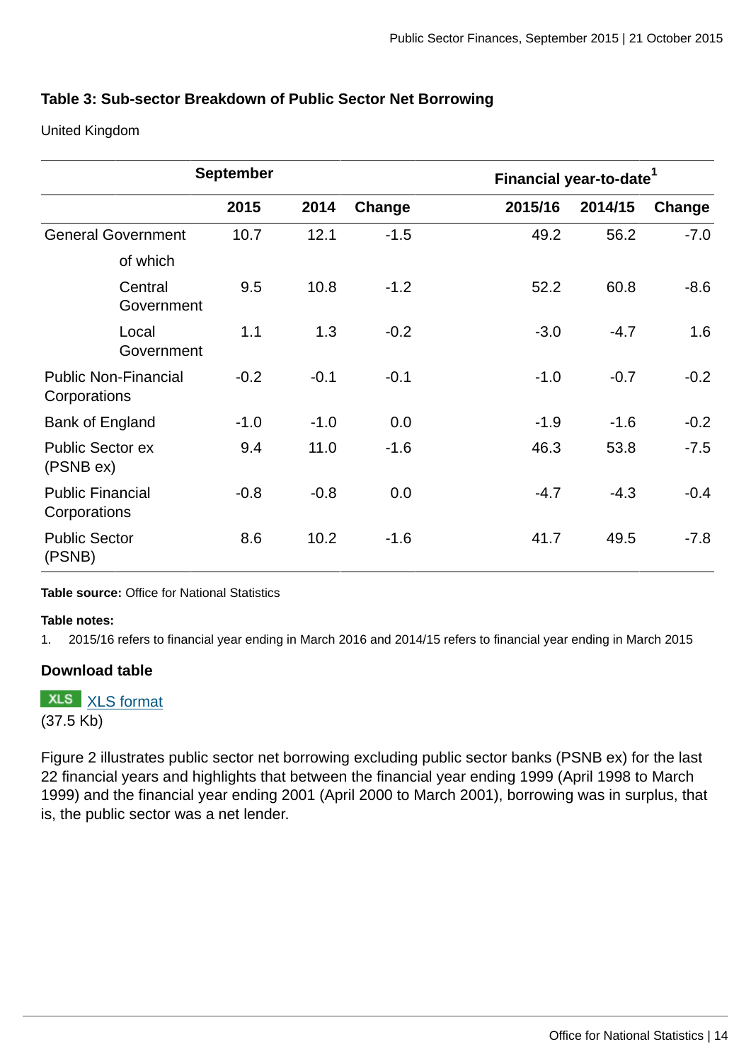### Table 3: Sub-sector Breakdown of Public Sector Net Borrowing

United Kingdom

| | September | | | Financial year-to-date[1] | | |
|---|---|---|---|---|---|---|
| | **2015** | **2014** | **Change** | **2015/16** | **2014/15** | **Change** |
| General Government | 10.7 | 12.1 | -1.5 | 49.2 | 56.2 | -7.0 |
| of which | | | | | | |
| Central Government | 9.5 | 10.8 | -1.2 | 52.2 | 60.8 | -8.6 |
| Local Government | 1.1 | 1.3 | -0.2 | -3.0 | -4.7 | 1.6 |
| Public Non-Financial Corporations | -0.2 | -0.1 | -0.1 | -1.0 | -0.7 | -0.2 |
| Bank of England | -1.0 | -1.0 | 0.0 | -1.9 | -1.6 | -0.2 |
| Public Sector ex (PSNB ex) | 9.4 | 11.0 | -1.6 | 46.3 | 53.8 | -7.5 |
| Public Financial Corporations | -0.8 | -0.8 | 0.0 | -4.7 | -4.3 | -0.4 |
| Public Sector (PSNB) | 8.6 | 10.2 | -1.6 | 41.7 | 49.5 | -7.8 |

**Table source:** Office for National Statistics

**Table notes:**

1. 2015/16 refers to financial year ending in March 2016 and 2014/15 refers to financial year ending in March 2015

**Download table**

XLS [XLS format](XLS format)
(37.5 Kb)

Figure 2 illustrates public sector net borrowing excluding public sector banks (PSNB ex) for the last 22 financial years and highlights that between the financial year ending 1999 (April 1998 to March 1999) and the financial year ending 2001 (April 2000 to March 2001), borrowing was in surplus, that is, the public sector was a net lender.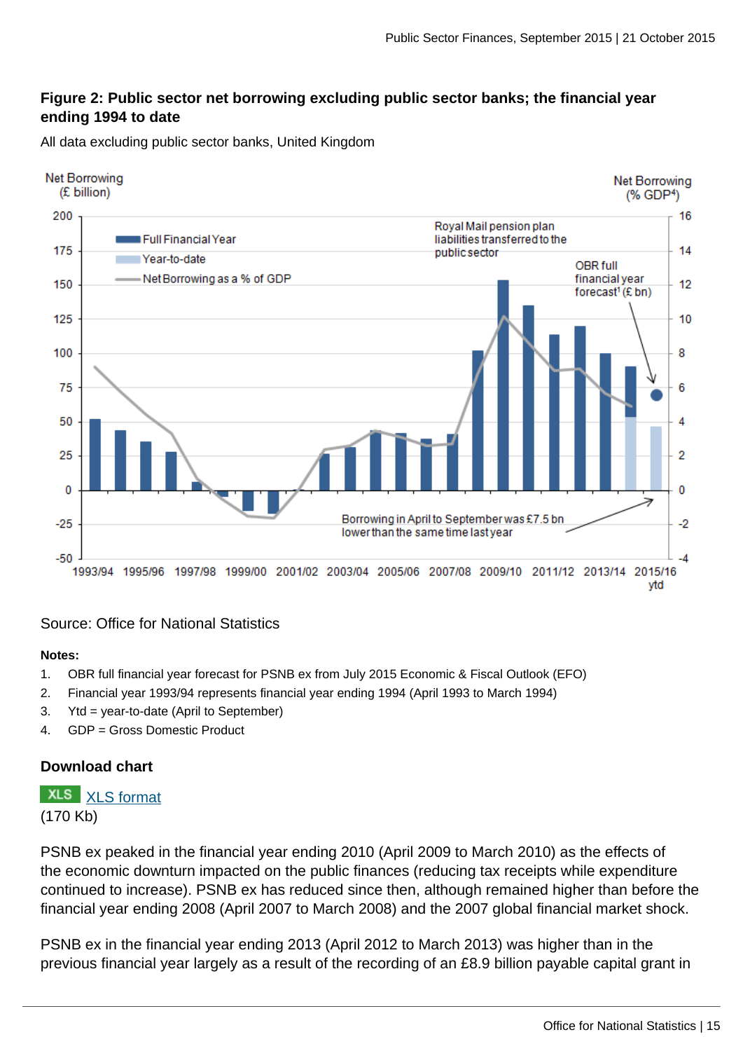### Figure 2: Public sector net borrowing excluding public sector banks; the financial year ending 1994 to date

All data excluding public sector banks, United Kingdom

Source: Office for National Statistics

**Notes:**

1. OBR full financial year forecast for PSNB ex from July 2015 Economic & Fiscal Outlook (EFO)
2. Financial year 1993/94 represents financial year ending 1994 (April 1993 to March 1994)
3. Ytd = year-to-date (April to September)
4. GDP = Gross Domestic Product

### Download chart

XLS XLS format
(170 Kb)

PSNB ex peaked in the financial year ending 2010 (April 2009 to March 2010) as the effects of the economic downturn impacted on the public finances (reducing tax receipts while expenditure continued to increase). PSNB ex has reduced since then, although remained higher than before the financial year ending 2008 (April 2007 to March 2008) and the 2007 global financial market shock.

PSNB ex in the financial year ending 2013 (April 2012 to March 2013) was higher than in the previous financial year largely as a result of the recording of an £8.9 billion payable capital grant in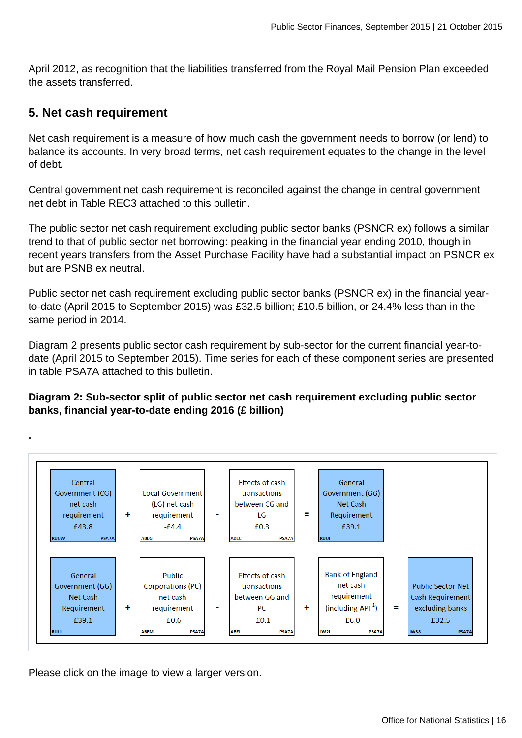April 2012, as recognition that the liabilities transferred from the Royal Mail Pension Plan exceeded the assets transferred.

## 5. Net cash requirement

Net cash requirement is a measure of how much cash the government needs to borrow (or lend) to balance its accounts. In very broad terms, net cash requirement equates to the change in the level of debt.

Central government net cash requirement is reconciled against the change in central government net debt in Table REC3 attached to this bulletin.

The public sector net cash requirement excluding public sector banks (PSNCR ex) follows a similar trend to that of public sector net borrowing: peaking in the financial year ending 2010, though in recent years transfers from the Asset Purchase Facility have had a substantial impact on PSNCR ex but are PSNB ex neutral.

Public sector net cash requirement excluding public sector banks (PSNCR ex) in the financial year-to-date (April 2015 to September 2015) was £32.5 billion; £10.5 billion, or 24.4% less than in the same period in 2014.

Diagram 2 presents public sector cash requirement by sub-sector for the current financial year-to-date (April 2015 to September 2015). Time series for each of these component series are presented in table PSA7A attached to this bulletin.

**Diagram 2: Sub-sector split of public sector net cash requirement excluding public sector banks, financial year-to-date ending 2016 (£ billion)**

.

| Central Government (CG) net cash requirement £43.8 (RUUW, PSA7A) | + | Local Government (LG) net cash requirement -£4.4 (ABEG, PSA7A) | - | Effects of cash transactions between CG and LG £0.3 (ABEC, PSA7A) | = | General Government (GG) Net Cash Requirement £39.1 (RUUI) | | |
|---|---|---|---|---|---|---|---|---|
| General Government (GG) Net Cash Requirement £39.1 (RUUI) | + | Public Corporations (PC) net cash requirement -£0.6 (ABEM, PSA7A) | - | Effects of cash transactions between GG and PC -£0.1 (ABEI, PSA7A) | + | Bank of England net cash requirement (including APF[1]) -£6.0 (JW2I, PSA7A) | = | Public Sector Net Cash Requirement excluding banks £32.5 (JW38, PSA7A) |

Please click on the image to view a larger version.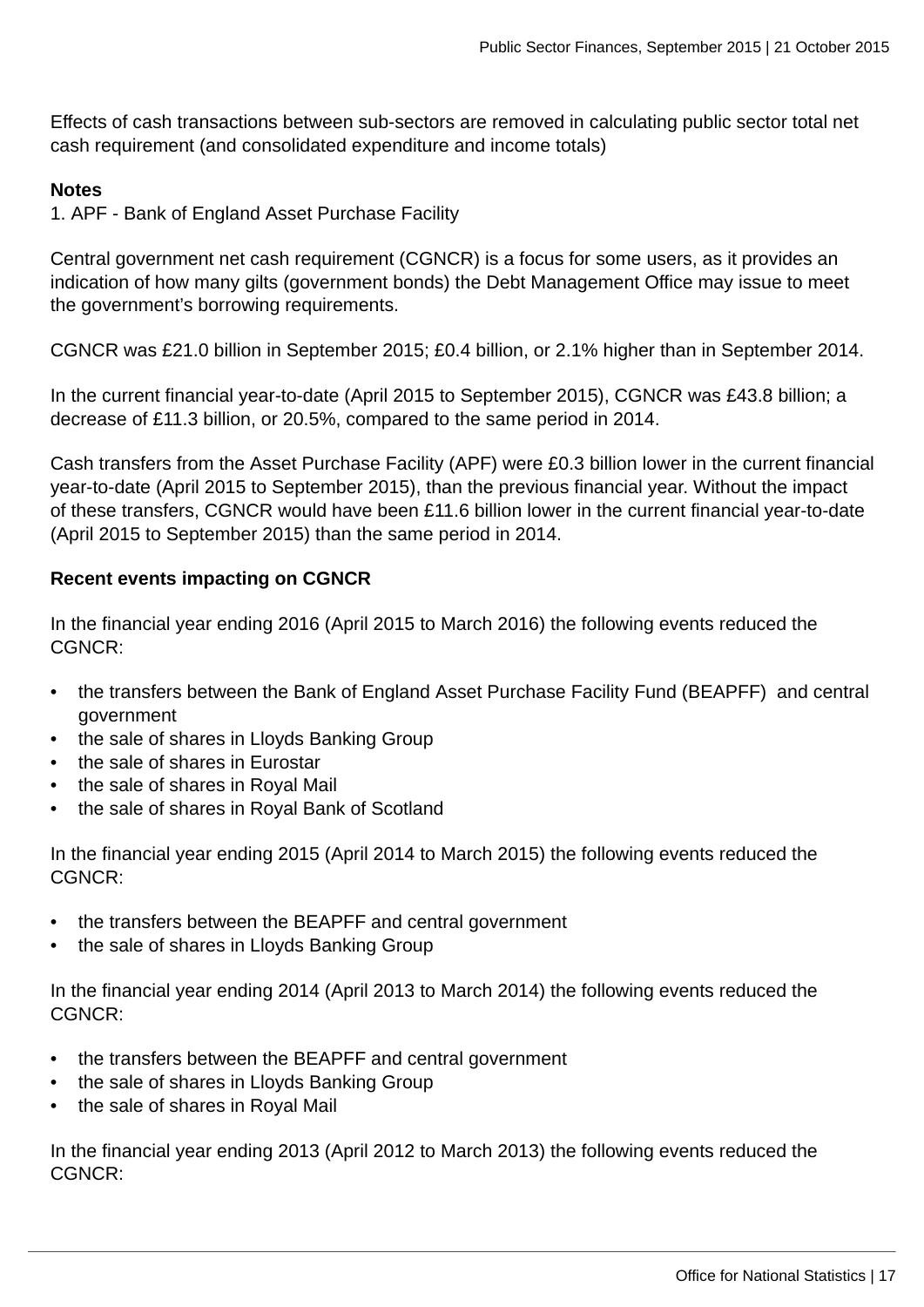Effects of cash transactions between sub-sectors are removed in calculating public sector total net cash requirement (and consolidated expenditure and income totals)

**Notes**
1. APF - Bank of England Asset Purchase Facility

Central government net cash requirement (CGNCR) is a focus for some users, as it provides an indication of how many gilts (government bonds) the Debt Management Office may issue to meet the government's borrowing requirements.

CGNCR was £21.0 billion in September 2015; £0.4 billion, or 2.1% higher than in September 2014.

In the current financial year-to-date (April 2015 to September 2015), CGNCR was £43.8 billion; a decrease of £11.3 billion, or 20.5%, compared to the same period in 2014.

Cash transfers from the Asset Purchase Facility (APF) were £0.3 billion lower in the current financial year-to-date (April 2015 to September 2015), than the previous financial year. Without the impact of these transfers, CGNCR would have been £11.6 billion lower in the current financial year-to-date (April 2015 to September 2015) than the same period in 2014.

**Recent events impacting on CGNCR**

In the financial year ending 2016 (April 2015 to March 2016) the following events reduced the CGNCR:

- the transfers between the Bank of England Asset Purchase Facility Fund (BEAPFF) and central government
- the sale of shares in Lloyds Banking Group
- the sale of shares in Eurostar
- the sale of shares in Royal Mail
- the sale of shares in Royal Bank of Scotland

In the financial year ending 2015 (April 2014 to March 2015) the following events reduced the CGNCR:

- the transfers between the BEAPFF and central government
- the sale of shares in Lloyds Banking Group

In the financial year ending 2014 (April 2013 to March 2014) the following events reduced the CGNCR:

- the transfers between the BEAPFF and central government
- the sale of shares in Lloyds Banking Group
- the sale of shares in Royal Mail

In the financial year ending 2013 (April 2012 to March 2013) the following events reduced the CGNCR: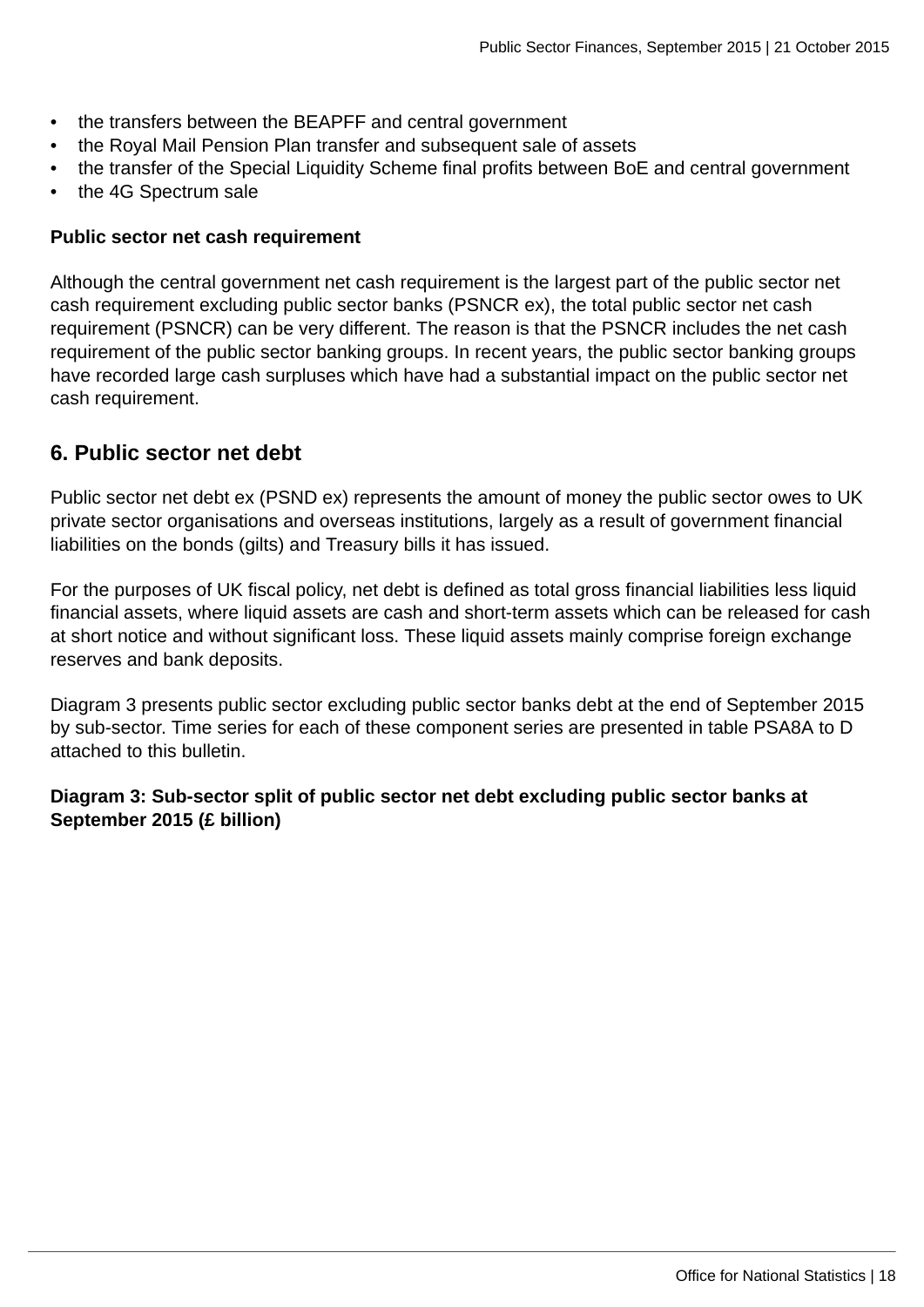- the transfers between the BEAPFF and central government
- the Royal Mail Pension Plan transfer and subsequent sale of assets
- the transfer of the Special Liquidity Scheme final profits between BoE and central government
- the 4G Spectrum sale

**Public sector net cash requirement**

Although the central government net cash requirement is the largest part of the public sector net cash requirement excluding public sector banks (PSNCR ex), the total public sector net cash requirement (PSNCR) can be very different. The reason is that the PSNCR includes the net cash requirement of the public sector banking groups. In recent years, the public sector banking groups have recorded large cash surpluses which have had a substantial impact on the public sector net cash requirement.

## 6. Public sector net debt

Public sector net debt ex (PSND ex) represents the amount of money the public sector owes to UK private sector organisations and overseas institutions, largely as a result of government financial liabilities on the bonds (gilts) and Treasury bills it has issued.

For the purposes of UK fiscal policy, net debt is defined as total gross financial liabilities less liquid financial assets, where liquid assets are cash and short-term assets which can be released for cash at short notice and without significant loss. These liquid assets mainly comprise foreign exchange reserves and bank deposits.

Diagram 3 presents public sector excluding public sector banks debt at the end of September 2015 by sub-sector. Time series for each of these component series are presented in table PSA8A to D attached to this bulletin.

**Diagram 3: Sub-sector split of public sector net debt excluding public sector banks at September 2015 (£ billion)**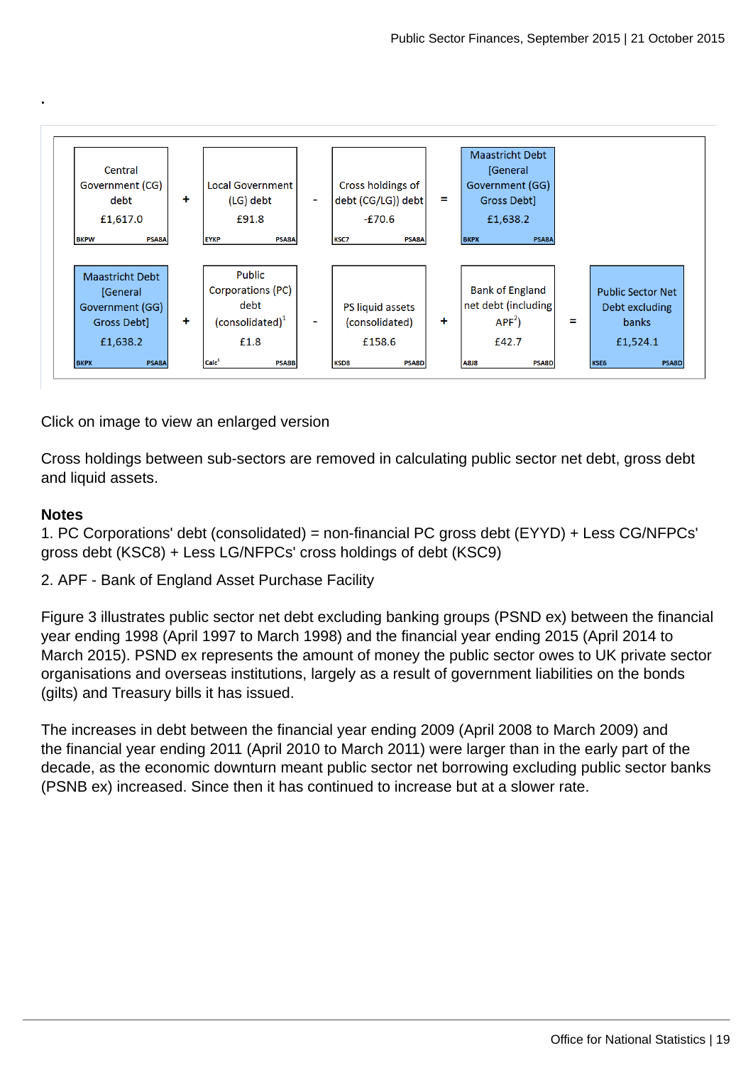.

| Central Government (CG) debt £1,617.0 BKPW PSA8A | + | Local Government (LG) debt £91.8 EYKP PSA8A | - | Cross holdings of debt (CG/LG)) debt -£70.6 KSC7 PSA8A | = | Maastricht Debt [General Government (GG) Gross Debt] £1,638.2 BKPX PSA8A | | |
|---|---|---|---|---|---|---|---|---|
| Maastricht Debt [General Government (GG) Gross Debt] £1,638.2 BKPX PSA8A | + | Public Corporations (PC) debt (consolidated)[1] £1.8 Calc[1] PSA8B | - | PS liquid assets (consolidated) £158.6 KSD8 PSA8D | + | Bank of England net debt (including APF[2]) £42.7 A8J8 PSA8D | = | Public Sector Net Debt excluding banks £1,524.1 KSE6 PSA8D |

Click on image to view an enlarged version

Cross holdings between sub-sectors are removed in calculating public sector net debt, gross debt and liquid assets.

**Notes**

1. PC Corporations' debt (consolidated) = non-financial PC gross debt (EYYD) + Less CG/NFPCs' gross debt (KSC8) + Less LG/NFPCs' cross holdings of debt (KSC9)

2. APF - Bank of England Asset Purchase Facility

Figure 3 illustrates public sector net debt excluding banking groups (PSND ex) between the financial year ending 1998 (April 1997 to March 1998) and the financial year ending 2015 (April 2014 to March 2015). PSND ex represents the amount of money the public sector owes to UK private sector organisations and overseas institutions, largely as a result of government liabilities on the bonds (gilts) and Treasury bills it has issued.

The increases in debt between the financial year ending 2009 (April 2008 to March 2009) and the financial year ending 2011 (April 2010 to March 2011) were larger than in the early part of the decade, as the economic downturn meant public sector net borrowing excluding public sector banks (PSNB ex) increased. Since then it has continued to increase but at a slower rate.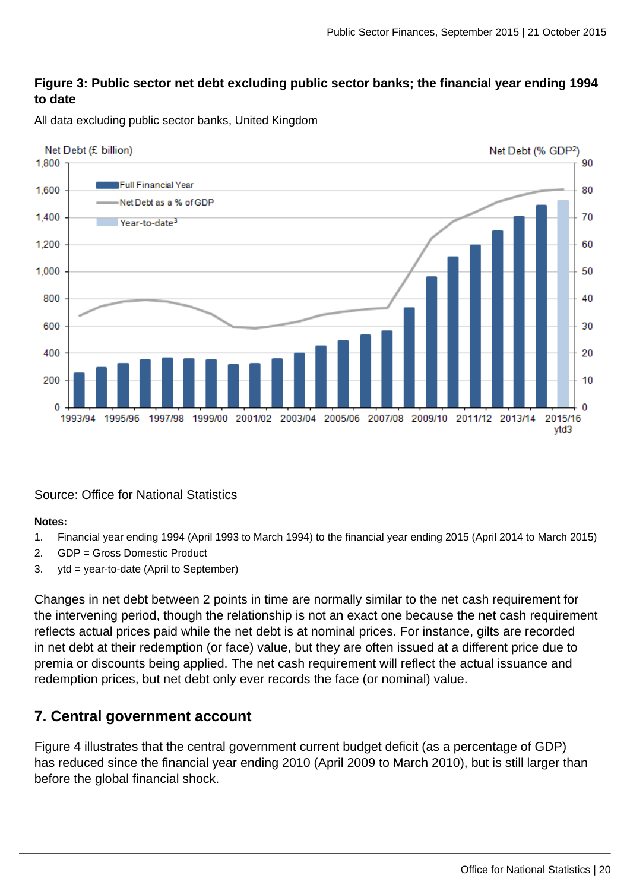**Figure 3: Public sector net debt excluding public sector banks; the financial year ending 1994 to date**

All data excluding public sector banks, United Kingdom

Source: Office for National Statistics

**Notes:**

1. Financial year ending 1994 (April 1993 to March 1994) to the financial year ending 2015 (April 2014 to March 2015)
2. GDP = Gross Domestic Product
3. ytd = year-to-date (April to September)

Changes in net debt between 2 points in time are normally similar to the net cash requirement for the intervening period, though the relationship is not an exact one because the net cash requirement reflects actual prices paid while the net debt is at nominal prices. For instance, gilts are recorded in net debt at their redemption (or face) value, but they are often issued at a different price due to premia or discounts being applied. The net cash requirement will reflect the actual issuance and redemption prices, but net debt only ever records the face (or nominal) value.

## 7. Central government account

Figure 4 illustrates that the central government current budget deficit (as a percentage of GDP) has reduced since the financial year ending 2010 (April 2009 to March 2010), but is still larger than before the global financial shock.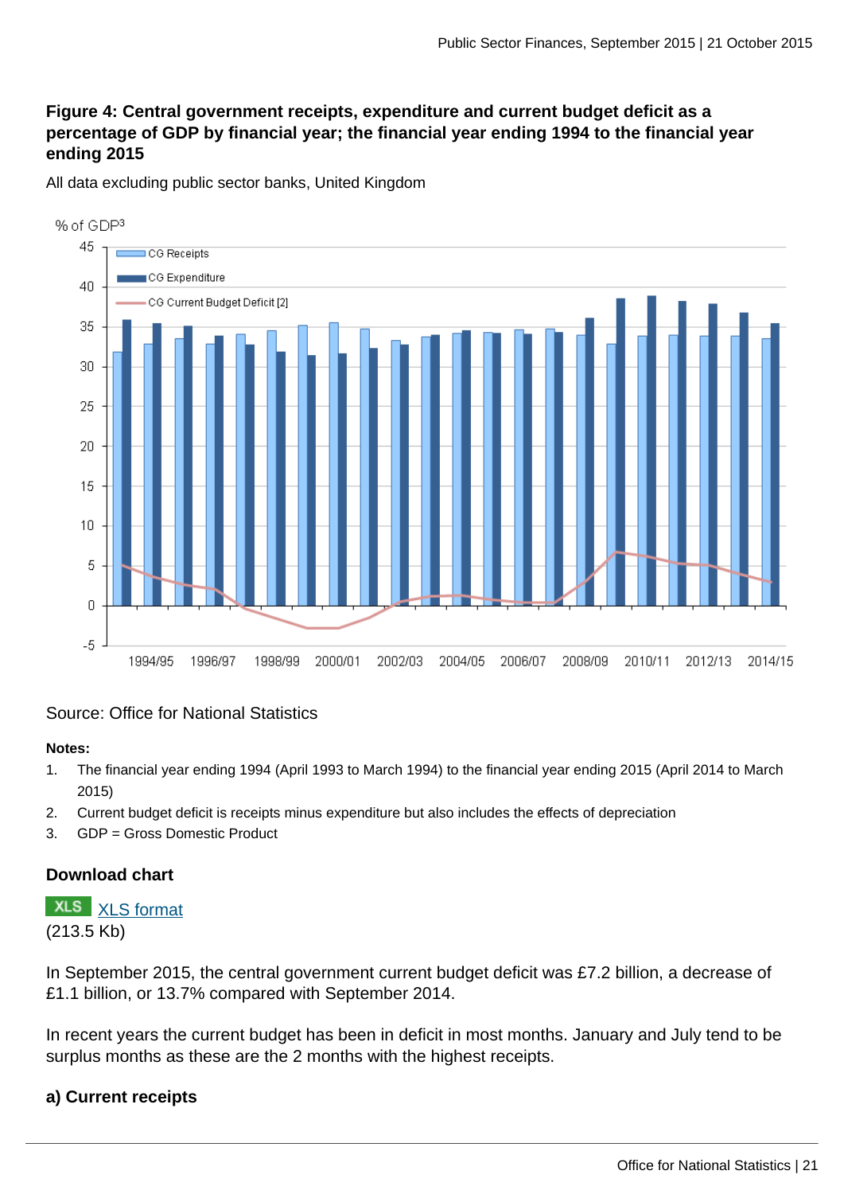### Figure 4: Central government receipts, expenditure and current budget deficit as a percentage of GDP by financial year; the financial year ending 1994 to the financial year ending 2015

All data excluding public sector banks, United Kingdom

Source: Office for National Statistics

**Notes:**

1. The financial year ending 1994 (April 1993 to March 1994) to the financial year ending 2015 (April 2014 to March 2015)
2. Current budget deficit is receipts minus expenditure but also includes the effects of depreciation
3. GDP = Gross Domestic Product

#### Download chart

XLS [XLS format](#)
(213.5 Kb)

In September 2015, the central government current budget deficit was £7.2 billion, a decrease of £1.1 billion, or 13.7% compared with September 2014.

In recent years the current budget has been in deficit in most months. January and July tend to be surplus months as these are the 2 months with the highest receipts.

#### a) Current receipts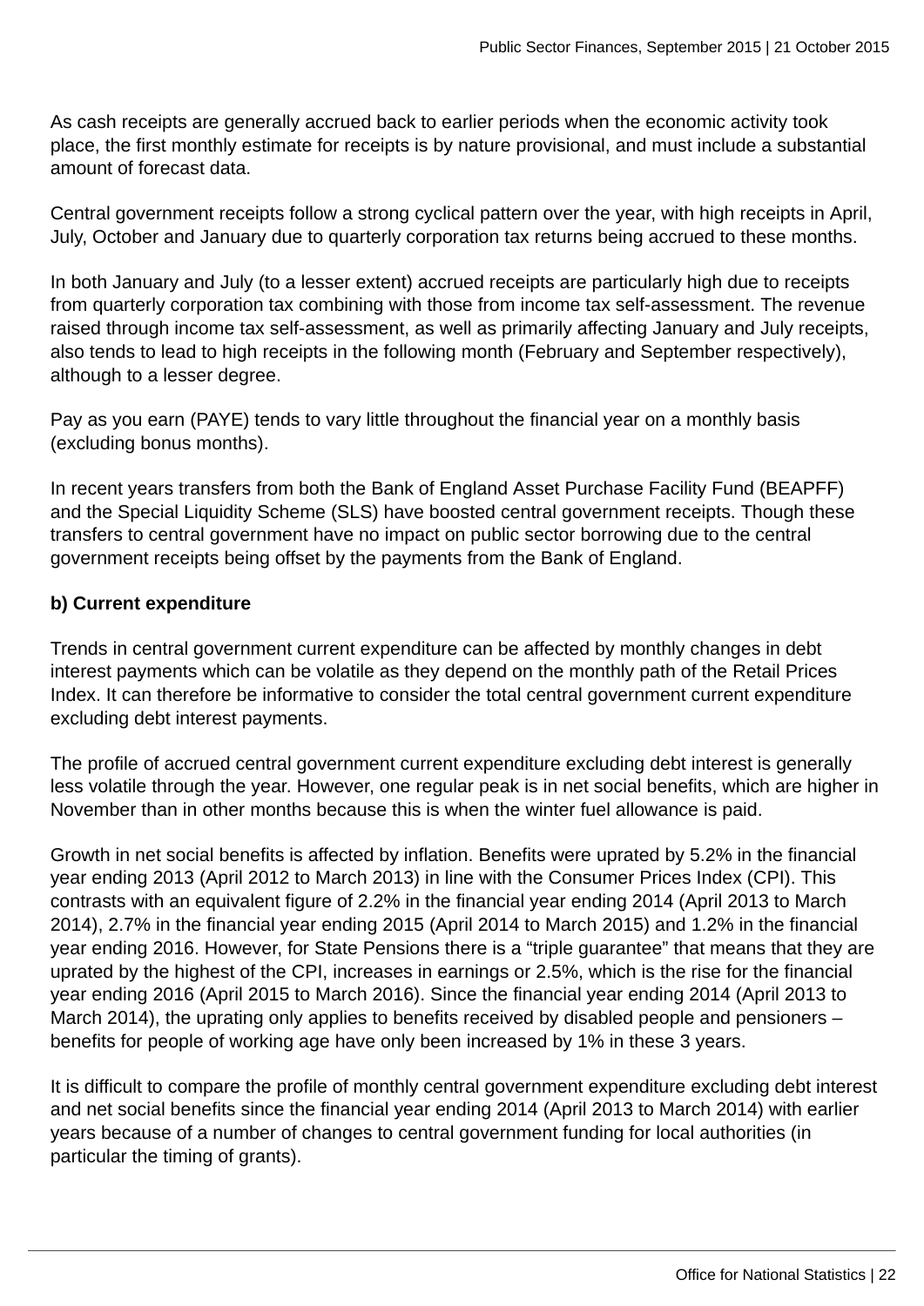As cash receipts are generally accrued back to earlier periods when the economic activity took place, the first monthly estimate for receipts is by nature provisional, and must include a substantial amount of forecast data.

Central government receipts follow a strong cyclical pattern over the year, with high receipts in April, July, October and January due to quarterly corporation tax returns being accrued to these months.

In both January and July (to a lesser extent) accrued receipts are particularly high due to receipts from quarterly corporation tax combining with those from income tax self-assessment. The revenue raised through income tax self-assessment, as well as primarily affecting January and July receipts, also tends to lead to high receipts in the following month (February and September respectively), although to a lesser degree.

Pay as you earn (PAYE) tends to vary little throughout the financial year on a monthly basis (excluding bonus months).

In recent years transfers from both the Bank of England Asset Purchase Facility Fund (BEAPFF) and the Special Liquidity Scheme (SLS) have boosted central government receipts. Though these transfers to central government have no impact on public sector borrowing due to the central government receipts being offset by the payments from the Bank of England.

**b) Current expenditure**

Trends in central government current expenditure can be affected by monthly changes in debt interest payments which can be volatile as they depend on the monthly path of the Retail Prices Index. It can therefore be informative to consider the total central government current expenditure excluding debt interest payments.

The profile of accrued central government current expenditure excluding debt interest is generally less volatile through the year. However, one regular peak is in net social benefits, which are higher in November than in other months because this is when the winter fuel allowance is paid.

Growth in net social benefits is affected by inflation. Benefits were uprated by 5.2% in the financial year ending 2013 (April 2012 to March 2013) in line with the Consumer Prices Index (CPI). This contrasts with an equivalent figure of 2.2% in the financial year ending 2014 (April 2013 to March 2014), 2.7% in the financial year ending 2015 (April 2014 to March 2015) and 1.2% in the financial year ending 2016. However, for State Pensions there is a “triple guarantee” that means that they are uprated by the highest of the CPI, increases in earnings or 2.5%, which is the rise for the financial year ending 2016 (April 2015 to March 2016). Since the financial year ending 2014 (April 2013 to March 2014), the uprating only applies to benefits received by disabled people and pensioners – benefits for people of working age have only been increased by 1% in these 3 years.

It is difficult to compare the profile of monthly central government expenditure excluding debt interest and net social benefits since the financial year ending 2014 (April 2013 to March 2014) with earlier years because of a number of changes to central government funding for local authorities (in particular the timing of grants).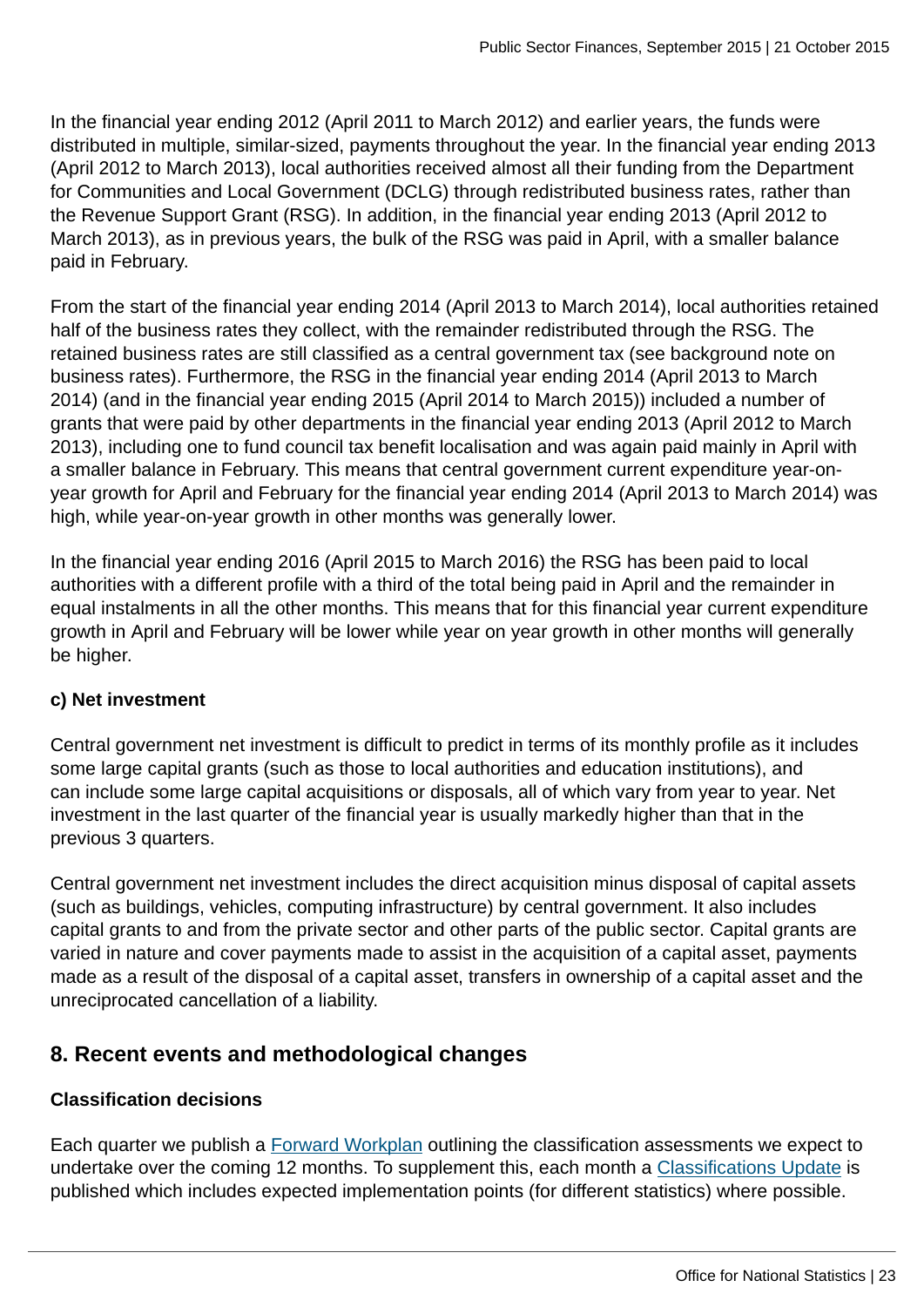In the financial year ending 2012 (April 2011 to March 2012) and earlier years, the funds were distributed in multiple, similar-sized, payments throughout the year. In the financial year ending 2013 (April 2012 to March 2013), local authorities received almost all their funding from the Department for Communities and Local Government (DCLG) through redistributed business rates, rather than the Revenue Support Grant (RSG). In addition, in the financial year ending 2013 (April 2012 to March 2013), as in previous years, the bulk of the RSG was paid in April, with a smaller balance paid in February.

From the start of the financial year ending 2014 (April 2013 to March 2014), local authorities retained half of the business rates they collect, with the remainder redistributed through the RSG. The retained business rates are still classified as a central government tax (see background note on business rates). Furthermore, the RSG in the financial year ending 2014 (April 2013 to March 2014) (and in the financial year ending 2015 (April 2014 to March 2015)) included a number of grants that were paid by other departments in the financial year ending 2013 (April 2012 to March 2013), including one to fund council tax benefit localisation and was again paid mainly in April with a smaller balance in February. This means that central government current expenditure year-on-year growth for April and February for the financial year ending 2014 (April 2013 to March 2014) was high, while year-on-year growth in other months was generally lower.

In the financial year ending 2016 (April 2015 to March 2016) the RSG has been paid to local authorities with a different profile with a third of the total being paid in April and the remainder in equal instalments in all the other months. This means that for this financial year current expenditure growth in April and February will be lower while year on year growth in other months will generally be higher.

**c) Net investment**

Central government net investment is difficult to predict in terms of its monthly profile as it includes some large capital grants (such as those to local authorities and education institutions), and can include some large capital acquisitions or disposals, all of which vary from year to year. Net investment in the last quarter of the financial year is usually markedly higher than that in the previous 3 quarters.

Central government net investment includes the direct acquisition minus disposal of capital assets (such as buildings, vehicles, computing infrastructure) by central government. It also includes capital grants to and from the private sector and other parts of the public sector. Capital grants are varied in nature and cover payments made to assist in the acquisition of a capital asset, payments made as a result of the disposal of a capital asset, transfers in ownership of a capital asset and the unreciprocated cancellation of a liability.

## 8. Recent events and methodological changes

**Classification decisions**

Each quarter we publish a Forward Workplan outlining the classification assessments we expect to undertake over the coming 12 months. To supplement this, each month a Classifications Update is published which includes expected implementation points (for different statistics) where possible.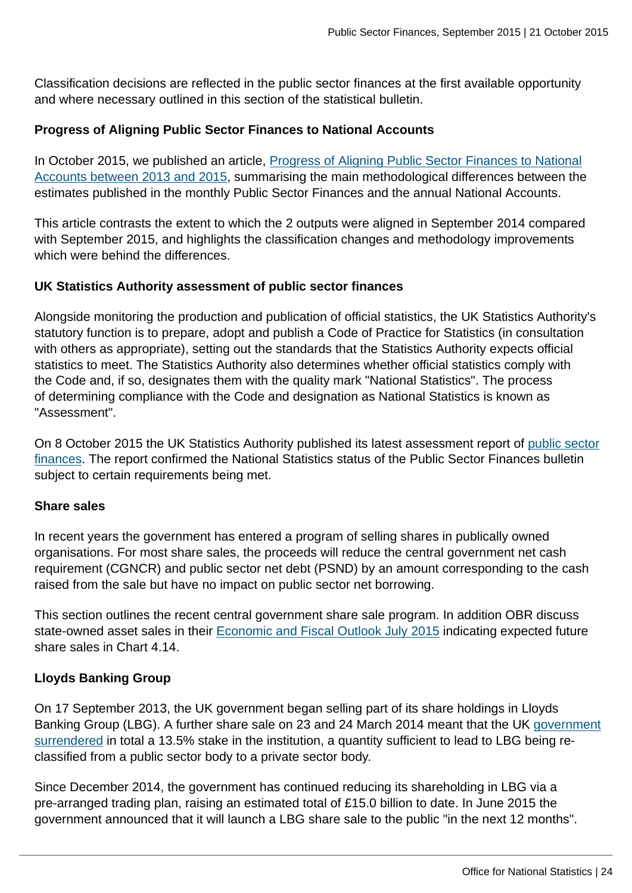Classification decisions are reflected in the public sector finances at the first available opportunity and where necessary outlined in this section of the statistical bulletin.

### Progress of Aligning Public Sector Finances to National Accounts

In October 2015, we published an article, Progress of Aligning Public Sector Finances to National Accounts between 2013 and 2015, summarising the main methodological differences between the estimates published in the monthly Public Sector Finances and the annual National Accounts.

This article contrasts the extent to which the 2 outputs were aligned in September 2014 compared with September 2015, and highlights the classification changes and methodology improvements which were behind the differences.

### UK Statistics Authority assessment of public sector finances

Alongside monitoring the production and publication of official statistics, the UK Statistics Authority's statutory function is to prepare, adopt and publish a Code of Practice for Statistics (in consultation with others as appropriate), setting out the standards that the Statistics Authority expects official statistics to meet. The Statistics Authority also determines whether official statistics comply with the Code and, if so, designates them with the quality mark "National Statistics". The process of determining compliance with the Code and designation as National Statistics is known as "Assessment".

On 8 October 2015 the UK Statistics Authority published its latest assessment report of public sector finances. The report confirmed the National Statistics status of the Public Sector Finances bulletin subject to certain requirements being met.

### Share sales

In recent years the government has entered a program of selling shares in publically owned organisations. For most share sales, the proceeds will reduce the central government net cash requirement (CGNCR) and public sector net debt (PSND) by an amount corresponding to the cash raised from the sale but have no impact on public sector net borrowing.

This section outlines the recent central government share sale program. In addition OBR discuss state-owned asset sales in their Economic and Fiscal Outlook July 2015 indicating expected future share sales in Chart 4.14.

### Lloyds Banking Group

On 17 September 2013, the UK government began selling part of its share holdings in Lloyds Banking Group (LBG). A further share sale on 23 and 24 March 2014 meant that the UK government surrendered in total a 13.5% stake in the institution, a quantity sufficient to lead to LBG being re-classified from a public sector body to a private sector body.

Since December 2014, the government has continued reducing its shareholding in LBG via a pre-arranged trading plan, raising an estimated total of £15.0 billion to date. In June 2015 the government announced that it will launch a LBG share sale to the public "in the next 12 months".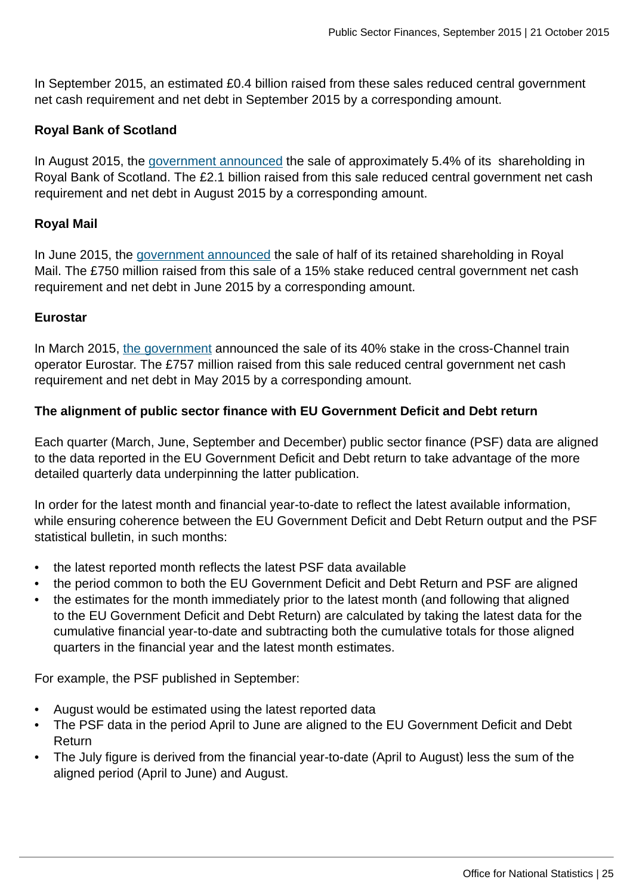In September 2015, an estimated £0.4 billion raised from these sales reduced central government net cash requirement and net debt in September 2015 by a corresponding amount.

**Royal Bank of Scotland**

In August 2015, the government announced the sale of approximately 5.4% of its  shareholding in Royal Bank of Scotland. The £2.1 billion raised from this sale reduced central government net cash requirement and net debt in August 2015 by a corresponding amount.

**Royal Mail**

In June 2015, the government announced the sale of half of its retained shareholding in Royal Mail. The £750 million raised from this sale of a 15% stake reduced central government net cash requirement and net debt in June 2015 by a corresponding amount.

**Eurostar**

In March 2015, the government announced the sale of its 40% stake in the cross-Channel train operator Eurostar. The £757 million raised from this sale reduced central government net cash requirement and net debt in May 2015 by a corresponding amount.

**The alignment of public sector finance with EU Government Deficit and Debt return**

Each quarter (March, June, September and December) public sector finance (PSF) data are aligned to the data reported in the EU Government Deficit and Debt return to take advantage of the more detailed quarterly data underpinning the latter publication.

In order for the latest month and financial year-to-date to reflect the latest available information, while ensuring coherence between the EU Government Deficit and Debt Return output and the PSF statistical bulletin, in such months:

- the latest reported month reflects the latest PSF data available
- the period common to both the EU Government Deficit and Debt Return and PSF are aligned
- the estimates for the month immediately prior to the latest month (and following that aligned to the EU Government Deficit and Debt Return) are calculated by taking the latest data for the cumulative financial year-to-date and subtracting both the cumulative totals for those aligned quarters in the financial year and the latest month estimates.

For example, the PSF published in September:

- August would be estimated using the latest reported data
- The PSF data in the period April to June are aligned to the EU Government Deficit and Debt Return
- The July figure is derived from the financial year-to-date (April to August) less the sum of the aligned period (April to June) and August.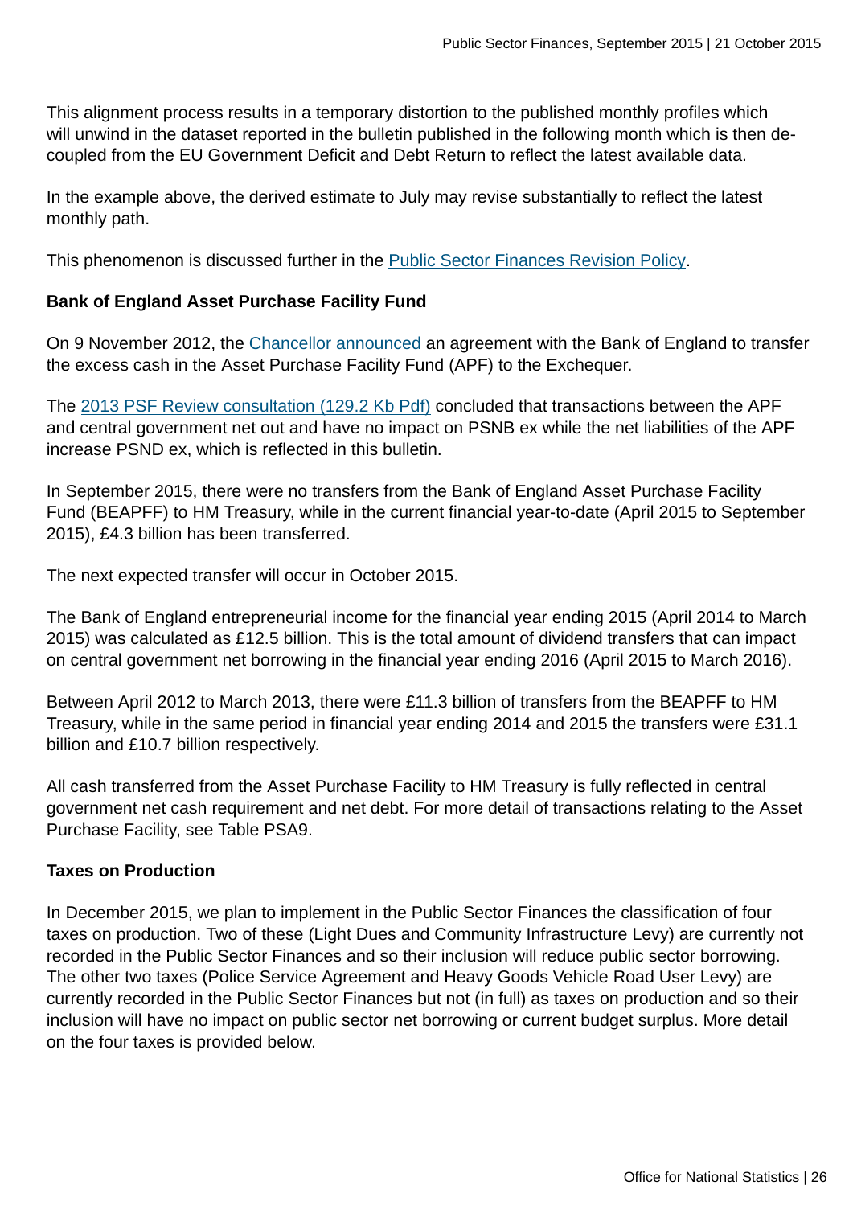This alignment process results in a temporary distortion to the published monthly profiles which will unwind in the dataset reported in the bulletin published in the following month which is then de-coupled from the EU Government Deficit and Debt Return to reflect the latest available data.

In the example above, the derived estimate to July may revise substantially to reflect the latest monthly path.

This phenomenon is discussed further in the Public Sector Finances Revision Policy.

**Bank of England Asset Purchase Facility Fund**

On 9 November 2012, the Chancellor announced an agreement with the Bank of England to transfer the excess cash in the Asset Purchase Facility Fund (APF) to the Exchequer.

The 2013 PSF Review consultation (129.2 Kb Pdf) concluded that transactions between the APF and central government net out and have no impact on PSNB ex while the net liabilities of the APF increase PSND ex, which is reflected in this bulletin.

In September 2015, there were no transfers from the Bank of England Asset Purchase Facility Fund (BEAPFF) to HM Treasury, while in the current financial year-to-date (April 2015 to September 2015), £4.3 billion has been transferred.

The next expected transfer will occur in October 2015.

The Bank of England entrepreneurial income for the financial year ending 2015 (April 2014 to March 2015) was calculated as £12.5 billion. This is the total amount of dividend transfers that can impact on central government net borrowing in the financial year ending 2016 (April 2015 to March 2016).

Between April 2012 to March 2013, there were £11.3 billion of transfers from the BEAPFF to HM Treasury, while in the same period in financial year ending 2014 and 2015 the transfers were £31.1 billion and £10.7 billion respectively.

All cash transferred from the Asset Purchase Facility to HM Treasury is fully reflected in central government net cash requirement and net debt. For more detail of transactions relating to the Asset Purchase Facility, see Table PSA9.

**Taxes on Production**

In December 2015, we plan to implement in the Public Sector Finances the classification of four taxes on production. Two of these (Light Dues and Community Infrastructure Levy) are currently not recorded in the Public Sector Finances and so their inclusion will reduce public sector borrowing. The other two taxes (Police Service Agreement and Heavy Goods Vehicle Road User Levy) are currently recorded in the Public Sector Finances but not (in full) as taxes on production and so their inclusion will have no impact on public sector net borrowing or current budget surplus. More detail on the four taxes is provided below.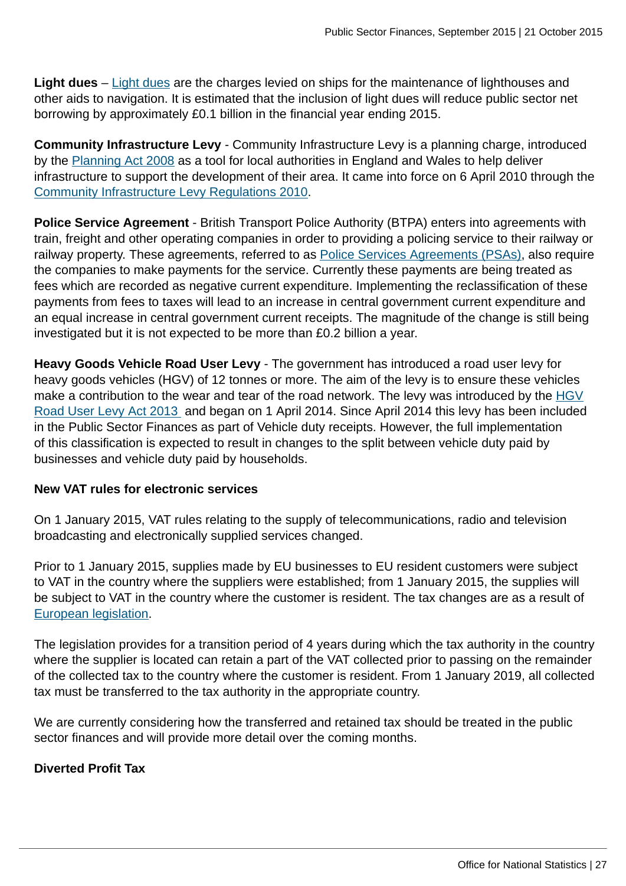**Light dues** – Light dues are the charges levied on ships for the maintenance of lighthouses and other aids to navigation. It is estimated that the inclusion of light dues will reduce public sector net borrowing by approximately £0.1 billion in the financial year ending 2015.

**Community Infrastructure Levy** - Community Infrastructure Levy is a planning charge, introduced by the Planning Act 2008 as a tool for local authorities in England and Wales to help deliver infrastructure to support the development of their area. It came into force on 6 April 2010 through the Community Infrastructure Levy Regulations 2010.

**Police Service Agreement** - British Transport Police Authority (BTPA) enters into agreements with train, freight and other operating companies in order to providing a policing service to their railway or railway property. These agreements, referred to as Police Services Agreements (PSAs), also require the companies to make payments for the service. Currently these payments are being treated as fees which are recorded as negative current expenditure. Implementing the reclassification of these payments from fees to taxes will lead to an increase in central government current expenditure and an equal increase in central government current receipts. The magnitude of the change is still being investigated but it is not expected to be more than £0.2 billion a year.

**Heavy Goods Vehicle Road User Levy** - The government has introduced a road user levy for heavy goods vehicles (HGV) of 12 tonnes or more. The aim of the levy is to ensure these vehicles make a contribution to the wear and tear of the road network. The levy was introduced by the HGV Road User Levy Act 2013 and began on 1 April 2014. Since April 2014 this levy has been included in the Public Sector Finances as part of Vehicle duty receipts. However, the full implementation of this classification is expected to result in changes to the split between vehicle duty paid by businesses and vehicle duty paid by households.

**New VAT rules for electronic services**

On 1 January 2015, VAT rules relating to the supply of telecommunications, radio and television broadcasting and electronically supplied services changed.

Prior to 1 January 2015, supplies made by EU businesses to EU resident customers were subject to VAT in the country where the suppliers were established; from 1 January 2015, the supplies will be subject to VAT in the country where the customer is resident. The tax changes are as a result of European legislation.

The legislation provides for a transition period of 4 years during which the tax authority in the country where the supplier is located can retain a part of the VAT collected prior to passing on the remainder of the collected tax to the country where the customer is resident. From 1 January 2019, all collected tax must be transferred to the tax authority in the appropriate country.

We are currently considering how the transferred and retained tax should be treated in the public sector finances and will provide more detail over the coming months.

**Diverted Profit Tax**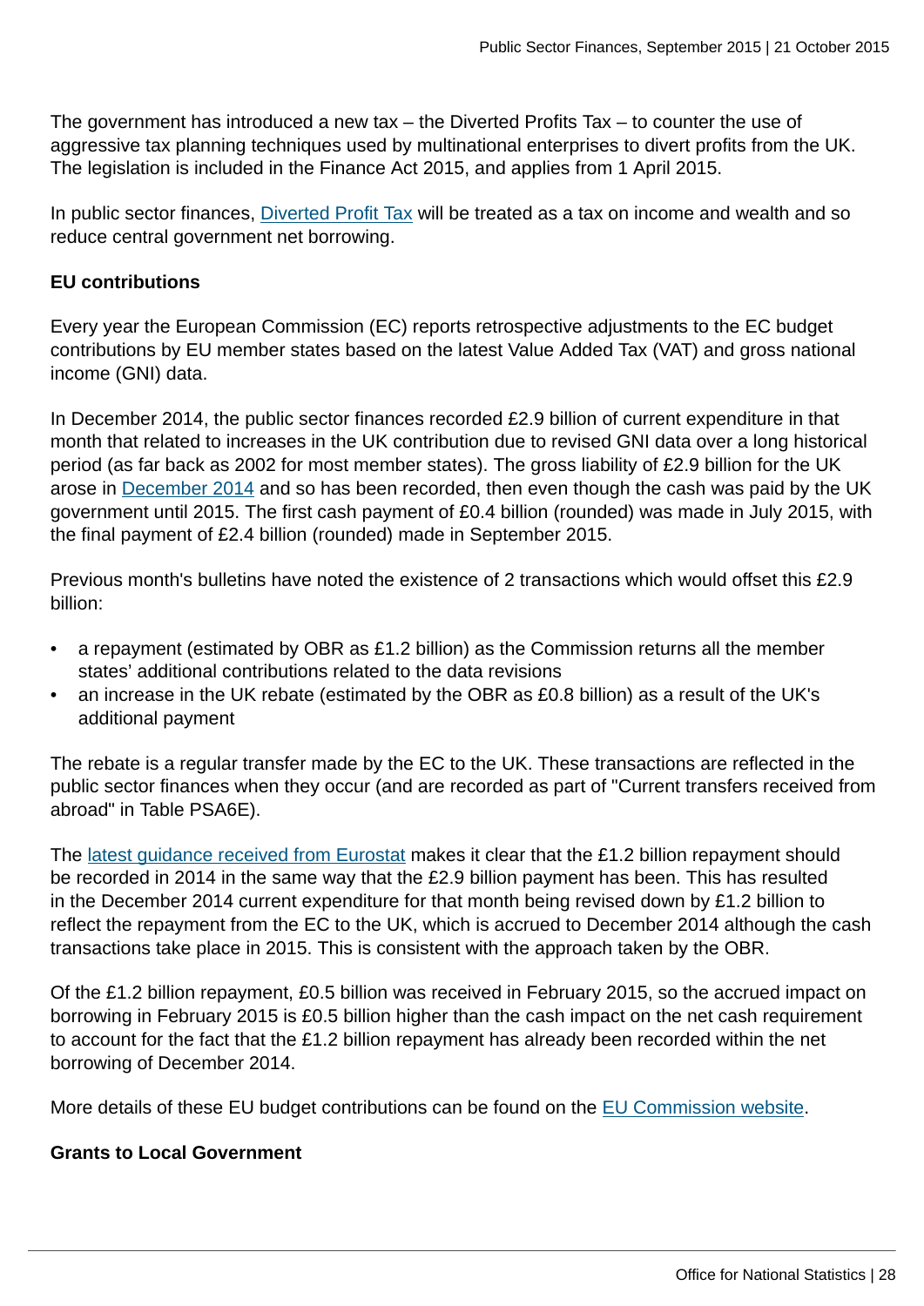The government has introduced a new tax – the Diverted Profits Tax – to counter the use of aggressive tax planning techniques used by multinational enterprises to divert profits from the UK. The legislation is included in the Finance Act 2015, and applies from 1 April 2015.

In public sector finances, Diverted Profit Tax will be treated as a tax on income and wealth and so reduce central government net borrowing.

**EU contributions**

Every year the European Commission (EC) reports retrospective adjustments to the EC budget contributions by EU member states based on the latest Value Added Tax (VAT) and gross national income (GNI) data.

In December 2014, the public sector finances recorded £2.9 billion of current expenditure in that month that related to increases in the UK contribution due to revised GNI data over a long historical period (as far back as 2002 for most member states). The gross liability of £2.9 billion for the UK arose in December 2014 and so has been recorded, then even though the cash was paid by the UK government until 2015. The first cash payment of £0.4 billion (rounded) was made in July 2015, with the final payment of £2.4 billion (rounded) made in September 2015.

Previous month's bulletins have noted the existence of 2 transactions which would offset this £2.9 billion:

- a repayment (estimated by OBR as £1.2 billion) as the Commission returns all the member states' additional contributions related to the data revisions
- an increase in the UK rebate (estimated by the OBR as £0.8 billion) as a result of the UK's additional payment

The rebate is a regular transfer made by the EC to the UK. These transactions are reflected in the public sector finances when they occur (and are recorded as part of "Current transfers received from abroad" in Table PSA6E).

The latest guidance received from Eurostat makes it clear that the £1.2 billion repayment should be recorded in 2014 in the same way that the £2.9 billion payment has been. This has resulted in the December 2014 current expenditure for that month being revised down by £1.2 billion to reflect the repayment from the EC to the UK, which is accrued to December 2014 although the cash transactions take place in 2015. This is consistent with the approach taken by the OBR.

Of the £1.2 billion repayment, £0.5 billion was received in February 2015, so the accrued impact on borrowing in February 2015 is £0.5 billion higher than the cash impact on the net cash requirement to account for the fact that the £1.2 billion repayment has already been recorded within the net borrowing of December 2014.

More details of these EU budget contributions can be found on the EU Commission website.

**Grants to Local Government**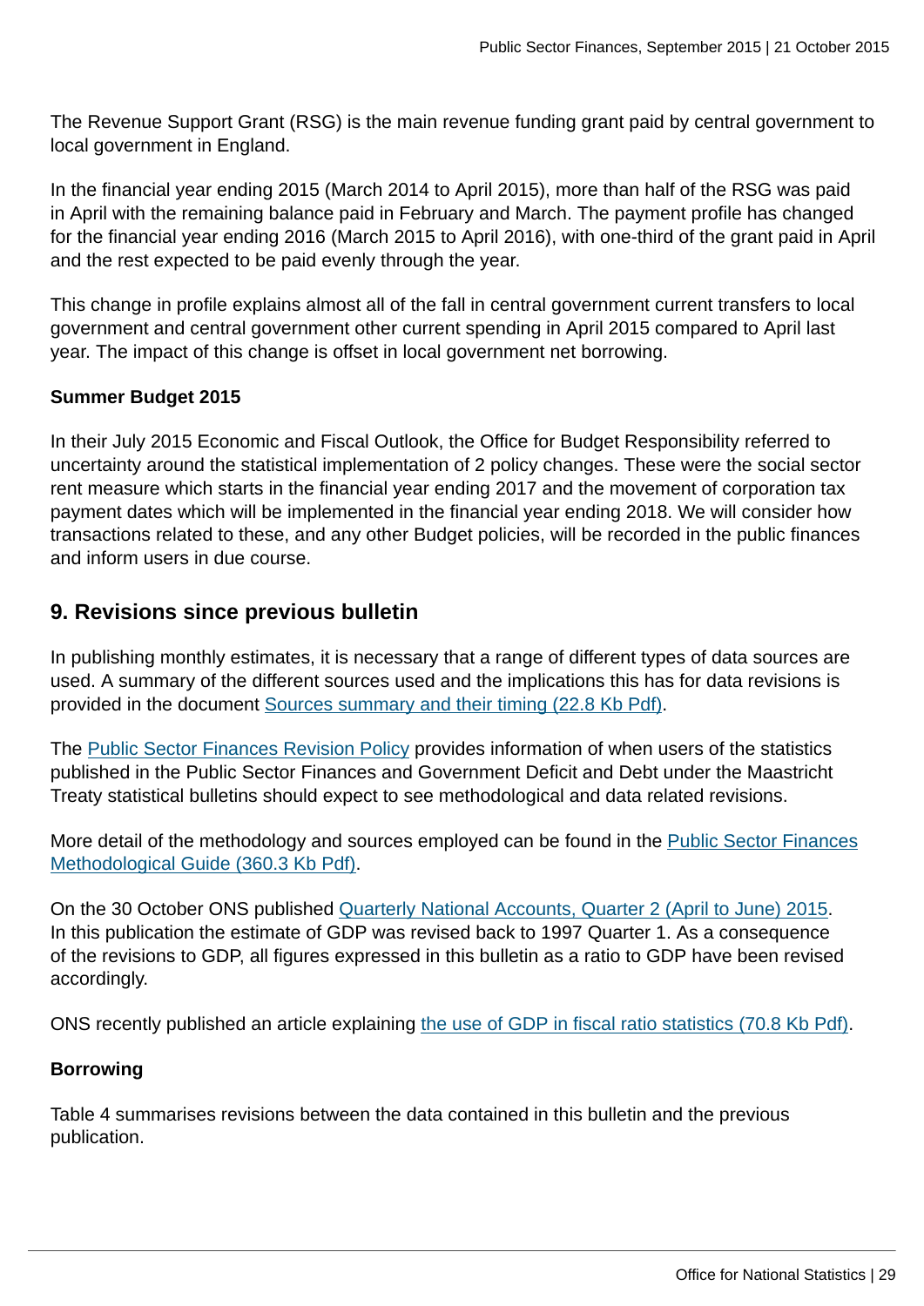The Revenue Support Grant (RSG) is the main revenue funding grant paid by central government to local government in England.

In the financial year ending 2015 (March 2014 to April 2015), more than half of the RSG was paid in April with the remaining balance paid in February and March. The payment profile has changed for the financial year ending 2016 (March 2015 to April 2016), with one-third of the grant paid in April and the rest expected to be paid evenly through the year.

This change in profile explains almost all of the fall in central government current transfers to local government and central government other current spending in April 2015 compared to April last year. The impact of this change is offset in local government net borrowing.

**Summer Budget 2015**

In their July 2015 Economic and Fiscal Outlook, the Office for Budget Responsibility referred to uncertainty around the statistical implementation of 2 policy changes. These were the social sector rent measure which starts in the financial year ending 2017 and the movement of corporation tax payment dates which will be implemented in the financial year ending 2018. We will consider how transactions related to these, and any other Budget policies, will be recorded in the public finances and inform users in due course.

## 9. Revisions since previous bulletin

In publishing monthly estimates, it is necessary that a range of different types of data sources are used. A summary of the different sources used and the implications this has for data revisions is provided in the document Sources summary and their timing (22.8 Kb Pdf).

The Public Sector Finances Revision Policy provides information of when users of the statistics published in the Public Sector Finances and Government Deficit and Debt under the Maastricht Treaty statistical bulletins should expect to see methodological and data related revisions.

More detail of the methodology and sources employed can be found in the Public Sector Finances Methodological Guide (360.3 Kb Pdf).

On the 30 October ONS published Quarterly National Accounts, Quarter 2 (April to June) 2015. In this publication the estimate of GDP was revised back to 1997 Quarter 1. As a consequence of the revisions to GDP, all figures expressed in this bulletin as a ratio to GDP have been revised accordingly.

ONS recently published an article explaining the use of GDP in fiscal ratio statistics (70.8 Kb Pdf).

**Borrowing**

Table 4 summarises revisions between the data contained in this bulletin and the previous publication.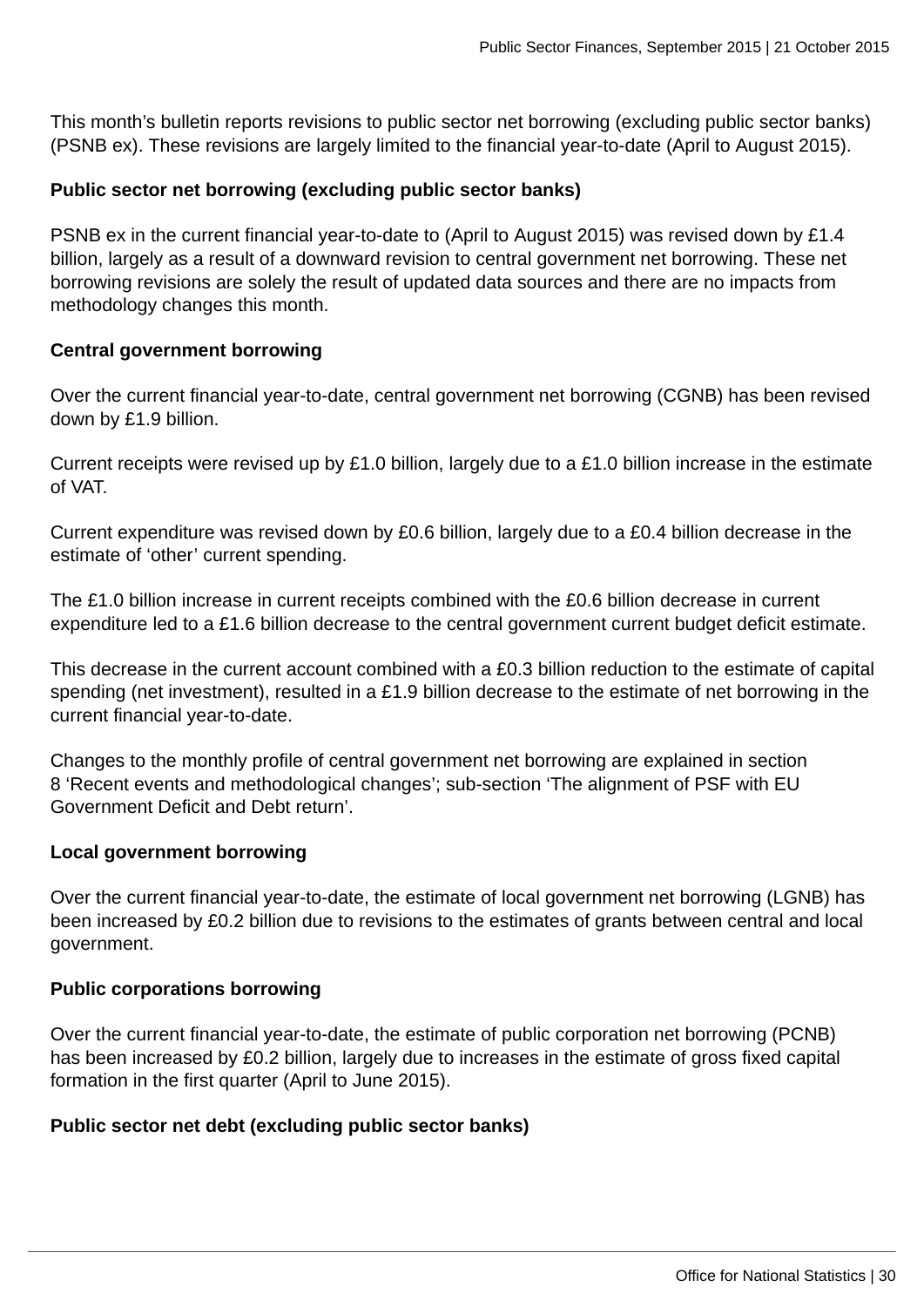This month’s bulletin reports revisions to public sector net borrowing (excluding public sector banks) (PSNB ex). These revisions are largely limited to the financial year-to-date (April to August 2015).

**Public sector net borrowing (excluding public sector banks)**

PSNB ex in the current financial year-to-date to (April to August 2015) was revised down by £1.4 billion, largely as a result of a downward revision to central government net borrowing. These net borrowing revisions are solely the result of updated data sources and there are no impacts from methodology changes this month.

**Central government borrowing**

Over the current financial year-to-date, central government net borrowing (CGNB) has been revised down by £1.9 billion.

Current receipts were revised up by £1.0 billion, largely due to a £1.0 billion increase in the estimate of VAT.

Current expenditure was revised down by £0.6 billion, largely due to a £0.4 billion decrease in the estimate of ‘other’ current spending.

The £1.0 billion increase in current receipts combined with the £0.6 billion decrease in current expenditure led to a £1.6 billion decrease to the central government current budget deficit estimate.

This decrease in the current account combined with a £0.3 billion reduction to the estimate of capital spending (net investment), resulted in a £1.9 billion decrease to the estimate of net borrowing in the current financial year-to-date.

Changes to the monthly profile of central government net borrowing are explained in section 8 ‘Recent events and methodological changes’; sub-section ‘The alignment of PSF with EU Government Deficit and Debt return’.

**Local government borrowing**

Over the current financial year-to-date, the estimate of local government net borrowing (LGNB) has been increased by £0.2 billion due to revisions to the estimates of grants between central and local government.

**Public corporations borrowing**

Over the current financial year-to-date, the estimate of public corporation net borrowing (PCNB) has been increased by £0.2 billion, largely due to increases in the estimate of gross fixed capital formation in the first quarter (April to June 2015).

**Public sector net debt (excluding public sector banks)**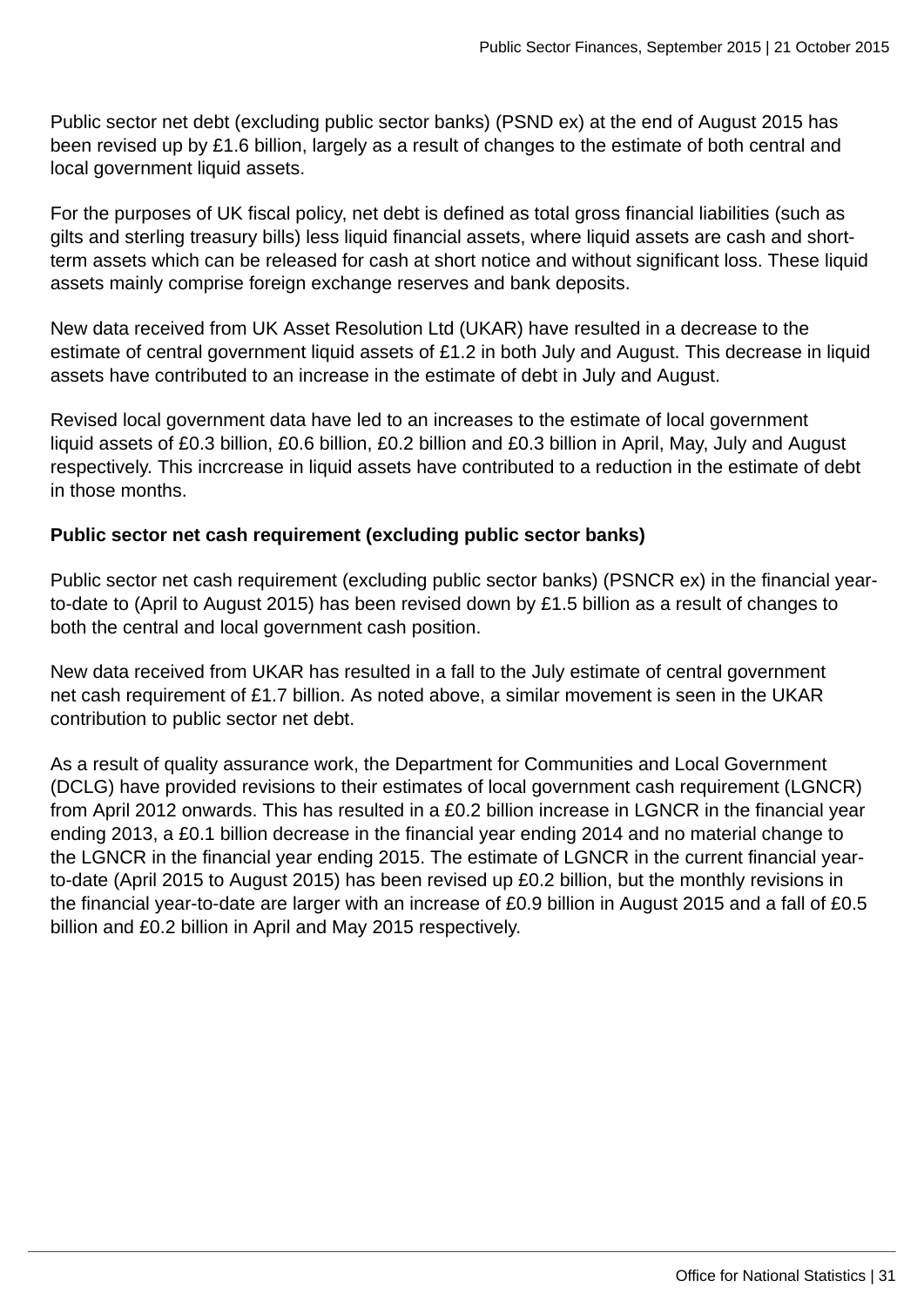Public sector net debt (excluding public sector banks) (PSND ex) at the end of August 2015 has been revised up by £1.6 billion, largely as a result of changes to the estimate of both central and local government liquid assets.

For the purposes of UK fiscal policy, net debt is defined as total gross financial liabilities (such as gilts and sterling treasury bills) less liquid financial assets, where liquid assets are cash and short-term assets which can be released for cash at short notice and without significant loss. These liquid assets mainly comprise foreign exchange reserves and bank deposits.

New data received from UK Asset Resolution Ltd (UKAR) have resulted in a decrease to the estimate of central government liquid assets of £1.2 in both July and August. This decrease in liquid assets have contributed to an increase in the estimate of debt in July and August.

Revised local government data have led to an increases to the estimate of local government liquid assets of £0.3 billion, £0.6 billion, £0.2 billion and £0.3 billion in April, May, July and August respectively. This incrcrease in liquid assets have contributed to a reduction in the estimate of debt in those months.

**Public sector net cash requirement (excluding public sector banks)**

Public sector net cash requirement (excluding public sector banks) (PSNCR ex) in the financial year-to-date to (April to August 2015) has been revised down by £1.5 billion as a result of changes to both the central and local government cash position.

New data received from UKAR has resulted in a fall to the July estimate of central government net cash requirement of £1.7 billion. As noted above, a similar movement is seen in the UKAR contribution to public sector net debt.

As a result of quality assurance work, the Department for Communities and Local Government (DCLG) have provided revisions to their estimates of local government cash requirement (LGNCR) from April 2012 onwards. This has resulted in a £0.2 billion increase in LGNCR in the financial year ending 2013, a £0.1 billion decrease in the financial year ending 2014 and no material change to the LGNCR in the financial year ending 2015. The estimate of LGNCR in the current financial year-to-date (April 2015 to August 2015) has been revised up £0.2 billion, but the monthly revisions in the financial year-to-date are larger with an increase of £0.9 billion in August 2015 and a fall of £0.5 billion and £0.2 billion in April and May 2015 respectively.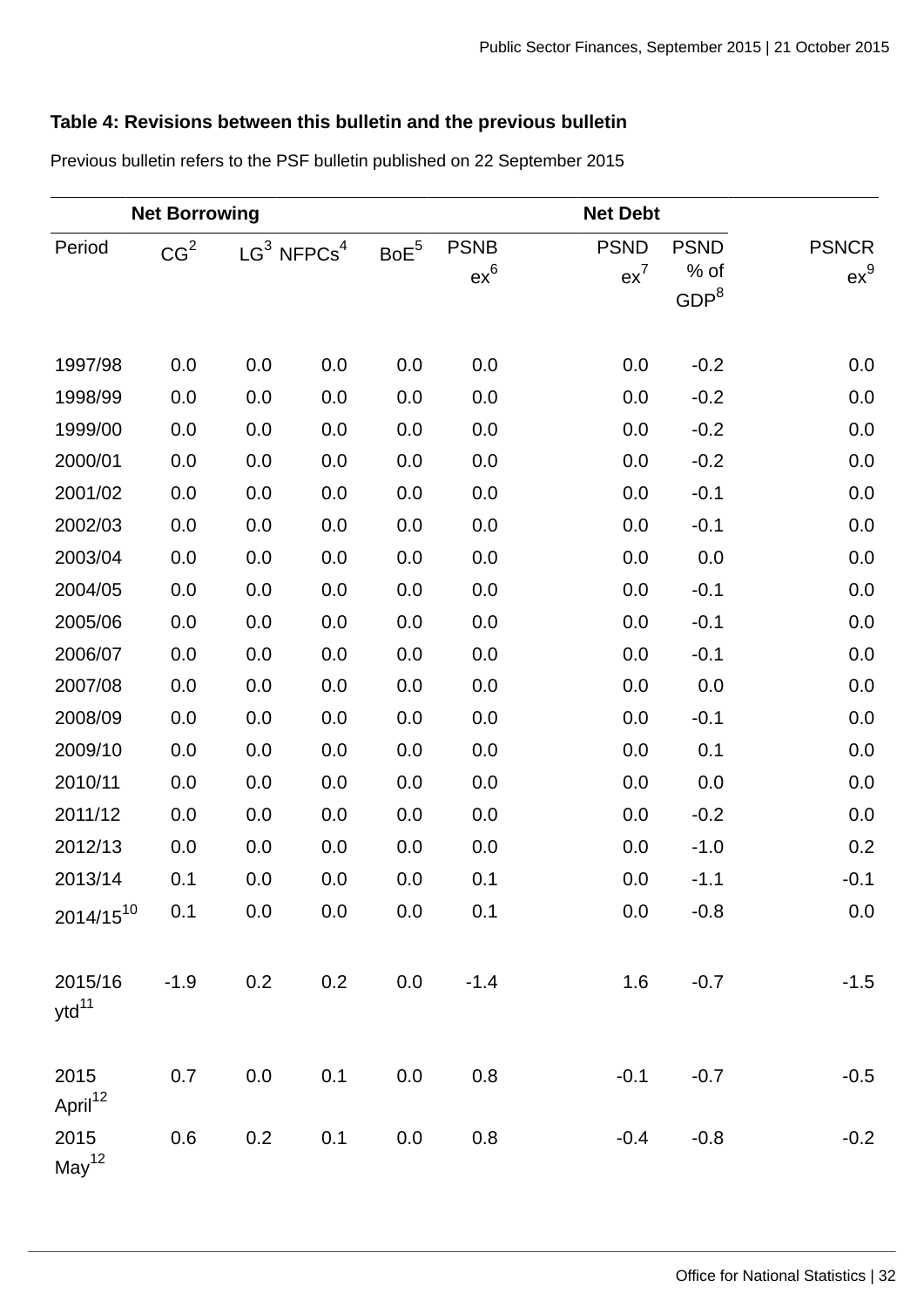**Table 4: Revisions between this bulletin and the previous bulletin**

Previous bulletin refers to the PSF bulletin published on 22 September 2015

| Net Borrowing | | | | | | Net Debt | | |
|---|---|---|---|---|---|---|---|---|
| Period | CG[2] | LG[3] | NFPCs[4] | BoE[5] | PSNB ex[6] | PSND ex[7] | PSND % of GDP[8] | PSNCR ex[9] |
| 1997/98 | 0.0 | 0.0 | 0.0 | 0.0 | 0.0 | 0.0 | -0.2 | 0.0 |
| 1998/99 | 0.0 | 0.0 | 0.0 | 0.0 | 0.0 | 0.0 | -0.2 | 0.0 |
| 1999/00 | 0.0 | 0.0 | 0.0 | 0.0 | 0.0 | 0.0 | -0.2 | 0.0 |
| 2000/01 | 0.0 | 0.0 | 0.0 | 0.0 | 0.0 | 0.0 | -0.2 | 0.0 |
| 2001/02 | 0.0 | 0.0 | 0.0 | 0.0 | 0.0 | 0.0 | -0.1 | 0.0 |
| 2002/03 | 0.0 | 0.0 | 0.0 | 0.0 | 0.0 | 0.0 | -0.1 | 0.0 |
| 2003/04 | 0.0 | 0.0 | 0.0 | 0.0 | 0.0 | 0.0 | 0.0 | 0.0 |
| 2004/05 | 0.0 | 0.0 | 0.0 | 0.0 | 0.0 | 0.0 | -0.1 | 0.0 |
| 2005/06 | 0.0 | 0.0 | 0.0 | 0.0 | 0.0 | 0.0 | -0.1 | 0.0 |
| 2006/07 | 0.0 | 0.0 | 0.0 | 0.0 | 0.0 | 0.0 | -0.1 | 0.0 |
| 2007/08 | 0.0 | 0.0 | 0.0 | 0.0 | 0.0 | 0.0 | 0.0 | 0.0 |
| 2008/09 | 0.0 | 0.0 | 0.0 | 0.0 | 0.0 | 0.0 | -0.1 | 0.0 |
| 2009/10 | 0.0 | 0.0 | 0.0 | 0.0 | 0.0 | 0.0 | 0.1 | 0.0 |
| 2010/11 | 0.0 | 0.0 | 0.0 | 0.0 | 0.0 | 0.0 | 0.0 | 0.0 |
| 2011/12 | 0.0 | 0.0 | 0.0 | 0.0 | 0.0 | 0.0 | -0.2 | 0.0 |
| 2012/13 | 0.0 | 0.0 | 0.0 | 0.0 | 0.0 | 0.0 | -1.0 | 0.2 |
| 2013/14 | 0.1 | 0.0 | 0.0 | 0.0 | 0.1 | 0.0 | -1.1 | -0.1 |
| 2014/15[10] | 0.1 | 0.0 | 0.0 | 0.0 | 0.1 | 0.0 | -0.8 | 0.0 |
| 2015/16 ytd[11] | -1.9 | 0.2 | 0.2 | 0.0 | -1.4 | 1.6 | -0.7 | -1.5 |
| 2015 April[12] | 0.7 | 0.0 | 0.1 | 0.0 | 0.8 | -0.1 | -0.7 | -0.5 |
| 2015 May[12] | 0.6 | 0.2 | 0.1 | 0.0 | 0.8 | -0.4 | -0.8 | -0.2 |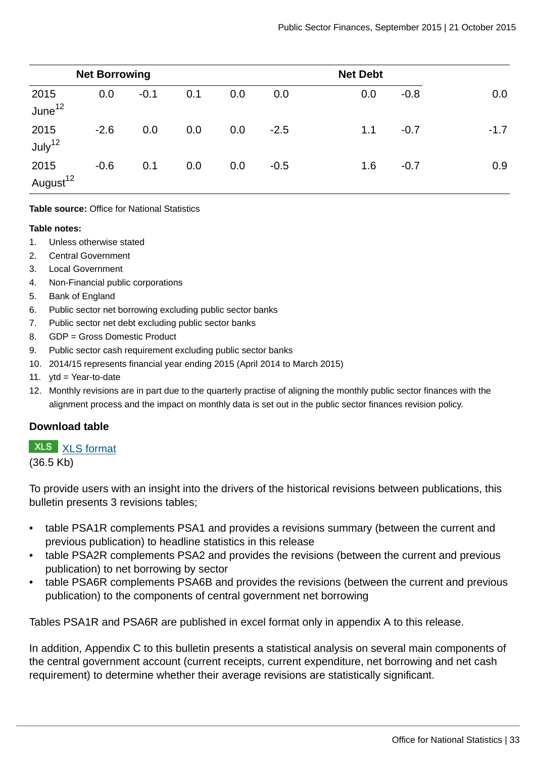| | Net Borrowing | | | | | Net Debt | | |
|---|---|---|---|---|---|---|---|---|
| 2015 June[12] | 0.0 | -0.1 | 0.1 | 0.0 | 0.0 | 0.0 | -0.8 | 0.0 |
| 2015 July[12] | -2.6 | 0.0 | 0.0 | 0.0 | -2.5 | 1.1 | -0.7 | -1.7 |
| 2015 August[12] | -0.6 | 0.1 | 0.0 | 0.0 | -0.5 | 1.6 | -0.7 | 0.9 |

**Table source:** Office for National Statistics

**Table notes:**

1. Unless otherwise stated
2. Central Government
3. Local Government
4. Non-Financial public corporations
5. Bank of England
6. Public sector net borrowing excluding public sector banks
7. Public sector net debt excluding public sector banks
8. GDP = Gross Domestic Product
9. Public sector cash requirement excluding public sector banks
10. 2014/15 represents financial year ending 2015 (April 2014 to March 2015)
11. ytd = Year-to-date
12. Monthly revisions are in part due to the quarterly practise of aligning the monthly public sector finances with the alignment process and the impact on monthly data is set out in the public sector finances revision policy.

**Download table**

XLS XLS format
(36.5 Kb)

To provide users with an insight into the drivers of the historical revisions between publications, this bulletin presents 3 revisions tables;

- table PSA1R complements PSA1 and provides a revisions summary (between the current and previous publication) to headline statistics in this release
- table PSA2R complements PSA2 and provides the revisions (between the current and previous publication) to net borrowing by sector
- table PSA6R complements PSA6B and provides the revisions (between the current and previous publication) to the components of central government net borrowing

Tables PSA1R and PSA6R are published in excel format only in appendix A to this release.

In addition, Appendix C to this bulletin presents a statistical analysis on several main components of the central government account (current receipts, current expenditure, net borrowing and net cash requirement) to determine whether their average revisions are statistically significant.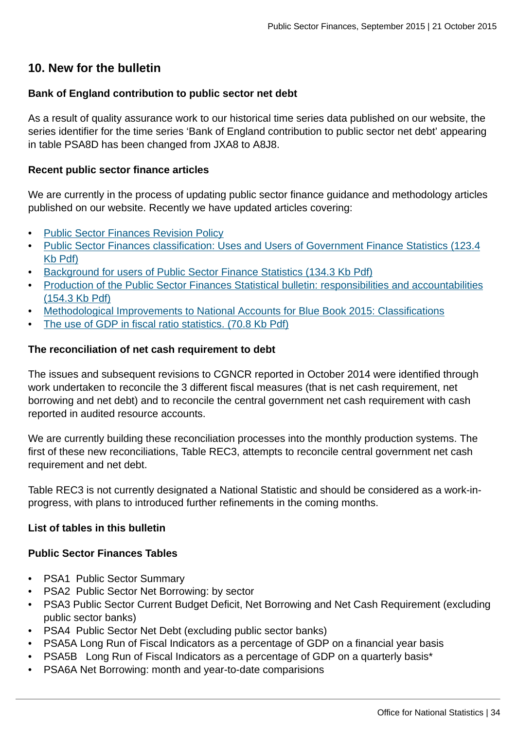## 10. New for the bulletin

**Bank of England contribution to public sector net debt**

As a result of quality assurance work to our historical time series data published on our website, the series identifier for the time series 'Bank of England contribution to public sector net debt' appearing in table PSA8D has been changed from JXA8 to A8J8.

**Recent public sector finance articles**

We are currently in the process of updating public sector finance guidance and methodology articles published on our website. Recently we have updated articles covering:

- Public Sector Finances Revision Policy
- Public Sector Finances classification: Uses and Users of Government Finance Statistics (123.4 Kb Pdf)
- Background for users of Public Sector Finance Statistics (134.3 Kb Pdf)
- Production of the Public Sector Finances Statistical bulletin: responsibilities and accountabilities (154.3 Kb Pdf)
- Methodological Improvements to National Accounts for Blue Book 2015: Classifications
- The use of GDP in fiscal ratio statistics. (70.8 Kb Pdf)

**The reconciliation of net cash requirement to debt**

The issues and subsequent revisions to CGNCR reported in October 2014 were identified through work undertaken to reconcile the 3 different fiscal measures (that is net cash requirement, net borrowing and net debt) and to reconcile the central government net cash requirement with cash reported in audited resource accounts.

We are currently building these reconciliation processes into the monthly production systems. The first of these new reconciliations, Table REC3, attempts to reconcile central government net cash requirement and net debt.

Table REC3 is not currently designated a National Statistic and should be considered as a work-in-progress, with plans to introduced further refinements in the coming months.

**List of tables in this bulletin**

**Public Sector Finances Tables**

- PSA1 Public Sector Summary
- PSA2 Public Sector Net Borrowing: by sector
- PSA3 Public Sector Current Budget Deficit, Net Borrowing and Net Cash Requirement (excluding public sector banks)
- PSA4 Public Sector Net Debt (excluding public sector banks)
- PSA5A Long Run of Fiscal Indicators as a percentage of GDP on a financial year basis
- PSA5B Long Run of Fiscal Indicators as a percentage of GDP on a quarterly basis*
- PSA6A Net Borrowing: month and year-to-date comparisions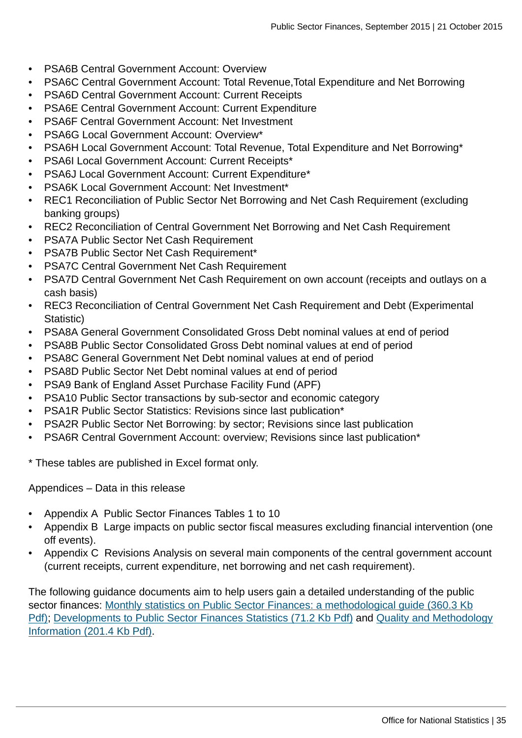- PSA6B Central Government Account: Overview
- PSA6C Central Government Account: Total Revenue,Total Expenditure and Net Borrowing
- PSA6D Central Government Account: Current Receipts
- PSA6E Central Government Account: Current Expenditure
- PSA6F Central Government Account: Net Investment
- PSA6G Local Government Account: Overview*
- PSA6H Local Government Account: Total Revenue, Total Expenditure and Net Borrowing*
- PSA6I Local Government Account: Current Receipts*
- PSA6J Local Government Account: Current Expenditure*
- PSA6K Local Government Account: Net Investment*
- REC1 Reconciliation of Public Sector Net Borrowing and Net Cash Requirement (excluding banking groups)
- REC2 Reconciliation of Central Government Net Borrowing and Net Cash Requirement
- PSA7A Public Sector Net Cash Requirement
- PSA7B Public Sector Net Cash Requirement*
- PSA7C Central Government Net Cash Requirement
- PSA7D Central Government Net Cash Requirement on own account (receipts and outlays on a cash basis)
- REC3 Reconciliation of Central Government Net Cash Requirement and Debt (Experimental Statistic)
- PSA8A General Government Consolidated Gross Debt nominal values at end of period
- PSA8B Public Sector Consolidated Gross Debt nominal values at end of period
- PSA8C General Government Net Debt nominal values at end of period
- PSA8D Public Sector Net Debt nominal values at end of period
- PSA9 Bank of England Asset Purchase Facility Fund (APF)
- PSA10 Public Sector transactions by sub-sector and economic category
- PSA1R Public Sector Statistics: Revisions since last publication*
- PSA2R Public Sector Net Borrowing: by sector; Revisions since last publication
- PSA6R Central Government Account: overview; Revisions since last publication*

* These tables are published in Excel format only.

Appendices – Data in this release

- Appendix A  Public Sector Finances Tables 1 to 10
- Appendix B  Large impacts on public sector fiscal measures excluding financial intervention (one off events).
- Appendix C  Revisions Analysis on several main components of the central government account (current receipts, current expenditure, net borrowing and net cash requirement).

The following guidance documents aim to help users gain a detailed understanding of the public sector finances: Monthly statistics on Public Sector Finances: a methodological guide (360.3 Kb Pdf); Developments to Public Sector Finances Statistics (71.2 Kb Pdf) and Quality and Methodology Information (201.4 Kb Pdf).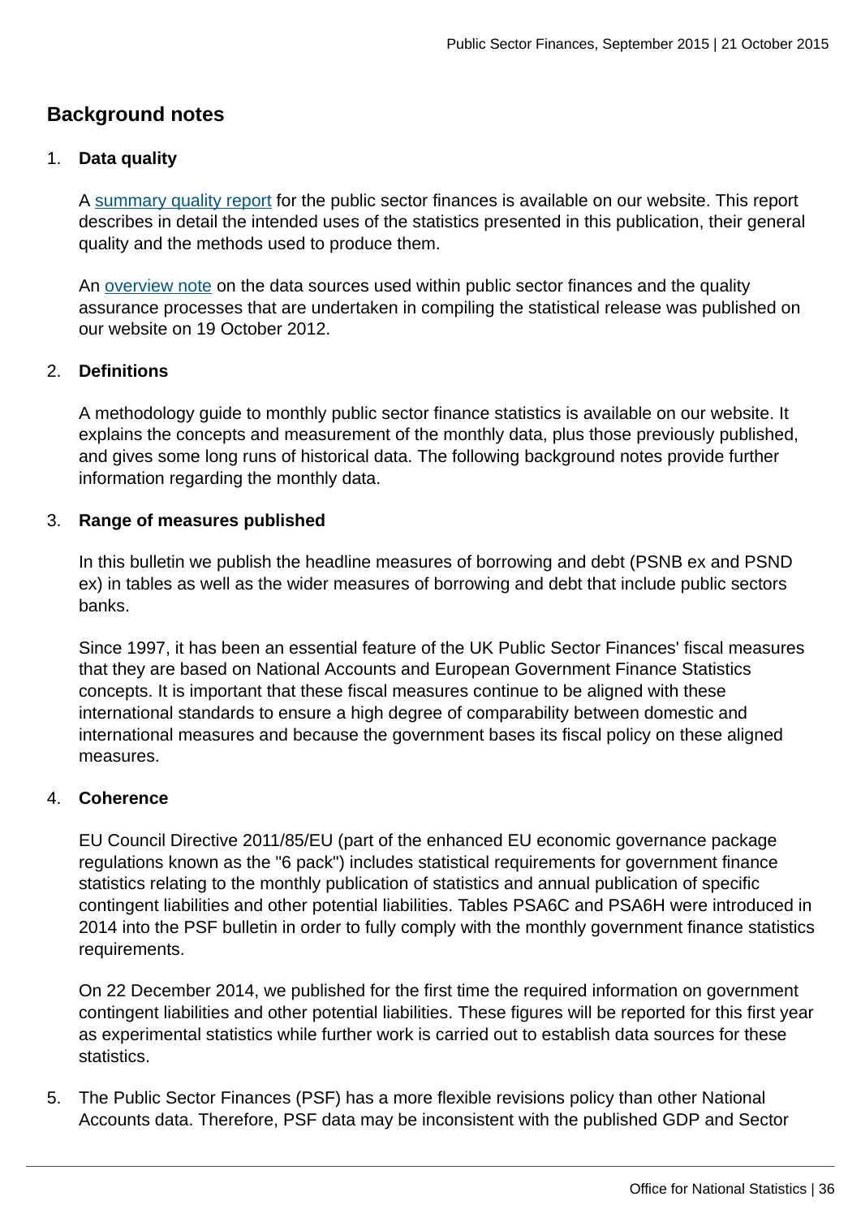## Background notes

1. **Data quality**

   A summary quality report for the public sector finances is available on our website. This report describes in detail the intended uses of the statistics presented in this publication, their general quality and the methods used to produce them.

   An overview note on the data sources used within public sector finances and the quality assurance processes that are undertaken in compiling the statistical release was published on our website on 19 October 2012.

2. **Definitions**

   A methodology guide to monthly public sector finance statistics is available on our website. It explains the concepts and measurement of the monthly data, plus those previously published, and gives some long runs of historical data. The following background notes provide further information regarding the monthly data.

3. **Range of measures published**

   In this bulletin we publish the headline measures of borrowing and debt (PSNB ex and PSND ex) in tables as well as the wider measures of borrowing and debt that include public sectors banks.

   Since 1997, it has been an essential feature of the UK Public Sector Finances' fiscal measures that they are based on National Accounts and European Government Finance Statistics concepts. It is important that these fiscal measures continue to be aligned with these international standards to ensure a high degree of comparability between domestic and international measures and because the government bases its fiscal policy on these aligned measures.

4. **Coherence**

   EU Council Directive 2011/85/EU (part of the enhanced EU economic governance package regulations known as the "6 pack") includes statistical requirements for government finance statistics relating to the monthly publication of statistics and annual publication of specific contingent liabilities and other potential liabilities. Tables PSA6C and PSA6H were introduced in 2014 into the PSF bulletin in order to fully comply with the monthly government finance statistics requirements.

   On 22 December 2014, we published for the first time the required information on government contingent liabilities and other potential liabilities. These figures will be reported for this first year as experimental statistics while further work is carried out to establish data sources for these statistics.

5. The Public Sector Finances (PSF) has a more flexible revisions policy than other National Accounts data. Therefore, PSF data may be inconsistent with the published GDP and Sector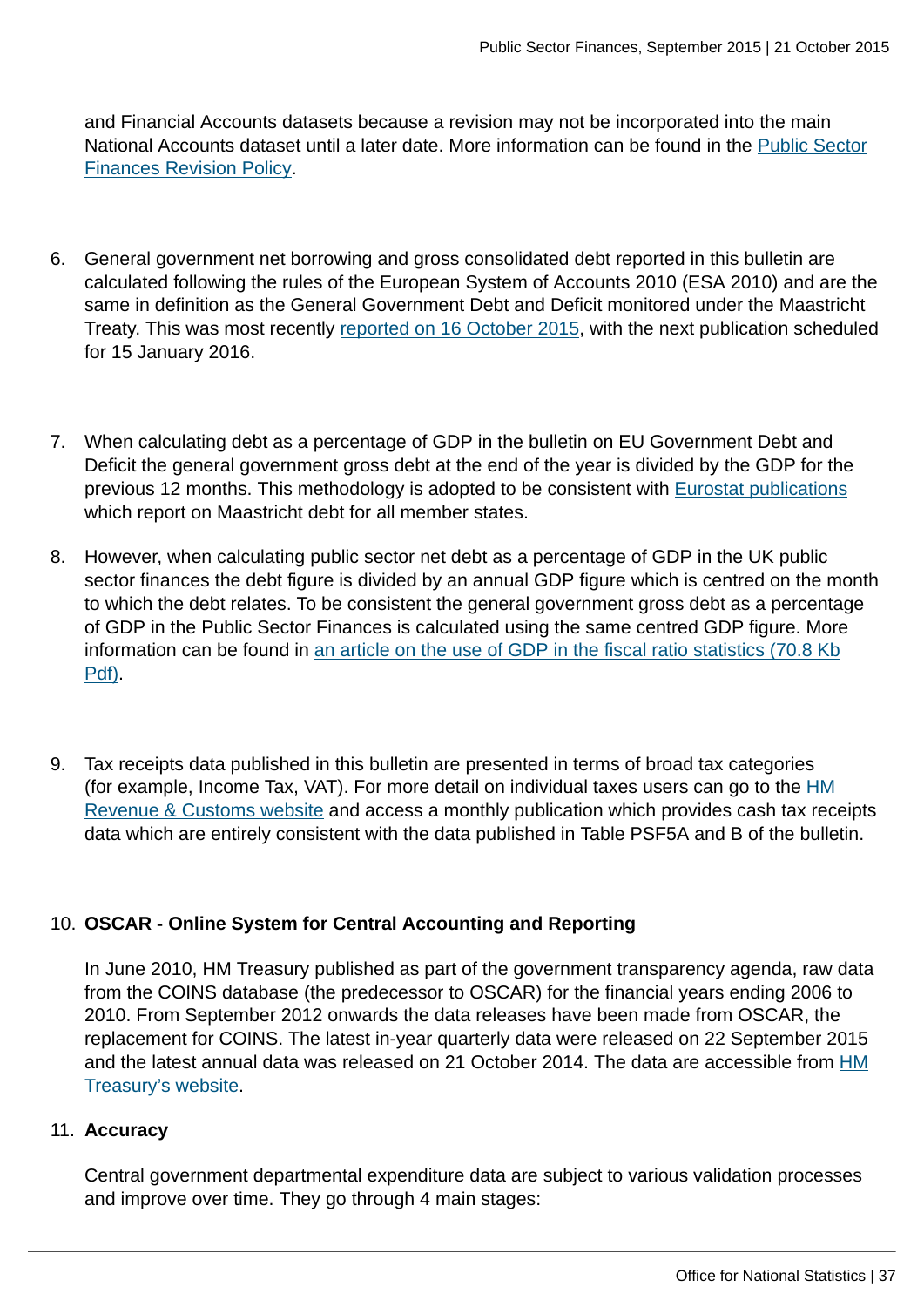and Financial Accounts datasets because a revision may not be incorporated into the main National Accounts dataset until a later date. More information can be found in the [Public Sector Finances Revision Policy]().

6. General government net borrowing and gross consolidated debt reported in this bulletin are calculated following the rules of the European System of Accounts 2010 (ESA 2010) and are the same in definition as the General Government Debt and Deficit monitored under the Maastricht Treaty. This was most recently [reported on 16 October 2015](), with the next publication scheduled for 15 January 2016.

7. When calculating debt as a percentage of GDP in the bulletin on EU Government Debt and Deficit the general government gross debt at the end of the year is divided by the GDP for the previous 12 months. This methodology is adopted to be consistent with [Eurostat publications]() which report on Maastricht debt for all member states.

8. However, when calculating public sector net debt as a percentage of GDP in the UK public sector finances the debt figure is divided by an annual GDP figure which is centred on the month to which the debt relates. To be consistent the general government gross debt as a percentage of GDP in the Public Sector Finances is calculated using the same centred GDP figure. More information can be found in [an article on the use of GDP in the fiscal ratio statistics (70.8 Kb Pdf)]().

9. Tax receipts data published in this bulletin are presented in terms of broad tax categories (for example, Income Tax, VAT). For more detail on individual taxes users can go to the [HM Revenue & Customs website]() and access a monthly publication which provides cash tax receipts data which are entirely consistent with the data published in Table PSF5A and B of the bulletin.

10. **OSCAR - Online System for Central Accounting and Reporting**

    In June 2010, HM Treasury published as part of the government transparency agenda, raw data from the COINS database (the predecessor to OSCAR) for the financial years ending 2006 to 2010. From September 2012 onwards the data releases have been made from OSCAR, the replacement for COINS. The latest in-year quarterly data were released on 22 September 2015 and the latest annual data was released on 21 October 2014. The data are accessible from [HM Treasury's website]().

11. **Accuracy**

    Central government departmental expenditure data are subject to various validation processes and improve over time. They go through 4 main stages: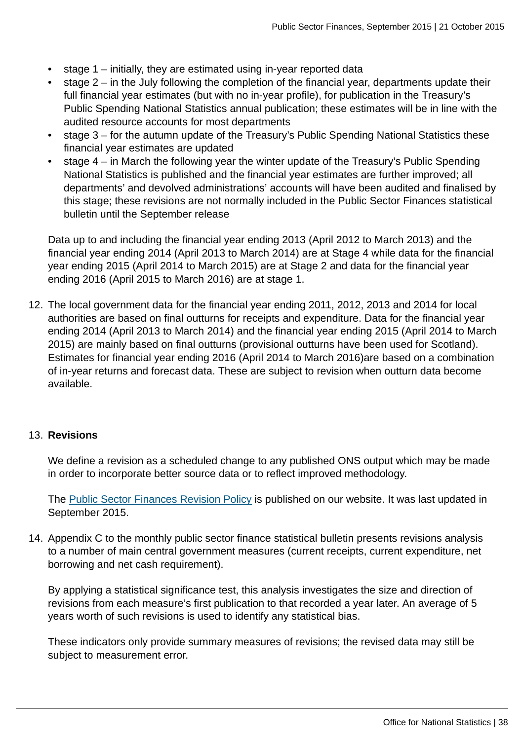- stage 1 – initially, they are estimated using in-year reported data
- stage 2 – in the July following the completion of the financial year, departments update their full financial year estimates (but with no in-year profile), for publication in the Treasury's Public Spending National Statistics annual publication; these estimates will be in line with the audited resource accounts for most departments
- stage 3 – for the autumn update of the Treasury's Public Spending National Statistics these financial year estimates are updated
- stage 4 – in March the following year the winter update of the Treasury's Public Spending National Statistics is published and the financial year estimates are further improved; all departments' and devolved administrations' accounts will have been audited and finalised by this stage; these revisions are not normally included in the Public Sector Finances statistical bulletin until the September release

Data up to and including the financial year ending 2013 (April 2012 to March 2013) and the financial year ending 2014 (April 2013 to March 2014) are at Stage 4 while data for the financial year ending 2015 (April 2014 to March 2015) are at Stage 2 and data for the financial year ending 2016 (April 2015 to March 2016) are at stage 1.

12. The local government data for the financial year ending 2011, 2012, 2013 and 2014 for local authorities are based on final outturns for receipts and expenditure. Data for the financial year ending 2014 (April 2013 to March 2014) and the financial year ending 2015 (April 2014 to March 2015) are mainly based on final outturns (provisional outturns have been used for Scotland). Estimates for financial year ending 2016 (April 2014 to March 2016)are based on a combination of in-year returns and forecast data. These are subject to revision when outturn data become available.

13. **Revisions**

    We define a revision as a scheduled change to any published ONS output which may be made in order to incorporate better source data or to reflect improved methodology.

    The Public Sector Finances Revision Policy is published on our website. It was last updated in September 2015.

14. Appendix C to the monthly public sector finance statistical bulletin presents revisions analysis to a number of main central government measures (current receipts, current expenditure, net borrowing and net cash requirement).

    By applying a statistical significance test, this analysis investigates the size and direction of revisions from each measure's first publication to that recorded a year later. An average of 5 years worth of such revisions is used to identify any statistical bias.

    These indicators only provide summary measures of revisions; the revised data may still be subject to measurement error.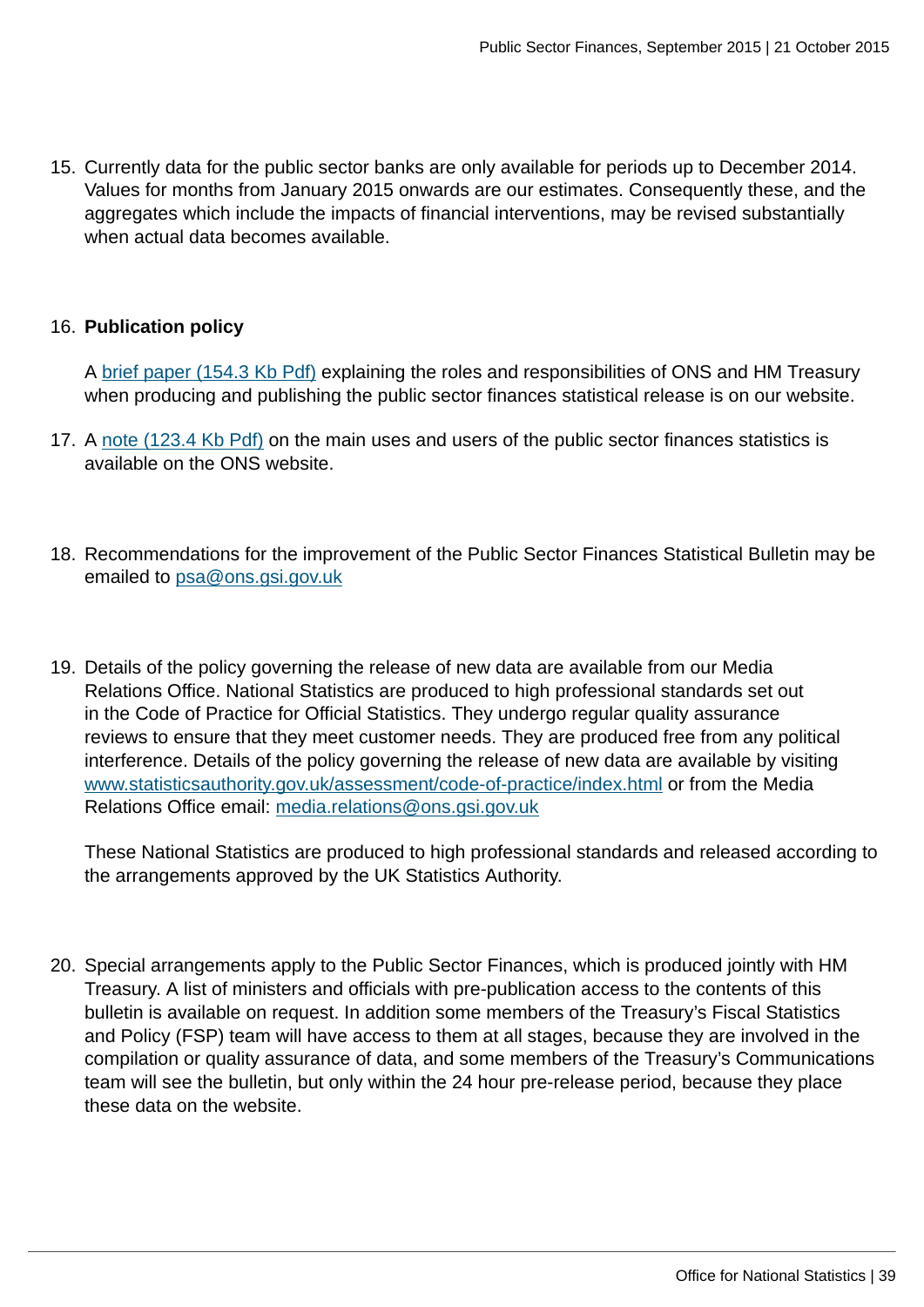15. Currently data for the public sector banks are only available for periods up to December 2014. Values for months from January 2015 onwards are our estimates. Consequently these, and the aggregates which include the impacts of financial interventions, may be revised substantially when actual data becomes available.

16. **Publication policy**

    A [brief paper (154.3 Kb Pdf)]() explaining the roles and responsibilities of ONS and HM Treasury when producing and publishing the public sector finances statistical release is on our website.

17. A [note (123.4 Kb Pdf)]() on the main uses and users of the public sector finances statistics is available on the ONS website.

18. Recommendations for the improvement of the Public Sector Finances Statistical Bulletin may be emailed to psa@ons.gsi.gov.uk

19. Details of the policy governing the release of new data are available from our Media Relations Office. National Statistics are produced to high professional standards set out in the Code of Practice for Official Statistics. They undergo regular quality assurance reviews to ensure that they meet customer needs. They are produced free from any political interference. Details of the policy governing the release of new data are available by visiting www.statisticsauthority.gov.uk/assessment/code-of-practice/index.html or from the Media Relations Office email: media.relations@ons.gsi.gov.uk

    These National Statistics are produced to high professional standards and released according to the arrangements approved by the UK Statistics Authority.

20. Special arrangements apply to the Public Sector Finances, which is produced jointly with HM Treasury. A list of ministers and officials with pre-publication access to the contents of this bulletin is available on request. In addition some members of the Treasury's Fiscal Statistics and Policy (FSP) team will have access to them at all stages, because they are involved in the compilation or quality assurance of data, and some members of the Treasury's Communications team will see the bulletin, but only within the 24 hour pre-release period, because they place these data on the website.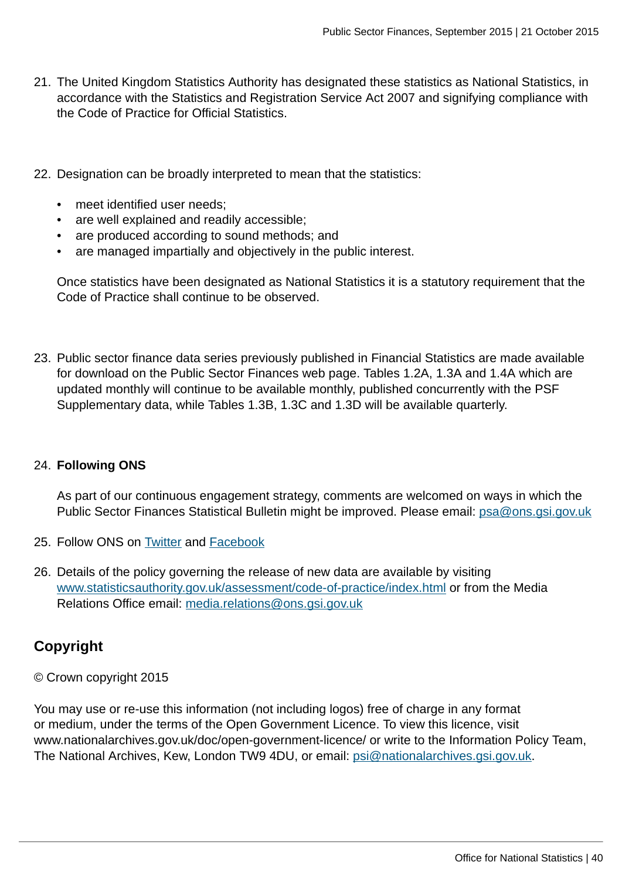21. The United Kingdom Statistics Authority has designated these statistics as National Statistics, in accordance with the Statistics and Registration Service Act 2007 and signifying compliance with the Code of Practice for Official Statistics.

22. Designation can be broadly interpreted to mean that the statistics:

    - meet identified user needs;
    - are well explained and readily accessible;
    - are produced according to sound methods; and
    - are managed impartially and objectively in the public interest.

    Once statistics have been designated as National Statistics it is a statutory requirement that the Code of Practice shall continue to be observed.

23. Public sector finance data series previously published in Financial Statistics are made available for download on the Public Sector Finances web page. Tables 1.2A, 1.3A and 1.4A which are updated monthly will continue to be available monthly, published concurrently with the PSF Supplementary data, while Tables 1.3B, 1.3C and 1.3D will be available quarterly.

24. **Following ONS**

    As part of our continuous engagement strategy, comments are welcomed on ways in which the Public Sector Finances Statistical Bulletin might be improved. Please email: psa@ons.gsi.gov.uk

25. Follow ONS on Twitter and Facebook

26. Details of the policy governing the release of new data are available by visiting www.statisticsauthority.gov.uk/assessment/code-of-practice/index.html or from the Media Relations Office email: media.relations@ons.gsi.gov.uk

## Copyright

© Crown copyright 2015

You may use or re-use this information (not including logos) free of charge in any format or medium, under the terms of the Open Government Licence. To view this licence, visit www.nationalarchives.gov.uk/doc/open-government-licence/ or write to the Information Policy Team, The National Archives, Kew, London TW9 4DU, or email: psi@nationalarchives.gsi.gov.uk.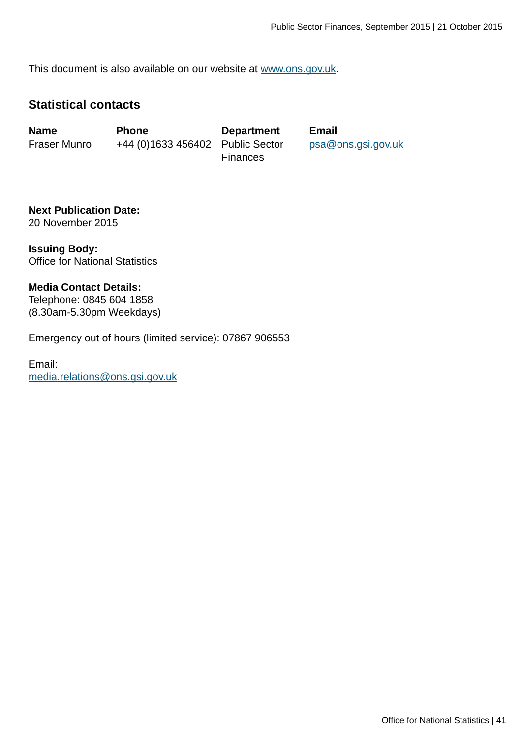This document is also available on our website at [www.ons.gov.uk](http://www.ons.gov.uk).

## Statistical contacts

| Name | Phone | Department | Email |
|---|---|---|---|
| Fraser Munro | +44 (0)1633 456402 | Public Sector Finances | psa@ons.gsi.gov.uk |

---

**Next Publication Date:**
20 November 2015

**Issuing Body:**
Office for National Statistics

**Media Contact Details:**
Telephone: 0845 604 1858
(8.30am-5.30pm Weekdays)

Emergency out of hours (limited service): 07867 906553

Email:
media.relations@ons.gsi.gov.uk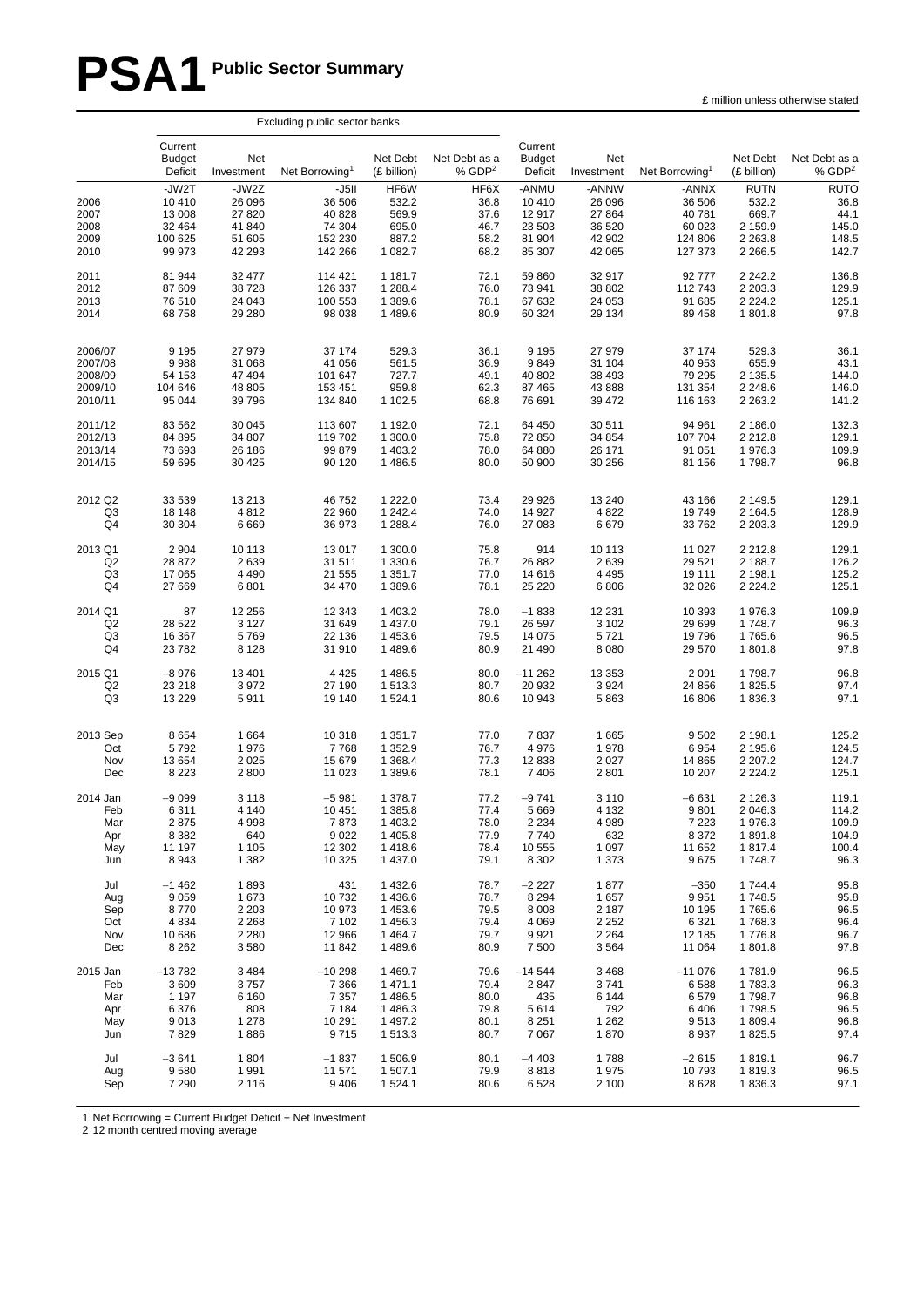# PSA1 Public Sector Summary

£ million unless otherwise stated

| | Excluding public sector banks | | | | | | | | | |
|---|---|---|---|---|---|---|---|---|---|---|
| | Current Budget Deficit | Net Investment | Net Borrowing[1] | Net Debt (£ billion) | Net Debt as a % GDP[2] | Current Budget Deficit | Net Investment | Net Borrowing[1] | Net Debt (£ billion) | Net Debt as a % GDP[2] |
| | -JW2T | -JW2Z | -J5II | HF6W | HF6X | -ANMU | -ANNW | -ANNX | RUTN | RUTO |
| 2006 | 10 410 | 26 096 | 36 506 | 532.2 | 36.8 | 10 410 | 26 096 | 36 506 | 532.2 | 36.8 |
| 2007 | 13 008 | 27 820 | 40 828 | 569.9 | 37.6 | 12 917 | 27 864 | 40 781 | 669.7 | 44.1 |
| 2008 | 32 464 | 41 840 | 74 304 | 695.0 | 46.7 | 23 503 | 36 520 | 60 023 | 2 159.9 | 145.0 |
| 2009 | 100 625 | 51 605 | 152 230 | 887.2 | 58.2 | 81 904 | 42 902 | 124 806 | 2 263.8 | 148.5 |
| 2010 | 99 973 | 42 293 | 142 266 | 1 082.7 | 68.2 | 85 307 | 42 065 | 127 373 | 2 266.5 | 142.7 |
| 2011 | 81 944 | 32 477 | 114 421 | 1 181.7 | 72.1 | 59 860 | 32 917 | 92 777 | 2 242.2 | 136.8 |
| 2012 | 87 609 | 38 728 | 126 337 | 1 288.4 | 76.0 | 73 941 | 38 802 | 112 743 | 2 203.3 | 129.9 |
| 2013 | 76 510 | 24 043 | 100 553 | 1 389.6 | 78.1 | 67 632 | 24 053 | 91 685 | 2 224.2 | 125.1 |
| 2014 | 68 758 | 29 280 | 98 038 | 1 489.6 | 80.9 | 60 324 | 29 134 | 89 458 | 1 801.8 | 97.8 |
| 2006/07 | 9 195 | 27 979 | 37 174 | 529.3 | 36.1 | 9 195 | 27 979 | 37 174 | 529.3 | 36.1 |
| 2007/08 | 9 988 | 31 068 | 41 056 | 561.5 | 36.9 | 9 849 | 31 104 | 40 953 | 655.9 | 43.1 |
| 2008/09 | 54 153 | 47 494 | 101 647 | 727.7 | 49.1 | 40 802 | 38 493 | 79 295 | 2 135.5 | 144.0 |
| 2009/10 | 104 646 | 48 805 | 153 451 | 959.8 | 62.3 | 87 465 | 43 888 | 131 354 | 2 248.6 | 146.0 |
| 2010/11 | 95 044 | 39 796 | 134 840 | 1 102.5 | 68.8 | 76 691 | 39 472 | 116 163 | 2 263.2 | 141.2 |
| 2011/12 | 83 562 | 30 045 | 113 607 | 1 192.0 | 72.1 | 64 450 | 30 511 | 94 961 | 2 186.0 | 132.3 |
| 2012/13 | 84 895 | 34 807 | 119 702 | 1 300.0 | 75.8 | 72 850 | 34 854 | 107 704 | 2 212.8 | 129.1 |
| 2013/14 | 73 693 | 26 186 | 99 879 | 1 403.2 | 78.0 | 64 880 | 26 171 | 91 051 | 1 976.3 | 109.9 |
| 2014/15 | 59 695 | 30 425 | 90 120 | 1 486.5 | 80.0 | 50 900 | 30 256 | 81 156 | 1 798.7 | 96.8 |
| 2012 Q2 | 33 539 | 13 213 | 46 752 | 1 222.0 | 73.4 | 29 926 | 13 240 | 43 166 | 2 149.5 | 129.1 |
| Q3 | 18 148 | 4 812 | 22 960 | 1 242.4 | 74.0 | 14 927 | 4 822 | 19 749 | 2 164.5 | 128.9 |
| Q4 | 30 304 | 6 669 | 36 973 | 1 288.4 | 76.0 | 27 083 | 6 679 | 33 762 | 2 203.3 | 129.9 |
| 2013 Q1 | 2 904 | 10 113 | 13 017 | 1 300.0 | 75.8 | 914 | 10 113 | 11 027 | 2 212.8 | 129.1 |
| Q2 | 28 872 | 2 639 | 31 511 | 1 330.6 | 76.7 | 26 882 | 2 639 | 29 521 | 2 188.7 | 126.2 |
| Q3 | 17 065 | 4 490 | 21 555 | 1 351.7 | 77.0 | 14 616 | 4 495 | 19 111 | 2 198.1 | 125.2 |
| Q4 | 27 669 | 6 801 | 34 470 | 1 389.6 | 78.1 | 25 220 | 6 806 | 32 026 | 2 224.2 | 125.1 |
| 2014 Q1 | 87 | 12 256 | 12 343 | 1 403.2 | 78.0 | −1 838 | 12 231 | 10 393 | 1 976.3 | 109.9 |
| Q2 | 28 522 | 3 127 | 31 649 | 1 437.0 | 79.1 | 26 597 | 3 102 | 29 699 | 1 748.7 | 96.3 |
| Q3 | 16 367 | 5 769 | 22 136 | 1 453.6 | 79.5 | 14 075 | 5 721 | 19 796 | 1 765.6 | 96.5 |
| Q4 | 23 782 | 8 128 | 31 910 | 1 489.6 | 80.9 | 21 490 | 8 080 | 29 570 | 1 801.8 | 97.8 |
| 2015 Q1 | −8 976 | 13 401 | 4 425 | 1 486.5 | 80.0 | −11 262 | 13 353 | 2 091 | 1 798.7 | 96.8 |
| Q2 | 23 218 | 3 972 | 27 190 | 1 513.3 | 80.7 | 20 932 | 3 924 | 24 856 | 1 825.5 | 97.4 |
| Q3 | 13 229 | 5 911 | 19 140 | 1 524.1 | 80.6 | 10 943 | 5 863 | 16 806 | 1 836.3 | 97.1 |
| 2013 Sep | 8 654 | 1 664 | 10 318 | 1 351.7 | 77.0 | 7 837 | 1 665 | 9 502 | 2 198.1 | 125.2 |
| Oct | 5 792 | 1 976 | 7 768 | 1 352.9 | 76.7 | 4 976 | 1 978 | 6 954 | 2 195.6 | 124.5 |
| Nov | 13 654 | 2 025 | 15 679 | 1 368.4 | 77.3 | 12 838 | 2 027 | 14 865 | 2 207.2 | 124.7 |
| Dec | 8 223 | 2 800 | 11 023 | 1 389.6 | 78.1 | 7 406 | 2 801 | 10 207 | 2 224.2 | 125.1 |
| 2014 Jan | −9 099 | 3 118 | −5 981 | 1 378.7 | 77.2 | −9 741 | 3 110 | −6 631 | 2 126.3 | 119.1 |
| Feb | 6 311 | 4 140 | 10 451 | 1 385.8 | 77.4 | 5 669 | 4 132 | 9 801 | 2 046.3 | 114.2 |
| Mar | 2 875 | 4 998 | 7 873 | 1 403.2 | 78.0 | 2 234 | 4 989 | 7 223 | 1 976.3 | 109.9 |
| Apr | 8 382 | 640 | 9 022 | 1 405.8 | 77.9 | 7 740 | 632 | 8 372 | 1 891.8 | 104.9 |
| May | 11 197 | 1 105 | 12 302 | 1 418.6 | 78.4 | 10 555 | 1 097 | 11 652 | 1 817.4 | 100.4 |
| Jun | 8 943 | 1 382 | 10 325 | 1 437.0 | 79.1 | 8 302 | 1 373 | 9 675 | 1 748.7 | 96.3 |
| Jul | −1 462 | 1 893 | 431 | 1 432.6 | 78.7 | −2 227 | 1 877 | −350 | 1 744.4 | 95.8 |
| Aug | 9 059 | 1 673 | 10 732 | 1 436.6 | 78.7 | 8 294 | 1 657 | 9 951 | 1 748.5 | 95.8 |
| Sep | 8 770 | 2 203 | 10 973 | 1 453.6 | 79.5 | 8 008 | 2 187 | 10 195 | 1 765.6 | 96.5 |
| Oct | 4 834 | 2 268 | 7 102 | 1 456.3 | 79.4 | 4 069 | 2 252 | 6 321 | 1 768.3 | 96.4 |
| Nov | 10 686 | 2 280 | 12 966 | 1 464.7 | 79.7 | 9 921 | 2 264 | 12 185 | 1 776.8 | 96.7 |
| Dec | 8 262 | 3 580 | 11 842 | 1 489.6 | 80.9 | 7 500 | 3 564 | 11 064 | 1 801.8 | 97.8 |
| 2015 Jan | −13 782 | 3 484 | −10 298 | 1 469.7 | 79.6 | −14 544 | 3 468 | −11 076 | 1 781.9 | 96.5 |
| Feb | 3 609 | 3 757 | 7 366 | 1 471.1 | 79.4 | 2 847 | 3 741 | 6 588 | 1 783.3 | 96.3 |
| Mar | 1 197 | 6 160 | 7 357 | 1 486.5 | 80.0 | 435 | 6 144 | 6 579 | 1 798.7 | 96.8 |
| Apr | 6 376 | 808 | 7 184 | 1 486.3 | 79.8 | 5 614 | 792 | 6 406 | 1 798.5 | 96.5 |
| May | 9 013 | 1 278 | 10 291 | 1 497.2 | 80.1 | 8 251 | 1 262 | 9 513 | 1 809.4 | 96.8 |
| Jun | 7 829 | 1 886 | 9 715 | 1 513.3 | 80.7 | 7 067 | 1 870 | 8 937 | 1 825.5 | 97.4 |
| Jul | −3 641 | 1 804 | −1 837 | 1 506.9 | 80.1 | −4 403 | 1 788 | −2 615 | 1 819.1 | 96.7 |
| Aug | 9 580 | 1 991 | 11 571 | 1 507.1 | 79.9 | 8 818 | 1 975 | 10 793 | 1 819.3 | 96.5 |
| Sep | 7 290 | 2 116 | 9 406 | 1 524.1 | 80.6 | 6 528 | 2 100 | 8 628 | 1 836.3 | 97.1 |

1 Net Borrowing = Current Budget Deficit + Net Investment
2 12 month centred moving average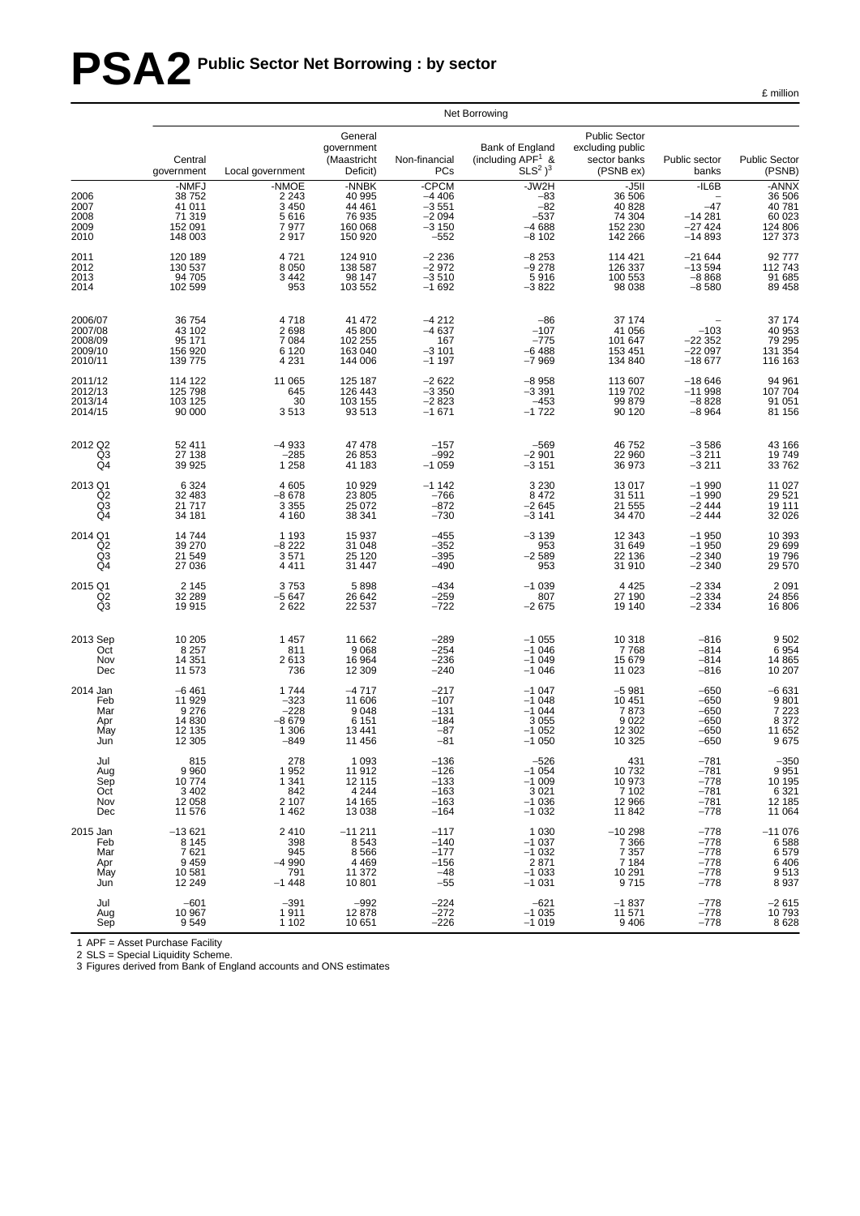# PSA2 Public Sector Net Borrowing : by sector

£ million

| | Net Borrowing | | | | | | | |
|---|---|---|---|---|---|---|---|---|
| | Central government | Local government | General government (Maastricht Deficit) | Non-financial PCs | Bank of England (including APF[1] & SLS[2])[3] | Public Sector excluding public sector banks (PSNB ex) | Public sector banks | Public Sector (PSNB) |
| | -NMFJ | -NMOE | -NNBK | -CPCM | -JW2H | -J5II | -IL6B | -ANNX |
| 2006 | 38 752 | 2 243 | 40 995 | −4 406 | −83 | 36 506 | – | 36 506 |
| 2007 | 41 011 | 3 450 | 44 461 | −3 551 | −82 | 40 828 | −47 | 40 781 |
| 2008 | 71 319 | 5 616 | 76 935 | −2 094 | −537 | 74 304 | −14 281 | 60 023 |
| 2009 | 152 091 | 7 977 | 160 068 | −3 150 | −4 688 | 152 230 | −27 424 | 124 806 |
| 2010 | 148 003 | 2 917 | 150 920 | −552 | −8 102 | 142 266 | −14 893 | 127 373 |
| 2011 | 120 189 | 4 721 | 124 910 | −2 236 | −8 253 | 114 421 | −21 644 | 92 777 |
| 2012 | 130 537 | 8 050 | 138 587 | −2 972 | −9 278 | 126 337 | −13 594 | 112 743 |
| 2013 | 94 705 | 3 442 | 98 147 | −3 510 | 5 916 | 100 553 | −8 868 | 91 685 |
| 2014 | 102 599 | 953 | 103 552 | −1 692 | −3 822 | 98 038 | −8 580 | 89 458 |
| 2006/07 | 36 754 | 4 718 | 41 472 | −4 212 | −86 | 37 174 | – | 37 174 |
| 2007/08 | 43 102 | 2 698 | 45 800 | −4 637 | −107 | 41 056 | −103 | 40 953 |
| 2008/09 | 95 171 | 7 084 | 102 255 | 167 | −775 | 101 647 | −22 352 | 79 295 |
| 2009/10 | 156 920 | 6 120 | 163 040 | −3 101 | −6 488 | 153 451 | −22 097 | 131 354 |
| 2010/11 | 139 775 | 4 231 | 144 006 | −1 197 | −7 969 | 134 840 | −18 677 | 116 163 |
| 2011/12 | 114 122 | 11 065 | 125 187 | −2 622 | −8 958 | 113 607 | −18 646 | 94 961 |
| 2012/13 | 125 798 | 645 | 126 443 | −3 350 | −3 391 | 119 702 | −11 998 | 107 704 |
| 2013/14 | 103 125 | 30 | 103 155 | −2 823 | −453 | 99 879 | −8 828 | 91 051 |
| 2014/15 | 90 000 | 3 513 | 93 513 | −1 671 | −1 722 | 90 120 | −8 964 | 81 156 |
| 2012 Q2 | 52 411 | −4 933 | 47 478 | −157 | −569 | 46 752 | −3 586 | 43 166 |
| Q3 | 27 138 | −285 | 26 853 | −992 | −2 901 | 22 960 | −3 211 | 19 749 |
| Q4 | 39 925 | 1 258 | 41 183 | −1 059 | −3 151 | 36 973 | −3 211 | 33 762 |
| 2013 Q1 | 6 324 | 4 605 | 10 929 | −1 142 | 3 230 | 13 017 | −1 990 | 11 027 |
| Q2 | 32 483 | −8 678 | 23 805 | −766 | 8 472 | 31 511 | −1 990 | 29 521 |
| Q3 | 21 717 | 3 355 | 25 072 | −872 | −2 645 | 21 555 | −2 444 | 19 111 |
| Q4 | 34 181 | 4 160 | 38 341 | −730 | −3 141 | 34 470 | −2 444 | 32 026 |
| 2014 Q1 | 14 744 | 1 193 | 15 937 | −455 | −3 139 | 12 343 | −1 950 | 10 393 |
| Q2 | 39 270 | −8 222 | 31 048 | −352 | 953 | 31 649 | −1 950 | 29 699 |
| Q3 | 21 549 | 3 571 | 25 120 | −395 | −2 589 | 22 136 | −2 340 | 19 796 |
| Q4 | 27 036 | 4 411 | 31 447 | −490 | 953 | 31 910 | −2 340 | 29 570 |
| 2015 Q1 | 2 145 | 3 753 | 5 898 | −434 | −1 039 | 4 425 | −2 334 | 2 091 |
| Q2 | 32 289 | −5 647 | 26 642 | −259 | 807 | 27 190 | −2 334 | 24 856 |
| Q3 | 19 915 | 2 622 | 22 537 | −722 | −2 675 | 19 140 | −2 334 | 16 806 |
| 2013 Sep | 10 205 | 1 457 | 11 662 | −289 | −1 055 | 10 318 | −816 | 9 502 |
| Oct | 8 257 | 811 | 9 068 | −254 | −1 046 | 7 768 | −814 | 6 954 |
| Nov | 14 351 | 2 613 | 16 964 | −236 | −1 049 | 15 679 | −814 | 14 865 |
| Dec | 11 573 | 736 | 12 309 | −240 | −1 046 | 11 023 | −816 | 10 207 |
| 2014 Jan | −6 461 | 1 744 | −4 717 | −217 | −1 047 | −5 981 | −650 | −6 631 |
| Feb | 11 929 | −323 | 11 606 | −107 | −1 048 | 10 451 | −650 | 9 801 |
| Mar | 9 276 | −228 | 9 048 | −131 | −1 044 | 7 873 | −650 | 7 223 |
| Apr | 14 830 | −8 679 | 6 151 | −184 | 3 055 | 9 022 | −650 | 8 372 |
| May | 12 135 | 1 306 | 13 441 | −87 | −1 052 | 12 302 | −650 | 11 652 |
| Jun | 12 305 | −849 | 11 456 | −81 | −1 050 | 10 325 | −650 | 9 675 |
| Jul | 815 | 278 | 1 093 | −136 | −526 | 431 | −781 | −350 |
| Aug | 9 960 | 1 952 | 11 912 | −126 | −1 054 | 10 732 | −781 | 9 951 |
| Sep | 10 774 | 1 341 | 12 115 | −133 | −1 009 | 10 973 | −778 | 10 195 |
| Oct | 3 402 | 842 | 4 244 | −163 | 3 021 | 7 102 | −781 | 6 321 |
| Nov | 12 058 | 2 107 | 14 165 | −163 | −1 036 | 12 966 | −781 | 12 185 |
| Dec | 11 576 | 1 462 | 13 038 | −164 | −1 032 | 11 842 | −778 | 11 064 |
| 2015 Jan | −13 621 | 2 410 | −11 211 | −117 | 1 030 | −10 298 | −778 | −11 076 |
| Feb | 8 145 | 398 | 8 543 | −140 | −1 037 | 7 366 | −778 | 6 588 |
| Mar | 7 621 | 945 | 8 566 | −177 | −1 032 | 7 357 | −778 | 6 579 |
| Apr | 9 459 | −4 990 | 4 469 | −156 | 2 871 | 7 184 | −778 | 6 406 |
| May | 10 581 | 791 | 11 372 | −48 | −1 033 | 10 291 | −778 | 9 513 |
| Jun | 12 249 | −1 448 | 10 801 | −55 | −1 031 | 9 715 | −778 | 8 937 |
| Jul | −601 | −391 | −992 | −224 | −621 | −1 837 | −778 | −2 615 |
| Aug | 10 967 | 1 911 | 12 878 | −272 | −1 035 | 11 571 | −778 | 10 793 |
| Sep | 9 549 | 1 102 | 10 651 | −226 | −1 019 | 9 406 | −778 | 8 628 |

1 APF = Asset Purchase Facility
2 SLS = Special Liquidity Scheme.
3 Figures derived from Bank of England accounts and ONS estimates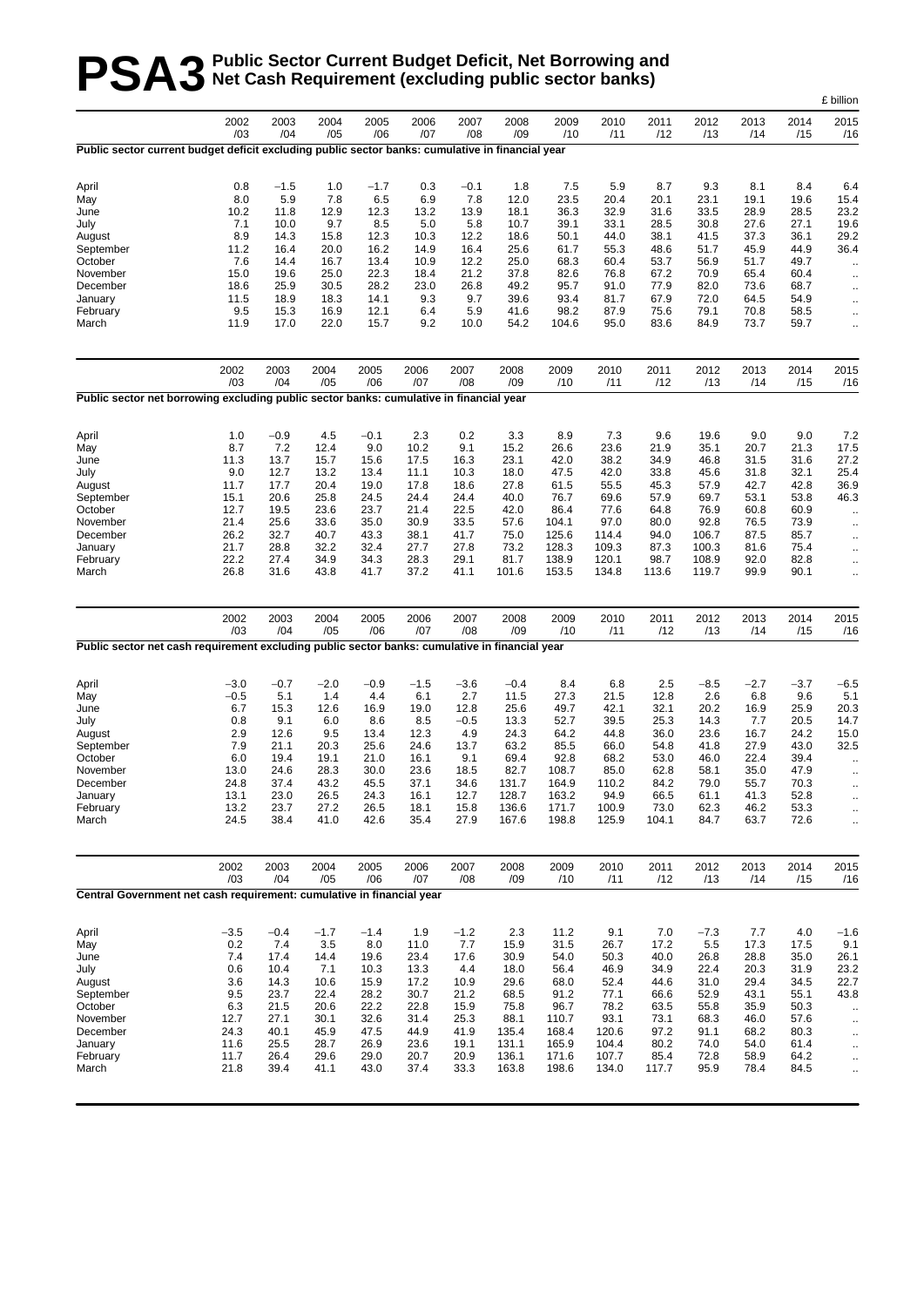# PSA3 Public Sector Current Budget Deficit, Net Borrowing and Net Cash Requirement (excluding public sector banks)

£ billion

**Public sector current budget deficit excluding public sector banks: cumulative in financial year**

| | 2002 /03 | 2003 /04 | 2004 /05 | 2005 /06 | 2006 /07 | 2007 /08 | 2008 /09 | 2009 /10 | 2010 /11 | 2011 /12 | 2012 /13 | 2013 /14 | 2014 /15 | 2015 /16 |
|---|---|---|---|---|---|---|---|---|---|---|---|---|---|---|
| April | 0.8 | −1.5 | 1.0 | −1.7 | 0.3 | −0.1 | 1.8 | 7.5 | 5.9 | 8.7 | 9.3 | 8.1 | 8.4 | 6.4 |
| May | 8.0 | 5.9 | 7.8 | 6.5 | 6.9 | 7.8 | 12.0 | 23.5 | 20.4 | 20.1 | 23.1 | 19.1 | 19.6 | 15.4 |
| June | 10.2 | 11.8 | 12.9 | 12.3 | 13.2 | 13.9 | 18.1 | 36.3 | 32.9 | 31.6 | 33.5 | 28.9 | 28.5 | 23.2 |
| July | 7.1 | 10.0 | 9.7 | 8.5 | 5.0 | 5.8 | 10.7 | 39.1 | 33.1 | 28.5 | 30.8 | 27.6 | 27.1 | 19.6 |
| August | 8.9 | 14.3 | 15.8 | 12.3 | 10.3 | 12.2 | 18.6 | 50.1 | 44.0 | 38.1 | 41.5 | 37.3 | 36.1 | 29.2 |
| September | 11.2 | 16.4 | 20.0 | 16.2 | 14.9 | 16.4 | 25.6 | 61.7 | 55.3 | 48.6 | 51.7 | 45.9 | 44.9 | 36.4 |
| October | 7.6 | 14.4 | 16.7 | 13.4 | 10.9 | 12.2 | 25.0 | 68.3 | 60.4 | 53.7 | 56.9 | 51.7 | 49.7 | .. |
| November | 15.0 | 19.6 | 25.0 | 22.3 | 18.4 | 21.2 | 37.8 | 82.6 | 76.8 | 67.2 | 70.9 | 65.4 | 60.4 | .. |
| December | 18.6 | 25.9 | 30.5 | 28.2 | 23.0 | 26.8 | 49.2 | 95.7 | 91.0 | 77.9 | 82.0 | 73.6 | 68.7 | .. |
| January | 11.5 | 18.9 | 18.3 | 14.1 | 9.3 | 9.7 | 39.6 | 93.4 | 81.7 | 67.9 | 72.0 | 64.5 | 54.9 | .. |
| February | 9.5 | 15.3 | 16.9 | 12.1 | 6.4 | 5.9 | 41.6 | 98.2 | 87.9 | 75.6 | 79.1 | 70.8 | 58.5 | .. |
| March | 11.9 | 17.0 | 22.0 | 15.7 | 9.2 | 10.0 | 54.2 | 104.6 | 95.0 | 83.6 | 84.9 | 73.7 | 59.7 | .. |

**Public sector net borrowing excluding public sector banks: cumulative in financial year**

| | 2002 /03 | 2003 /04 | 2004 /05 | 2005 /06 | 2006 /07 | 2007 /08 | 2008 /09 | 2009 /10 | 2010 /11 | 2011 /12 | 2012 /13 | 2013 /14 | 2014 /15 | 2015 /16 |
|---|---|---|---|---|---|---|---|---|---|---|---|---|---|---|
| April | 1.0 | −0.9 | 4.5 | −0.1 | 2.3 | 0.2 | 3.3 | 8.9 | 7.3 | 9.6 | 19.6 | 9.0 | 9.0 | 7.2 |
| May | 8.7 | 7.2 | 12.4 | 9.0 | 10.2 | 9.1 | 15.2 | 26.6 | 23.6 | 21.9 | 35.1 | 20.7 | 21.3 | 17.5 |
| June | 11.3 | 13.7 | 15.7 | 15.6 | 17.5 | 16.3 | 23.1 | 42.0 | 38.2 | 34.9 | 46.8 | 31.5 | 31.6 | 27.2 |
| July | 9.0 | 12.7 | 13.2 | 13.4 | 11.1 | 10.3 | 18.0 | 47.5 | 42.0 | 33.8 | 45.6 | 31.8 | 32.1 | 25.4 |
| August | 11.7 | 17.7 | 20.4 | 19.0 | 17.8 | 18.6 | 27.8 | 61.5 | 55.5 | 45.3 | 57.9 | 42.7 | 42.8 | 36.9 |
| September | 15.1 | 20.6 | 25.8 | 24.5 | 24.4 | 24.4 | 40.0 | 76.7 | 69.6 | 57.9 | 69.7 | 53.1 | 53.8 | 46.3 |
| October | 12.7 | 19.5 | 23.6 | 23.7 | 21.4 | 22.5 | 42.0 | 86.4 | 77.6 | 64.8 | 76.9 | 60.8 | 60.9 | .. |
| November | 21.4 | 25.6 | 33.6 | 35.0 | 30.9 | 33.5 | 57.6 | 104.1 | 97.0 | 80.0 | 92.8 | 76.5 | 73.9 | .. |
| December | 26.2 | 32.7 | 40.7 | 43.3 | 38.1 | 41.7 | 75.0 | 125.6 | 114.4 | 94.0 | 106.7 | 87.5 | 85.7 | .. |
| January | 21.7 | 28.8 | 32.2 | 32.4 | 27.7 | 27.8 | 73.2 | 128.3 | 109.3 | 87.3 | 100.3 | 81.6 | 75.4 | .. |
| February | 22.2 | 27.4 | 34.9 | 34.3 | 28.3 | 29.1 | 81.7 | 138.9 | 120.1 | 98.7 | 108.9 | 92.0 | 82.8 | .. |
| March | 26.8 | 31.6 | 43.8 | 41.7 | 37.2 | 41.1 | 101.6 | 153.5 | 134.8 | 113.6 | 119.7 | 99.9 | 90.1 | .. |

**Public sector net cash requirement excluding public sector banks: cumulative in financial year**

| | 2002 /03 | 2003 /04 | 2004 /05 | 2005 /06 | 2006 /07 | 2007 /08 | 2008 /09 | 2009 /10 | 2010 /11 | 2011 /12 | 2012 /13 | 2013 /14 | 2014 /15 | 2015 /16 |
|---|---|---|---|---|---|---|---|---|---|---|---|---|---|---|
| April | −3.0 | −0.7 | −2.0 | −0.9 | −1.5 | −3.6 | −0.4 | 8.4 | 6.8 | 2.5 | −8.5 | −2.7 | −3.7 | −6.5 |
| May | −0.5 | 5.1 | 1.4 | 4.4 | 6.1 | 2.7 | 11.5 | 27.3 | 21.5 | 12.8 | 2.6 | 6.8 | 9.6 | 5.1 |
| June | 6.7 | 15.3 | 12.6 | 16.9 | 19.0 | 12.8 | 25.6 | 49.7 | 42.1 | 32.1 | 20.2 | 16.9 | 25.9 | 20.3 |
| July | 0.8 | 9.1 | 6.0 | 8.6 | 8.5 | −0.5 | 13.3 | 52.7 | 39.5 | 25.3 | 14.3 | 7.7 | 20.5 | 14.7 |
| August | 2.9 | 12.6 | 9.5 | 13.4 | 12.3 | 4.9 | 24.3 | 64.2 | 44.8 | 36.0 | 23.6 | 16.7 | 24.2 | 15.0 |
| September | 7.9 | 21.1 | 20.3 | 25.6 | 24.6 | 13.7 | 63.2 | 85.5 | 66.0 | 54.8 | 41.8 | 27.9 | 43.0 | 32.5 |
| October | 6.0 | 19.4 | 19.1 | 21.0 | 16.1 | 9.1 | 69.4 | 92.8 | 68.2 | 53.0 | 46.0 | 22.4 | 39.4 | .. |
| November | 13.0 | 24.6 | 28.3 | 30.0 | 23.6 | 18.5 | 82.7 | 108.7 | 85.0 | 62.8 | 58.1 | 35.0 | 47.9 | .. |
| December | 24.8 | 37.4 | 43.2 | 45.5 | 37.1 | 34.6 | 131.7 | 164.9 | 110.2 | 84.2 | 79.0 | 55.7 | 70.3 | .. |
| January | 13.1 | 23.0 | 26.5 | 24.3 | 16.1 | 12.7 | 128.7 | 163.2 | 94.9 | 66.5 | 61.1 | 41.3 | 52.8 | .. |
| February | 13.2 | 23.7 | 27.2 | 26.5 | 18.1 | 15.8 | 136.6 | 171.7 | 100.9 | 73.0 | 62.3 | 46.2 | 53.3 | .. |
| March | 24.5 | 38.4 | 41.0 | 42.6 | 35.4 | 27.9 | 167.6 | 198.8 | 125.9 | 104.1 | 84.7 | 63.7 | 72.6 | .. |

**Central Government net cash requirement: cumulative in financial year**

| | 2002 /03 | 2003 /04 | 2004 /05 | 2005 /06 | 2006 /07 | 2007 /08 | 2008 /09 | 2009 /10 | 2010 /11 | 2011 /12 | 2012 /13 | 2013 /14 | 2014 /15 | 2015 /16 |
|---|---|---|---|---|---|---|---|---|---|---|---|---|---|---|
| April | −3.5 | −0.4 | −1.7 | −1.4 | 1.9 | −1.2 | 2.3 | 11.2 | 9.1 | 7.0 | −7.3 | 7.7 | 4.0 | −1.6 |
| May | 0.2 | 7.4 | 3.5 | 8.0 | 11.0 | 7.7 | 15.9 | 31.5 | 26.7 | 17.2 | 5.5 | 17.3 | 17.5 | 9.1 |
| June | 7.4 | 17.4 | 14.4 | 19.6 | 23.4 | 17.6 | 30.9 | 54.0 | 50.3 | 40.0 | 26.8 | 28.8 | 35.0 | 26.1 |
| July | 0.6 | 10.4 | 7.1 | 10.3 | 13.3 | 4.4 | 18.0 | 56.4 | 46.9 | 34.9 | 22.4 | 20.3 | 31.9 | 23.2 |
| August | 3.6 | 14.3 | 10.6 | 15.9 | 17.2 | 10.9 | 29.6 | 68.0 | 52.4 | 44.6 | 31.0 | 29.4 | 34.5 | 22.7 |
| September | 9.5 | 23.7 | 22.4 | 28.2 | 30.7 | 21.2 | 68.5 | 91.2 | 77.1 | 66.6 | 52.9 | 43.1 | 55.1 | 43.8 |
| October | 6.3 | 21.5 | 20.6 | 22.2 | 22.8 | 15.9 | 75.8 | 96.7 | 78.2 | 63.5 | 55.8 | 35.9 | 50.3 | .. |
| November | 12.7 | 27.1 | 30.1 | 32.6 | 31.4 | 25.3 | 88.1 | 110.7 | 93.1 | 73.1 | 68.3 | 46.0 | 57.6 | .. |
| December | 24.3 | 40.1 | 45.9 | 47.5 | 44.9 | 41.9 | 135.4 | 168.4 | 120.6 | 97.2 | 91.1 | 68.2 | 80.3 | .. |
| January | 11.6 | 25.5 | 28.7 | 26.9 | 23.6 | 19.1 | 131.1 | 165.9 | 104.4 | 80.2 | 74.0 | 54.0 | 61.4 | .. |
| February | 11.7 | 26.4 | 29.6 | 29.0 | 20.7 | 20.9 | 136.1 | 171.6 | 107.7 | 85.4 | 72.8 | 58.9 | 64.2 | .. |
| March | 21.8 | 39.4 | 41.1 | 43.0 | 37.4 | 33.3 | 163.8 | 198.6 | 134.0 | 117.7 | 95.9 | 78.4 | 84.5 | .. |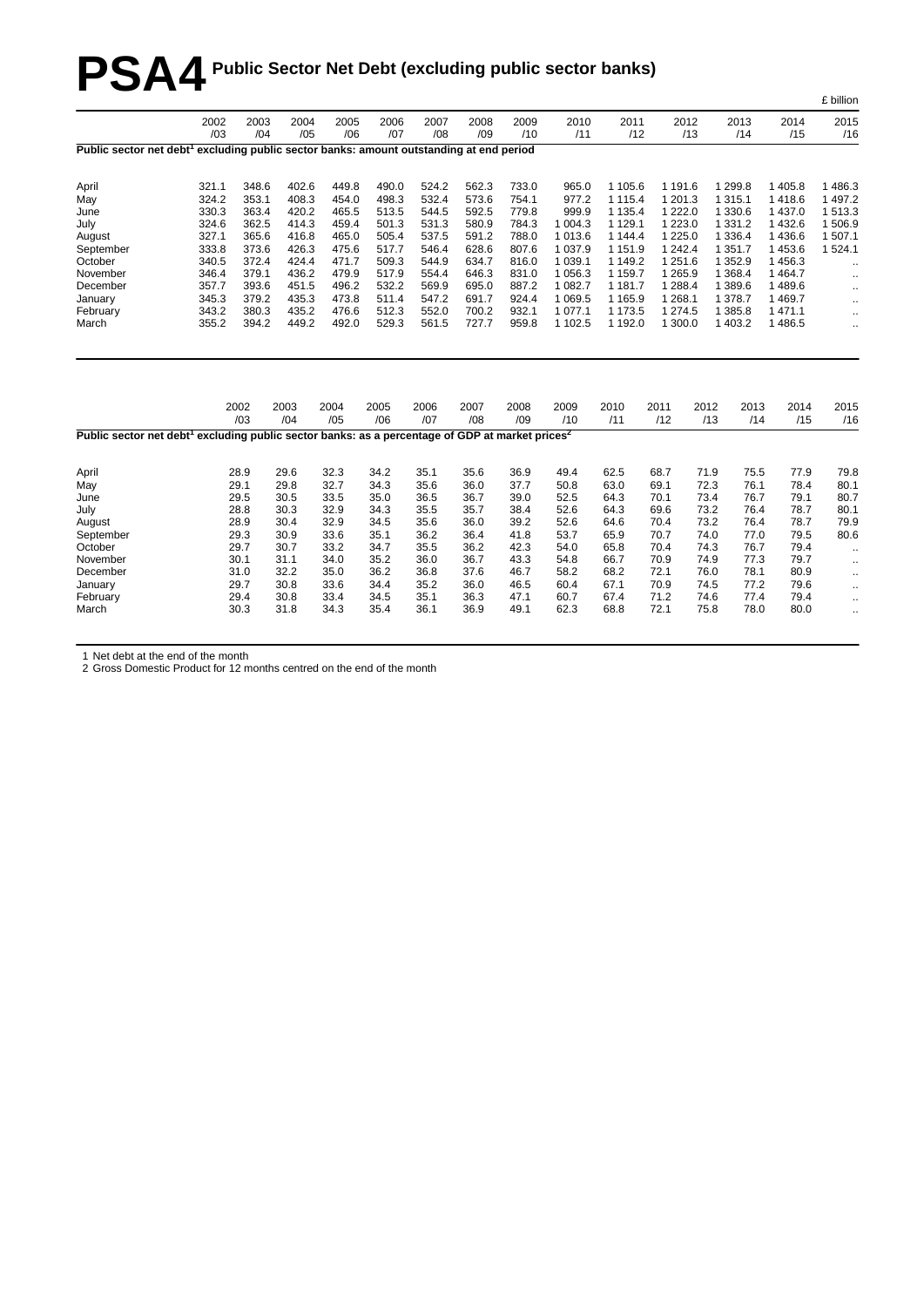# PSA4 Public Sector Net Debt (excluding public sector banks)

£ billion

| | 2002 /03 | 2003 /04 | 2004 /05 | 2005 /06 | 2006 /07 | 2007 /08 | 2008 /09 | 2009 /10 | 2010 /11 | 2011 /12 | 2012 /13 | 2013 /14 | 2014 /15 | 2015 /16 |
|---|---|---|---|---|---|---|---|---|---|---|---|---|---|---|
| **Public sector net debt[1] excluding public sector banks: amount outstanding at end period** | | | | | | | | | | | | | | |
| April | 321.1 | 348.6 | 402.6 | 449.8 | 490.0 | 524.2 | 562.3 | 733.0 | 965.0 | 1 105.6 | 1 191.6 | 1 299.8 | 1 405.8 | 1 486.3 |
| May | 324.2 | 353.1 | 408.3 | 454.0 | 498.3 | 532.4 | 573.6 | 754.1 | 977.2 | 1 115.4 | 1 201.3 | 1 315.1 | 1 418.6 | 1 497.2 |
| June | 330.3 | 363.4 | 420.2 | 465.5 | 513.5 | 544.5 | 592.5 | 779.8 | 999.9 | 1 135.4 | 1 222.0 | 1 330.6 | 1 437.0 | 1 513.3 |
| July | 324.6 | 362.5 | 414.3 | 459.4 | 501.3 | 531.3 | 580.9 | 784.3 | 1 004.3 | 1 129.1 | 1 223.0 | 1 331.2 | 1 432.6 | 1 506.9 |
| August | 327.1 | 365.6 | 416.8 | 465.0 | 505.4 | 537.5 | 591.2 | 788.0 | 1 013.6 | 1 144.4 | 1 225.0 | 1 336.4 | 1 436.6 | 1 507.1 |
| September | 333.8 | 373.6 | 426.3 | 475.6 | 517.7 | 546.4 | 628.6 | 807.6 | 1 037.9 | 1 151.9 | 1 242.4 | 1 351.7 | 1 453.6 | 1 524.1 |
| October | 340.5 | 372.4 | 424.4 | 471.7 | 509.3 | 544.9 | 634.7 | 816.0 | 1 039.1 | 1 149.2 | 1 251.6 | 1 352.9 | 1 456.3 | .. |
| November | 346.4 | 379.1 | 436.2 | 479.9 | 517.9 | 554.4 | 646.3 | 831.0 | 1 056.3 | 1 159.7 | 1 265.9 | 1 368.4 | 1 464.7 | .. |
| December | 357.7 | 393.6 | 451.5 | 496.2 | 532.2 | 569.9 | 695.0 | 887.2 | 1 082.7 | 1 181.7 | 1 288.4 | 1 389.6 | 1 489.6 | .. |
| January | 345.3 | 379.2 | 435.3 | 473.8 | 511.4 | 547.2 | 691.7 | 924.4 | 1 069.5 | 1 165.9 | 1 268.1 | 1 378.7 | 1 469.7 | .. |
| February | 343.2 | 380.3 | 435.2 | 476.6 | 512.3 | 552.0 | 700.2 | 932.1 | 1 077.1 | 1 173.5 | 1 274.5 | 1 385.8 | 1 471.1 | .. |
| March | 355.2 | 394.2 | 449.2 | 492.0 | 529.3 | 561.5 | 727.7 | 959.8 | 1 102.5 | 1 192.0 | 1 300.0 | 1 403.2 | 1 486.5 | .. |

| | 2002 /03 | 2003 /04 | 2004 /05 | 2005 /06 | 2006 /07 | 2007 /08 | 2008 /09 | 2009 /10 | 2010 /11 | 2011 /12 | 2012 /13 | 2013 /14 | 2014 /15 | 2015 /16 |
|---|---|---|---|---|---|---|---|---|---|---|---|---|---|---|
| **Public sector net debt[1] excluding public sector banks: as a percentage of GDP at market prices[2]** | | | | | | | | | | | | | | |
| April | 28.9 | 29.6 | 32.3 | 34.2 | 35.1 | 35.6 | 36.9 | 49.4 | 62.5 | 68.7 | 71.9 | 75.5 | 77.9 | 79.8 |
| May | 29.1 | 29.8 | 32.7 | 34.3 | 35.6 | 36.0 | 37.7 | 50.8 | 63.0 | 69.1 | 72.3 | 76.1 | 78.4 | 80.1 |
| June | 29.5 | 30.5 | 33.5 | 35.0 | 36.5 | 36.7 | 39.0 | 52.5 | 64.3 | 70.1 | 73.4 | 76.7 | 79.1 | 80.7 |
| July | 28.8 | 30.3 | 32.9 | 34.3 | 35.5 | 35.7 | 38.4 | 52.6 | 64.3 | 69.6 | 73.2 | 76.4 | 78.7 | 80.1 |
| August | 28.9 | 30.4 | 32.9 | 34.5 | 35.6 | 36.0 | 39.2 | 52.6 | 64.6 | 70.4 | 73.2 | 76.4 | 78.7 | 79.9 |
| September | 29.3 | 30.9 | 33.6 | 35.1 | 36.2 | 36.4 | 41.8 | 53.7 | 65.9 | 70.7 | 74.0 | 77.0 | 79.5 | 80.6 |
| October | 29.7 | 30.7 | 33.2 | 34.7 | 35.5 | 36.2 | 42.3 | 54.0 | 65.8 | 70.4 | 74.3 | 76.7 | 79.4 | .. |
| November | 30.1 | 31.1 | 34.0 | 35.2 | 36.0 | 36.7 | 43.3 | 54.8 | 66.7 | 70.9 | 74.9 | 77.3 | 79.7 | .. |
| December | 31.0 | 32.2 | 35.0 | 36.2 | 36.8 | 37.6 | 46.7 | 58.2 | 68.2 | 72.1 | 76.0 | 78.1 | 80.9 | .. |
| January | 29.7 | 30.8 | 33.6 | 34.4 | 35.2 | 36.0 | 46.5 | 60.4 | 67.1 | 70.9 | 74.5 | 77.2 | 79.6 | .. |
| February | 29.4 | 30.8 | 33.4 | 34.5 | 35.1 | 36.3 | 47.1 | 60.7 | 67.4 | 71.2 | 74.6 | 77.4 | 79.4 | .. |
| March | 30.3 | 31.8 | 34.3 | 35.4 | 36.1 | 36.9 | 49.1 | 62.3 | 68.8 | 72.1 | 75.8 | 78.0 | 80.0 | .. |

1 Net debt at the end of the month
2 Gross Domestic Product for 12 months centred on the end of the month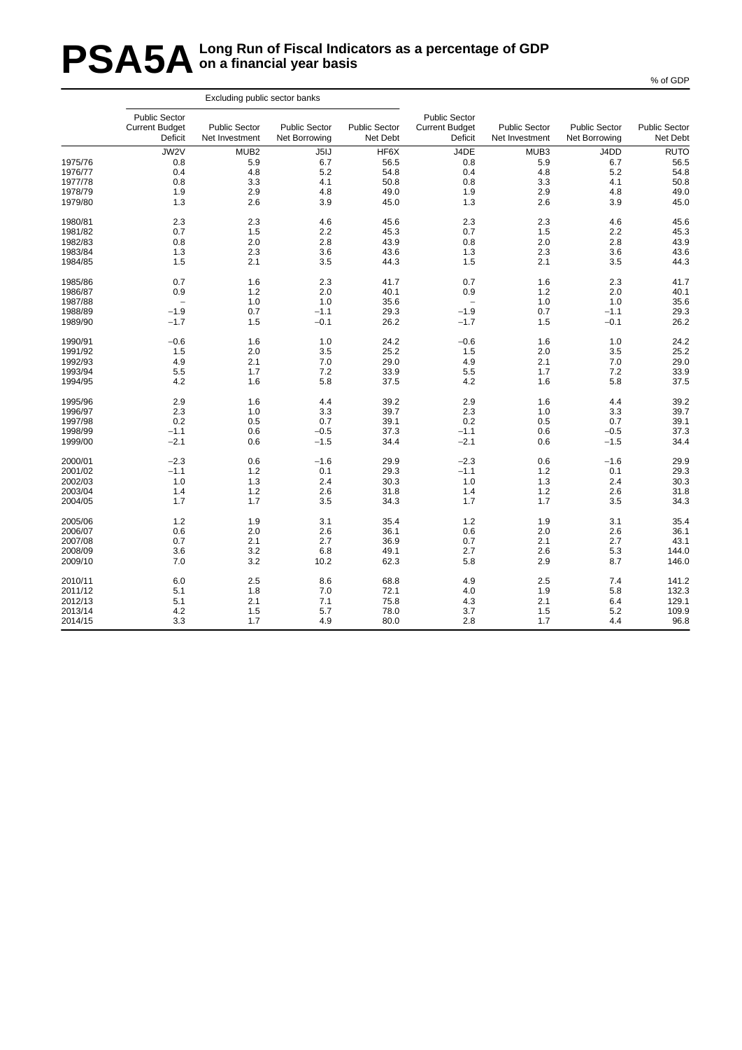# PSA5A Long Run of Fiscal Indicators as a percentage of GDP on a financial year basis

% of GDP

| | Excluding public sector banks | | | | | | | |
|---|---|---|---|---|---|---|---|---|
| | Public Sector Current Budget Deficit | Public Sector Net Investment | Public Sector Net Borrowing | Public Sector Net Debt | Public Sector Current Budget Deficit | Public Sector Net Investment | Public Sector Net Borrowing | Public Sector Net Debt |
| | JW2V | MUB2 | J5IJ | HF6X | J4DE | MUB3 | J4DD | RUTO |
| 1975/76 | 0.8 | 5.9 | 6.7 | 56.5 | 0.8 | 5.9 | 6.7 | 56.5 |
| 1976/77 | 0.4 | 4.8 | 5.2 | 54.8 | 0.4 | 4.8 | 5.2 | 54.8 |
| 1977/78 | 0.8 | 3.3 | 4.1 | 50.8 | 0.8 | 3.3 | 4.1 | 50.8 |
| 1978/79 | 1.9 | 2.9 | 4.8 | 49.0 | 1.9 | 2.9 | 4.8 | 49.0 |
| 1979/80 | 1.3 | 2.6 | 3.9 | 45.0 | 1.3 | 2.6 | 3.9 | 45.0 |
| 1980/81 | 2.3 | 2.3 | 4.6 | 45.6 | 2.3 | 2.3 | 4.6 | 45.6 |
| 1981/82 | 0.7 | 1.5 | 2.2 | 45.3 | 0.7 | 1.5 | 2.2 | 45.3 |
| 1982/83 | 0.8 | 2.0 | 2.8 | 43.9 | 0.8 | 2.0 | 2.8 | 43.9 |
| 1983/84 | 1.3 | 2.3 | 3.6 | 43.6 | 1.3 | 2.3 | 3.6 | 43.6 |
| 1984/85 | 1.5 | 2.1 | 3.5 | 44.3 | 1.5 | 2.1 | 3.5 | 44.3 |
| 1985/86 | 0.7 | 1.6 | 2.3 | 41.7 | 0.7 | 1.6 | 2.3 | 41.7 |
| 1986/87 | 0.9 | 1.2 | 2.0 | 40.1 | 0.9 | 1.2 | 2.0 | 40.1 |
| 1987/88 | – | 1.0 | 1.0 | 35.6 | – | 1.0 | 1.0 | 35.6 |
| 1988/89 | –1.9 | 0.7 | –1.1 | 29.3 | –1.9 | 0.7 | –1.1 | 29.3 |
| 1989/90 | –1.7 | 1.5 | –0.1 | 26.2 | –1.7 | 1.5 | –0.1 | 26.2 |
| 1990/91 | –0.6 | 1.6 | 1.0 | 24.2 | –0.6 | 1.6 | 1.0 | 24.2 |
| 1991/92 | 1.5 | 2.0 | 3.5 | 25.2 | 1.5 | 2.0 | 3.5 | 25.2 |
| 1992/93 | 4.9 | 2.1 | 7.0 | 29.0 | 4.9 | 2.1 | 7.0 | 29.0 |
| 1993/94 | 5.5 | 1.7 | 7.2 | 33.9 | 5.5 | 1.7 | 7.2 | 33.9 |
| 1994/95 | 4.2 | 1.6 | 5.8 | 37.5 | 4.2 | 1.6 | 5.8 | 37.5 |
| 1995/96 | 2.9 | 1.6 | 4.4 | 39.2 | 2.9 | 1.6 | 4.4 | 39.2 |
| 1996/97 | 2.3 | 1.0 | 3.3 | 39.7 | 2.3 | 1.0 | 3.3 | 39.7 |
| 1997/98 | 0.2 | 0.5 | 0.7 | 39.1 | 0.2 | 0.5 | 0.7 | 39.1 |
| 1998/99 | –1.1 | 0.6 | –0.5 | 37.3 | –1.1 | 0.6 | –0.5 | 37.3 |
| 1999/00 | –2.1 | 0.6 | –1.5 | 34.4 | –2.1 | 0.6 | –1.5 | 34.4 |
| 2000/01 | –2.3 | 0.6 | –1.6 | 29.9 | –2.3 | 0.6 | –1.6 | 29.9 |
| 2001/02 | –1.1 | 1.2 | 0.1 | 29.3 | –1.1 | 1.2 | 0.1 | 29.3 |
| 2002/03 | 1.0 | 1.3 | 2.4 | 30.3 | 1.0 | 1.3 | 2.4 | 30.3 |
| 2003/04 | 1.4 | 1.2 | 2.6 | 31.8 | 1.4 | 1.2 | 2.6 | 31.8 |
| 2004/05 | 1.7 | 1.7 | 3.5 | 34.3 | 1.7 | 1.7 | 3.5 | 34.3 |
| 2005/06 | 1.2 | 1.9 | 3.1 | 35.4 | 1.2 | 1.9 | 3.1 | 35.4 |
| 2006/07 | 0.6 | 2.0 | 2.6 | 36.1 | 0.6 | 2.0 | 2.6 | 36.1 |
| 2007/08 | 0.7 | 2.1 | 2.7 | 36.9 | 0.7 | 2.1 | 2.7 | 43.1 |
| 2008/09 | 3.6 | 3.2 | 6.8 | 49.1 | 2.7 | 2.6 | 5.3 | 144.0 |
| 2009/10 | 7.0 | 3.2 | 10.2 | 62.3 | 5.8 | 2.9 | 8.7 | 146.0 |
| 2010/11 | 6.0 | 2.5 | 8.6 | 68.8 | 4.9 | 2.5 | 7.4 | 141.2 |
| 2011/12 | 5.1 | 1.8 | 7.0 | 72.1 | 4.0 | 1.9 | 5.8 | 132.3 |
| 2012/13 | 5.1 | 2.1 | 7.1 | 75.8 | 4.3 | 2.1 | 6.4 | 129.1 |
| 2013/14 | 4.2 | 1.5 | 5.7 | 78.0 | 3.7 | 1.5 | 5.2 | 109.9 |
| 2014/15 | 3.3 | 1.7 | 4.9 | 80.0 | 2.8 | 1.7 | 4.4 | 96.8 |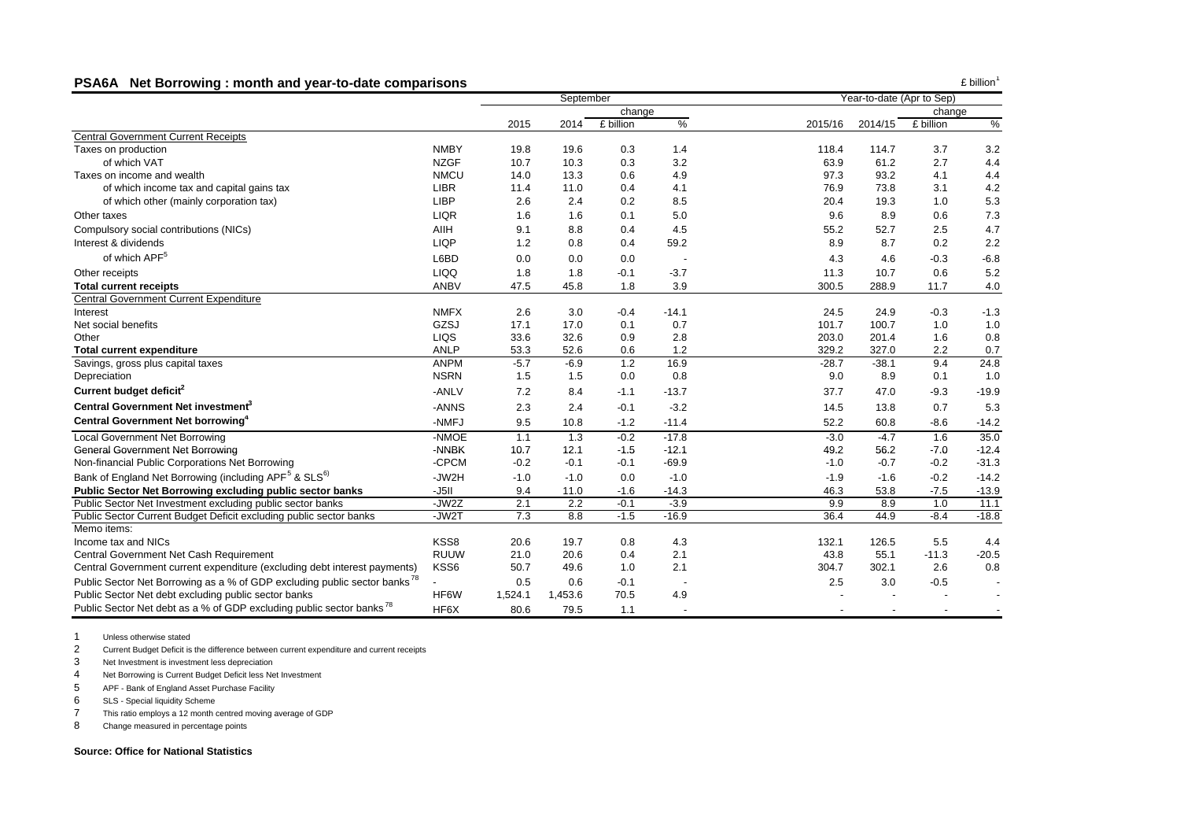## PSA6A Net Borrowing : month and year-to-date comparisons

£ billion[1]

| | | September | | | | Year-to-date (Apr to Sep) | | | |
|---|---|---|---|---|---|---|---|---|---|
| | | | | change | | | | change | |
| | | 2015 | 2014 | £ billion | % | 2015/16 | 2014/15 | £ billion | % |
| **Central Government Current Receipts** | | | | | | | | | |
| Taxes on production | NMBY | 19.8 | 19.6 | 0.3 | 1.4 | 118.4 | 114.7 | 3.7 | 3.2 |
| of which VAT | NZGF | 10.7 | 10.3 | 0.3 | 3.2 | 63.9 | 61.2 | 2.7 | 4.4 |
| Taxes on income and wealth | NMCU | 14.0 | 13.3 | 0.6 | 4.9 | 97.3 | 93.2 | 4.1 | 4.4 |
| of which income tax and capital gains tax | LIBR | 11.4 | 11.0 | 0.4 | 4.1 | 76.9 | 73.8 | 3.1 | 4.2 |
| of which other (mainly corporation tax) | LIBP | 2.6 | 2.4 | 0.2 | 8.5 | 20.4 | 19.3 | 1.0 | 5.3 |
| Other taxes | LIQR | 1.6 | 1.6 | 0.1 | 5.0 | 9.6 | 8.9 | 0.6 | 7.3 |
| Compulsory social contributions (NICs) | AIIH | 9.1 | 8.8 | 0.4 | 4.5 | 55.2 | 52.7 | 2.5 | 4.7 |
| Interest & dividends | LIQP | 1.2 | 0.8 | 0.4 | 59.2 | 8.9 | 8.7 | 0.2 | 2.2 |
| of which APF[5] | L6BD | 0.0 | 0.0 | 0.0 | - | 4.3 | 4.6 | -0.3 | -6.8 |
| Other receipts | LIQQ | 1.8 | 1.8 | -0.1 | -3.7 | 11.3 | 10.7 | 0.6 | 5.2 |
| **Total current receipts** | ANBV | 47.5 | 45.8 | 1.8 | 3.9 | 300.5 | 288.9 | 11.7 | 4.0 |
| **Central Government Current Expenditure** | | | | | | | | | |
| Interest | NMFX | 2.6 | 3.0 | -0.4 | -14.1 | 24.5 | 24.9 | -0.3 | -1.3 |
| Net social benefits | GZSJ | 17.1 | 17.0 | 0.1 | 0.7 | 101.7 | 100.7 | 1.0 | 1.0 |
| Other | LIQS | 33.6 | 32.6 | 0.9 | 2.8 | 203.0 | 201.4 | 1.6 | 0.8 |
| **Total current expenditure** | ANLP | 53.3 | 52.6 | 0.6 | 1.2 | 329.2 | 327.0 | 2.2 | 0.7 |
| Savings, gross plus capital taxes | ANPM | -5.7 | -6.9 | 1.2 | 16.9 | -28.7 | -38.1 | 9.4 | 24.8 |
| Depreciation | NSRN | 1.5 | 1.5 | 0.0 | 0.8 | 9.0 | 8.9 | 0.1 | 1.0 |
| **Current budget deficit[2]** | -ANLV | 7.2 | 8.4 | -1.1 | -13.7 | 37.7 | 47.0 | -9.3 | -19.9 |
| **Central Government Net investment[3]** | -ANNS | 2.3 | 2.4 | -0.1 | -3.2 | 14.5 | 13.8 | 0.7 | 5.3 |
| **Central Government Net borrowing[4]** | -NMFJ | 9.5 | 10.8 | -1.2 | -11.4 | 52.2 | 60.8 | -8.6 | -14.2 |
| Local Government Net Borrowing | -NMOE | 1.1 | 1.3 | -0.2 | -17.8 | -3.0 | -4.7 | 1.6 | 35.0 |
| General Government Net Borrowing | -NNBK | 10.7 | 12.1 | -1.5 | -12.1 | 49.2 | 56.2 | -7.0 | -12.4 |
| Non-financial Public Corporations Net Borrowing | -CPCM | -0.2 | -0.1 | -0.1 | -69.9 | -1.0 | -0.7 | -0.2 | -31.3 |
| Bank of England Net Borrowing (including APF[5] & SLS[6]) | -JW2H | -1.0 | -1.0 | 0.0 | -1.0 | -1.9 | -1.6 | -0.2 | -14.2 |
| **Public Sector Net Borrowing excluding public sector banks** | -J5II | 9.4 | 11.0 | -1.6 | -14.3 | 46.3 | 53.8 | -7.5 | -13.9 |
| Public Sector Net Investment excluding public sector banks | -JW2Z | 2.1 | 2.2 | -0.1 | -3.9 | 9.9 | 8.9 | 1.0 | 11.1 |
| Public Sector Current Budget Deficit excluding public sector banks | -JW2T | 7.3 | 8.8 | -1.5 | -16.9 | 36.4 | 44.9 | -8.4 | -18.8 |
| Memo items: | | | | | | | | | |
| Income tax and NICs | KSS8 | 20.6 | 19.7 | 0.8 | 4.3 | 132.1 | 126.5 | 5.5 | 4.4 |
| Central Government Net Cash Requirement | RUUW | 21.0 | 20.6 | 0.4 | 2.1 | 43.8 | 55.1 | -11.3 | -20.5 |
| Central Government current expenditure (excluding debt interest payments) | KSS6 | 50.7 | 49.6 | 1.0 | 2.1 | 304.7 | 302.1 | 2.6 | 0.8 |
| Public Sector Net Borrowing as a % of GDP excluding public sector banks[7,8] | - | 0.5 | 0.6 | -0.1 | - | 2.5 | 3.0 | -0.5 | - |
| Public Sector Net debt excluding public sector banks | HF6W | 1,524.1 | 1,453.6 | 70.5 | 4.9 | - | - | - | - |
| Public Sector Net debt as a % of GDP excluding public sector banks[7,8] | HF6X | 80.6 | 79.5 | 1.1 | - | - | - | - | - |

1 Unless otherwise stated
2 Current Budget Deficit is the difference between current expenditure and current receipts
3 Net Investment is investment less depreciation
4 Net Borrowing is Current Budget Deficit less Net Investment
5 APF - Bank of England Asset Purchase Facility
6 SLS - Special liquidity Scheme
7 This ratio employs a 12 month centred moving average of GDP
8 Change measured in percentage points

**Source: Office for National Statistics**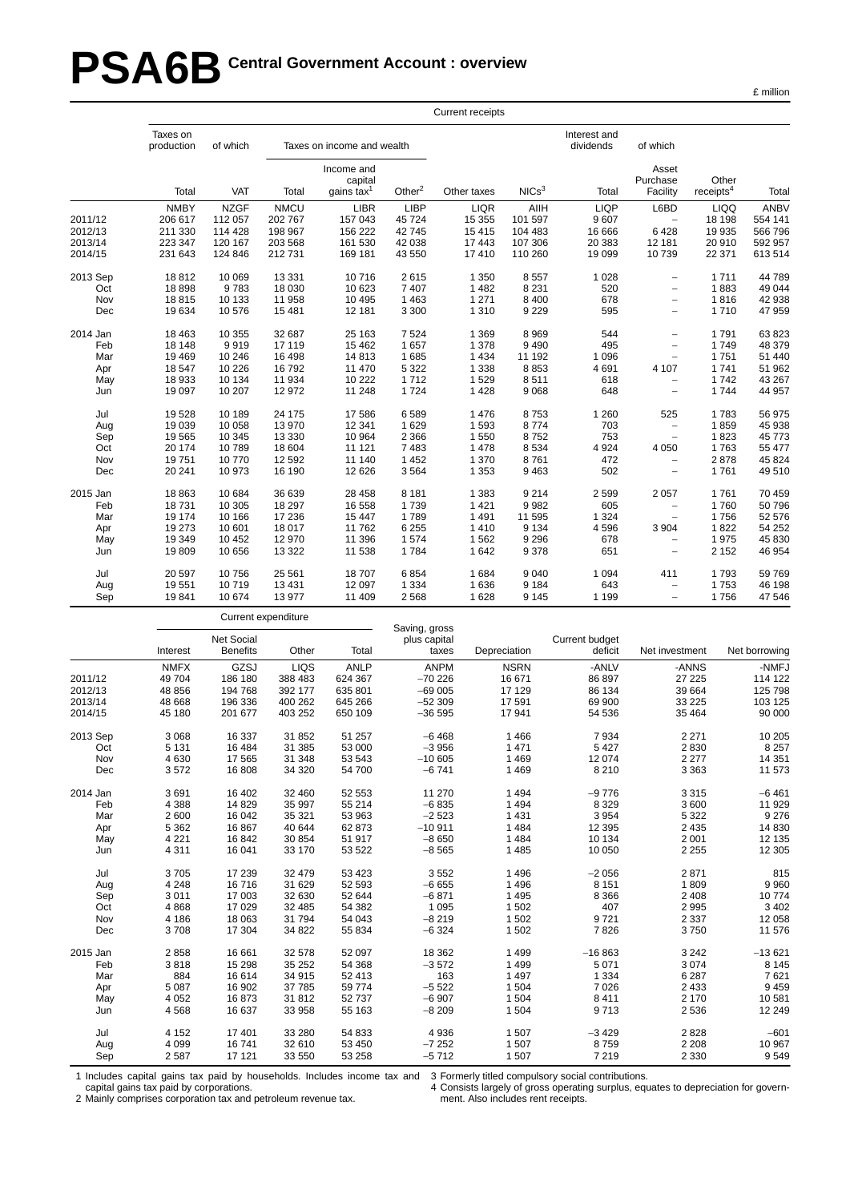# PSA6B Central Government Account : overview

£ million

| | Current receipts | | | | | | | | | | |
|---|---|---|---|---|---|---|---|---|---|---|---|
| | Taxes on production | of which | Taxes on income and wealth | | | | | Interest and dividends | of which | | |
| | Total | VAT | Total | Income and capital gains tax[1] | Other[2] | Other taxes | NICs[3] | Total | Asset Purchase Facility | Other receipts[4] | Total |
| | NMBY | NZGF | NMCU | LIBR | LIBP | LIQR | AIIH | LIQP | L6BD | LIQQ | ANBV |
| 2011/12 | 206 617 | 112 057 | 202 767 | 157 043 | 45 724 | 15 355 | 101 597 | 9 607 | – | 18 198 | 554 141 |
| 2012/13 | 211 330 | 114 428 | 198 967 | 156 222 | 42 745 | 15 415 | 104 483 | 16 666 | 6 428 | 19 935 | 566 796 |
| 2013/14 | 223 347 | 120 167 | 203 568 | 161 530 | 42 038 | 17 443 | 107 306 | 20 383 | 12 181 | 20 910 | 592 957 |
| 2014/15 | 231 643 | 124 846 | 212 731 | 169 181 | 43 550 | 17 410 | 110 260 | 19 099 | 10 739 | 22 371 | 613 514 |
| 2013 Sep | 18 812 | 10 069 | 13 331 | 10 716 | 2 615 | 1 350 | 8 557 | 1 028 | – | 1 711 | 44 789 |
| Oct | 18 898 | 9 783 | 18 030 | 10 623 | 7 407 | 1 482 | 8 231 | 520 | – | 1 883 | 49 044 |
| Nov | 18 815 | 10 133 | 11 958 | 10 495 | 1 463 | 1 271 | 8 400 | 678 | – | 1 816 | 42 938 |
| Dec | 19 634 | 10 576 | 15 481 | 12 181 | 3 300 | 1 310 | 9 229 | 595 | – | 1 710 | 47 959 |
| 2014 Jan | 18 463 | 10 355 | 32 687 | 25 163 | 7 524 | 1 369 | 8 969 | 544 | – | 1 791 | 63 823 |
| Feb | 18 148 | 9 919 | 17 119 | 15 462 | 1 657 | 1 378 | 9 490 | 495 | – | 1 749 | 48 379 |
| Mar | 19 469 | 10 246 | 16 498 | 14 813 | 1 685 | 1 434 | 11 192 | 1 096 | – | 1 751 | 51 440 |
| Apr | 18 547 | 10 226 | 16 792 | 11 470 | 5 322 | 1 338 | 8 853 | 4 691 | 4 107 | 1 741 | 51 962 |
| May | 18 933 | 10 134 | 11 934 | 10 222 | 1 712 | 1 529 | 8 511 | 618 | – | 1 742 | 43 267 |
| Jun | 19 097 | 10 207 | 12 972 | 11 248 | 1 724 | 1 428 | 9 068 | 648 | – | 1 744 | 44 957 |
| Jul | 19 528 | 10 189 | 24 175 | 17 586 | 6 589 | 1 476 | 8 753 | 1 260 | 525 | 1 783 | 56 975 |
| Aug | 19 039 | 10 058 | 13 970 | 12 341 | 1 629 | 1 593 | 8 774 | 703 | – | 1 859 | 45 938 |
| Sep | 19 565 | 10 345 | 13 330 | 10 964 | 2 366 | 1 550 | 8 752 | 753 | – | 1 823 | 45 773 |
| Oct | 20 174 | 10 789 | 18 604 | 11 121 | 7 483 | 1 478 | 8 534 | 4 924 | 4 050 | 1 763 | 55 477 |
| Nov | 19 751 | 10 770 | 12 592 | 11 140 | 1 452 | 1 370 | 8 761 | 472 | – | 2 878 | 45 824 |
| Dec | 20 241 | 10 973 | 16 190 | 12 626 | 3 564 | 1 353 | 9 463 | 502 | – | 1 761 | 49 510 |
| 2015 Jan | 18 863 | 10 684 | 36 639 | 28 458 | 8 181 | 1 383 | 9 214 | 2 599 | 2 057 | 1 761 | 70 459 |
| Feb | 18 731 | 10 305 | 18 297 | 16 558 | 1 739 | 1 421 | 9 982 | 605 | – | 1 760 | 50 796 |
| Mar | 19 174 | 10 166 | 17 236 | 15 447 | 1 789 | 1 491 | 11 595 | 1 324 | – | 1 756 | 52 576 |
| Apr | 19 273 | 10 601 | 18 017 | 11 762 | 6 255 | 1 410 | 9 134 | 4 596 | 3 904 | 1 822 | 54 252 |
| May | 19 349 | 10 452 | 12 970 | 11 396 | 1 574 | 1 562 | 9 296 | 678 | – | 1 975 | 45 830 |
| Jun | 19 809 | 10 656 | 13 322 | 11 538 | 1 784 | 1 642 | 9 378 | 651 | – | 2 152 | 46 954 |
| Jul | 20 597 | 10 756 | 25 561 | 18 707 | 6 854 | 1 684 | 9 040 | 1 094 | 411 | 1 793 | 59 769 |
| Aug | 19 551 | 10 719 | 13 431 | 12 097 | 1 334 | 1 636 | 9 184 | 643 | – | 1 753 | 46 198 |
| Sep | 19 841 | 10 674 | 13 977 | 11 409 | 2 568 | 1 628 | 9 145 | 1 199 | – | 1 756 | 47 546 |

| | Current expenditure | | | | | | | | |
|---|---|---|---|---|---|---|---|---|---|
| | Interest | Net Social Benefits | Other | Total | Saving, gross plus capital taxes | Depreciation | Current budget deficit | Net investment | Net borrowing |
| | NMFX | GZSJ | LIQS | ANLP | ANPM | NSRN | -ANLV | -ANNS | -NMFJ |
| 2011/12 | 49 704 | 186 180 | 388 483 | 624 367 | −70 226 | 16 671 | 86 897 | 27 225 | 114 122 |
| 2012/13 | 48 856 | 194 768 | 392 177 | 635 801 | −69 005 | 17 129 | 86 134 | 39 664 | 125 798 |
| 2013/14 | 48 668 | 196 336 | 400 262 | 645 266 | −52 309 | 17 591 | 69 900 | 33 225 | 103 125 |
| 2014/15 | 45 180 | 201 677 | 403 252 | 650 109 | −36 595 | 17 941 | 54 536 | 35 464 | 90 000 |
| 2013 Sep | 3 068 | 16 337 | 31 852 | 51 257 | −6 468 | 1 466 | 7 934 | 2 271 | 10 205 |
| Oct | 5 131 | 16 484 | 31 385 | 53 000 | −3 956 | 1 471 | 5 427 | 2 830 | 8 257 |
| Nov | 4 630 | 17 565 | 31 348 | 53 543 | −10 605 | 1 469 | 12 074 | 2 277 | 14 351 |
| Dec | 3 572 | 16 808 | 34 320 | 54 700 | −6 741 | 1 469 | 8 210 | 3 363 | 11 573 |
| 2014 Jan | 3 691 | 16 402 | 32 460 | 52 553 | 11 270 | 1 494 | −9 776 | 3 315 | −6 461 |
| Feb | 4 388 | 14 829 | 35 997 | 55 214 | −6 835 | 1 494 | 8 329 | 3 600 | 11 929 |
| Mar | 2 600 | 16 042 | 35 321 | 53 963 | −2 523 | 1 431 | 3 954 | 5 322 | 9 276 |
| Apr | 5 362 | 16 867 | 40 644 | 62 873 | −10 911 | 1 484 | 12 395 | 2 435 | 14 830 |
| May | 4 221 | 16 842 | 30 854 | 51 917 | −8 650 | 1 484 | 10 134 | 2 001 | 12 135 |
| Jun | 4 311 | 16 041 | 33 170 | 53 522 | −8 565 | 1 485 | 10 050 | 2 255 | 12 305 |
| Jul | 3 705 | 17 239 | 32 479 | 53 423 | 3 552 | 1 496 | −2 056 | 2 871 | 815 |
| Aug | 4 248 | 16 716 | 31 629 | 52 593 | −6 655 | 1 496 | 8 151 | 1 809 | 9 960 |
| Sep | 3 011 | 17 003 | 32 630 | 52 644 | −6 871 | 1 495 | 8 366 | 2 408 | 10 774 |
| Oct | 4 868 | 17 029 | 32 485 | 54 382 | 1 095 | 1 502 | 407 | 2 995 | 3 402 |
| Nov | 4 186 | 18 063 | 31 794 | 54 043 | −8 219 | 1 502 | 9 721 | 2 337 | 12 058 |
| Dec | 3 708 | 17 304 | 34 822 | 55 834 | −6 324 | 1 502 | 7 826 | 3 750 | 11 576 |
| 2015 Jan | 2 858 | 16 661 | 32 578 | 52 097 | 18 362 | 1 499 | −16 863 | 3 242 | −13 621 |
| Feb | 3 818 | 15 298 | 35 252 | 54 368 | −3 572 | 1 499 | 5 071 | 3 074 | 8 145 |
| Mar | 884 | 16 614 | 34 915 | 52 413 | 163 | 1 497 | 1 334 | 6 287 | 7 621 |
| Apr | 5 087 | 16 902 | 37 785 | 59 774 | −5 522 | 1 504 | 7 026 | 2 433 | 9 459 |
| May | 4 052 | 16 873 | 31 812 | 52 737 | −6 907 | 1 504 | 8 411 | 2 170 | 10 581 |
| Jun | 4 568 | 16 637 | 33 958 | 55 163 | −8 209 | 1 504 | 9 713 | 2 536 | 12 249 |
| Jul | 4 152 | 17 401 | 33 280 | 54 833 | 4 936 | 1 507 | −3 429 | 2 828 | −601 |
| Aug | 4 099 | 16 741 | 32 610 | 53 450 | −7 252 | 1 507 | 8 759 | 2 208 | 10 967 |
| Sep | 2 587 | 17 121 | 33 550 | 53 258 | −5 712 | 1 507 | 7 219 | 2 330 | 9 549 |

1 Includes capital gains tax paid by households. Includes income tax and capital gains tax paid by corporations.
2 Mainly comprises corporation tax and petroleum revenue tax.
3 Formerly titled compulsory social contributions.
4 Consists largely of gross operating surplus, equates to depreciation for government. Also includes rent receipts.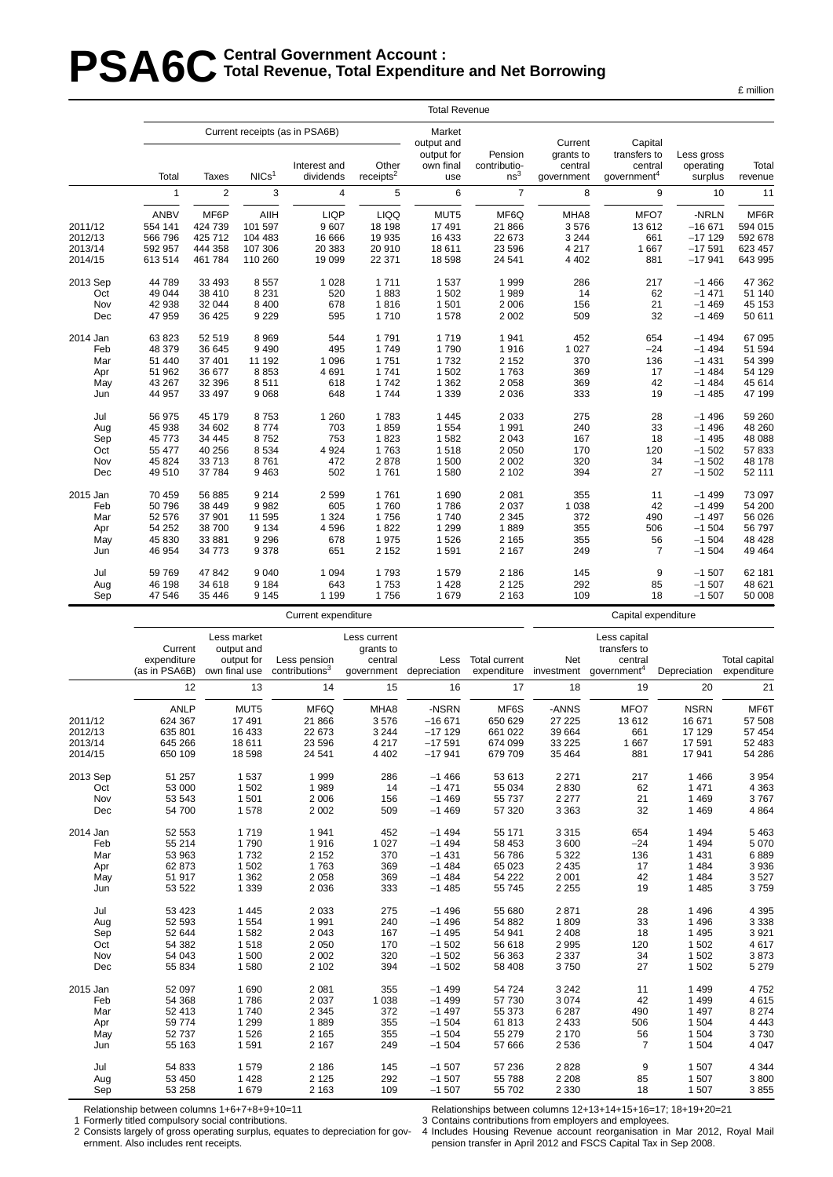# PSA6C Central Government Account : Total Revenue, Total Expenditure and Net Borrowing

£ million

| | Total Revenue | | | | | | | | | | |
|---|---|---|---|---|---|---|---|---|---|---|---|
| | Current receipts (as in PSA6B) | | | | | Market output and output for own final use | Pension contributions[3] | Current grants to central government[4] | Capital transfers to central government[4] | Less gross operating surplus | Total revenue |
| | Total | Taxes | NICs[1] | Interest and dividends | Other receipts[2] | | | | | | |
| | 1 | 2 | 3 | 4 | 5 | 6 | 7 | 8 | 9 | 10 | 11 |
| | ANBV | MF6P | AIIH | LIQP | LIQQ | MUT5 | MF6Q | MHA8 | MFO7 | -NRLN | MF6R |
| 2011/12 | 554 141 | 424 739 | 101 597 | 9 607 | 18 198 | 17 491 | 21 866 | 3 576 | 13 612 | –16 671 | 594 015 |
| 2012/13 | 566 796 | 425 712 | 104 483 | 16 666 | 19 935 | 16 433 | 22 673 | 3 244 | 661 | –17 129 | 592 678 |
| 2013/14 | 592 957 | 444 358 | 107 306 | 20 383 | 20 910 | 18 611 | 23 596 | 4 217 | 1 667 | –17 591 | 623 457 |
| 2014/15 | 613 514 | 461 784 | 110 260 | 19 099 | 22 371 | 18 598 | 24 541 | 4 402 | 881 | –17 941 | 643 995 |
| 2013 Sep | 44 789 | 33 493 | 8 557 | 1 028 | 1 711 | 1 537 | 1 999 | 286 | 217 | –1 466 | 47 362 |
| Oct | 49 044 | 38 410 | 8 231 | 520 | 1 883 | 1 502 | 1 989 | 14 | 62 | –1 471 | 51 140 |
| Nov | 42 938 | 32 044 | 8 400 | 678 | 1 816 | 1 501 | 2 006 | 156 | 21 | –1 469 | 45 153 |
| Dec | 47 959 | 36 425 | 9 229 | 595 | 1 710 | 1 578 | 2 002 | 509 | 32 | –1 469 | 50 611 |
| 2014 Jan | 63 823 | 52 519 | 8 969 | 544 | 1 791 | 1 719 | 1 941 | 452 | 654 | –1 494 | 67 095 |
| Feb | 48 379 | 36 645 | 9 490 | 495 | 1 749 | 1 790 | 1 916 | 1 027 | –24 | –1 494 | 51 594 |
| Mar | 51 440 | 37 401 | 11 192 | 1 096 | 1 751 | 1 732 | 2 152 | 370 | 136 | –1 431 | 54 399 |
| Apr | 51 962 | 36 677 | 8 853 | 4 691 | 1 741 | 1 502 | 1 763 | 369 | 17 | –1 484 | 54 129 |
| May | 43 267 | 32 396 | 8 511 | 618 | 1 742 | 1 362 | 2 058 | 369 | 42 | –1 484 | 45 614 |
| Jun | 44 957 | 33 497 | 9 068 | 648 | 1 744 | 1 339 | 2 036 | 333 | 19 | –1 485 | 47 199 |
| Jul | 56 975 | 45 179 | 8 753 | 1 260 | 1 783 | 1 445 | 2 033 | 275 | 28 | –1 496 | 59 260 |
| Aug | 45 938 | 34 602 | 8 774 | 703 | 1 859 | 1 554 | 1 991 | 240 | 33 | –1 496 | 48 260 |
| Sep | 45 773 | 34 445 | 8 752 | 753 | 1 823 | 1 582 | 2 043 | 167 | 18 | –1 495 | 48 088 |
| Oct | 55 477 | 40 256 | 8 534 | 4 924 | 1 763 | 1 518 | 2 050 | 170 | 120 | –1 502 | 57 833 |
| Nov | 45 824 | 33 713 | 8 761 | 472 | 2 878 | 1 500 | 2 002 | 320 | 34 | –1 502 | 48 178 |
| Dec | 49 510 | 37 784 | 9 463 | 502 | 1 761 | 1 580 | 2 102 | 394 | 27 | –1 502 | 52 111 |
| 2015 Jan | 70 459 | 56 885 | 9 214 | 2 599 | 1 761 | 1 690 | 2 081 | 355 | 11 | –1 499 | 73 097 |
| Feb | 50 796 | 38 449 | 9 982 | 605 | 1 760 | 1 786 | 2 037 | 1 038 | 42 | –1 499 | 54 200 |
| Mar | 52 576 | 37 901 | 11 595 | 1 324 | 1 756 | 1 740 | 2 345 | 372 | 490 | –1 497 | 56 026 |
| Apr | 54 252 | 38 700 | 9 134 | 4 596 | 1 822 | 1 299 | 1 889 | 355 | 506 | –1 504 | 56 797 |
| May | 45 830 | 33 881 | 9 296 | 678 | 1 975 | 1 526 | 2 165 | 355 | 56 | –1 504 | 48 428 |
| Jun | 46 954 | 34 773 | 9 378 | 651 | 2 152 | 1 591 | 2 167 | 249 | 7 | –1 504 | 49 464 |
| Jul | 59 769 | 47 842 | 9 040 | 1 094 | 1 793 | 1 579 | 2 186 | 145 | 9 | –1 507 | 62 181 |
| Aug | 46 198 | 34 618 | 9 184 | 643 | 1 753 | 1 428 | 2 125 | 292 | 85 | –1 507 | 48 621 |
| Sep | 47 546 | 35 446 | 9 145 | 1 199 | 1 756 | 1 679 | 2 163 | 109 | 18 | –1 507 | 50 008 |

| | Current expenditure | | | | | | Capital expenditure | | | |
|---|---|---|---|---|---|---|---|---|---|---|
| | Current expenditure (as in PSA6B) | Less market output and output for own final use | Less pension contributions[3] | Less current grants to central government | Less depreciation | Total current expenditure | Net investment | Less capital transfers to central government[4] | Depreciation | Total capital expenditure |
| | 12 | 13 | 14 | 15 | 16 | 17 | 18 | 19 | 20 | 21 |
| | ANLP | MUT5 | MF6Q | MHA8 | -NSRN | MF6S | -ANNS | MFO7 | NSRN | MF6T |
| 2011/12 | 624 367 | 17 491 | 21 866 | 3 576 | –16 671 | 650 629 | 27 225 | 13 612 | 16 671 | 57 508 |
| 2012/13 | 635 801 | 16 433 | 22 673 | 3 244 | –17 129 | 661 022 | 39 664 | 661 | 17 129 | 57 454 |
| 2013/14 | 645 266 | 18 611 | 23 596 | 4 217 | –17 591 | 674 099 | 33 225 | 1 667 | 17 591 | 52 483 |
| 2014/15 | 650 109 | 18 598 | 24 541 | 4 402 | –17 941 | 679 709 | 35 464 | 881 | 17 941 | 54 286 |
| 2013 Sep | 51 257 | 1 537 | 1 999 | 286 | –1 466 | 53 613 | 2 271 | 217 | 1 466 | 3 954 |
| Oct | 53 000 | 1 502 | 1 989 | 14 | –1 471 | 55 034 | 2 830 | 62 | 1 471 | 4 363 |
| Nov | 53 543 | 1 501 | 2 006 | 156 | –1 469 | 55 737 | 2 277 | 21 | 1 469 | 3 767 |
| Dec | 54 700 | 1 578 | 2 002 | 509 | –1 469 | 57 320 | 3 363 | 32 | 1 469 | 4 864 |
| 2014 Jan | 52 553 | 1 719 | 1 941 | 452 | –1 494 | 55 171 | 3 315 | 654 | 1 494 | 5 463 |
| Feb | 55 214 | 1 790 | 1 916 | 1 027 | –1 494 | 58 453 | 3 600 | –24 | 1 494 | 5 070 |
| Mar | 53 963 | 1 732 | 2 152 | 370 | –1 431 | 56 786 | 5 322 | 136 | 1 431 | 6 889 |
| Apr | 62 873 | 1 502 | 1 763 | 369 | –1 484 | 65 023 | 2 435 | 17 | 1 484 | 3 936 |
| May | 51 917 | 1 362 | 2 058 | 369 | –1 484 | 54 222 | 2 001 | 42 | 1 484 | 3 527 |
| Jun | 53 522 | 1 339 | 2 036 | 333 | –1 485 | 55 745 | 2 255 | 19 | 1 485 | 3 759 |
| Jul | 53 423 | 1 445 | 2 033 | 275 | –1 496 | 55 680 | 2 871 | 28 | 1 496 | 4 395 |
| Aug | 52 593 | 1 554 | 1 991 | 240 | –1 496 | 54 882 | 1 809 | 33 | 1 496 | 3 338 |
| Sep | 52 644 | 1 582 | 2 043 | 167 | –1 495 | 54 941 | 2 408 | 18 | 1 495 | 3 921 |
| Oct | 54 382 | 1 518 | 2 050 | 170 | –1 502 | 56 618 | 2 995 | 120 | 1 502 | 4 617 |
| Nov | 54 043 | 1 500 | 2 002 | 320 | –1 502 | 56 363 | 2 337 | 34 | 1 502 | 3 873 |
| Dec | 55 834 | 1 580 | 2 102 | 394 | –1 502 | 58 408 | 3 750 | 27 | 1 502 | 5 279 |
| 2015 Jan | 52 097 | 1 690 | 2 081 | 355 | –1 499 | 54 724 | 3 242 | 11 | 1 499 | 4 752 |
| Feb | 54 368 | 1 786 | 2 037 | 1 038 | –1 499 | 57 730 | 3 074 | 42 | 1 499 | 4 615 |
| Mar | 52 413 | 1 740 | 2 345 | 372 | –1 497 | 55 373 | 6 287 | 490 | 1 497 | 8 274 |
| Apr | 59 774 | 1 299 | 1 889 | 355 | –1 504 | 61 813 | 2 433 | 506 | 1 504 | 4 443 |
| May | 52 737 | 1 526 | 2 165 | 355 | –1 504 | 55 279 | 2 170 | 56 | 1 504 | 3 730 |
| Jun | 55 163 | 1 591 | 2 167 | 249 | –1 504 | 57 666 | 2 536 | 7 | 1 504 | 4 047 |
| Jul | 54 833 | 1 579 | 2 186 | 145 | –1 507 | 57 236 | 2 828 | 9 | 1 507 | 4 344 |
| Aug | 53 450 | 1 428 | 2 125 | 292 | –1 507 | 55 788 | 2 208 | 85 | 1 507 | 3 800 |
| Sep | 53 258 | 1 679 | 2 163 | 109 | –1 507 | 55 702 | 2 330 | 18 | 1 507 | 3 855 |

Relationship between columns 1+6+7+8+9+10=11

1 Formerly titled compulsory social contributions.

2 Consists largely of gross operating surplus, equates to depreciation for government. Also includes rent receipts.

Relationships between columns 12+13+14+15+16=17; 18+19+20=21

3 Contains contributions from employers and employees.

4 Includes Housing Revenue account reorganisation in Mar 2012, Royal Mail pension transfer in April 2012 and FSCS Capital Tax in Sep 2008.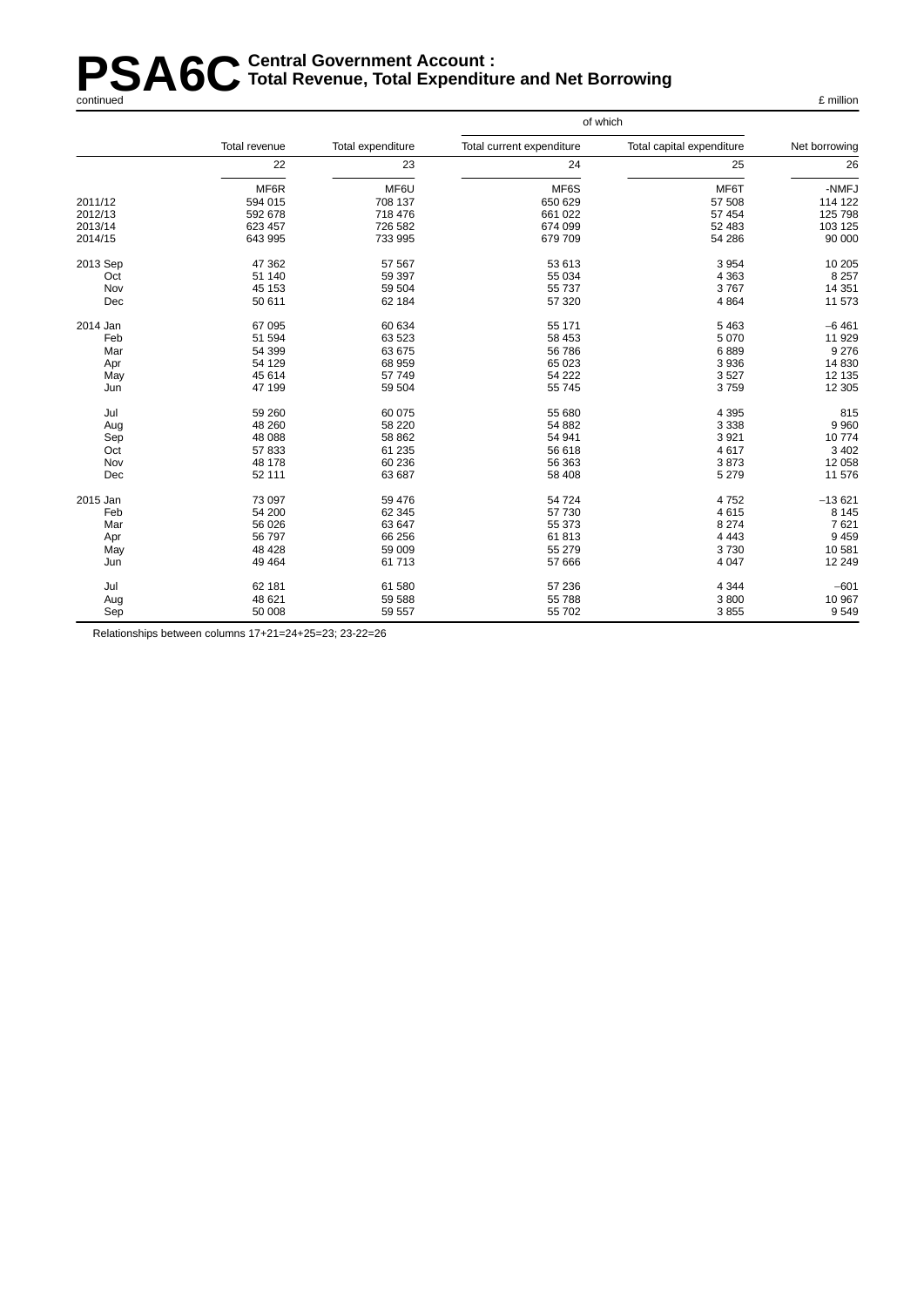# PSA6C Central Government Account : Total Revenue, Total Expenditure and Net Borrowing

continued

£ million

| | Total revenue | Total expenditure | of which Total current expenditure | Total capital expenditure | Net borrowing |
|---|---|---|---|---|---|
| | 22 | 23 | 24 | 25 | 26 |
| | MF6R | MF6U | MF6S | MF6T | -NMFJ |
| 2011/12 | 594 015 | 708 137 | 650 629 | 57 508 | 114 122 |
| 2012/13 | 592 678 | 718 476 | 661 022 | 57 454 | 125 798 |
| 2013/14 | 623 457 | 726 582 | 674 099 | 52 483 | 103 125 |
| 2014/15 | 643 995 | 733 995 | 679 709 | 54 286 | 90 000 |
| 2013 Sep | 47 362 | 57 567 | 53 613 | 3 954 | 10 205 |
| Oct | 51 140 | 59 397 | 55 034 | 4 363 | 8 257 |
| Nov | 45 153 | 59 504 | 55 737 | 3 767 | 14 351 |
| Dec | 50 611 | 62 184 | 57 320 | 4 864 | 11 573 |
| 2014 Jan | 67 095 | 60 634 | 55 171 | 5 463 | −6 461 |
| Feb | 51 594 | 63 523 | 58 453 | 5 070 | 11 929 |
| Mar | 54 399 | 63 675 | 56 786 | 6 889 | 9 276 |
| Apr | 54 129 | 68 959 | 65 023 | 3 936 | 14 830 |
| May | 45 614 | 57 749 | 54 222 | 3 527 | 12 135 |
| Jun | 47 199 | 59 504 | 55 745 | 3 759 | 12 305 |
| Jul | 59 260 | 60 075 | 55 680 | 4 395 | 815 |
| Aug | 48 260 | 58 220 | 54 882 | 3 338 | 9 960 |
| Sep | 48 088 | 58 862 | 54 941 | 3 921 | 10 774 |
| Oct | 57 833 | 61 235 | 56 618 | 4 617 | 3 402 |
| Nov | 48 178 | 60 236 | 56 363 | 3 873 | 12 058 |
| Dec | 52 111 | 63 687 | 58 408 | 5 279 | 11 576 |
| 2015 Jan | 73 097 | 59 476 | 54 724 | 4 752 | −13 621 |
| Feb | 54 200 | 62 345 | 57 730 | 4 615 | 8 145 |
| Mar | 56 026 | 63 647 | 55 373 | 8 274 | 7 621 |
| Apr | 56 797 | 66 256 | 61 813 | 4 443 | 9 459 |
| May | 48 428 | 59 009 | 55 279 | 3 730 | 10 581 |
| Jun | 49 464 | 61 713 | 57 666 | 4 047 | 12 249 |
| Jul | 62 181 | 61 580 | 57 236 | 4 344 | −601 |
| Aug | 48 621 | 59 588 | 55 788 | 3 800 | 10 967 |
| Sep | 50 008 | 59 557 | 55 702 | 3 855 | 9 549 |

Relationships between columns 17+21=24+25=23; 23-22=26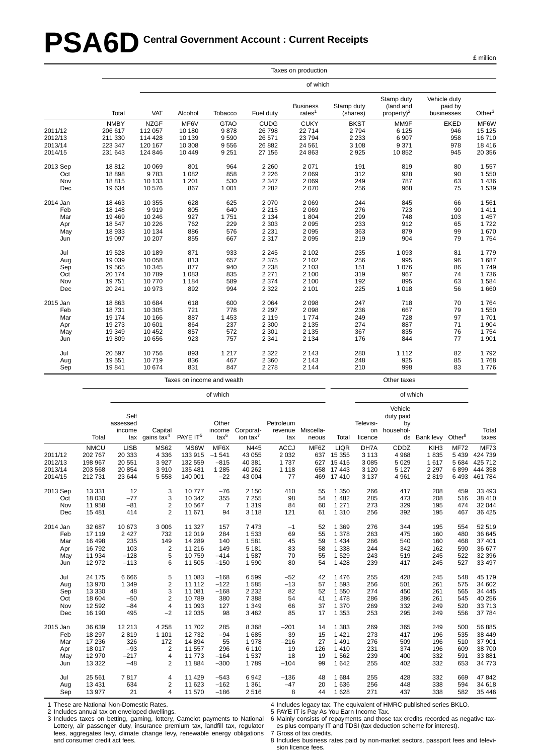# PSA6D Central Government Account : Current Receipts

£ million

| | Taxes on production | | | | | | | | | | |
|---|---|---|---|---|---|---|---|---|---|---|---|
| | | of which | | | | | | | | | |
| | Total | VAT | Alcohol | Tobacco | Fuel duty | Business rates[1] | Stamp duty (shares) | Stamp duty (land and property)[2] | Vehicle duty paid by businesses | Other[3] |
| | NMBY | NZGF | MF6V | GTAO | CUDG | CUKY | BKST | MM9F | EKED | MF6W |
| 2011/12 | 206 617 | 112 057 | 10 180 | 9 878 | 26 798 | 22 714 | 2 794 | 6 125 | 946 | 15 125 |
| 2012/13 | 211 330 | 114 428 | 10 139 | 9 590 | 26 571 | 23 794 | 2 233 | 6 907 | 958 | 16 710 |
| 2013/14 | 223 347 | 120 167 | 10 308 | 9 556 | 26 882 | 24 561 | 3 108 | 9 371 | 978 | 18 416 |
| 2014/15 | 231 643 | 124 846 | 10 449 | 9 251 | 27 156 | 24 863 | 2 925 | 10 852 | 945 | 20 356 |
| 2013 Sep | 18 812 | 10 069 | 801 | 964 | 2 260 | 2 071 | 191 | 819 | 80 | 1 557 |
| Oct | 18 898 | 9 783 | 1 082 | 858 | 2 226 | 2 069 | 312 | 928 | 90 | 1 550 |
| Nov | 18 815 | 10 133 | 1 201 | 530 | 2 347 | 2 069 | 249 | 787 | 63 | 1 436 |
| Dec | 19 634 | 10 576 | 867 | 1 001 | 2 282 | 2 070 | 256 | 968 | 75 | 1 539 |
| 2014 Jan | 18 463 | 10 355 | 628 | 625 | 2 070 | 2 069 | 244 | 845 | 66 | 1 561 |
| Feb | 18 148 | 9 919 | 805 | 640 | 2 215 | 2 069 | 276 | 723 | 90 | 1 411 |
| Mar | 19 469 | 10 246 | 927 | 1 751 | 2 134 | 1 804 | 299 | 748 | 103 | 1 457 |
| Apr | 18 547 | 10 226 | 762 | 229 | 2 303 | 2 095 | 233 | 912 | 65 | 1 722 |
| May | 18 933 | 10 134 | 886 | 576 | 2 231 | 2 095 | 363 | 879 | 99 | 1 670 |
| Jun | 19 097 | 10 207 | 855 | 667 | 2 317 | 2 095 | 219 | 904 | 79 | 1 754 |
| Jul | 19 528 | 10 189 | 871 | 933 | 2 245 | 2 102 | 235 | 1 093 | 81 | 1 779 |
| Aug | 19 039 | 10 058 | 813 | 657 | 2 375 | 2 102 | 256 | 995 | 96 | 1 687 |
| Sep | 19 565 | 10 345 | 877 | 940 | 2 238 | 2 103 | 151 | 1 076 | 86 | 1 749 |
| Oct | 20 174 | 10 789 | 1 083 | 835 | 2 271 | 2 100 | 319 | 967 | 74 | 1 736 |
| Nov | 19 751 | 10 770 | 1 184 | 589 | 2 374 | 2 100 | 192 | 895 | 63 | 1 584 |
| Dec | 20 241 | 10 973 | 892 | 994 | 2 322 | 2 101 | 225 | 1 018 | 56 | 1 660 |
| 2015 Jan | 18 863 | 10 684 | 618 | 600 | 2 064 | 2 098 | 247 | 718 | 70 | 1 764 |
| Feb | 18 731 | 10 305 | 721 | 778 | 2 297 | 2 098 | 236 | 667 | 79 | 1 550 |
| Mar | 19 174 | 10 166 | 887 | 1 453 | 2 119 | 1 774 | 249 | 728 | 97 | 1 701 |
| Apr | 19 273 | 10 601 | 864 | 237 | 2 300 | 2 135 | 274 | 887 | 71 | 1 904 |
| May | 19 349 | 10 452 | 857 | 572 | 2 301 | 2 135 | 367 | 835 | 76 | 1 754 |
| Jun | 19 809 | 10 656 | 923 | 757 | 2 341 | 2 134 | 176 | 844 | 77 | 1 901 |
| Jul | 20 597 | 10 756 | 893 | 1 217 | 2 322 | 2 143 | 280 | 1 112 | 82 | 1 792 |
| Aug | 19 551 | 10 719 | 836 | 467 | 2 360 | 2 143 | 248 | 925 | 85 | 1 768 |
| Sep | 19 841 | 10 674 | 831 | 847 | 2 278 | 2 144 | 210 | 998 | 83 | 1 776 |

| | Taxes on income and wealth | | | | | | | | | Other taxes | | | | | |
|---|---|---|---|---|---|---|---|---|---|---|---|---|---|---|---|
| | | of which | | | | | | | | | of which | | | | |
| | Total | Self assessed income tax | Capital gains tax[4] | PAYE IT[5] | Other income tax[6] | Corporation tax[7] | Petroleum revenue tax | Miscellaneous | Total | Television licence | Vehicle duty paid by households | Bank levy | Other[8] | Total taxes |
| | NMCU | LISB | MS62 | MS6W | MF6X | N445 | ACCJ | MF6Z | LIQR | DH7A | CDDZ | KIH3 | MF72 | MF73 |
| 2011/12 | 202 767 | 20 333 | 4 336 | 133 915 | −1 541 | 43 055 | 2 032 | 637 | 15 355 | 3 113 | 4 968 | 1 835 | 5 439 | 424 739 |
| 2012/13 | 198 967 | 20 551 | 3 927 | 132 559 | −815 | 40 381 | 1 737 | 627 | 15 415 | 3 085 | 5 029 | 1 617 | 5 684 | 425 712 |
| 2013/14 | 203 568 | 20 854 | 3 910 | 135 481 | 1 285 | 40 262 | 1 118 | 658 | 17 443 | 3 120 | 5 127 | 2 297 | 6 899 | 444 358 |
| 2014/15 | 212 731 | 23 644 | 5 558 | 140 001 | −22 | 43 004 | 77 | 469 | 17 410 | 3 137 | 4 961 | 2 819 | 6 493 | 461 784 |
| 2013 Sep | 13 331 | 12 | 3 | 10 777 | −76 | 2 150 | 410 | 55 | 1 350 | 266 | 417 | 208 | 459 | 33 493 |
| Oct | 18 030 | −77 | 3 | 10 342 | 355 | 7 255 | 98 | 54 | 1 482 | 285 | 473 | 208 | 516 | 38 410 |
| Nov | 11 958 | −81 | 2 | 10 567 | 7 | 1 319 | 84 | 60 | 1 271 | 273 | 329 | 195 | 474 | 32 044 |
| Dec | 15 481 | 414 | 2 | 11 671 | 94 | 3 118 | 121 | 61 | 1 310 | 256 | 392 | 195 | 467 | 36 425 |
| 2014 Jan | 32 687 | 10 673 | 3 006 | 11 327 | 157 | 7 473 | −1 | 52 | 1 369 | 276 | 344 | 195 | 554 | 52 519 |
| Feb | 17 119 | 2 427 | 732 | 12 019 | 284 | 1 533 | 69 | 55 | 1 378 | 263 | 475 | 160 | 480 | 36 645 |
| Mar | 16 498 | 235 | 149 | 14 289 | 140 | 1 581 | 45 | 59 | 1 434 | 266 | 540 | 160 | 468 | 37 401 |
| Apr | 16 792 | 103 | 2 | 11 216 | 149 | 5 181 | 83 | 58 | 1 338 | 244 | 342 | 162 | 590 | 36 677 |
| May | 11 934 | −128 | 5 | 10 759 | −414 | 1 587 | 70 | 55 | 1 529 | 243 | 519 | 245 | 522 | 32 396 |
| Jun | 12 972 | −113 | 6 | 11 505 | −150 | 1 590 | 80 | 54 | 1 428 | 239 | 417 | 245 | 527 | 33 497 |
| Jul | 24 175 | 6 666 | 5 | 11 083 | −168 | 6 599 | −52 | 42 | 1 476 | 255 | 428 | 245 | 548 | 45 179 |
| Aug | 13 970 | 1 349 | 2 | 11 112 | −122 | 1 585 | −13 | 57 | 1 593 | 256 | 501 | 261 | 575 | 34 602 |
| Sep | 13 330 | 48 | 3 | 11 081 | −168 | 2 232 | 82 | 52 | 1 550 | 274 | 450 | 261 | 565 | 34 445 |
| Oct | 18 604 | −50 | 2 | 10 789 | 380 | 7 388 | 54 | 41 | 1 478 | 286 | 386 | 261 | 545 | 40 256 |
| Nov | 12 592 | −84 | 4 | 11 093 | 127 | 1 349 | 66 | 37 | 1 370 | 269 | 332 | 249 | 520 | 33 713 |
| Dec | 16 190 | 495 | −2 | 12 035 | 98 | 3 462 | 85 | 17 | 1 353 | 253 | 295 | 249 | 556 | 37 784 |
| 2015 Jan | 36 639 | 12 213 | 4 258 | 11 702 | 285 | 8 368 | −201 | 14 | 1 383 | 269 | 365 | 249 | 500 | 56 885 |
| Feb | 18 297 | 2 819 | 1 101 | 12 732 | −94 | 1 685 | 39 | 15 | 1 421 | 273 | 417 | 196 | 535 | 38 449 |
| Mar | 17 236 | 326 | 172 | 14 894 | 55 | 1 978 | −216 | 27 | 1 491 | 276 | 509 | 196 | 510 | 37 901 |
| Apr | 18 017 | −93 | 2 | 11 557 | 296 | 6 110 | 19 | 126 | 1 410 | 231 | 374 | 196 | 609 | 38 700 |
| May | 12 970 | −217 | 4 | 11 773 | −164 | 1 537 | 18 | 19 | 1 562 | 239 | 400 | 332 | 591 | 33 881 |
| Jun | 13 322 | −48 | 2 | 11 884 | −300 | 1 789 | −104 | 99 | 1 642 | 255 | 402 | 332 | 653 | 34 773 |
| Jul | 25 561 | 7 817 | 4 | 11 429 | −543 | 6 942 | −136 | 48 | 1 684 | 255 | 428 | 332 | 669 | 47 842 |
| Aug | 13 431 | 634 | 2 | 11 623 | −162 | 1 361 | −47 | 20 | 1 636 | 256 | 448 | 338 | 594 | 34 618 |
| Sep | 13 977 | 21 | 4 | 11 570 | −186 | 2 516 | 8 | 44 | 1 628 | 271 | 437 | 338 | 582 | 35 446 |

1 These are National Non-Domestic Rates.
2 Includes annual tax on enveloped dwellings.
3 Includes taxes on betting, gaming, lottery, Camelot payments to National Lottery, air passenger duty, insurance premium tax, landfill tax, regulator fees, aggregates levy, climate change levy, renewable energy obligations and consumer credit act fees.
4 Includes legacy tax. The equivalent of HMRC published series BKLO.
5 PAYE IT is Pay As You Earn Income Tax.
6 Mainly consists of repayments and those tax credits recorded as negative taxes plus company IT and TDSI (tax deduction scheme for interest).
7 Gross of tax credits.
8 Includes business rates paid by non-market sectors, passport fees and television licence fees.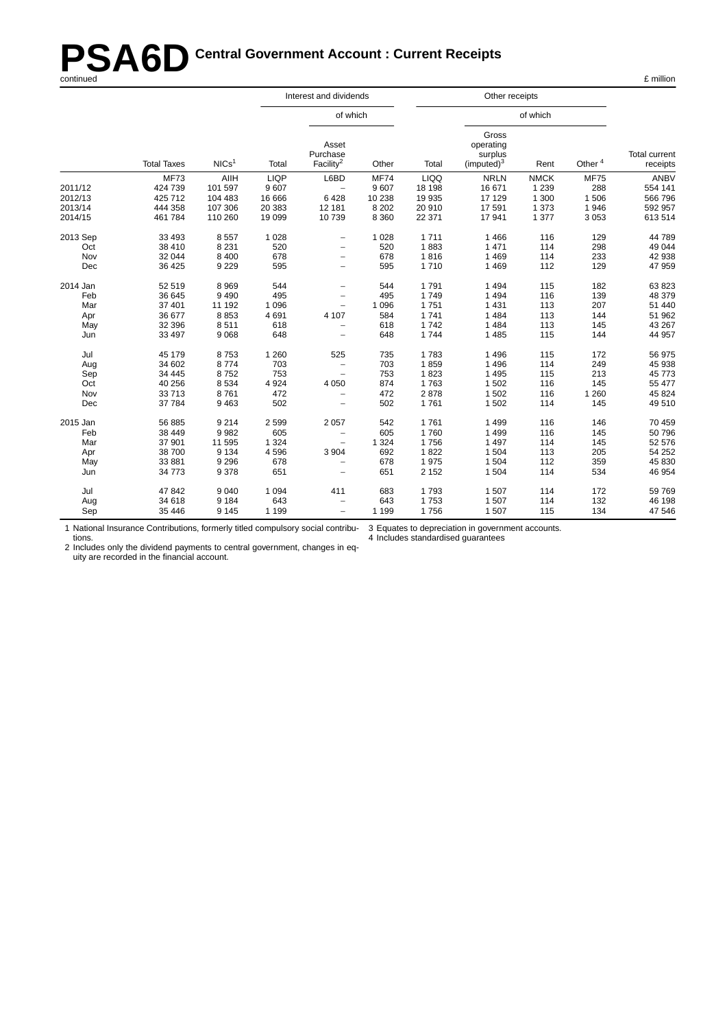# PSA6D Central Government Account : Current Receipts

continued

£ million

| | | | Interest and dividends | | | Other receipts | | | | |
|---|---|---|---|---|---|---|---|---|---|---|
| | | | | of which | | | of which | | | |
| | Total Taxes | NICs[1] | Total | Asset Purchase Facility[2] | Other | Total | Gross operating surplus (imputed)[3] | Rent | Other [4] | Total current receipts |
| | MF73 | AIIH | LIQP | L6BD | MF74 | LIQQ | NRLN | NMCK | MF75 | ANBV |
| 2011/12 | 424 739 | 101 597 | 9 607 | – | 9 607 | 18 198 | 16 671 | 1 239 | 288 | 554 141 |
| 2012/13 | 425 712 | 104 483 | 16 666 | 6 428 | 10 238 | 19 935 | 17 129 | 1 300 | 1 506 | 566 796 |
| 2013/14 | 444 358 | 107 306 | 20 383 | 12 181 | 8 202 | 20 910 | 17 591 | 1 373 | 1 946 | 592 957 |
| 2014/15 | 461 784 | 110 260 | 19 099 | 10 739 | 8 360 | 22 371 | 17 941 | 1 377 | 3 053 | 613 514 |
| 2013 Sep | 33 493 | 8 557 | 1 028 | – | 1 028 | 1 711 | 1 466 | 116 | 129 | 44 789 |
| Oct | 38 410 | 8 231 | 520 | – | 520 | 1 883 | 1 471 | 114 | 298 | 49 044 |
| Nov | 32 044 | 8 400 | 678 | – | 678 | 1 816 | 1 469 | 114 | 233 | 42 938 |
| Dec | 36 425 | 9 229 | 595 | – | 595 | 1 710 | 1 469 | 112 | 129 | 47 959 |
| 2014 Jan | 52 519 | 8 969 | 544 | – | 544 | 1 791 | 1 494 | 115 | 182 | 63 823 |
| Feb | 36 645 | 9 490 | 495 | – | 495 | 1 749 | 1 494 | 116 | 139 | 48 379 |
| Mar | 37 401 | 11 192 | 1 096 | – | 1 096 | 1 751 | 1 431 | 113 | 207 | 51 440 |
| Apr | 36 677 | 8 853 | 4 691 | 4 107 | 584 | 1 741 | 1 484 | 113 | 144 | 51 962 |
| May | 32 396 | 8 511 | 618 | – | 618 | 1 742 | 1 484 | 113 | 145 | 43 267 |
| Jun | 33 497 | 9 068 | 648 | – | 648 | 1 744 | 1 485 | 115 | 144 | 44 957 |
| Jul | 45 179 | 8 753 | 1 260 | 525 | 735 | 1 783 | 1 496 | 115 | 172 | 56 975 |
| Aug | 34 602 | 8 774 | 703 | – | 703 | 1 859 | 1 496 | 114 | 249 | 45 938 |
| Sep | 34 445 | 8 752 | 753 | – | 753 | 1 823 | 1 495 | 115 | 213 | 45 773 |
| Oct | 40 256 | 8 534 | 4 924 | 4 050 | 874 | 1 763 | 1 502 | 116 | 145 | 55 477 |
| Nov | 33 713 | 8 761 | 472 | – | 472 | 2 878 | 1 502 | 116 | 1 260 | 45 824 |
| Dec | 37 784 | 9 463 | 502 | – | 502 | 1 761 | 1 502 | 114 | 145 | 49 510 |
| 2015 Jan | 56 885 | 9 214 | 2 599 | 2 057 | 542 | 1 761 | 1 499 | 116 | 146 | 70 459 |
| Feb | 38 449 | 9 982 | 605 | – | 605 | 1 760 | 1 499 | 116 | 145 | 50 796 |
| Mar | 37 901 | 11 595 | 1 324 | – | 1 324 | 1 756 | 1 497 | 114 | 145 | 52 576 |
| Apr | 38 700 | 9 134 | 4 596 | 3 904 | 692 | 1 822 | 1 504 | 113 | 205 | 54 252 |
| May | 33 881 | 9 296 | 678 | – | 678 | 1 975 | 1 504 | 112 | 359 | 45 830 |
| Jun | 34 773 | 9 378 | 651 | – | 651 | 2 152 | 1 504 | 114 | 534 | 46 954 |
| Jul | 47 842 | 9 040 | 1 094 | 411 | 683 | 1 793 | 1 507 | 114 | 172 | 59 769 |
| Aug | 34 618 | 9 184 | 643 | – | 643 | 1 753 | 1 507 | 114 | 132 | 46 198 |
| Sep | 35 446 | 9 145 | 1 199 | – | 1 199 | 1 756 | 1 507 | 115 | 134 | 47 546 |

1 National Insurance Contributions, formerly titled compulsory social contributions.
2 Includes only the dividend payments to central government, changes in equity are recorded in the financial account.
3 Equates to depreciation in government accounts.
4 Includes standardised guarantees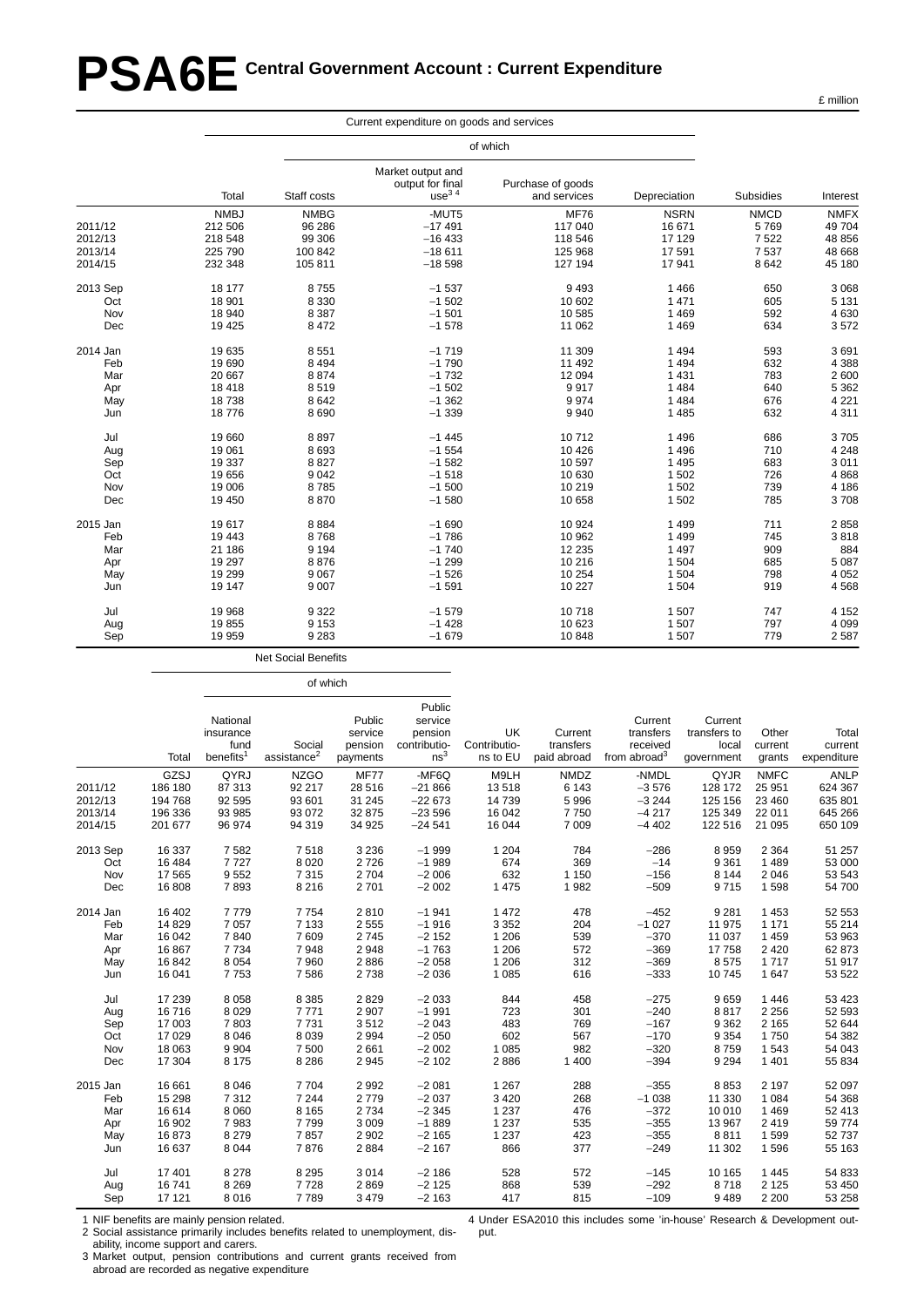# PSA6E Central Government Account : Current Expenditure

£ million

| | Current expenditure on goods and services | | | | | | |
|---|---|---|---|---|---|---|---|
| | | of which | | | | | |
| | Total | Staff costs | Market output and output for final use[3 4] | Purchase of goods and services | Depreciation | Subsidies | Interest |
| | NMBJ | NMBG | -MUT5 | MF76 | NSRN | NMCD | NMFX |
| 2011/12 | 212 506 | 96 286 | −17 491 | 117 040 | 16 671 | 5 769 | 49 704 |
| 2012/13 | 218 548 | 99 306 | −16 433 | 118 546 | 17 129 | 7 522 | 48 856 |
| 2013/14 | 225 790 | 100 842 | −18 611 | 125 968 | 17 591 | 7 537 | 48 668 |
| 2014/15 | 232 348 | 105 811 | −18 598 | 127 194 | 17 941 | 8 642 | 45 180 |
| 2013 Sep | 18 177 | 8 755 | −1 537 | 9 493 | 1 466 | 650 | 3 068 |
| Oct | 18 901 | 8 330 | −1 502 | 10 602 | 1 471 | 605 | 5 131 |
| Nov | 18 940 | 8 387 | −1 501 | 10 585 | 1 469 | 592 | 4 630 |
| Dec | 19 425 | 8 472 | −1 578 | 11 062 | 1 469 | 634 | 3 572 |
| 2014 Jan | 19 635 | 8 551 | −1 719 | 11 309 | 1 494 | 593 | 3 691 |
| Feb | 19 690 | 8 494 | −1 790 | 11 492 | 1 494 | 632 | 4 388 |
| Mar | 20 667 | 8 874 | −1 732 | 12 094 | 1 431 | 783 | 2 600 |
| Apr | 18 418 | 8 519 | −1 502 | 9 917 | 1 484 | 640 | 5 362 |
| May | 18 738 | 8 642 | −1 362 | 9 974 | 1 484 | 676 | 4 221 |
| Jun | 18 776 | 8 690 | −1 339 | 9 940 | 1 485 | 632 | 4 311 |
| Jul | 19 660 | 8 897 | −1 445 | 10 712 | 1 496 | 686 | 3 705 |
| Aug | 19 061 | 8 693 | −1 554 | 10 426 | 1 496 | 710 | 4 248 |
| Sep | 19 337 | 8 827 | −1 582 | 10 597 | 1 495 | 683 | 3 011 |
| Oct | 19 656 | 9 042 | −1 518 | 10 630 | 1 502 | 726 | 4 868 |
| Nov | 19 006 | 8 785 | −1 500 | 10 219 | 1 502 | 739 | 4 186 |
| Dec | 19 450 | 8 870 | −1 580 | 10 658 | 1 502 | 785 | 3 708 |
| 2015 Jan | 19 617 | 8 884 | −1 690 | 10 924 | 1 499 | 711 | 2 858 |
| Feb | 19 443 | 8 768 | −1 786 | 10 962 | 1 499 | 745 | 3 818 |
| Mar | 21 186 | 9 194 | −1 740 | 12 235 | 1 497 | 909 | 884 |
| Apr | 19 297 | 8 876 | −1 299 | 10 216 | 1 504 | 685 | 5 087 |
| May | 19 299 | 9 067 | −1 526 | 10 254 | 1 504 | 798 | 4 052 |
| Jun | 19 147 | 9 007 | −1 591 | 10 227 | 1 504 | 919 | 4 568 |
| Jul | 19 968 | 9 322 | −1 579 | 10 718 | 1 507 | 747 | 4 152 |
| Aug | 19 855 | 9 153 | −1 428 | 10 623 | 1 507 | 797 | 4 099 |
| Sep | 19 959 | 9 283 | −1 679 | 10 848 | 1 507 | 779 | 2 587 |

| | Net Social Benefits | | | | | | | | | | | |
|---|---|---|---|---|---|---|---|---|---|---|---|---|
| | | of which | | | | | | | | | | |
| | Total | National insurance fund benefits[1] | Social assistance[2] | Public service pension payments | Public service pension contributions[3] | UK Contributions to EU | Current transfers paid abroad | Current transfers received from abroad[3] | Current transfers to local government | Other current grants | Total current expenditure |
| | GZSJ | QYRJ | NZGO | MF77 | -MF6Q | M9LH | NMDZ | -NMDL | QYJR | NMFC | ANLP |
| 2011/12 | 186 180 | 87 313 | 92 217 | 28 516 | −21 866 | 13 518 | 6 143 | −3 576 | 128 172 | 25 951 | 624 367 |
| 2012/13 | 194 768 | 92 595 | 93 601 | 31 245 | −22 673 | 14 739 | 5 996 | −3 244 | 125 156 | 23 460 | 635 801 |
| 2013/14 | 196 336 | 93 985 | 93 072 | 32 875 | −23 596 | 16 042 | 7 750 | −4 217 | 125 349 | 22 011 | 645 266 |
| 2014/15 | 201 677 | 96 974 | 94 319 | 34 925 | −24 541 | 16 044 | 7 009 | −4 402 | 122 516 | 21 095 | 650 109 |
| 2013 Sep | 16 337 | 7 582 | 7 518 | 3 236 | −1 999 | 1 204 | 784 | −286 | 8 959 | 2 364 | 51 257 |
| Oct | 16 484 | 7 727 | 8 020 | 2 726 | −1 989 | 674 | 369 | −14 | 9 361 | 1 489 | 53 000 |
| Nov | 17 565 | 9 552 | 7 315 | 2 704 | −2 006 | 632 | 1 150 | −156 | 8 144 | 2 046 | 53 543 |
| Dec | 16 808 | 7 893 | 8 216 | 2 701 | −2 002 | 1 475 | 1 982 | −509 | 9 715 | 1 598 | 54 700 |
| 2014 Jan | 16 402 | 7 779 | 7 754 | 2 810 | −1 941 | 1 472 | 478 | −452 | 9 281 | 1 453 | 52 553 |
| Feb | 14 829 | 7 057 | 7 133 | 2 555 | −1 916 | 3 352 | 204 | −1 027 | 11 975 | 1 171 | 55 214 |
| Mar | 16 042 | 7 840 | 7 609 | 2 745 | −2 152 | 1 206 | 539 | −370 | 11 037 | 1 459 | 53 963 |
| Apr | 16 867 | 7 734 | 7 948 | 2 948 | −1 763 | 1 206 | 572 | −369 | 17 758 | 2 420 | 62 873 |
| May | 16 842 | 8 054 | 7 960 | 2 886 | −2 058 | 1 206 | 312 | −369 | 8 575 | 1 717 | 51 917 |
| Jun | 16 041 | 7 753 | 7 586 | 2 738 | −2 036 | 1 085 | 616 | −333 | 10 745 | 1 647 | 53 522 |
| Jul | 17 239 | 8 058 | 8 385 | 2 829 | −2 033 | 844 | 458 | −275 | 9 659 | 1 446 | 53 423 |
| Aug | 16 716 | 8 029 | 7 771 | 2 907 | −1 991 | 723 | 301 | −240 | 8 817 | 2 256 | 52 593 |
| Sep | 17 003 | 7 803 | 7 731 | 3 512 | −2 043 | 483 | 769 | −167 | 9 362 | 2 165 | 52 644 |
| Oct | 17 029 | 8 046 | 8 039 | 2 994 | −2 050 | 602 | 567 | −170 | 9 354 | 1 750 | 54 382 |
| Nov | 18 063 | 9 904 | 7 500 | 2 661 | −2 002 | 1 085 | 982 | −320 | 8 759 | 1 543 | 54 043 |
| Dec | 17 304 | 8 175 | 8 286 | 2 945 | −2 102 | 2 886 | 1 400 | −394 | 9 294 | 1 401 | 55 834 |
| 2015 Jan | 16 661 | 8 046 | 7 704 | 2 992 | −2 081 | 1 267 | 288 | −355 | 8 853 | 2 197 | 52 097 |
| Feb | 15 298 | 7 312 | 7 244 | 2 779 | −2 037 | 3 420 | 268 | −1 038 | 11 330 | 1 084 | 54 368 |
| Mar | 16 614 | 8 060 | 8 165 | 2 734 | −2 345 | 1 237 | 476 | −372 | 10 010 | 1 469 | 52 413 |
| Apr | 16 902 | 7 983 | 7 799 | 3 009 | −1 889 | 1 237 | 535 | −355 | 13 967 | 2 419 | 59 774 |
| May | 16 873 | 8 279 | 7 857 | 2 902 | −2 165 | 1 237 | 423 | −355 | 8 811 | 1 599 | 52 737 |
| Jun | 16 637 | 8 044 | 7 876 | 2 884 | −2 167 | 866 | 377 | −249 | 11 302 | 1 596 | 55 163 |
| Jul | 17 401 | 8 278 | 8 295 | 3 014 | −2 186 | 528 | 572 | −145 | 10 165 | 1 445 | 54 833 |
| Aug | 16 741 | 8 269 | 7 728 | 2 869 | −2 125 | 868 | 539 | −292 | 8 718 | 2 125 | 53 450 |
| Sep | 17 121 | 8 016 | 7 789 | 3 479 | −2 163 | 417 | 815 | −109 | 9 489 | 2 200 | 53 258 |

1 NIF benefits are mainly pension related.
2 Social assistance primarily includes benefits related to unemployment, disability, income support and carers.
3 Market output, pension contributions and current grants received from abroad are recorded as negative expenditure
4 Under ESA2010 this includes some 'in-house' Research & Development output.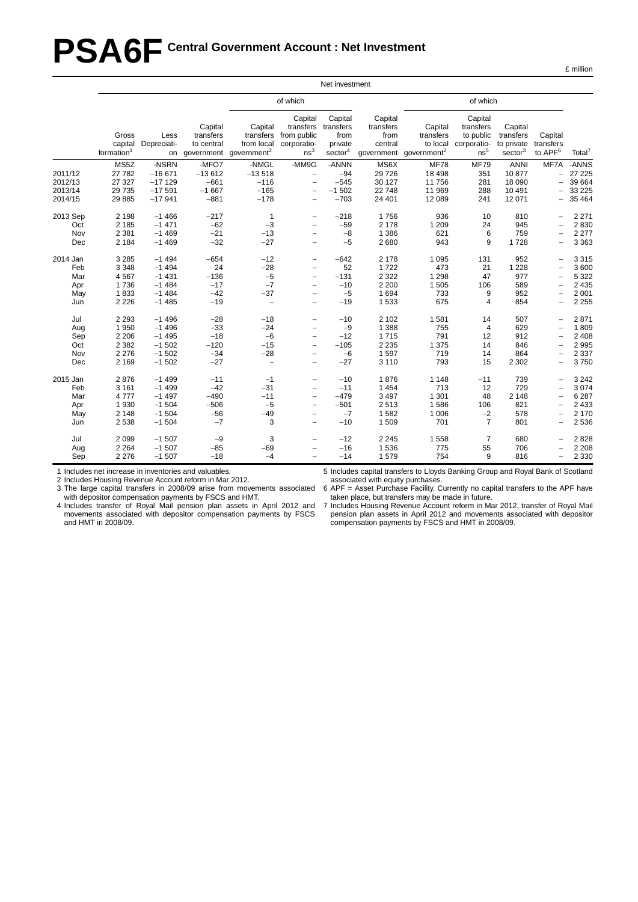# PSA6F Central Government Account : Net Investment

£ million

| | Net investment | | | | | | | | | | | |
|---|---|---|---|---|---|---|---|---|---|---|---|---|
| | | | | of which | | | | of which | | | | |
| | Gross capital formation[1] | Less Depreciation | Capital transfers to central government | Capital transfers from local government[2] | Capital transfers from public corporations[3] | Capital transfers from private sector[4] | Capital transfers from central government | Capital transfers to local government[2] | Capital transfers to public corporations[5] | Capital transfers to private sector[3] | Capital transfers to APF[6] | Total[7] |
| | MS5Z | -NSRN | -MFO7 | -NMGL | -MM9G | -ANNN | MS6X | MF78 | MF79 | ANNI | MF7A | -ANNS |
| 2011/12 | 27 782 | −16 671 | −13 612 | −13 518 | – | −94 | 29 726 | 18 498 | 351 | 10 877 | – | 27 225 |
| 2012/13 | 27 327 | −17 129 | −661 | −116 | – | −545 | 30 127 | 11 756 | 281 | 18 090 | – | 39 664 |
| 2013/14 | 29 735 | −17 591 | −1 667 | −165 | – | −1 502 | 22 748 | 11 969 | 288 | 10 491 | – | 33 225 |
| 2014/15 | 29 885 | −17 941 | −881 | −178 | – | −703 | 24 401 | 12 089 | 241 | 12 071 | – | 35 464 |
| 2013 Sep | 2 198 | −1 466 | −217 | 1 | – | −218 | 1 756 | 936 | 10 | 810 | – | 2 271 |
| Oct | 2 185 | −1 471 | −62 | −3 | – | −59 | 2 178 | 1 209 | 24 | 945 | – | 2 830 |
| Nov | 2 381 | −1 469 | −21 | −13 | – | −8 | 1 386 | 621 | 6 | 759 | – | 2 277 |
| Dec | 2 184 | −1 469 | −32 | −27 | – | −5 | 2 680 | 943 | 9 | 1 728 | – | 3 363 |
| 2014 Jan | 3 285 | −1 494 | −654 | −12 | – | −642 | 2 178 | 1 095 | 131 | 952 | – | 3 315 |
| Feb | 3 348 | −1 494 | 24 | −28 | – | 52 | 1 722 | 473 | 21 | 1 228 | – | 3 600 |
| Mar | 4 567 | −1 431 | −136 | −5 | – | −131 | 2 322 | 1 298 | 47 | 977 | – | 5 322 |
| Apr | 1 736 | −1 484 | −17 | −7 | – | −10 | 2 200 | 1 505 | 106 | 589 | – | 2 435 |
| May | 1 833 | −1 484 | −42 | −37 | – | −5 | 1 694 | 733 | 9 | 952 | – | 2 001 |
| Jun | 2 226 | −1 485 | −19 | – | – | −19 | 1 533 | 675 | 4 | 854 | – | 2 255 |
| Jul | 2 293 | −1 496 | −28 | −18 | – | −10 | 2 102 | 1 581 | 14 | 507 | – | 2 871 |
| Aug | 1 950 | −1 496 | −33 | −24 | – | −9 | 1 388 | 755 | 4 | 629 | – | 1 809 |
| Sep | 2 206 | −1 495 | −18 | −6 | – | −12 | 1 715 | 791 | 12 | 912 | – | 2 408 |
| Oct | 2 382 | −1 502 | −120 | −15 | – | −105 | 2 235 | 1 375 | 14 | 846 | – | 2 995 |
| Nov | 2 276 | −1 502 | −34 | −28 | – | −6 | 1 597 | 719 | 14 | 864 | – | 2 337 |
| Dec | 2 169 | −1 502 | −27 | – | – | −27 | 3 110 | 793 | 15 | 2 302 | – | 3 750 |
| 2015 Jan | 2 876 | −1 499 | −11 | −1 | – | −10 | 1 876 | 1 148 | −11 | 739 | – | 3 242 |
| Feb | 3 161 | −1 499 | −42 | −31 | – | −11 | 1 454 | 713 | 12 | 729 | – | 3 074 |
| Mar | 4 777 | −1 497 | −490 | −11 | – | −479 | 3 497 | 1 301 | 48 | 2 148 | – | 6 287 |
| Apr | 1 930 | −1 504 | −506 | −5 | – | −501 | 2 513 | 1 586 | 106 | 821 | – | 2 433 |
| May | 2 148 | −1 504 | −56 | −49 | – | −7 | 1 582 | 1 006 | −2 | 578 | – | 2 170 |
| Jun | 2 538 | −1 504 | −7 | 3 | – | −10 | 1 509 | 701 | 7 | 801 | – | 2 536 |
| Jul | 2 099 | −1 507 | −9 | 3 | – | −12 | 2 245 | 1 558 | 7 | 680 | – | 2 828 |
| Aug | 2 264 | −1 507 | −85 | −69 | – | −16 | 1 536 | 775 | 55 | 706 | – | 2 208 |
| Sep | 2 276 | −1 507 | −18 | −4 | – | −14 | 1 579 | 754 | 9 | 816 | – | 2 330 |

1 Includes net increase in inventories and valuables.
2 Includes Housing Revenue Account reform in Mar 2012.
3 The large capital transfers in 2008/09 arise from movements associated with depositor compensation payments by FSCS and HMT.
4 Includes transfer of Royal Mail pension plan assets in April 2012 and movements associated with depositor compensation payments by FSCS and HMT in 2008/09.
5 Includes capital transfers to Lloyds Banking Group and Royal Bank of Scotland associated with equity purchases.
6 APF = Asset Purchase Facility. Currently no capital transfers to the APF have taken place, but transfers may be made in future.
7 Includes Housing Revenue Account reform in Mar 2012, transfer of Royal Mail pension plan assets in April 2012 and movements associated with depositor compensation payments by FSCS and HMT in 2008/09.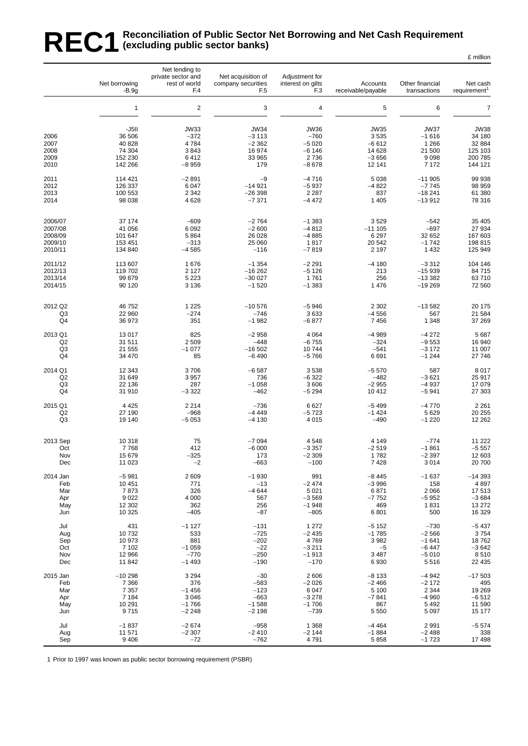# REC1 Reconciliation of Public Sector Net Borrowing and Net Cash Requirement (excluding public sector banks)

£ million

| | Net borrowing -B.9g | Net lending to private sector and rest of world F.4 | Net acquisition of company securities F.5 | Adjustment for interest on gilts F.3 | Accounts receivable/payable | Other financial transactions | Net cash requirement[1] |
|---|---|---|---|---|---|---|---|
| | 1 | 2 | 3 | 4 | 5 | 6 | 7 |
| | -J5II | JW33 | JW34 | JW36 | JW35 | JW37 | JW38 |
| 2006 | 36 506 | −372 | −3 113 | −760 | 3 535 | −1 616 | 34 180 |
| 2007 | 40 828 | 4 784 | −2 362 | −5 020 | −6 612 | 1 266 | 32 884 |
| 2008 | 74 304 | 3 843 | 16 974 | −6 146 | 14 628 | 21 500 | 125 103 |
| 2009 | 152 230 | 6 412 | 33 965 | 2 736 | −3 656 | 9 098 | 200 785 |
| 2010 | 142 266 | −8 959 | 179 | −8 678 | 12 141 | 7 172 | 144 121 |
| 2011 | 114 421 | −2 891 | −9 | −4 716 | 5 038 | −11 905 | 99 938 |
| 2012 | 126 337 | 6 047 | −14 921 | −5 937 | −4 822 | −7 745 | 98 959 |
| 2013 | 100 553 | 2 342 | −26 398 | 2 287 | 837 | −18 241 | 61 380 |
| 2014 | 98 038 | 4 628 | −7 371 | −4 472 | 1 405 | −13 912 | 78 316 |
| 2006/07 | 37 174 | −609 | −2 764 | −1 383 | 3 529 | −542 | 35 405 |
| 2007/08 | 41 056 | 6 092 | −2 600 | −4 812 | −11 105 | −697 | 27 934 |
| 2008/09 | 101 647 | 5 864 | 26 028 | −4 885 | 6 297 | 32 652 | 167 603 |
| 2009/10 | 153 451 | −313 | 25 060 | 1 817 | 20 542 | −1 742 | 198 815 |
| 2010/11 | 134 840 | −4 585 | −116 | −7 819 | 2 197 | 1 432 | 125 949 |
| 2011/12 | 113 607 | 1 676 | −1 354 | −2 291 | −4 180 | −3 312 | 104 146 |
| 2012/13 | 119 702 | 2 127 | −16 262 | −5 126 | 213 | −15 939 | 84 715 |
| 2013/14 | 99 879 | 5 223 | −30 027 | 1 761 | 256 | −13 382 | 63 710 |
| 2014/15 | 90 120 | 3 136 | −1 520 | −1 383 | 1 476 | −19 269 | 72 560 |
| 2012 Q2 | 46 752 | 1 225 | −10 576 | −5 946 | 2 302 | −13 582 | 20 175 |
| Q3 | 22 960 | −274 | −746 | 3 633 | −4 556 | 567 | 21 584 |
| Q4 | 36 973 | 351 | −1 982 | −6 877 | 7 456 | 1 348 | 37 269 |
| 2013 Q1 | 13 017 | 825 | −2 958 | 4 064 | −4 989 | −4 272 | 5 687 |
| Q2 | 31 511 | 2 509 | −448 | −6 755 | −324 | −9 553 | 16 940 |
| Q3 | 21 555 | −1 077 | −16 502 | 10 744 | −541 | −3 172 | 11 007 |
| Q4 | 34 470 | 85 | −6 490 | −5 766 | 6 691 | −1 244 | 27 746 |
| 2014 Q1 | 12 343 | 3 706 | −6 587 | 3 538 | −5 570 | 587 | 8 017 |
| Q2 | 31 649 | 3 957 | 736 | −6 322 | −482 | −3 621 | 25 917 |
| Q3 | 22 136 | 287 | −1 058 | 3 606 | −2 955 | −4 937 | 17 079 |
| Q4 | 31 910 | −3 322 | −462 | −5 294 | 10 412 | −5 941 | 27 303 |
| 2015 Q1 | 4 425 | 2 214 | −736 | 6 627 | −5 499 | −4 770 | 2 261 |
| Q2 | 27 190 | −968 | −4 449 | −5 723 | −1 424 | 5 629 | 20 255 |
| Q3 | 19 140 | −5 053 | −4 130 | 4 015 | −490 | −1 220 | 12 262 |
| 2013 Sep | 10 318 | 75 | −7 094 | 4 548 | 4 149 | −774 | 11 222 |
| Oct | 7 768 | 412 | −6 000 | −3 357 | −2 519 | −1 861 | −5 557 |
| Nov | 15 679 | −325 | 173 | −2 309 | 1 782 | −2 397 | 12 603 |
| Dec | 11 023 | −2 | −663 | −100 | 7 428 | 3 014 | 20 700 |
| 2014 Jan | −5 981 | 2 609 | −1 930 | 991 | −8 445 | −1 637 | −14 393 |
| Feb | 10 451 | 771 | −13 | −2 474 | −3 996 | 158 | 4 897 |
| Mar | 7 873 | 326 | −4 644 | 5 021 | 6 871 | 2 066 | 17 513 |
| Apr | 9 022 | 4 000 | 567 | −3 569 | −7 752 | −5 952 | −3 684 |
| May | 12 302 | 362 | 256 | −1 948 | 469 | 1 831 | 13 272 |
| Jun | 10 325 | −405 | −87 | −805 | 6 801 | 500 | 16 329 |
| Jul | 431 | −1 127 | −131 | 1 272 | −5 152 | −730 | −5 437 |
| Aug | 10 732 | 533 | −725 | −2 435 | −1 785 | −2 566 | 3 754 |
| Sep | 10 973 | 881 | −202 | 4 769 | 3 982 | −1 641 | 18 762 |
| Oct | 7 102 | −1 059 | −22 | −3 211 | −5 | −6 447 | −3 642 |
| Nov | 12 966 | −770 | −250 | −1 913 | 3 487 | −5 010 | 8 510 |
| Dec | 11 842 | −1 493 | −190 | −170 | 6 930 | 5 516 | 22 435 |
| 2015 Jan | −10 298 | 3 294 | −30 | 2 606 | −8 133 | −4 942 | −17 503 |
| Feb | 7 366 | 376 | −583 | −2 026 | −2 466 | −2 172 | 495 |
| Mar | 7 357 | −1 456 | −123 | 6 047 | 5 100 | 2 344 | 19 269 |
| Apr | 7 184 | 3 046 | −663 | −3 278 | −7 841 | −4 960 | −6 512 |
| May | 10 291 | −1 766 | −1 588 | −1 706 | 867 | 5 492 | 11 590 |
| Jun | 9 715 | −2 248 | −2 198 | −739 | 5 550 | 5 097 | 15 177 |
| Jul | −1 837 | −2 674 | −958 | 1 368 | −4 464 | 2 991 | −5 574 |
| Aug | 11 571 | −2 307 | −2 410 | −2 144 | −1 884 | −2 488 | 338 |
| Sep | 9 406 | −72 | −762 | 4 791 | 5 858 | −1 723 | 17 498 |

1 Prior to 1997 was known as public sector borrowing requirement (PSBR)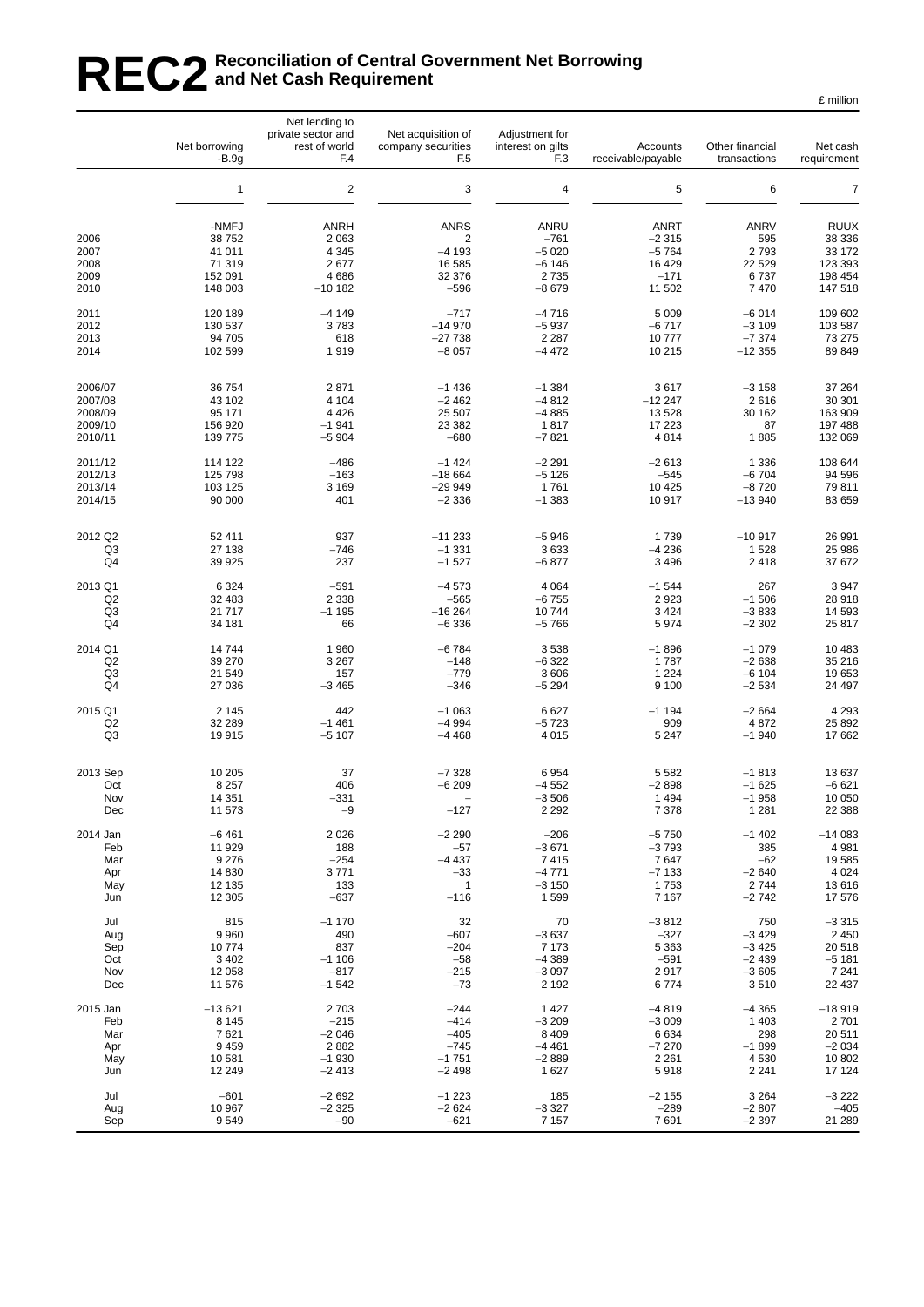# REC2 Reconciliation of Central Government Net Borrowing and Net Cash Requirement

£ million

| | Net borrowing -B.9g | Net lending to private sector and rest of world F.4 | Net acquisition of company securities F.5 | Adjustment for interest on gilts F.3 | Accounts receivable/payable | Other financial transactions | Net cash requirement |
|---|---|---|---|---|---|---|---|
| | 1 | 2 | 3 | 4 | 5 | 6 | 7 |
| | -NMFJ | ANRH | ANRS | ANRU | ANRT | ANRV | RUUX |
| 2006 | 38 752 | 2 063 | 2 | −761 | −2 315 | 595 | 38 336 |
| 2007 | 41 011 | 4 345 | −4 193 | −5 020 | −5 764 | 2 793 | 33 172 |
| 2008 | 71 319 | 2 677 | 16 585 | −6 146 | 16 429 | 22 529 | 123 393 |
| 2009 | 152 091 | 4 686 | 32 376 | 2 735 | −171 | 6 737 | 198 454 |
| 2010 | 148 003 | −10 182 | −596 | −8 679 | 11 502 | 7 470 | 147 518 |
| 2011 | 120 189 | −4 149 | −717 | −4 716 | 5 009 | −6 014 | 109 602 |
| 2012 | 130 537 | 3 783 | −14 970 | −5 937 | −6 717 | −3 109 | 103 587 |
| 2013 | 94 705 | 618 | −27 738 | 2 287 | 10 777 | −7 374 | 73 275 |
| 2014 | 102 599 | 1 919 | −8 057 | −4 472 | 10 215 | −12 355 | 89 849 |
| 2006/07 | 36 754 | 2 871 | −1 436 | −1 384 | 3 617 | −3 158 | 37 264 |
| 2007/08 | 43 102 | 4 104 | −2 462 | −4 812 | −12 247 | 2 616 | 30 301 |
| 2008/09 | 95 171 | 4 426 | 25 507 | −4 885 | 13 528 | 30 162 | 163 909 |
| 2009/10 | 156 920 | −1 941 | 23 382 | 1 817 | 17 223 | 87 | 197 488 |
| 2010/11 | 139 775 | −5 904 | −680 | −7 821 | 4 814 | 1 885 | 132 069 |
| 2011/12 | 114 122 | −486 | −1 424 | −2 291 | −2 613 | 1 336 | 108 644 |
| 2012/13 | 125 798 | −163 | −18 664 | −5 126 | −545 | −6 704 | 94 596 |
| 2013/14 | 103 125 | 3 169 | −29 949 | 1 761 | 10 425 | −8 720 | 79 811 |
| 2014/15 | 90 000 | 401 | −2 336 | −1 383 | 10 917 | −13 940 | 83 659 |
| 2012 Q2 | 52 411 | 937 | −11 233 | −5 946 | 1 739 | −10 917 | 26 991 |
| Q3 | 27 138 | −746 | −1 331 | 3 633 | −4 236 | 1 528 | 25 986 |
| Q4 | 39 925 | 237 | −1 527 | −6 877 | 3 496 | 2 418 | 37 672 |
| 2013 Q1 | 6 324 | −591 | −4 573 | 4 064 | −1 544 | 267 | 3 947 |
| Q2 | 32 483 | 2 338 | −565 | −6 755 | 2 923 | −1 506 | 28 918 |
| Q3 | 21 717 | −1 195 | −16 264 | 10 744 | 3 424 | −3 833 | 14 593 |
| Q4 | 34 181 | 66 | −6 336 | −5 766 | 5 974 | −2 302 | 25 817 |
| 2014 Q1 | 14 744 | 1 960 | −6 784 | 3 538 | −1 896 | −1 079 | 10 483 |
| Q2 | 39 270 | 3 267 | −148 | −6 322 | 1 787 | −2 638 | 35 216 |
| Q3 | 21 549 | 157 | −779 | 3 606 | 1 224 | −6 104 | 19 653 |
| Q4 | 27 036 | −3 465 | −346 | −5 294 | 9 100 | −2 534 | 24 497 |
| 2015 Q1 | 2 145 | 442 | −1 063 | 6 627 | −1 194 | −2 664 | 4 293 |
| Q2 | 32 289 | −1 461 | −4 994 | −5 723 | 909 | 4 872 | 25 892 |
| Q3 | 19 915 | −5 107 | −4 468 | 4 015 | 5 247 | −1 940 | 17 662 |
| 2013 Sep | 10 205 | 37 | −7 328 | 6 954 | 5 582 | −1 813 | 13 637 |
| Oct | 8 257 | 406 | −6 209 | −4 552 | −2 898 | −1 625 | −6 621 |
| Nov | 14 351 | −331 | – | −3 506 | 1 494 | −1 958 | 10 050 |
| Dec | 11 573 | −9 | −127 | 2 292 | 7 378 | 1 281 | 22 388 |
| 2014 Jan | −6 461 | 2 026 | −2 290 | −206 | −5 750 | −1 402 | −14 083 |
| Feb | 11 929 | 188 | −57 | −3 671 | −3 793 | 385 | 4 981 |
| Mar | 9 276 | −254 | −4 437 | 7 415 | 7 647 | −62 | 19 585 |
| Apr | 14 830 | 3 771 | −33 | −4 771 | −7 133 | −2 640 | 4 024 |
| May | 12 135 | 133 | 1 | −3 150 | 1 753 | 2 744 | 13 616 |
| Jun | 12 305 | −637 | −116 | 1 599 | 7 167 | −2 742 | 17 576 |
| Jul | 815 | −1 170 | 32 | 70 | −3 812 | 750 | −3 315 |
| Aug | 9 960 | 490 | −607 | −3 637 | −327 | −3 429 | 2 450 |
| Sep | 10 774 | 837 | −204 | 7 173 | 5 363 | −3 425 | 20 518 |
| Oct | 3 402 | −1 106 | −58 | −4 389 | −591 | −2 439 | −5 181 |
| Nov | 12 058 | −817 | −215 | −3 097 | 2 917 | −3 605 | 7 241 |
| Dec | 11 576 | −1 542 | −73 | 2 192 | 6 774 | 3 510 | 22 437 |
| 2015 Jan | −13 621 | 2 703 | −244 | 1 427 | −4 819 | −4 365 | −18 919 |
| Feb | 8 145 | −215 | −414 | −3 209 | −3 009 | 1 403 | 2 701 |
| Mar | 7 621 | −2 046 | −405 | 8 409 | 6 634 | 298 | 20 511 |
| Apr | 9 459 | 2 882 | −745 | −4 461 | −7 270 | −1 899 | −2 034 |
| May | 10 581 | −1 930 | −1 751 | −2 889 | 2 261 | 4 530 | 10 802 |
| Jun | 12 249 | −2 413 | −2 498 | 1 627 | 5 918 | 2 241 | 17 124 |
| Jul | −601 | −2 692 | −1 223 | 185 | −2 155 | 3 264 | −3 222 |
| Aug | 10 967 | −2 325 | −2 624 | −3 327 | −289 | −2 807 | −405 |
| Sep | 9 549 | −90 | −621 | 7 157 | 7 691 | −2 397 | 21 289 |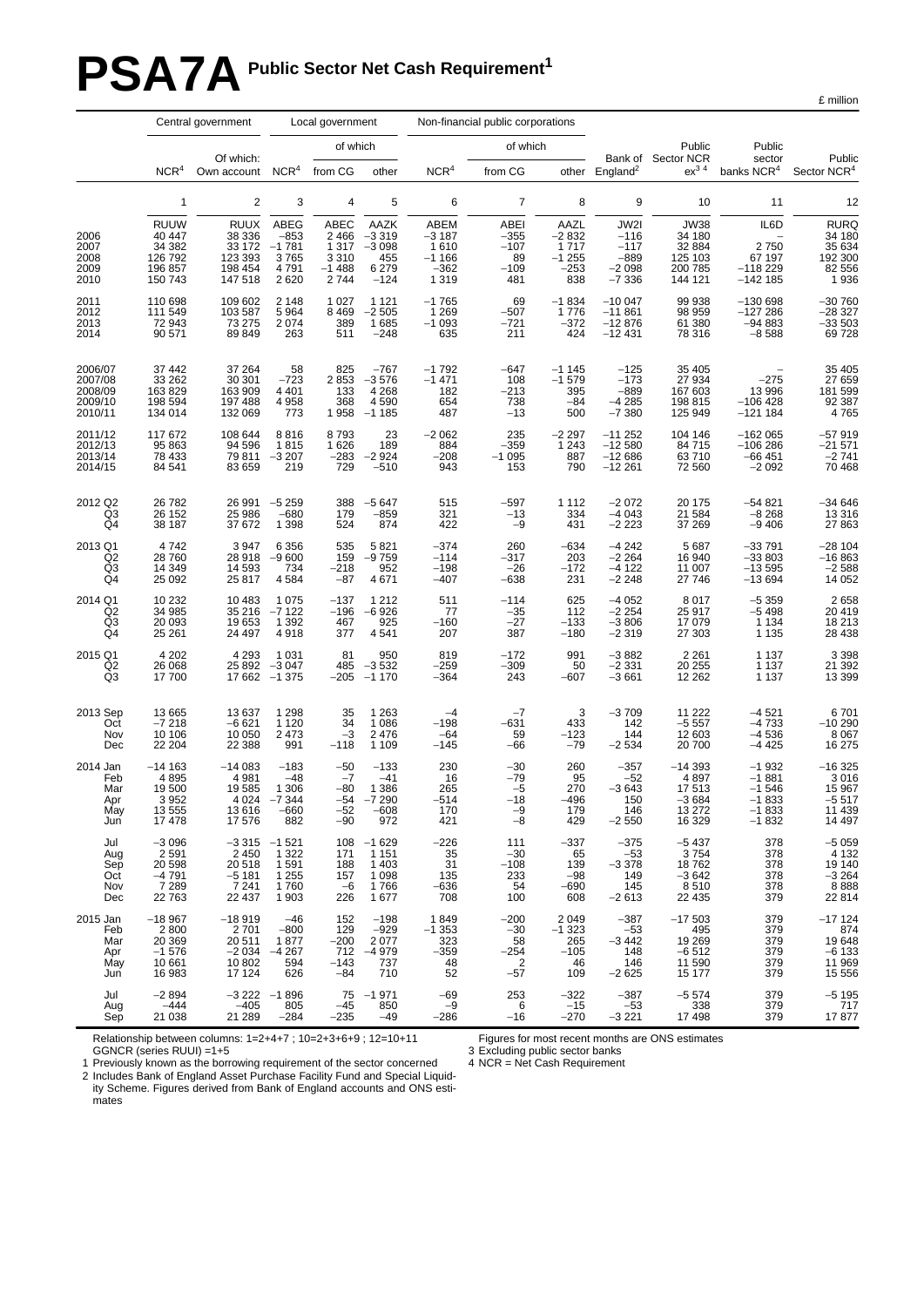# PSA7A Public Sector Net Cash Requirement[1]

£ million

| | Central government | | Local government | | | Non-financial public corporations | | | | | | |
|---|---|---|---|---|---|---|---|---|---|---|---|---|
| | | | | of which | | | of which | | | | | |
| | NCR[4] | Of which: Own account | NCR[4] | from CG | other | NCR[4] | from CG | other | Bank of England[2] | Public Sector NCR ex[3 4] | Public sector banks NCR[4] | Public Sector NCR[4] |
| | 1 | 2 | 3 | 4 | 5 | 6 | 7 | 8 | 9 | 10 | 11 | 12 |
| | RUUW | RUUX | ABEG | ABEC | AAZK | ABEM | ABEI | AAZL | JW2I | JW38 | IL6D | RURQ |
| 2006 | 40 447 | 38 336 | −853 | 2 466 | −3 319 | −3 187 | −355 | −2 832 | −116 | 34 180 | – | 34 180 |
| 2007 | 34 382 | 33 172 | −1 781 | 1 317 | −3 098 | 1 610 | −107 | 1 717 | −117 | 32 884 | 2 750 | 35 634 |
| 2008 | 126 792 | 123 393 | 3 765 | 3 310 | 455 | −1 166 | 89 | −1 255 | −889 | 125 103 | 67 197 | 192 300 |
| 2009 | 196 857 | 198 454 | 4 791 | −1 488 | 6 279 | −362 | −109 | −253 | −2 098 | 200 785 | −118 229 | 82 556 |
| 2010 | 150 743 | 147 518 | 2 620 | 2 744 | −124 | 1 319 | 481 | 838 | −7 336 | 144 121 | −142 185 | 1 936 |
| 2011 | 110 698 | 109 602 | 2 148 | 1 027 | 1 121 | −1 765 | 69 | −1 834 | −10 047 | 99 938 | −130 698 | −30 760 |
| 2012 | 111 549 | 103 587 | 5 964 | 8 469 | −2 505 | 1 269 | −507 | 1 776 | −11 861 | 98 959 | −127 286 | −28 327 |
| 2013 | 72 943 | 73 275 | 2 074 | 389 | 1 685 | −1 093 | −721 | −372 | −12 876 | 61 380 | −94 883 | −33 503 |
| 2014 | 90 571 | 89 849 | 263 | 511 | −248 | 635 | 211 | 424 | −12 431 | 78 316 | −8 588 | 69 728 |
| 2006/07 | 37 442 | 37 264 | 58 | 825 | −767 | −1 792 | −647 | −1 145 | −125 | 35 405 | – | 35 405 |
| 2007/08 | 33 262 | 30 301 | −723 | 2 853 | −3 576 | −1 471 | 108 | −1 579 | −173 | 27 934 | −275 | 27 659 |
| 2008/09 | 163 829 | 163 909 | 4 401 | 133 | 4 268 | 182 | −213 | 395 | −889 | 167 603 | 13 996 | 181 599 |
| 2009/10 | 198 594 | 197 488 | 4 958 | 368 | 4 590 | 654 | 738 | −84 | −4 285 | 198 815 | −106 428 | 92 387 |
| 2010/11 | 134 014 | 132 069 | 773 | 1 958 | −1 185 | 487 | −13 | 500 | −7 380 | 125 949 | −121 184 | 4 765 |
| 2011/12 | 117 672 | 108 644 | 8 816 | 8 793 | 23 | −2 062 | 235 | −2 297 | −11 252 | 104 146 | −162 065 | −57 919 |
| 2012/13 | 95 863 | 94 596 | 1 815 | 1 626 | 189 | 884 | −359 | 1 243 | −12 580 | 84 715 | −106 286 | −21 571 |
| 2013/14 | 78 433 | 79 811 | −3 207 | −283 | −2 924 | −208 | −1 095 | 887 | −12 686 | 63 710 | −66 451 | −2 741 |
| 2014/15 | 84 541 | 83 659 | 219 | 729 | −510 | 943 | 153 | 790 | −12 261 | 72 560 | −2 092 | 70 468 |
| 2012 Q2 | 26 782 | 26 991 | −5 259 | 388 | −5 647 | 515 | −597 | 1 112 | −2 072 | 20 175 | −54 821 | −34 646 |
| Q3 | 26 152 | 25 986 | −680 | 179 | −859 | 321 | −13 | 334 | −4 043 | 21 584 | −8 268 | 13 316 |
| Q4 | 38 187 | 37 672 | 1 398 | 524 | 874 | 422 | −9 | 431 | −2 223 | 37 269 | −9 406 | 27 863 |
| 2013 Q1 | 4 742 | 3 947 | 6 356 | 535 | 5 821 | −374 | 260 | −634 | −4 242 | 5 687 | −33 791 | −28 104 |
| Q2 | 28 760 | 28 918 | −9 600 | 159 | −9 759 | −114 | −317 | 203 | −2 264 | 16 940 | −33 803 | −16 863 |
| Q3 | 14 349 | 14 593 | 734 | −218 | 952 | −198 | −26 | −172 | −4 122 | 11 007 | −13 595 | −2 588 |
| Q4 | 25 092 | 25 817 | 4 584 | −87 | 4 671 | −407 | −638 | 231 | −2 248 | 27 746 | −13 694 | 14 052 |
| 2014 Q1 | 10 232 | 10 483 | 1 075 | −137 | 1 212 | 511 | −114 | 625 | −4 052 | 8 017 | −5 359 | 2 658 |
| Q2 | 34 985 | 35 216 | −7 122 | −196 | −6 926 | 77 | −35 | 112 | −2 254 | 25 917 | −5 498 | 20 419 |
| Q3 | 20 093 | 19 653 | 1 392 | 467 | 925 | −160 | −27 | −133 | −3 806 | 17 079 | 1 134 | 18 213 |
| Q4 | 25 261 | 24 497 | 4 918 | 377 | 4 541 | 207 | 387 | −180 | −2 319 | 27 303 | 1 135 | 28 438 |
| 2015 Q1 | 4 202 | 4 293 | 1 031 | 81 | 950 | 819 | −172 | 991 | −3 882 | 2 261 | 1 137 | 3 398 |
| Q2 | 26 068 | 25 892 | −3 047 | 485 | −3 532 | −259 | −309 | 50 | −2 331 | 20 255 | 1 137 | 21 392 |
| Q3 | 17 700 | 17 662 | −1 375 | −205 | −1 170 | −364 | 243 | −607 | −3 661 | 12 262 | 1 137 | 13 399 |
| 2013 Sep | 13 665 | 13 637 | 1 298 | 35 | 1 263 | −4 | −7 | 3 | −3 709 | 11 222 | −4 521 | 6 701 |
| Oct | −7 218 | −6 621 | 1 120 | 34 | 1 086 | −198 | −631 | 433 | 142 | −5 557 | −4 733 | −10 290 |
| Nov | 10 106 | 10 050 | 2 473 | −3 | 2 476 | −64 | 59 | −123 | 144 | 12 603 | −4 536 | 8 067 |
| Dec | 22 204 | 22 388 | 991 | −118 | 1 109 | −145 | −66 | −79 | −2 534 | 20 700 | −4 425 | 16 275 |
| 2014 Jan | −14 163 | −14 083 | −183 | −50 | −133 | 230 | −30 | 260 | −357 | −14 393 | −1 932 | −16 325 |
| Feb | 4 895 | 4 981 | −48 | −7 | −41 | 16 | −79 | 95 | −52 | 4 897 | −1 881 | 3 016 |
| Mar | 19 500 | 19 585 | 1 306 | −80 | 1 386 | 265 | −5 | 270 | −3 643 | 17 513 | −1 546 | 15 967 |
| Apr | 3 952 | 4 024 | −7 344 | −54 | −7 290 | −514 | −18 | −496 | 150 | −3 684 | −1 833 | −5 517 |
| May | 13 555 | 13 616 | −660 | −52 | −608 | 170 | −9 | 179 | 146 | 13 272 | −1 833 | 11 439 |
| Jun | 17 478 | 17 576 | 882 | −90 | 972 | 421 | −8 | 429 | −2 550 | 16 329 | −1 832 | 14 497 |
| Jul | −3 096 | −3 315 | −1 521 | 108 | −1 629 | −226 | 111 | −337 | −375 | −5 437 | 378 | −5 059 |
| Aug | 2 591 | 2 450 | 1 322 | 171 | 1 151 | 35 | −30 | 65 | −53 | 3 754 | 378 | 4 132 |
| Sep | 20 598 | 20 518 | 1 591 | 188 | 1 403 | 31 | −108 | 139 | −3 378 | 18 762 | 378 | 19 140 |
| Oct | −4 791 | −5 181 | 1 255 | 157 | 1 098 | 135 | 233 | −98 | 149 | −3 642 | 378 | −3 264 |
| Nov | 7 289 | 7 241 | 1 760 | −6 | 1 766 | −636 | 54 | −690 | 145 | 8 510 | 378 | 8 888 |
| Dec | 22 763 | 22 437 | 1 903 | 226 | 1 677 | 708 | 100 | 608 | −2 613 | 22 435 | 379 | 22 814 |
| 2015 Jan | −18 967 | −18 919 | −46 | 152 | −198 | 1 849 | −200 | 2 049 | −387 | −17 503 | 379 | −17 124 |
| Feb | 2 800 | 2 701 | −800 | 129 | −929 | −1 353 | −30 | −1 323 | −53 | 495 | 379 | 874 |
| Mar | 20 369 | 20 511 | 1 877 | −200 | 2 077 | 323 | 58 | 265 | −3 442 | 19 269 | 379 | 19 648 |
| Apr | −1 576 | −2 034 | −4 267 | 712 | −4 979 | −359 | −254 | −105 | 148 | −6 512 | 379 | −6 133 |
| May | 10 661 | 10 802 | 594 | −143 | 737 | 48 | 2 | 46 | 146 | 11 590 | 379 | 11 969 |
| Jun | 16 983 | 17 124 | 626 | −84 | 710 | 52 | −57 | 109 | −2 625 | 15 177 | 379 | 15 556 |
| Jul | −2 894 | −3 222 | −1 896 | 75 | −1 971 | −69 | 253 | −322 | −387 | −5 574 | 379 | −5 195 |
| Aug | −444 | −405 | 805 | −45 | 850 | −9 | 6 | −15 | −53 | 338 | 379 | 717 |
| Sep | 21 038 | 21 289 | −284 | −235 | −49 | −286 | −16 | −270 | −3 221 | 17 498 | 379 | 17 877 |

Relationship between columns: 1=2+4+7 ; 10=2+3+6+9 ; 12=10+11
GGNCR (series RUUI) =1+5

1 Previously known as the borrowing requirement of the sector concerned
2 Includes Bank of England Asset Purchase Facility Fund and Special Liquidity Scheme. Figures derived from Bank of England accounts and ONS estimates

Figures for most recent months are ONS estimates
3 Excluding public sector banks
4 NCR = Net Cash Requirement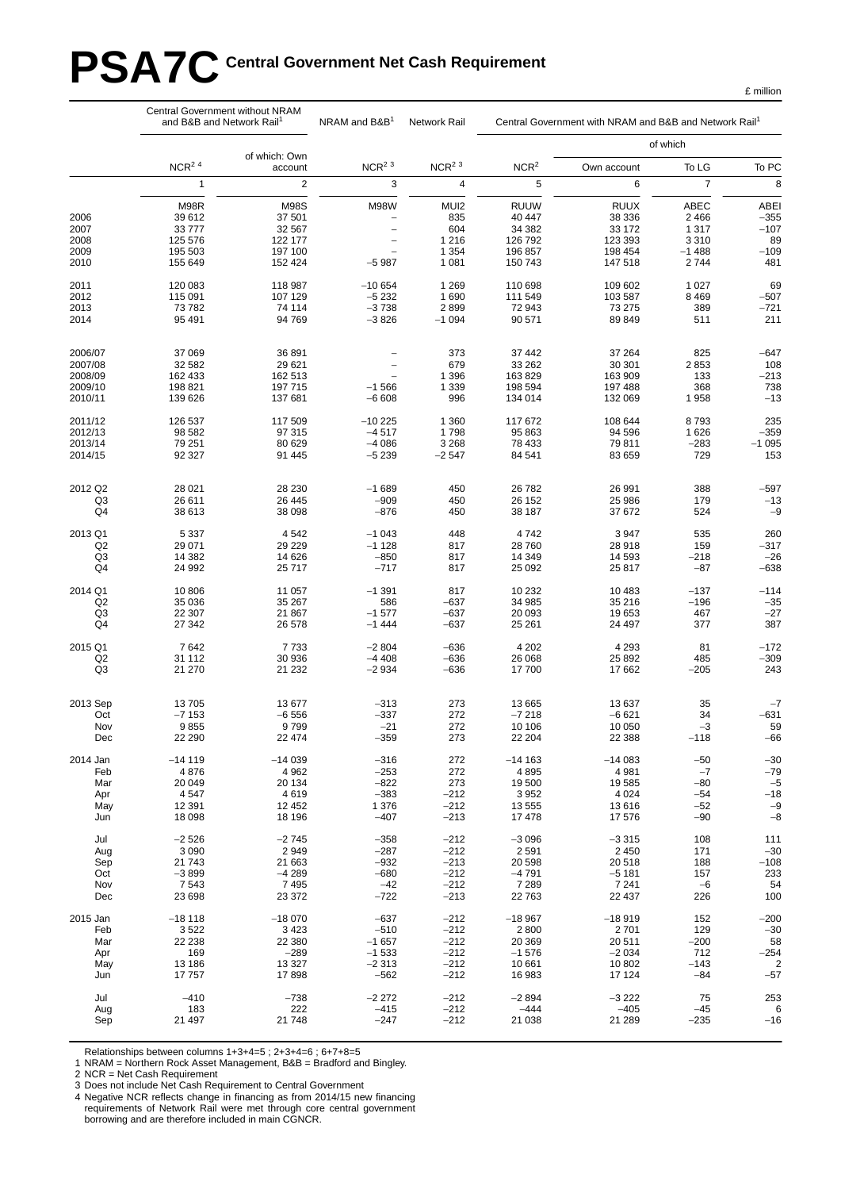# PSA7C Central Government Net Cash Requirement

£ million

| | Central Government without NRAM and B&B and Network Rail[1] | | NRAM and B&B[1] | Network Rail | Central Government with NRAM and B&B and Network Rail[1] | | | |
|---|---|---|---|---|---|---|---|---|
| | | | | | | of which | | |
| | NCR[2 4] | of which: Own account | NCR[2 3] | NCR[2 3] | NCR[2] | Own account | To LG | To PC |
| | 1 | 2 | 3 | 4 | 5 | 6 | 7 | 8 |
| | M98R | M98S | M98W | MUI2 | RUUW | RUUX | ABEC | ABEI |
| 2006 | 39 612 | 37 501 | – | 835 | 40 447 | 38 336 | 2 466 | –355 |
| 2007 | 33 777 | 32 567 | – | 604 | 34 382 | 33 172 | 1 317 | –107 |
| 2008 | 125 576 | 122 177 | – | 1 216 | 126 792 | 123 393 | 3 310 | 89 |
| 2009 | 195 503 | 197 100 | – | 1 354 | 196 857 | 198 454 | –1 488 | –109 |
| 2010 | 155 649 | 152 424 | –5 987 | 1 081 | 150 743 | 147 518 | 2 744 | 481 |
| | | | | | | | | |
| 2011 | 120 083 | 118 987 | –10 654 | 1 269 | 110 698 | 109 602 | 1 027 | 69 |
| 2012 | 115 091 | 107 129 | –5 232 | 1 690 | 111 549 | 103 587 | 8 469 | –507 |
| 2013 | 73 782 | 74 114 | –3 738 | 2 899 | 72 943 | 73 275 | 389 | –721 |
| 2014 | 95 491 | 94 769 | –3 826 | –1 094 | 90 571 | 89 849 | 511 | 211 |
| | | | | | | | | |
| 2006/07 | 37 069 | 36 891 | – | 373 | 37 442 | 37 264 | 825 | –647 |
| 2007/08 | 32 582 | 29 621 | – | 679 | 33 262 | 30 301 | 2 853 | 108 |
| 2008/09 | 162 433 | 162 513 | – | 1 396 | 163 829 | 163 909 | 133 | –213 |
| 2009/10 | 198 821 | 197 715 | –1 566 | 1 339 | 198 594 | 197 488 | 368 | 738 |
| 2010/11 | 139 626 | 137 681 | –6 608 | 996 | 134 014 | 132 069 | 1 958 | –13 |
| | | | | | | | | |
| 2011/12 | 126 537 | 117 509 | –10 225 | 1 360 | 117 672 | 108 644 | 8 793 | 235 |
| 2012/13 | 98 582 | 97 315 | –4 517 | 1 798 | 95 863 | 94 596 | 1 626 | –359 |
| 2013/14 | 79 251 | 80 629 | –4 086 | 3 268 | 78 433 | 79 811 | –283 | –1 095 |
| 2014/15 | 92 327 | 91 445 | –5 239 | –2 547 | 84 541 | 83 659 | 729 | 153 |
| | | | | | | | | |
| 2012 Q2 | 28 021 | 28 230 | –1 689 | 450 | 26 782 | 26 991 | 388 | –597 |
| Q3 | 26 611 | 26 445 | –909 | 450 | 26 152 | 25 986 | 179 | –13 |
| Q4 | 38 613 | 38 098 | –876 | 450 | 38 187 | 37 672 | 524 | –9 |
| | | | | | | | | |
| 2013 Q1 | 5 337 | 4 542 | –1 043 | 448 | 4 742 | 3 947 | 535 | 260 |
| Q2 | 29 071 | 29 229 | –1 128 | 817 | 28 760 | 28 918 | 159 | –317 |
| Q3 | 14 382 | 14 626 | –850 | 817 | 14 349 | 14 593 | –218 | –26 |
| Q4 | 24 992 | 25 717 | –717 | 817 | 25 092 | 25 817 | –87 | –638 |
| | | | | | | | | |
| 2014 Q1 | 10 806 | 11 057 | –1 391 | 817 | 10 232 | 10 483 | –137 | –114 |
| Q2 | 35 036 | 35 267 | 586 | –637 | 34 985 | 35 216 | –196 | –35 |
| Q3 | 22 307 | 21 867 | –1 577 | –637 | 20 093 | 19 653 | 467 | –27 |
| Q4 | 27 342 | 26 578 | –1 444 | –637 | 25 261 | 24 497 | 377 | 387 |
| | | | | | | | | |
| 2015 Q1 | 7 642 | 7 733 | –2 804 | –636 | 4 202 | 4 293 | 81 | –172 |
| Q2 | 31 112 | 30 936 | –4 408 | –636 | 26 068 | 25 892 | 485 | –309 |
| Q3 | 21 270 | 21 232 | –2 934 | –636 | 17 700 | 17 662 | –205 | 243 |
| | | | | | | | | |
| 2013 Sep | 13 705 | 13 677 | –313 | 273 | 13 665 | 13 637 | 35 | –7 |
| Oct | –7 153 | –6 556 | –337 | 272 | –7 218 | –6 621 | 34 | –631 |
| Nov | 9 855 | 9 799 | –21 | 272 | 10 106 | 10 050 | –3 | 59 |
| Dec | 22 290 | 22 474 | –359 | 273 | 22 204 | 22 388 | –118 | –66 |
| | | | | | | | | |
| 2014 Jan | –14 119 | –14 039 | –316 | 272 | –14 163 | –14 083 | –50 | –30 |
| Feb | 4 876 | 4 962 | –253 | 272 | 4 895 | 4 981 | –7 | –79 |
| Mar | 20 049 | 20 134 | –822 | 273 | 19 500 | 19 585 | –80 | –5 |
| Apr | 4 547 | 4 619 | –383 | –212 | 3 952 | 4 024 | –54 | –18 |
| May | 12 391 | 12 452 | 1 376 | –212 | 13 555 | 13 616 | –52 | –9 |
| Jun | 18 098 | 18 196 | –407 | –213 | 17 478 | 17 576 | –90 | –8 |
| | | | | | | | | |
| Jul | –2 526 | –2 745 | –358 | –212 | –3 096 | –3 315 | 108 | 111 |
| Aug | 3 090 | 2 949 | –287 | –212 | 2 591 | 2 450 | 171 | –30 |
| Sep | 21 743 | 21 663 | –932 | –213 | 20 598 | 20 518 | 188 | –108 |
| Oct | –3 899 | –4 289 | –680 | –212 | –4 791 | –5 181 | 157 | 233 |
| Nov | 7 543 | 7 495 | –42 | –212 | 7 289 | 7 241 | –6 | 54 |
| Dec | 23 698 | 23 372 | –722 | –213 | 22 763 | 22 437 | 226 | 100 |
| | | | | | | | | |
| 2015 Jan | –18 118 | –18 070 | –637 | –212 | –18 967 | –18 919 | 152 | –200 |
| Feb | 3 522 | 3 423 | –510 | –212 | 2 800 | 2 701 | 129 | –30 |
| Mar | 22 238 | 22 380 | –1 657 | –212 | 20 369 | 20 511 | –200 | 58 |
| Apr | 169 | –289 | –1 533 | –212 | –1 576 | –2 034 | 712 | –254 |
| May | 13 186 | 13 327 | –2 313 | –212 | 10 661 | 10 802 | –143 | 2 |
| Jun | 17 757 | 17 898 | –562 | –212 | 16 983 | 17 124 | –84 | –57 |
| | | | | | | | | |
| Jul | –410 | –738 | –2 272 | –212 | –2 894 | –3 222 | 75 | 253 |
| Aug | 183 | 222 | –415 | –212 | –444 | –405 | –45 | 6 |
| Sep | 21 497 | 21 748 | –247 | –212 | 21 038 | 21 289 | –235 | –16 |

Relationships between columns 1+3+4=5 ; 2+3+4=6 ; 6+7+8=5

1 NRAM = Northern Rock Asset Management, B&B = Bradford and Bingley.

2 NCR = Net Cash Requirement

3 Does not include Net Cash Requirement to Central Government

4 Negative NCR reflects change in financing as from 2014/15 new financing requirements of Network Rail were met through core central government borrowing and are therefore included in main CGNCR.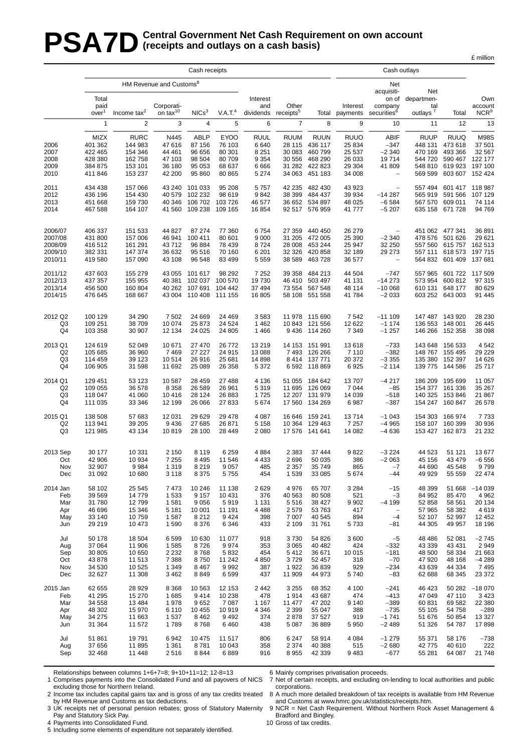# PSA7D Central Government Net Cash Requirement on own account (receipts and outlays on a cash basis)

£ million

| | Cash receipts | | | | | | | | Cash outlays | | | | |
|---|---|---|---|---|---|---|---|---|---|---|---|---|---|
| | HM Revenue and Customs[8] | | | | | | | | | | | | |
| | Total paid over[1] | Income tax[2] | Corporation tax[10] | NICs[3] | V.A.T.[4] | Interest and dividends | Other receipts[5] | Total | Interest payments | Net acquisition of company securities[6] | Net departmental outlays[7] | Total | Own account NCR[9] |
| | 1 | 2 | 3 | 4 | 5 | 6 | 7 | 8 | 9 | 10 | 11 | 12 | 13 |
| | MIZX | RURC | N445 | ABLP | EYOO | RUUL | RUUM | RUUN | RUUO | ABIF | RUUP | RUUQ | M98S |
| 2006 | 401 362 | 144 983 | 47 616 | 87 156 | 76 103 | 6 640 | 28 115 | 436 117 | 25 834 | −347 | 448 131 | 473 618 | 37 501 |
| 2007 | 422 465 | 154 346 | 44 461 | 96 656 | 80 301 | 8 251 | 30 083 | 460 799 | 25 537 | −2 340 | 470 169 | 493 366 | 32 567 |
| 2008 | 428 380 | 162 758 | 47 103 | 98 504 | 80 709 | 9 354 | 30 556 | 468 290 | 26 033 | 19 714 | 544 720 | 590 467 | 122 177 |
| 2009 | 384 875 | 153 101 | 36 180 | 95 053 | 68 637 | 6 666 | 31 282 | 422 823 | 29 304 | 41 809 | 548 810 | 619 923 | 197 100 |
| 2010 | 411 846 | 153 237 | 42 200 | 95 860 | 80 865 | 5 274 | 34 063 | 451 183 | 34 008 | − | 569 599 | 603 607 | 152 424 |
| 2011 | 434 438 | 157 066 | 43 240 | 101 033 | 95 208 | 5 757 | 42 235 | 482 430 | 43 923 | − | 557 494 | 601 417 | 118 987 |
| 2012 | 436 196 | 154 430 | 40 579 | 102 232 | 98 619 | 9 842 | 38 399 | 484 437 | 39 934 | −14 287 | 565 919 | 591 566 | 107 129 |
| 2013 | 451 668 | 159 730 | 40 346 | 106 702 | 103 726 | 46 577 | 36 652 | 534 897 | 48 025 | −6 584 | 567 570 | 609 011 | 74 114 |
| 2014 | 467 588 | 164 107 | 41 560 | 109 238 | 109 165 | 16 854 | 92 517 | 576 959 | 41 777 | −5 207 | 635 158 | 671 728 | 94 769 |
| 2006/07 | 406 337 | 151 533 | 44 827 | 87 274 | 77 360 | 6 754 | 27 359 | 440 450 | 26 279 | − | 451 062 | 477 341 | 36 891 |
| 2007/08 | 431 800 | 157 006 | 46 941 | 100 411 | 80 601 | 9 000 | 31 205 | 472 005 | 25 390 | −2 340 | 478 576 | 501 626 | 29 621 |
| 2008/09 | 416 512 | 161 291 | 43 712 | 96 884 | 78 439 | 8 724 | 28 008 | 453 244 | 25 947 | 32 250 | 557 560 | 615 757 | 162 513 |
| 2009/10 | 382 331 | 147 374 | 36 632 | 95 516 | 70 160 | 6 201 | 32 326 | 420 858 | 32 189 | 29 273 | 557 111 | 618 573 | 197 715 |
| 2010/11 | 419 580 | 157 090 | 43 108 | 96 548 | 83 499 | 5 559 | 38 589 | 463 728 | 36 577 | − | 564 832 | 601 409 | 137 681 |
| 2011/12 | 437 603 | 155 279 | 43 055 | 101 617 | 98 292 | 7 252 | 39 358 | 484 213 | 44 504 | −747 | 557 965 | 601 722 | 117 509 |
| 2012/13 | 437 357 | 155 955 | 40 381 | 102 037 | 100 570 | 19 730 | 46 410 | 503 497 | 41 131 | −14 273 | 573 954 | 600 812 | 97 315 |
| 2013/14 | 456 500 | 160 804 | 40 262 | 107 691 | 104 442 | 37 494 | 73 554 | 567 548 | 48 114 | −10 068 | 610 131 | 648 177 | 80 629 |
| 2014/15 | 476 645 | 168 667 | 43 004 | 110 408 | 111 155 | 16 805 | 58 108 | 551 558 | 41 784 | −2 033 | 603 252 | 643 003 | 91 445 |
| 2012 Q2 | 100 129 | 34 290 | 7 502 | 24 669 | 24 469 | 3 583 | 11 978 | 115 690 | 7 542 | −11 109 | 147 487 | 143 920 | 28 230 |
| Q3 | 109 251 | 38 709 | 10 074 | 25 873 | 24 524 | 1 462 | 10 843 | 121 556 | 12 622 | −1 174 | 136 553 | 148 001 | 26 445 |
| Q4 | 103 358 | 30 907 | 12 134 | 24 025 | 24 805 | 1 466 | 9 436 | 114 260 | 7 349 | −1 257 | 146 266 | 152 358 | 38 098 |
| 2013 Q1 | 124 619 | 52 049 | 10 671 | 27 470 | 26 772 | 13 219 | 14 153 | 151 991 | 13 618 | −733 | 143 648 | 156 533 | 4 542 |
| Q2 | 105 685 | 36 960 | 7 469 | 27 227 | 24 915 | 13 088 | 7 493 | 126 266 | 7 110 | −382 | 148 767 | 155 495 | 29 229 |
| Q3 | 114 459 | 39 123 | 10 514 | 26 916 | 25 681 | 14 898 | 8 414 | 137 771 | 20 372 | −3 355 | 135 380 | 152 397 | 14 626 |
| Q4 | 106 905 | 31 598 | 11 692 | 25 089 | 26 358 | 5 372 | 6 592 | 118 869 | 6 925 | −2 114 | 139 775 | 144 586 | 25 717 |
| 2014 Q1 | 129 451 | 53 123 | 10 587 | 28 459 | 27 488 | 4 136 | 51 055 | 184 642 | 13 707 | −4 217 | 186 209 | 195 699 | 11 057 |
| Q2 | 109 055 | 36 578 | 8 358 | 26 589 | 26 961 | 5 319 | 11 695 | 126 069 | 7 044 | −85 | 154 377 | 161 336 | 35 267 |
| Q3 | 118 047 | 41 060 | 10 416 | 28 124 | 26 883 | 1 725 | 12 207 | 131 979 | 14 039 | −518 | 140 325 | 153 846 | 21 867 |
| Q4 | 111 035 | 33 346 | 12 199 | 26 066 | 27 833 | 5 674 | 17 560 | 134 269 | 6 987 | −387 | 154 247 | 160 847 | 26 578 |
| 2015 Q1 | 138 508 | 57 683 | 12 031 | 29 629 | 29 478 | 4 087 | 16 646 | 159 241 | 13 714 | −1 043 | 154 303 | 166 974 | 7 733 |
| Q2 | 113 941 | 39 205 | 9 436 | 27 685 | 26 871 | 5 158 | 10 364 | 129 463 | 7 257 | −4 965 | 158 107 | 160 399 | 30 936 |
| Q3 | 121 985 | 43 134 | 10 819 | 28 100 | 28 449 | 2 080 | 17 576 | 141 641 | 14 082 | −4 636 | 153 427 | 162 873 | 21 232 |
| 2013 Sep | 30 177 | 10 331 | 2 150 | 8 119 | 6 259 | 4 884 | 2 383 | 37 444 | 9 822 | −3 224 | 44 523 | 51 121 | 13 677 |
| Oct | 42 906 | 10 934 | 7 255 | 8 495 | 11 546 | 4 433 | 2 696 | 50 035 | 386 | −2 063 | 45 156 | 43 479 | −6 556 |
| Nov | 32 907 | 9 984 | 1 319 | 8 219 | 9 057 | 485 | 2 357 | 35 749 | 865 | −7 | 44 690 | 45 548 | 9 799 |
| Dec | 31 092 | 10 680 | 3 118 | 8 375 | 5 755 | 454 | 1 539 | 33 085 | 5 674 | −44 | 49 929 | 55 559 | 22 474 |
| 2014 Jan | 58 102 | 25 545 | 7 473 | 10 246 | 11 138 | 2 629 | 4 976 | 65 707 | 3 284 | −15 | 48 399 | 51 668 | −14 039 |
| Feb | 39 569 | 14 779 | 1 533 | 9 157 | 10 431 | 376 | 40 563 | 80 508 | 521 | −3 | 84 952 | 85 470 | 4 962 |
| Mar | 31 780 | 12 799 | 1 581 | 9 056 | 5 919 | 1 131 | 5 516 | 38 427 | 9 902 | −4 199 | 52 858 | 58 561 | 20 134 |
| Apr | 46 696 | 15 346 | 5 181 | 10 001 | 11 191 | 4 488 | 2 579 | 53 763 | 417 | − | 57 965 | 58 382 | 4 619 |
| May | 33 140 | 10 759 | 1 587 | 8 212 | 9 424 | 398 | 7 007 | 40 545 | 894 | −4 | 52 107 | 52 997 | 12 452 |
| Jun | 29 219 | 10 473 | 1 590 | 8 376 | 6 346 | 433 | 2 109 | 31 761 | 5 733 | −81 | 44 305 | 49 957 | 18 196 |
| Jul | 50 178 | 18 504 | 6 599 | 10 630 | 11 077 | 918 | 3 730 | 54 826 | 3 600 | −5 | 48 486 | 52 081 | −2 745 |
| Aug | 37 064 | 11 906 | 1 585 | 8 726 | 9 974 | 353 | 3 065 | 40 482 | 424 | −332 | 43 339 | 43 431 | 2 949 |
| Sep | 30 805 | 10 650 | 2 232 | 8 768 | 5 832 | 454 | 5 412 | 36 671 | 10 015 | −181 | 48 500 | 58 334 | 21 663 |
| Oct | 43 878 | 11 513 | 7 388 | 8 750 | 11 242 | 4 850 | 3 729 | 52 457 | 318 | −70 | 47 920 | 48 168 | −4 289 |
| Nov | 34 530 | 10 525 | 1 349 | 8 467 | 9 992 | 387 | 1 922 | 36 839 | 929 | −234 | 43 639 | 44 334 | 7 495 |
| Dec | 32 627 | 11 308 | 3 462 | 8 849 | 6 599 | 437 | 11 909 | 44 973 | 5 740 | −83 | 62 688 | 68 345 | 23 372 |
| 2015 Jan | 62 655 | 28 929 | 8 368 | 10 563 | 12 153 | 2 442 | 3 255 | 68 352 | 4 100 | −241 | 46 423 | 50 282 | −18 070 |
| Feb | 41 295 | 15 270 | 1 685 | 9 414 | 10 238 | 478 | 1 914 | 43 687 | 474 | −413 | 47 049 | 47 110 | 3 423 |
| Mar | 34 558 | 13 484 | 1 978 | 9 652 | 7 087 | 1 167 | 11 477 | 47 202 | 9 140 | −389 | 60 831 | 69 582 | 22 380 |
| Apr | 48 302 | 15 970 | 6 110 | 10 455 | 10 919 | 4 346 | 2 399 | 55 047 | 388 | −735 | 55 105 | 54 758 | −289 |
| May | 34 275 | 11 663 | 1 537 | 8 462 | 9 492 | 374 | 2 878 | 37 527 | 919 | −1 741 | 51 676 | 50 854 | 13 327 |
| Jun | 31 364 | 11 572 | 1 789 | 8 768 | 6 460 | 438 | 5 087 | 36 889 | 5 950 | −2 489 | 51 326 | 54 787 | 17 898 |
| Jul | 51 861 | 19 791 | 6 942 | 10 475 | 11 517 | 806 | 6 247 | 58 914 | 4 084 | −1 279 | 55 371 | 58 176 | −738 |
| Aug | 37 656 | 11 895 | 1 361 | 8 781 | 10 043 | 358 | 2 374 | 40 388 | 515 | −2 680 | 42 775 | 40 610 | 222 |
| Sep | 32 468 | 11 448 | 2 516 | 8 844 | 6 889 | 916 | 8 955 | 42 339 | 9 483 | −677 | 55 281 | 64 087 | 21 748 |

Relationships between columns 1+6+7=8; 9+10+11=12; 12-8=13

1 Comprises payments into the Consolidated Fund and all payovers of NICS excluding those for Northern Ireland.
2 Income tax includes capital gains tax and is gross of any tax credits treated by HM Revenue and Customs as tax deductions.
3 UK receipts net of personal pension rebates; gross of Statutory Maternity Pay and Statutory Sick Pay.
4 Payments into Consolidated Fund.
5 Including some elements of expenditure not separately identified.
6 Mainly comprises privatisation proceeds.
7 Net of certain receipts, and excluding on-lending to local authorities and public corporations.
8 A much more detailed breakdown of tax receipts is available from HM Revenue and Customs at www.hmrc.gov.uk/statistics/receipts.htm.
9 NCR = Net Cash Requirement. Without Northern Rock Asset Management & Bradford and Bingley.
10 Gross of tax credits.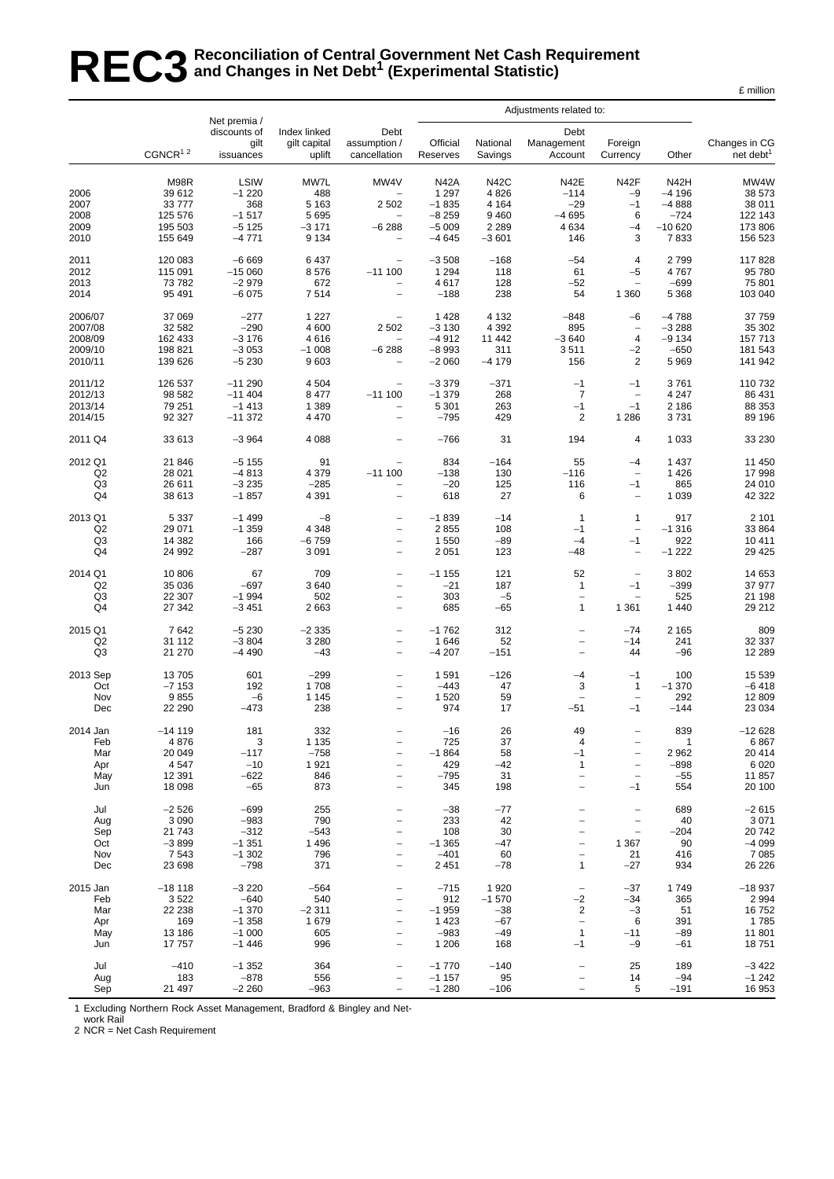# REC3 Reconciliation of Central Government Net Cash Requirement and Changes in Net Debt[1] (Experimental Statistic)

£ million

| | CGNCR[1 2] | Net premia / discounts of gilt issuances | Index linked gilt capital uplift | Debt assumption / cancellation | Adjustments related to: Official Reserves | National Savings | Debt Management Account | Foreign Currency | Other | Changes in CG net debt[1] |
|---|---|---|---|---|---|---|---|---|---|---|
| | M98R | LSIW | MW7L | MW4V | N42A | N42C | N42E | N42F | N42H | MW4W |
| 2006 | 39 612 | −1 220 | 488 | – | 1 297 | 4 826 | −114 | −9 | −4 196 | 38 573 |
| 2007 | 33 777 | 368 | 5 163 | 2 502 | −1 835 | 4 164 | −29 | −1 | −4 888 | 38 011 |
| 2008 | 125 576 | −1 517 | 5 695 | – | −8 259 | 9 460 | −4 695 | 6 | −724 | 122 143 |
| 2009 | 195 503 | −5 125 | −3 171 | −6 288 | −5 009 | 2 289 | 4 634 | −4 | −10 620 | 173 806 |
| 2010 | 155 649 | −4 771 | 9 134 | – | −4 645 | −3 601 | 146 | 3 | 7 833 | 156 523 |
| 2011 | 120 083 | −6 669 | 6 437 | – | −3 508 | −168 | −54 | 4 | 2 799 | 117 828 |
| 2012 | 115 091 | −15 060 | 8 576 | −11 100 | 1 294 | 118 | 61 | −5 | 4 767 | 95 780 |
| 2013 | 73 782 | −2 979 | 672 | – | 4 617 | 128 | −52 | – | −699 | 75 801 |
| 2014 | 95 491 | −6 075 | 7 514 | – | −188 | 238 | 54 | 1 360 | 5 368 | 103 040 |
| 2006/07 | 37 069 | −277 | 1 227 | – | 1 428 | 4 132 | −848 | −6 | −4 788 | 37 759 |
| 2007/08 | 32 582 | −290 | 4 600 | 2 502 | −3 130 | 4 392 | 895 | – | −3 288 | 35 302 |
| 2008/09 | 162 433 | −3 176 | 4 616 | – | −4 912 | 11 442 | −3 640 | 4 | −9 134 | 157 713 |
| 2009/10 | 198 821 | −3 053 | −1 008 | −6 288 | −8 993 | 311 | 3 511 | −2 | −650 | 181 543 |
| 2010/11 | 139 626 | −5 230 | 9 603 | – | −2 060 | −4 179 | 156 | 2 | 5 969 | 141 942 |
| 2011/12 | 126 537 | −11 290 | 4 504 | – | −3 379 | −371 | −1 | −1 | 3 761 | 110 732 |
| 2012/13 | 98 582 | −11 404 | 8 477 | −11 100 | −1 379 | 268 | 7 | – | 4 247 | 86 431 |
| 2013/14 | 79 251 | −1 413 | 1 389 | – | 5 301 | 263 | −1 | −1 | 2 186 | 88 353 |
| 2014/15 | 92 327 | −11 372 | 4 470 | – | −795 | 429 | 2 | 1 286 | 3 731 | 89 196 |
| 2011 Q4 | 33 613 | −3 964 | 4 088 | – | −766 | 31 | 194 | 4 | 1 033 | 33 230 |
| 2012 Q1 | 21 846 | −5 155 | 91 | – | 834 | −164 | 55 | −4 | 1 437 | 11 450 |
| Q2 | 28 021 | −4 813 | 4 379 | −11 100 | −138 | 130 | −116 | – | 1 426 | 17 998 |
| Q3 | 26 611 | −3 235 | −285 | – | −20 | 125 | 116 | −1 | 865 | 24 010 |
| Q4 | 38 613 | −1 857 | 4 391 | – | 618 | 27 | 6 | – | 1 039 | 42 322 |
| 2013 Q1 | 5 337 | −1 499 | −8 | – | −1 839 | −14 | 1 | 1 | 917 | 2 101 |
| Q2 | 29 071 | −1 359 | 4 348 | – | 2 855 | 108 | −1 | – | −1 316 | 33 864 |
| Q3 | 14 382 | 166 | −6 759 | – | 1 550 | −89 | −4 | −1 | 922 | 10 411 |
| Q4 | 24 992 | −287 | 3 091 | – | 2 051 | 123 | −48 | – | −1 222 | 29 425 |
| 2014 Q1 | 10 806 | 67 | 709 | – | −1 155 | 121 | 52 | – | 3 802 | 14 653 |
| Q2 | 35 036 | −697 | 3 640 | – | −21 | 187 | 1 | −1 | −399 | 37 977 |
| Q3 | 22 307 | −1 994 | 502 | – | 303 | −5 | – | – | 525 | 21 198 |
| Q4 | 27 342 | −3 451 | 2 663 | – | 685 | −65 | 1 | 1 361 | 1 440 | 29 212 |
| 2015 Q1 | 7 642 | −5 230 | −2 335 | – | −1 762 | 312 | – | −74 | 2 165 | 809 |
| Q2 | 31 112 | −3 804 | 3 280 | – | 1 646 | 52 | – | −14 | 241 | 32 337 |
| Q3 | 21 270 | −4 490 | −43 | – | −4 207 | −151 | – | 44 | −96 | 12 289 |
| 2013 Sep | 13 705 | 601 | −299 | – | 1 591 | −126 | −4 | −1 | 100 | 15 539 |
| Oct | −7 153 | 192 | 1 708 | – | −443 | 47 | 3 | 1 | −1 370 | −6 418 |
| Nov | 9 855 | −6 | 1 145 | – | 1 520 | 59 | – | – | 292 | 12 809 |
| Dec | 22 290 | −473 | 238 | – | 974 | 17 | −51 | −1 | −144 | 23 034 |
| 2014 Jan | −14 119 | 181 | 332 | – | −16 | 26 | 49 | – | 839 | −12 628 |
| Feb | 4 876 | 3 | 1 135 | – | 725 | 37 | 4 | – | 1 | 6 867 |
| Mar | 20 049 | −117 | −758 | – | −1 864 | 58 | −1 | – | 2 962 | 20 414 |
| Apr | 4 547 | −10 | 1 921 | – | 429 | −42 | 1 | – | −898 | 6 020 |
| May | 12 391 | −622 | 846 | – | −795 | 31 | – | – | −55 | 11 857 |
| Jun | 18 098 | −65 | 873 | – | 345 | 198 | – | −1 | 554 | 20 100 |
| Jul | −2 526 | −699 | 255 | – | −38 | −77 | – | – | 689 | −2 615 |
| Aug | 3 090 | −983 | 790 | – | 233 | 42 | – | – | 40 | 3 071 |
| Sep | 21 743 | −312 | −543 | – | 108 | 30 | – | – | −204 | 20 742 |
| Oct | −3 899 | −1 351 | 1 496 | – | −1 365 | −47 | – | 1 367 | 90 | −4 099 |
| Nov | 7 543 | −1 302 | 796 | – | −401 | 60 | – | 21 | 416 | 7 085 |
| Dec | 23 698 | −798 | 371 | – | 2 451 | −78 | 1 | −27 | 934 | 26 226 |
| 2015 Jan | −18 118 | −3 220 | −564 | – | −715 | 1 920 | – | −37 | 1 749 | −18 937 |
| Feb | 3 522 | −640 | 540 | – | 912 | −1 570 | −2 | −34 | 365 | 2 994 |
| Mar | 22 238 | −1 370 | −2 311 | – | −1 959 | −38 | 2 | −3 | 51 | 16 752 |
| Apr | 169 | −1 358 | 1 679 | – | 1 423 | −67 | – | 6 | 391 | 1 785 |
| May | 13 186 | −1 000 | 605 | – | −983 | −49 | 1 | −11 | −89 | 11 801 |
| Jun | 17 757 | −1 446 | 996 | – | 1 206 | 168 | −1 | −9 | −61 | 18 751 |
| Jul | −410 | −1 352 | 364 | – | −1 770 | −140 | – | 25 | 189 | −3 422 |
| Aug | 183 | −878 | 556 | – | −1 157 | 95 | – | 14 | −94 | −1 242 |
| Sep | 21 497 | −2 260 | −963 | – | −1 280 | −106 | – | 5 | −191 | 16 953 |

1 Excluding Northern Rock Asset Management, Bradford & Bingley and Network Rail

2 NCR = Net Cash Requirement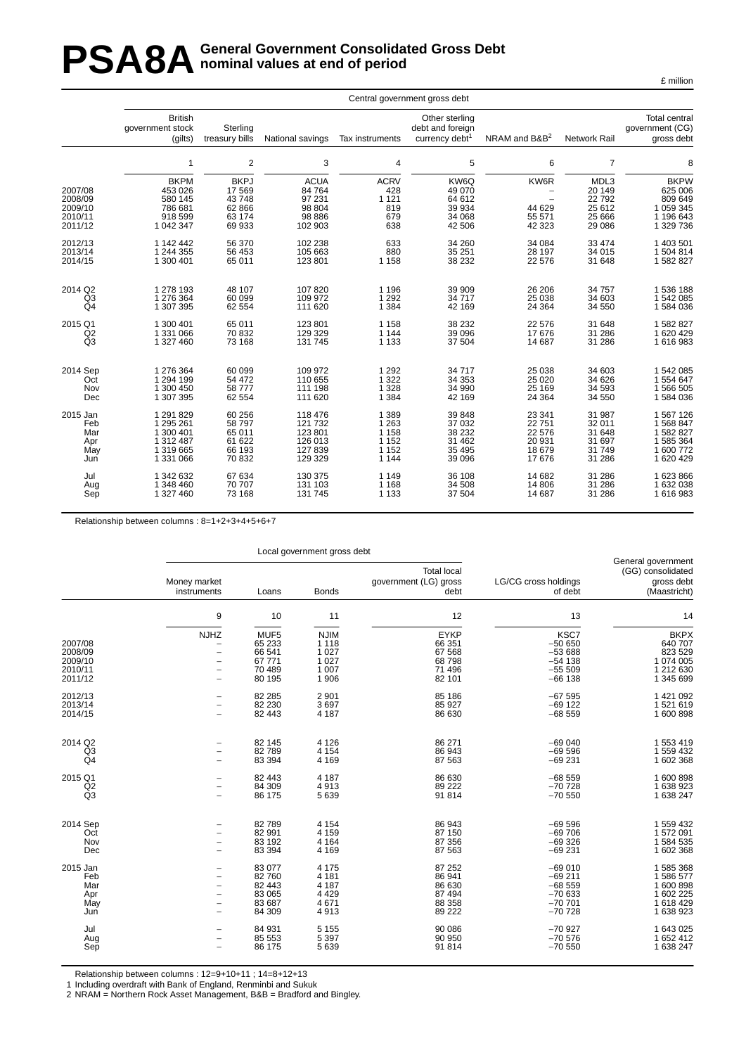# PSA8A General Government Consolidated Gross Debt nominal values at end of period

£ million

| | Central government gross debt | | | | | | | |
|---|---|---|---|---|---|---|---|---|
| | British government stock (gilts) | Sterling treasury bills | National savings | Tax instruments | Other sterling debt and foreign currency debt[1] | NRAM and B&B[2] | Network Rail | Total central government (CG) gross debt |
| | 1 | 2 | 3 | 4 | 5 | 6 | 7 | 8 |
| | BKPM | BKPJ | ACUA | ACRV | KW6Q | KW6R | MDL3 | BKPW |
| 2007/08 | 453 026 | 17 569 | 84 764 | 428 | 49 070 | – | 20 149 | 625 006 |
| 2008/09 | 580 145 | 43 748 | 97 231 | 1 121 | 64 612 | – | 22 792 | 809 649 |
| 2009/10 | 786 681 | 62 866 | 98 804 | 819 | 39 934 | 44 629 | 25 612 | 1 059 345 |
| 2010/11 | 918 599 | 63 174 | 98 886 | 679 | 34 068 | 55 571 | 25 666 | 1 196 643 |
| 2011/12 | 1 042 347 | 69 933 | 102 903 | 638 | 42 506 | 42 323 | 29 086 | 1 329 736 |
| 2012/13 | 1 142 442 | 56 370 | 102 238 | 633 | 34 260 | 34 084 | 33 474 | 1 403 501 |
| 2013/14 | 1 244 355 | 56 453 | 105 663 | 880 | 35 251 | 28 197 | 34 015 | 1 504 814 |
| 2014/15 | 1 300 401 | 65 011 | 123 801 | 1 158 | 38 232 | 22 576 | 31 648 | 1 582 827 |
| 2014 Q2 | 1 278 193 | 48 107 | 107 820 | 1 196 | 39 909 | 26 206 | 34 757 | 1 536 188 |
| Q3 | 1 276 364 | 60 099 | 109 972 | 1 292 | 34 717 | 25 038 | 34 603 | 1 542 085 |
| Q4 | 1 307 395 | 62 554 | 111 620 | 1 384 | 42 169 | 24 364 | 34 550 | 1 584 036 |
| 2015 Q1 | 1 300 401 | 65 011 | 123 801 | 1 158 | 38 232 | 22 576 | 31 648 | 1 582 827 |
| Q2 | 1 331 066 | 70 832 | 129 329 | 1 144 | 39 096 | 17 676 | 31 286 | 1 620 429 |
| Q3 | 1 327 460 | 73 168 | 131 745 | 1 133 | 37 504 | 14 687 | 31 286 | 1 616 983 |
| 2014 Sep | 1 276 364 | 60 099 | 109 972 | 1 292 | 34 717 | 25 038 | 34 603 | 1 542 085 |
| Oct | 1 294 199 | 54 472 | 110 655 | 1 322 | 34 353 | 25 020 | 34 626 | 1 554 647 |
| Nov | 1 300 450 | 58 777 | 111 198 | 1 328 | 34 990 | 25 169 | 34 593 | 1 566 505 |
| Dec | 1 307 395 | 62 554 | 111 620 | 1 384 | 42 169 | 24 364 | 34 550 | 1 584 036 |
| 2015 Jan | 1 291 829 | 60 256 | 118 476 | 1 389 | 39 848 | 23 341 | 31 987 | 1 567 126 |
| Feb | 1 295 261 | 58 797 | 121 732 | 1 263 | 37 032 | 22 751 | 32 011 | 1 568 847 |
| Mar | 1 300 401 | 65 011 | 123 801 | 1 158 | 38 232 | 22 576 | 31 648 | 1 582 827 |
| Apr | 1 312 487 | 61 622 | 126 013 | 1 152 | 31 462 | 20 931 | 31 697 | 1 585 364 |
| May | 1 319 665 | 66 193 | 127 839 | 1 152 | 35 495 | 18 679 | 31 749 | 1 600 772 |
| Jun | 1 331 066 | 70 832 | 129 329 | 1 144 | 39 096 | 17 676 | 31 286 | 1 620 429 |
| Jul | 1 342 632 | 67 634 | 130 375 | 1 149 | 36 108 | 14 682 | 31 286 | 1 623 866 |
| Aug | 1 348 460 | 70 707 | 131 103 | 1 168 | 34 508 | 14 806 | 31 286 | 1 632 038 |
| Sep | 1 327 460 | 73 168 | 131 745 | 1 133 | 37 504 | 14 687 | 31 286 | 1 616 983 |

Relationship between columns : 8=1+2+3+4+5+6+7

| | Local government gross debt | | | | | |
|---|---|---|---|---|---|---|
| | Money market instruments | Loans | Bonds | Total local government (LG) gross debt | LG/CG cross holdings of debt | General government (GG) consolidated gross debt (Maastricht) |
| | 9 | 10 | 11 | 12 | 13 | 14 |
| | NJHZ | MUF5 | NJIM | EYKP | KSC7 | BKPX |
| 2007/08 | – | 65 233 | 1 118 | 66 351 | −50 650 | 640 707 |
| 2008/09 | – | 66 541 | 1 027 | 67 568 | −53 688 | 823 529 |
| 2009/10 | – | 67 771 | 1 027 | 68 798 | −54 138 | 1 074 005 |
| 2010/11 | – | 70 489 | 1 007 | 71 496 | −55 509 | 1 212 630 |
| 2011/12 | – | 80 195 | 1 906 | 82 101 | −66 138 | 1 345 699 |
| 2012/13 | – | 82 285 | 2 901 | 85 186 | −67 595 | 1 421 092 |
| 2013/14 | – | 82 230 | 3 697 | 85 927 | −69 122 | 1 521 619 |
| 2014/15 | – | 82 443 | 4 187 | 86 630 | −68 559 | 1 600 898 |
| 2014 Q2 | – | 82 145 | 4 126 | 86 271 | −69 040 | 1 553 419 |
| Q3 | – | 82 789 | 4 154 | 86 943 | −69 596 | 1 559 432 |
| Q4 | – | 83 394 | 4 169 | 87 563 | −69 231 | 1 602 368 |
| 2015 Q1 | – | 82 443 | 4 187 | 86 630 | −68 559 | 1 600 898 |
| Q2 | – | 84 309 | 4 913 | 89 222 | −70 728 | 1 638 923 |
| Q3 | – | 86 175 | 5 639 | 91 814 | −70 550 | 1 638 247 |
| 2014 Sep | – | 82 789 | 4 154 | 86 943 | −69 596 | 1 559 432 |
| Oct | – | 82 991 | 4 159 | 87 150 | −69 706 | 1 572 091 |
| Nov | – | 83 192 | 4 164 | 87 356 | −69 326 | 1 584 535 |
| Dec | – | 83 394 | 4 169 | 87 563 | −69 231 | 1 602 368 |
| 2015 Jan | – | 83 077 | 4 175 | 87 252 | −69 010 | 1 585 368 |
| Feb | – | 82 760 | 4 181 | 86 941 | −69 211 | 1 586 577 |
| Mar | – | 82 443 | 4 187 | 86 630 | −68 559 | 1 600 898 |
| Apr | – | 83 065 | 4 429 | 87 494 | −70 633 | 1 602 225 |
| May | – | 83 687 | 4 671 | 88 358 | −70 701 | 1 618 429 |
| Jun | – | 84 309 | 4 913 | 89 222 | −70 728 | 1 638 923 |
| Jul | – | 84 931 | 5 155 | 90 086 | −70 927 | 1 643 025 |
| Aug | – | 85 553 | 5 397 | 90 950 | −70 576 | 1 652 412 |
| Sep | – | 86 175 | 5 639 | 91 814 | −70 550 | 1 638 247 |

Relationship between columns : 12=9+10+11 ; 14=8+12+13

1 Including overdraft with Bank of England, Renminbi and Sukuk

2 NRAM = Northern Rock Asset Management, B&B = Bradford and Bingley.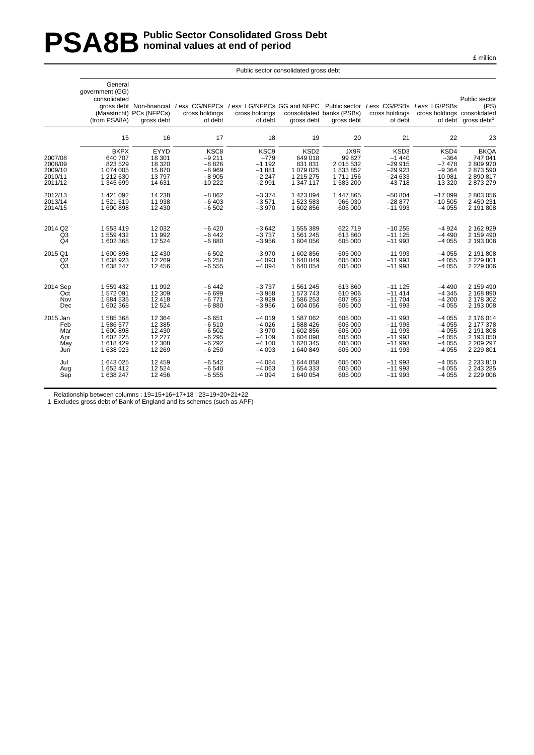# PSA8B Public Sector Consolidated Gross Debt nominal values at end of period

£ million

| | Public sector consolidated gross debt | | | | | | | | |
|---|---|---|---|---|---|---|---|---|---|
| | General government (GG) consolidated gross debt (Maastricht) (from PSA8A) | Non-financial PCs (NFPCs) gross debt | *Less* CG/NFPCs cross holdings of debt | *Less* LG/NFPCs cross holdings of debt | GG and NFPC consolidated gross debt | Public sector banks (PSBs) gross debt | *Less* CG/PSBs cross holdings of debt | *Less* LG/PSBs cross holdings of debt | Public sector (PS) consolidated gross debt[1] |
| | 15 | 16 | 17 | 18 | 19 | 20 | 21 | 22 | 23 |
| | BKPX | EYYD | KSC8 | KSC9 | KSD2 | JX9R | KSD3 | KSD4 | BKQA |
| 2007/08 | 640 707 | 18 301 | −9 211 | −779 | 649 018 | 99 827 | −1 440 | −364 | 747 041 |
| 2008/09 | 823 529 | 18 320 | −8 826 | −1 192 | 831 831 | 2 015 532 | −29 915 | −7 478 | 2 809 970 |
| 2009/10 | 1 074 005 | 15 870 | −8 969 | −1 881 | 1 079 025 | 1 833 852 | −29 923 | −9 364 | 2 873 590 |
| 2010/11 | 1 212 630 | 13 797 | −8 905 | −2 247 | 1 215 275 | 1 711 156 | −24 633 | −10 981 | 2 890 817 |
| 2011/12 | 1 345 699 | 14 631 | −10 222 | −2 991 | 1 347 117 | 1 583 200 | −43 718 | −13 320 | 2 873 279 |
| 2012/13 | 1 421 092 | 14 238 | −8 862 | −3 374 | 1 423 094 | 1 447 865 | −50 804 | −17 099 | 2 803 056 |
| 2013/14 | 1 521 619 | 11 938 | −6 403 | −3 571 | 1 523 583 | 966 030 | −28 877 | −10 505 | 2 450 231 |
| 2014/15 | 1 600 898 | 12 430 | −6 502 | −3 970 | 1 602 856 | 605 000 | −11 993 | −4 055 | 2 191 808 |
| 2014 Q2 | 1 553 419 | 12 032 | −6 420 | −3 642 | 1 555 389 | 622 719 | −10 255 | −4 924 | 2 162 929 |
| Q3 | 1 559 432 | 11 992 | −6 442 | −3 737 | 1 561 245 | 613 860 | −11 125 | −4 490 | 2 159 490 |
| Q4 | 1 602 368 | 12 524 | −6 880 | −3 956 | 1 604 056 | 605 000 | −11 993 | −4 055 | 2 193 008 |
| 2015 Q1 | 1 600 898 | 12 430 | −6 502 | −3 970 | 1 602 856 | 605 000 | −11 993 | −4 055 | 2 191 808 |
| Q2 | 1 638 923 | 12 269 | −6 250 | −4 093 | 1 640 849 | 605 000 | −11 993 | −4 055 | 2 229 801 |
| Q3 | 1 638 247 | 12 456 | −6 555 | −4 094 | 1 640 054 | 605 000 | −11 993 | −4 055 | 2 229 006 |
| 2014 Sep | 1 559 432 | 11 992 | −6 442 | −3 737 | 1 561 245 | 613 860 | −11 125 | −4 490 | 2 159 490 |
| Oct | 1 572 091 | 12 309 | −6 699 | −3 958 | 1 573 743 | 610 906 | −11 414 | −4 345 | 2 168 890 |
| Nov | 1 584 535 | 12 418 | −6 771 | −3 929 | 1 586 253 | 607 953 | −11 704 | −4 200 | 2 178 302 |
| Dec | 1 602 368 | 12 524 | −6 880 | −3 956 | 1 604 056 | 605 000 | −11 993 | −4 055 | 2 193 008 |
| 2015 Jan | 1 585 368 | 12 364 | −6 651 | −4 019 | 1 587 062 | 605 000 | −11 993 | −4 055 | 2 176 014 |
| Feb | 1 586 577 | 12 385 | −6 510 | −4 026 | 1 588 426 | 605 000 | −11 993 | −4 055 | 2 177 378 |
| Mar | 1 600 898 | 12 430 | −6 502 | −3 970 | 1 602 856 | 605 000 | −11 993 | −4 055 | 2 191 808 |
| Apr | 1 602 225 | 12 277 | −6 295 | −4 109 | 1 604 098 | 605 000 | −11 993 | −4 055 | 2 193 050 |
| May | 1 618 429 | 12 308 | −6 292 | −4 100 | 1 620 345 | 605 000 | −11 993 | −4 055 | 2 209 297 |
| Jun | 1 638 923 | 12 269 | −6 250 | −4 093 | 1 640 849 | 605 000 | −11 993 | −4 055 | 2 229 801 |
| Jul | 1 643 025 | 12 459 | −6 542 | −4 084 | 1 644 858 | 605 000 | −11 993 | −4 055 | 2 233 810 |
| Aug | 1 652 412 | 12 524 | −6 540 | −4 063 | 1 654 333 | 605 000 | −11 993 | −4 055 | 2 243 285 |
| Sep | 1 638 247 | 12 456 | −6 555 | −4 094 | 1 640 054 | 605 000 | −11 993 | −4 055 | 2 229 006 |

Relationship between columns : 19=15+16+17+18 ; 23=19+20+21+22

1 Excludes gross debt of Bank of England and its schemes (such as APF)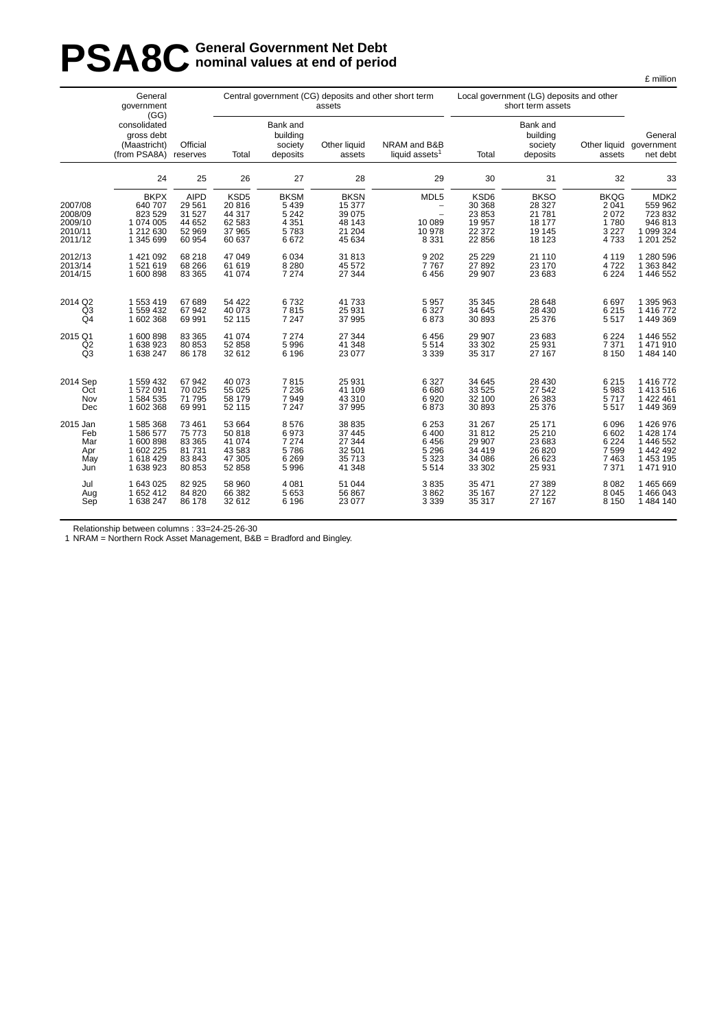# PSA8C General Government Net Debt nominal values at end of period

£ million

| | General government (GG) consolidated gross debt (Maastricht) (from PSA8A) | Official reserves | Central government (CG) deposits and other short term assets | | | | Local government (LG) deposits and other short term assets | | | General government net debt |
|---|---|---|---|---|---|---|---|---|---|---|
| | | | Total | Bank and building society deposits | Other liquid assets | NRAM and B&B liquid assets[1] | Total | Bank and building society deposits | Other liquid assets | |
| | 24 | 25 | 26 | 27 | 28 | 29 | 30 | 31 | 32 | 33 |
| | BKPX | AIPD | KSD5 | BKSM | BKSN | MDL5 | KSD6 | BKSO | BKQG | MDK2 |
| 2007/08 | 640 707 | 29 561 | 20 816 | 5 439 | 15 377 | – | 30 368 | 28 327 | 2 041 | 559 962 |
| 2008/09 | 823 529 | 31 527 | 44 317 | 5 242 | 39 075 | – | 23 853 | 21 781 | 2 072 | 723 832 |
| 2009/10 | 1 074 005 | 44 652 | 62 583 | 4 351 | 48 143 | 10 089 | 19 957 | 18 177 | 1 780 | 946 813 |
| 2010/11 | 1 212 630 | 52 969 | 37 965 | 5 783 | 21 204 | 10 978 | 22 372 | 19 145 | 3 227 | 1 099 324 |
| 2011/12 | 1 345 699 | 60 954 | 60 637 | 6 672 | 45 634 | 8 331 | 22 856 | 18 123 | 4 733 | 1 201 252 |
| 2012/13 | 1 421 092 | 68 218 | 47 049 | 6 034 | 31 813 | 9 202 | 25 229 | 21 110 | 4 119 | 1 280 596 |
| 2013/14 | 1 521 619 | 68 266 | 61 619 | 8 280 | 45 572 | 7 767 | 27 892 | 23 170 | 4 722 | 1 363 842 |
| 2014/15 | 1 600 898 | 83 365 | 41 074 | 7 274 | 27 344 | 6 456 | 29 907 | 23 683 | 6 224 | 1 446 552 |
| 2014 Q2 | 1 553 419 | 67 689 | 54 422 | 6 732 | 41 733 | 5 957 | 35 345 | 28 648 | 6 697 | 1 395 963 |
| Q3 | 1 559 432 | 67 942 | 40 073 | 7 815 | 25 931 | 6 327 | 34 645 | 28 430 | 6 215 | 1 416 772 |
| Q4 | 1 602 368 | 69 991 | 52 115 | 7 247 | 37 995 | 6 873 | 30 893 | 25 376 | 5 517 | 1 449 369 |
| 2015 Q1 | 1 600 898 | 83 365 | 41 074 | 7 274 | 27 344 | 6 456 | 29 907 | 23 683 | 6 224 | 1 446 552 |
| Q2 | 1 638 923 | 80 853 | 52 858 | 5 996 | 41 348 | 5 514 | 33 302 | 25 931 | 7 371 | 1 471 910 |
| Q3 | 1 638 247 | 86 178 | 32 612 | 6 196 | 23 077 | 3 339 | 35 317 | 27 167 | 8 150 | 1 484 140 |
| 2014 Sep | 1 559 432 | 67 942 | 40 073 | 7 815 | 25 931 | 6 327 | 34 645 | 28 430 | 6 215 | 1 416 772 |
| Oct | 1 572 091 | 70 025 | 55 025 | 7 236 | 41 109 | 6 680 | 33 525 | 27 542 | 5 983 | 1 413 516 |
| Nov | 1 584 535 | 71 795 | 58 179 | 7 949 | 43 310 | 6 920 | 32 100 | 26 383 | 5 717 | 1 422 461 |
| Dec | 1 602 368 | 69 991 | 52 115 | 7 247 | 37 995 | 6 873 | 30 893 | 25 376 | 5 517 | 1 449 369 |
| 2015 Jan | 1 585 368 | 73 461 | 53 664 | 8 576 | 38 835 | 6 253 | 31 267 | 25 171 | 6 096 | 1 426 976 |
| Feb | 1 586 577 | 75 773 | 50 818 | 6 973 | 37 445 | 6 400 | 31 812 | 25 210 | 6 602 | 1 428 174 |
| Mar | 1 600 898 | 83 365 | 41 074 | 7 274 | 27 344 | 6 456 | 29 907 | 23 683 | 6 224 | 1 446 552 |
| Apr | 1 602 225 | 81 731 | 43 583 | 5 786 | 32 501 | 5 296 | 34 419 | 26 820 | 7 599 | 1 442 492 |
| May | 1 618 429 | 83 843 | 47 305 | 6 269 | 35 713 | 5 323 | 34 086 | 26 623 | 7 463 | 1 453 195 |
| Jun | 1 638 923 | 80 853 | 52 858 | 5 996 | 41 348 | 5 514 | 33 302 | 25 931 | 7 371 | 1 471 910 |
| Jul | 1 643 025 | 82 925 | 58 960 | 4 081 | 51 044 | 3 835 | 35 471 | 27 389 | 8 082 | 1 465 669 |
| Aug | 1 652 412 | 84 820 | 66 382 | 5 653 | 56 867 | 3 862 | 35 167 | 27 122 | 8 045 | 1 466 043 |
| Sep | 1 638 247 | 86 178 | 32 612 | 6 196 | 23 077 | 3 339 | 35 317 | 27 167 | 8 150 | 1 484 140 |

Relationship between columns : 33=24-25-26-30

1 NRAM = Northern Rock Asset Management, B&B = Bradford and Bingley.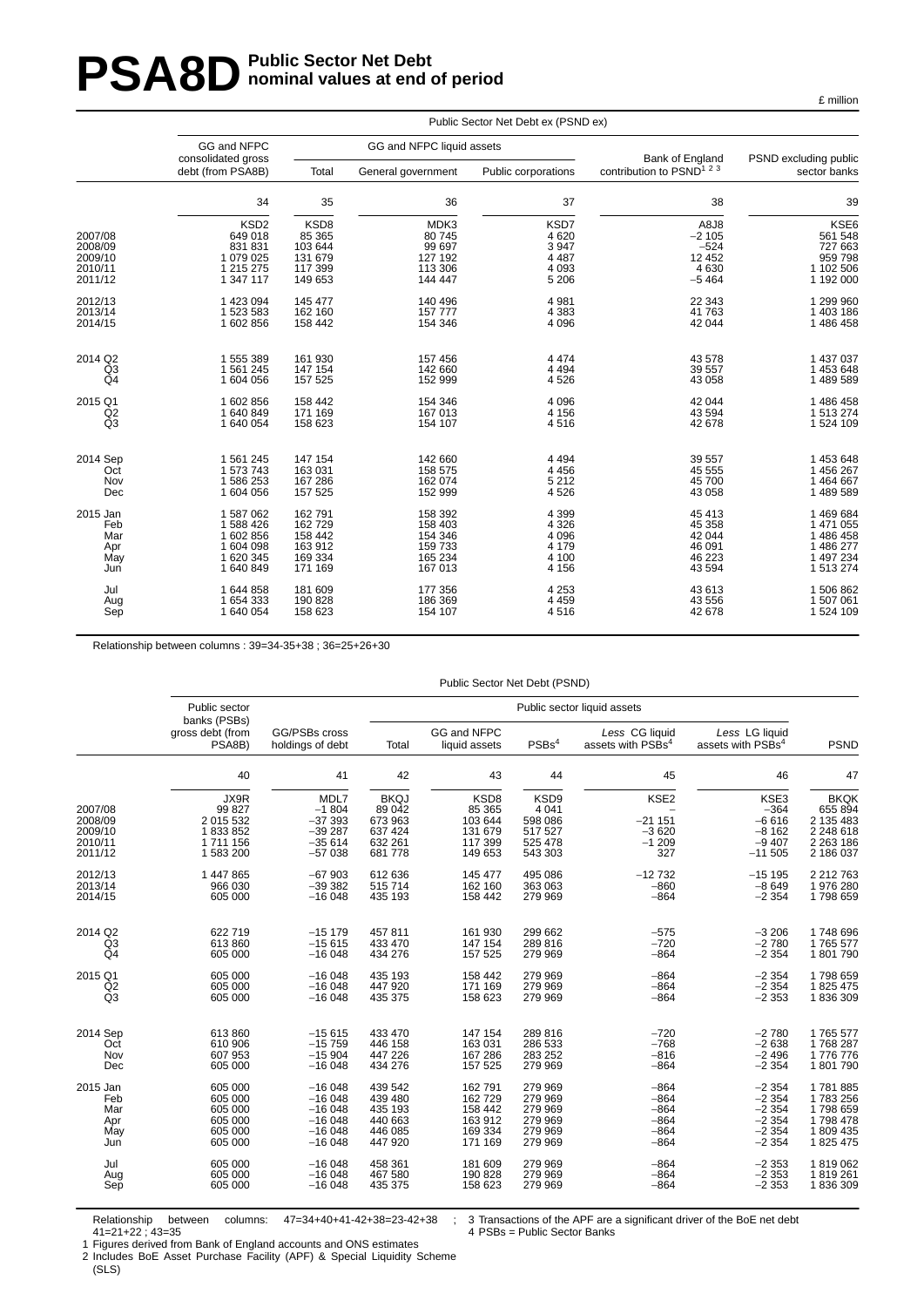# PSA8D Public Sector Net Debt nominal values at end of period

£ million

| | Public Sector Net Debt ex (PSND ex) | | | | | |
|---|---|---|---|---|---|---|
| | GG and NFPC consolidated gross debt (from PSA8B) | GG and NFPC liquid assets | | | Bank of England contribution to PSND[1 2 3] | PSND excluding public sector banks |
| | | Total | General government | Public corporations | | |
| | 34 | 35 | 36 | 37 | 38 | 39 |
| | KSD2 | KSD8 | MDK3 | KSD7 | A8J8 | KSE6 |
| 2007/08 | 649 018 | 85 365 | 80 745 | 4 620 | −2 105 | 561 548 |
| 2008/09 | 831 831 | 103 644 | 99 697 | 3 947 | −524 | 727 663 |
| 2009/10 | 1 079 025 | 131 679 | 127 192 | 4 487 | 12 452 | 959 798 |
| 2010/11 | 1 215 275 | 117 399 | 113 306 | 4 093 | 4 630 | 1 102 506 |
| 2011/12 | 1 347 117 | 149 653 | 144 447 | 5 206 | −5 464 | 1 192 000 |
| 2012/13 | 1 423 094 | 145 477 | 140 496 | 4 981 | 22 343 | 1 299 960 |
| 2013/14 | 1 523 583 | 162 160 | 157 777 | 4 383 | 41 763 | 1 403 186 |
| 2014/15 | 1 602 856 | 158 442 | 154 346 | 4 096 | 42 044 | 1 486 458 |
| 2014 Q2 | 1 555 389 | 161 930 | 157 456 | 4 474 | 43 578 | 1 437 037 |
| Q3 | 1 561 245 | 147 154 | 142 660 | 4 494 | 39 557 | 1 453 648 |
| Q4 | 1 604 056 | 157 525 | 152 999 | 4 526 | 43 058 | 1 489 589 |
| 2015 Q1 | 1 602 856 | 158 442 | 154 346 | 4 096 | 42 044 | 1 486 458 |
| Q2 | 1 640 849 | 171 169 | 167 013 | 4 156 | 43 594 | 1 513 274 |
| Q3 | 1 640 054 | 158 623 | 154 107 | 4 516 | 42 678 | 1 524 109 |
| 2014 Sep | 1 561 245 | 147 154 | 142 660 | 4 494 | 39 557 | 1 453 648 |
| Oct | 1 573 743 | 163 031 | 158 575 | 4 456 | 45 555 | 1 456 267 |
| Nov | 1 586 253 | 167 286 | 162 074 | 5 212 | 45 700 | 1 464 667 |
| Dec | 1 604 056 | 157 525 | 152 999 | 4 526 | 43 058 | 1 489 589 |
| 2015 Jan | 1 587 062 | 162 791 | 158 392 | 4 399 | 45 413 | 1 469 684 |
| Feb | 1 588 426 | 162 729 | 158 403 | 4 326 | 45 358 | 1 471 055 |
| Mar | 1 602 856 | 158 442 | 154 346 | 4 096 | 42 044 | 1 486 458 |
| Apr | 1 604 098 | 163 912 | 159 733 | 4 179 | 46 091 | 1 486 277 |
| May | 1 620 345 | 169 334 | 165 234 | 4 100 | 46 223 | 1 497 234 |
| Jun | 1 640 849 | 171 169 | 167 013 | 4 156 | 43 594 | 1 513 274 |
| Jul | 1 644 858 | 181 609 | 177 356 | 4 253 | 43 613 | 1 506 862 |
| Aug | 1 654 333 | 190 828 | 186 369 | 4 459 | 43 556 | 1 507 061 |
| Sep | 1 640 054 | 158 623 | 154 107 | 4 516 | 42 678 | 1 524 109 |

Relationship between columns : 39=34-35+38 ; 36=25+26+30

| | Public Sector Net Debt (PSND) | | | | | | | |
|---|---|---|---|---|---|---|---|---|
| | Public sector banks (PSBs) gross debt (from PSA8B) | GG/PSBs cross holdings of debt | Public sector liquid assets | | | | | PSND |
| | | | Total | GG and NFPC liquid assets | PSBs[4] | *Less* CG liquid assets with PSBs[4] | *Less* LG liquid assets with PSBs[4] | |
| | 40 | 41 | 42 | 43 | 44 | 45 | 46 | 47 |
| | JX9R | MDL7 | BKQJ | KSD8 | KSD9 | KSE2 | KSE3 | BKQK |
| 2007/08 | 99 827 | −1 804 | 89 042 | 85 365 | 4 041 | – | −364 | 655 894 |
| 2008/09 | 2 015 532 | −37 393 | 673 963 | 103 644 | 598 086 | −21 151 | −6 616 | 2 135 483 |
| 2009/10 | 1 833 852 | −39 287 | 637 424 | 131 679 | 517 527 | −3 620 | −8 162 | 2 248 618 |
| 2010/11 | 1 711 156 | −35 614 | 632 261 | 117 399 | 525 478 | −1 209 | −9 407 | 2 263 186 |
| 2011/12 | 1 583 200 | −57 038 | 681 778 | 149 653 | 543 303 | 327 | −11 505 | 2 186 037 |
| 2012/13 | 1 447 865 | −67 903 | 612 636 | 145 477 | 495 086 | −12 732 | −15 195 | 2 212 763 |
| 2013/14 | 966 030 | −39 382 | 515 714 | 162 160 | 363 063 | −860 | −8 649 | 1 976 280 |
| 2014/15 | 605 000 | −16 048 | 435 193 | 158 442 | 279 969 | −864 | −2 354 | 1 798 659 |
| 2014 Q2 | 622 719 | −15 179 | 457 811 | 161 930 | 299 662 | −575 | −3 206 | 1 748 696 |
| Q3 | 613 860 | −15 615 | 433 470 | 147 154 | 289 816 | −720 | −2 780 | 1 765 577 |
| Q4 | 605 000 | −16 048 | 434 276 | 157 525 | 279 969 | −864 | −2 354 | 1 801 790 |
| 2015 Q1 | 605 000 | −16 048 | 435 193 | 158 442 | 279 969 | −864 | −2 354 | 1 798 659 |
| Q2 | 605 000 | −16 048 | 447 920 | 171 169 | 279 969 | −864 | −2 354 | 1 825 475 |
| Q3 | 605 000 | −16 048 | 435 375 | 158 623 | 279 969 | −864 | −2 353 | 1 836 309 |
| 2014 Sep | 613 860 | −15 615 | 433 470 | 147 154 | 289 816 | −720 | −2 780 | 1 765 577 |
| Oct | 610 906 | −15 759 | 446 158 | 163 031 | 286 533 | −768 | −2 638 | 1 768 287 |
| Nov | 607 953 | −15 904 | 447 226 | 167 286 | 283 252 | −816 | −2 496 | 1 776 776 |
| Dec | 605 000 | −16 048 | 434 276 | 157 525 | 279 969 | −864 | −2 354 | 1 801 790 |
| 2015 Jan | 605 000 | −16 048 | 439 542 | 162 791 | 279 969 | −864 | −2 354 | 1 781 885 |
| Feb | 605 000 | −16 048 | 439 480 | 162 729 | 279 969 | −864 | −2 354 | 1 783 256 |
| Mar | 605 000 | −16 048 | 435 193 | 158 442 | 279 969 | −864 | −2 354 | 1 798 659 |
| Apr | 605 000 | −16 048 | 440 663 | 163 912 | 279 969 | −864 | −2 354 | 1 798 478 |
| May | 605 000 | −16 048 | 446 085 | 169 334 | 279 969 | −864 | −2 354 | 1 809 435 |
| Jun | 605 000 | −16 048 | 447 920 | 171 169 | 279 969 | −864 | −2 354 | 1 825 475 |
| Jul | 605 000 | −16 048 | 458 361 | 181 609 | 279 969 | −864 | −2 353 | 1 819 062 |
| Aug | 605 000 | −16 048 | 467 580 | 190 828 | 279 969 | −864 | −2 353 | 1 819 261 |
| Sep | 605 000 | −16 048 | 435 375 | 158 623 | 279 969 | −864 | −2 353 | 1 836 309 |

Relationship between columns: 47=34+40+41-42+38=23-42+38 ; 41=21+22 ; 43=35

1 Figures derived from Bank of England accounts and ONS estimates
2 Includes BoE Asset Purchase Facility (APF) & Special Liquidity Scheme (SLS)
3 Transactions of the APF are a significant driver of the BoE net debt
4 PSBs = Public Sector Banks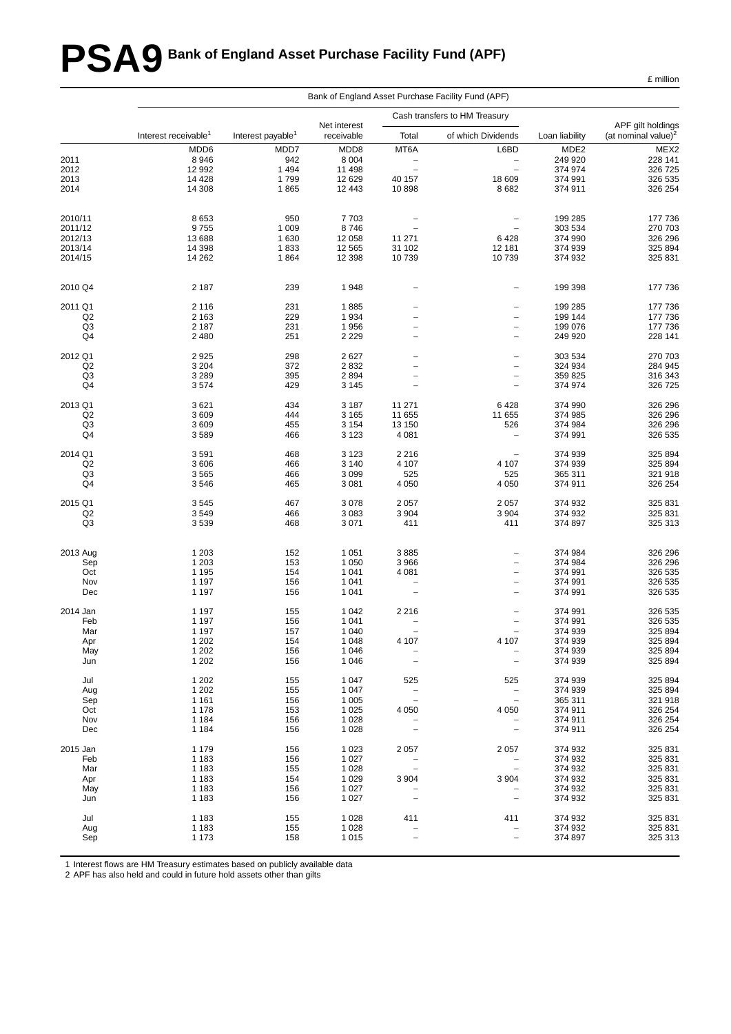# PSA9 Bank of England Asset Purchase Facility Fund (APF)

£ million

| | Bank of England Asset Purchase Facility Fund (APF) | | | | | | |
|---|---|---|---|---|---|---|---|
| | | | | Cash transfers to HM Treasury | | | |
| | Interest receivable[1] | Interest payable[1] | Net interest receivable | Total | of which Dividends | Loan liability | APF gilt holdings (at nominal value)[2] |
| | MDD6 | MDD7 | MDD8 | MT6A | L6BD | MDE2 | MEX2 |
| 2011 | 8 946 | 942 | 8 004 | – | – | 249 920 | 228 141 |
| 2012 | 12 992 | 1 494 | 11 498 | – | – | 374 974 | 326 725 |
| 2013 | 14 428 | 1 799 | 12 629 | 40 157 | 18 609 | 374 991 | 326 535 |
| 2014 | 14 308 | 1 865 | 12 443 | 10 898 | 8 682 | 374 911 | 326 254 |
| | | | | | | | |
| 2010/11 | 8 653 | 950 | 7 703 | – | – | 199 285 | 177 736 |
| 2011/12 | 9 755 | 1 009 | 8 746 | – | – | 303 534 | 270 703 |
| 2012/13 | 13 688 | 1 630 | 12 058 | 11 271 | 6 428 | 374 990 | 326 296 |
| 2013/14 | 14 398 | 1 833 | 12 565 | 31 102 | 12 181 | 374 939 | 325 894 |
| 2014/15 | 14 262 | 1 864 | 12 398 | 10 739 | 10 739 | 374 932 | 325 831 |
| | | | | | | | |
| 2010 Q4 | 2 187 | 239 | 1 948 | – | – | 199 398 | 177 736 |
| | | | | | | | |
| 2011 Q1 | 2 116 | 231 | 1 885 | – | – | 199 285 | 177 736 |
| Q2 | 2 163 | 229 | 1 934 | – | – | 199 144 | 177 736 |
| Q3 | 2 187 | 231 | 1 956 | – | – | 199 076 | 177 736 |
| Q4 | 2 480 | 251 | 2 229 | – | – | 249 920 | 228 141 |
| | | | | | | | |
| 2012 Q1 | 2 925 | 298 | 2 627 | – | – | 303 534 | 270 703 |
| Q2 | 3 204 | 372 | 2 832 | – | – | 324 934 | 284 945 |
| Q3 | 3 289 | 395 | 2 894 | – | – | 359 825 | 316 343 |
| Q4 | 3 574 | 429 | 3 145 | – | – | 374 974 | 326 725 |
| | | | | | | | |
| 2013 Q1 | 3 621 | 434 | 3 187 | 11 271 | 6 428 | 374 990 | 326 296 |
| Q2 | 3 609 | 444 | 3 165 | 11 655 | 11 655 | 374 985 | 326 296 |
| Q3 | 3 609 | 455 | 3 154 | 13 150 | 526 | 374 984 | 326 296 |
| Q4 | 3 589 | 466 | 3 123 | 4 081 | – | 374 991 | 326 535 |
| | | | | | | | |
| 2014 Q1 | 3 591 | 468 | 3 123 | 2 216 | – | 374 939 | 325 894 |
| Q2 | 3 606 | 466 | 3 140 | 4 107 | 4 107 | 374 939 | 325 894 |
| Q3 | 3 565 | 466 | 3 099 | 525 | 525 | 365 311 | 321 918 |
| Q4 | 3 546 | 465 | 3 081 | 4 050 | 4 050 | 374 911 | 326 254 |
| | | | | | | | |
| 2015 Q1 | 3 545 | 467 | 3 078 | 2 057 | 2 057 | 374 932 | 325 831 |
| Q2 | 3 549 | 466 | 3 083 | 3 904 | 3 904 | 374 932 | 325 831 |
| Q3 | 3 539 | 468 | 3 071 | 411 | 411 | 374 897 | 325 313 |
| | | | | | | | |
| 2013 Aug | 1 203 | 152 | 1 051 | 3 885 | – | 374 984 | 326 296 |
| Sep | 1 203 | 153 | 1 050 | 3 966 | – | 374 984 | 326 296 |
| Oct | 1 195 | 154 | 1 041 | 4 081 | – | 374 991 | 326 535 |
| Nov | 1 197 | 156 | 1 041 | – | – | 374 991 | 326 535 |
| Dec | 1 197 | 156 | 1 041 | – | – | 374 991 | 326 535 |
| | | | | | | | |
| 2014 Jan | 1 197 | 155 | 1 042 | 2 216 | – | 374 991 | 326 535 |
| Feb | 1 197 | 156 | 1 041 | – | – | 374 991 | 326 535 |
| Mar | 1 197 | 157 | 1 040 | – | – | 374 939 | 325 894 |
| Apr | 1 202 | 154 | 1 048 | 4 107 | 4 107 | 374 939 | 325 894 |
| May | 1 202 | 156 | 1 046 | – | – | 374 939 | 325 894 |
| Jun | 1 202 | 156 | 1 046 | – | – | 374 939 | 325 894 |
| | | | | | | | |
| Jul | 1 202 | 155 | 1 047 | 525 | 525 | 374 939 | 325 894 |
| Aug | 1 202 | 155 | 1 047 | – | – | 374 939 | 325 894 |
| Sep | 1 161 | 156 | 1 005 | – | – | 365 311 | 321 918 |
| Oct | 1 178 | 153 | 1 025 | 4 050 | 4 050 | 374 911 | 326 254 |
| Nov | 1 184 | 156 | 1 028 | – | – | 374 911 | 326 254 |
| Dec | 1 184 | 156 | 1 028 | – | – | 374 911 | 326 254 |
| | | | | | | | |
| 2015 Jan | 1 179 | 156 | 1 023 | 2 057 | 2 057 | 374 932 | 325 831 |
| Feb | 1 183 | 156 | 1 027 | – | – | 374 932 | 325 831 |
| Mar | 1 183 | 155 | 1 028 | – | – | 374 932 | 325 831 |
| Apr | 1 183 | 154 | 1 029 | 3 904 | 3 904 | 374 932 | 325 831 |
| May | 1 183 | 156 | 1 027 | – | – | 374 932 | 325 831 |
| Jun | 1 183 | 156 | 1 027 | – | – | 374 932 | 325 831 |
| | | | | | | | |
| Jul | 1 183 | 155 | 1 028 | 411 | 411 | 374 932 | 325 831 |
| Aug | 1 183 | 155 | 1 028 | – | – | 374 932 | 325 831 |
| Sep | 1 173 | 158 | 1 015 | – | – | 374 897 | 325 313 |

1 Interest flows are HM Treasury estimates based on publicly available data
2 APF has also held and could in future hold assets other than gilts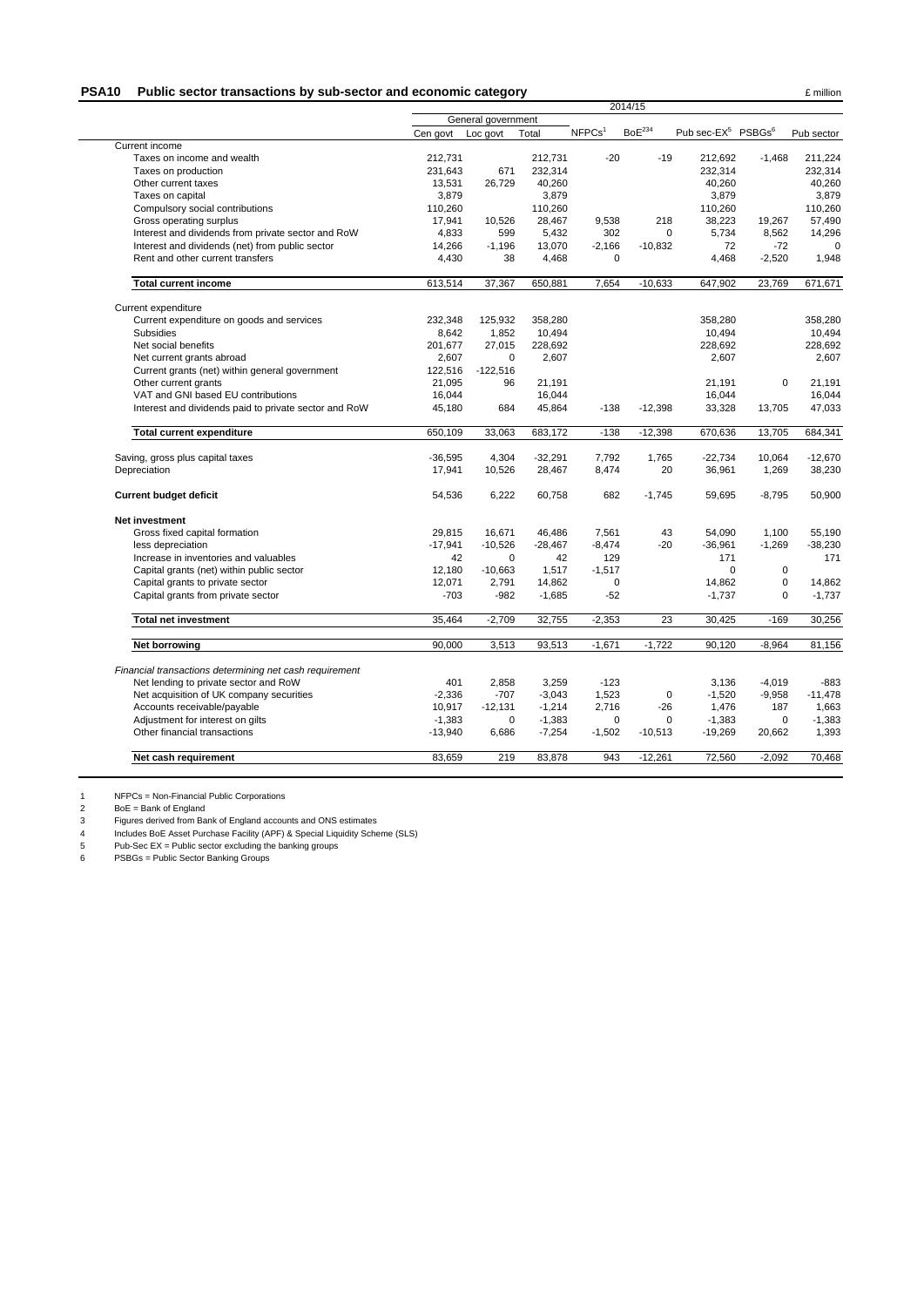## PSA10 Public sector transactions by sub-sector and economic category

£ million

| | 2014/15 | | | | | | | |
|---|---|---|---|---|---|---|---|---|
| | General government | | | | | | | |
| | Cen govt | Loc govt | Total | NFPCs[1] | BoE[234] | Pub sec-EX[5] | PSBGs[6] | Pub sector |
| Current income | | | | | | | | |
| Taxes on income and wealth | 212,731 | | 212,731 | -20 | -19 | 212,692 | -1,468 | 211,224 |
| Taxes on production | 231,643 | 671 | 232,314 | | | 232,314 | | 232,314 |
| Other current taxes | 13,531 | 26,729 | 40,260 | | | 40,260 | | 40,260 |
| Taxes on capital | 3,879 | | 3,879 | | | 3,879 | | 3,879 |
| Compulsory social contributions | 110,260 | | 110,260 | | | 110,260 | | 110,260 |
| Gross operating surplus | 17,941 | 10,526 | 28,467 | 9,538 | 218 | 38,223 | 19,267 | 57,490 |
| Interest and dividends from private sector and RoW | 4,833 | 599 | 5,432 | 302 | 0 | 5,734 | 8,562 | 14,296 |
| Interest and dividends (net) from public sector | 14,266 | -1,196 | 13,070 | -2,166 | -10,832 | 72 | -72 | 0 |
| Rent and other current transfers | 4,430 | 38 | 4,468 | 0 | | 4,468 | -2,520 | 1,948 |
| **Total current income** | 613,514 | 37,367 | 650,881 | 7,654 | -10,633 | 647,902 | 23,769 | 671,671 |
| Current expenditure | | | | | | | | |
| Current expenditure on goods and services | 232,348 | 125,932 | 358,280 | | | 358,280 | | 358,280 |
| Subsidies | 8,642 | 1,852 | 10,494 | | | 10,494 | | 10,494 |
| Net social benefits | 201,677 | 27,015 | 228,692 | | | 228,692 | | 228,692 |
| Net current grants abroad | 2,607 | 0 | 2,607 | | | 2,607 | | 2,607 |
| Current grants (net) within general government | 122,516 | -122,516 | | | | | | |
| Other current grants | 21,095 | 96 | 21,191 | | | 21,191 | 0 | 21,191 |
| VAT and GNI based EU contributions | 16,044 | | 16,044 | | | 16,044 | | 16,044 |
| Interest and dividends paid to private sector and RoW | 45,180 | 684 | 45,864 | -138 | -12,398 | 33,328 | 13,705 | 47,033 |
| **Total current expenditure** | 650,109 | 33,063 | 683,172 | -138 | -12,398 | 670,636 | 13,705 | 684,341 |
| Saving, gross plus capital taxes | -36,595 | 4,304 | -32,291 | 7,792 | 1,765 | -22,734 | 10,064 | -12,670 |
| Depreciation | 17,941 | 10,526 | 28,467 | 8,474 | 20 | 36,961 | 1,269 | 38,230 |
| **Current budget deficit** | 54,536 | 6,222 | 60,758 | 682 | -1,745 | 59,695 | -8,795 | 50,900 |
| **Net investment** | | | | | | | | |
| Gross fixed capital formation | 29,815 | 16,671 | 46,486 | 7,561 | 43 | 54,090 | 1,100 | 55,190 |
| less depreciation | -17,941 | -10,526 | -28,467 | -8,474 | -20 | -36,961 | -1,269 | -38,230 |
| Increase in inventories and valuables | 42 | 0 | 42 | 129 | | 171 | | 171 |
| Capital grants (net) within public sector | 12,180 | -10,663 | 1,517 | -1,517 | | 0 | 0 | |
| Capital grants to private sector | 12,071 | 2,791 | 14,862 | 0 | | 14,862 | 0 | 14,862 |
| Capital grants from private sector | -703 | -982 | -1,685 | -52 | | -1,737 | 0 | -1,737 |
| **Total net investment** | 35,464 | -2,709 | 32,755 | -2,353 | 23 | 30,425 | -169 | 30,256 |
| **Net borrowing** | 90,000 | 3,513 | 93,513 | -1,671 | -1,722 | 90,120 | -8,964 | 81,156 |
| *Financial transactions determining net cash requirement* | | | | | | | | |
| Net lending to private sector and RoW | 401 | 2,858 | 3,259 | -123 | | 3,136 | -4,019 | -883 |
| Net acquisition of UK company securities | -2,336 | -707 | -3,043 | 1,523 | 0 | -1,520 | -9,958 | -11,478 |
| Accounts receivable/payable | 10,917 | -12,131 | -1,214 | 2,716 | -26 | 1,476 | 187 | 1,663 |
| Adjustment for interest on gilts | -1,383 | 0 | -1,383 | 0 | 0 | -1,383 | 0 | -1,383 |
| Other financial transactions | -13,940 | 6,686 | -7,254 | -1,502 | -10,513 | -19,269 | 20,662 | 1,393 |
| **Net cash requirement** | 83,659 | 219 | 83,878 | 943 | -12,261 | 72,560 | -2,092 | 70,468 |

1 NFPCs = Non-Financial Public Corporations
2 BoE = Bank of England
3 Figures derived from Bank of England accounts and ONS estimates
4 Includes BoE Asset Purchase Facility (APF) & Special Liquidity Scheme (SLS)
5 Pub-Sec EX = Public sector excluding the banking groups
6 PSBGs = Public Sector Banking Groups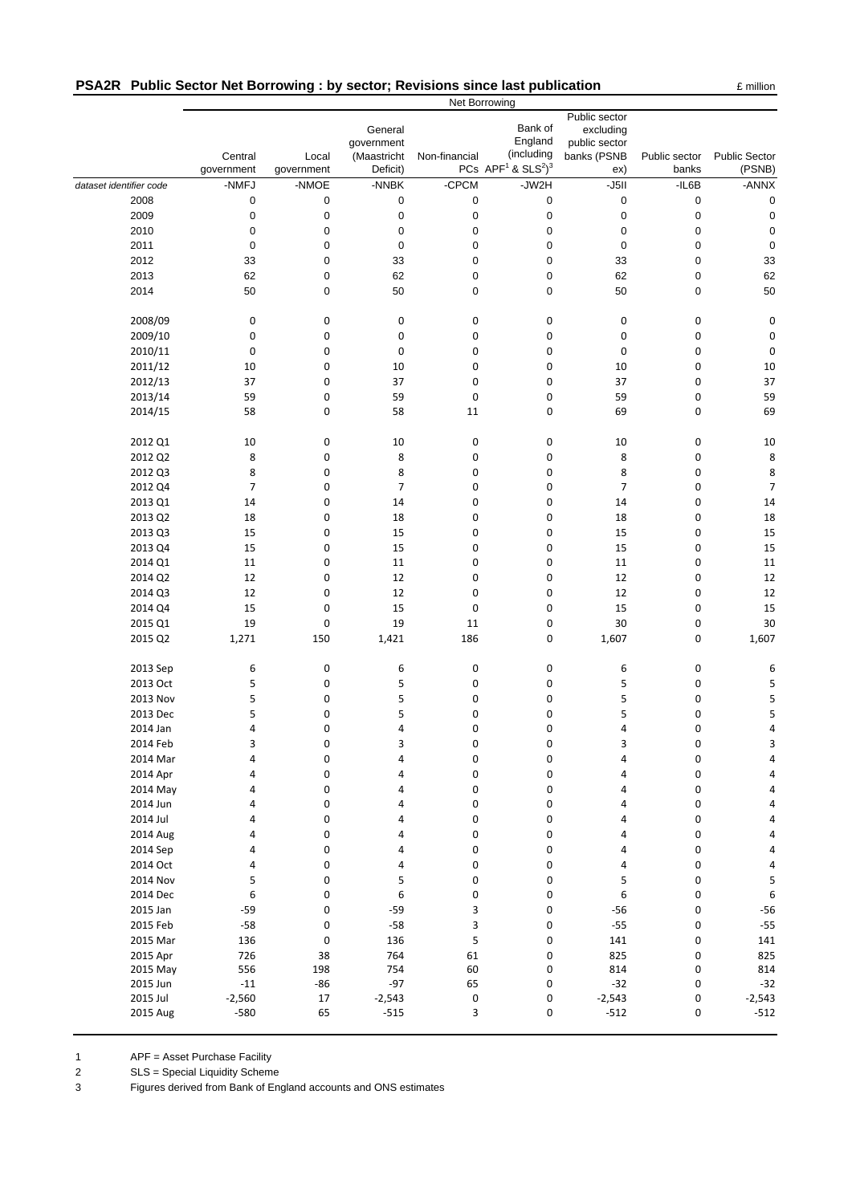## PSA2R Public Sector Net Borrowing : by sector; Revisions since last publication

£ million

| | Net Borrowing | | | | | | | |
|---|---|---|---|---|---|---|---|---|
| | Central government | Local government | General government (Maastricht Deficit) | Non-financial PCs | Bank of England (including APF[1] & SLS[2])[3] | Public sector excluding public sector banks (PSNB ex) | Public sector banks | Public Sector (PSNB) |
| *dataset identifier code* | -NMFJ | -NMOE | -NNBK | -CPCM | -JW2H | -J5II | -IL6B | -ANNX |
| 2008 | 0 | 0 | 0 | 0 | 0 | 0 | 0 | 0 |
| 2009 | 0 | 0 | 0 | 0 | 0 | 0 | 0 | 0 |
| 2010 | 0 | 0 | 0 | 0 | 0 | 0 | 0 | 0 |
| 2011 | 0 | 0 | 0 | 0 | 0 | 0 | 0 | 0 |
| 2012 | 33 | 0 | 33 | 0 | 0 | 33 | 0 | 33 |
| 2013 | 62 | 0 | 62 | 0 | 0 | 62 | 0 | 62 |
| 2014 | 50 | 0 | 50 | 0 | 0 | 50 | 0 | 50 |
| | | | | | | | | |
| 2008/09 | 0 | 0 | 0 | 0 | 0 | 0 | 0 | 0 |
| 2009/10 | 0 | 0 | 0 | 0 | 0 | 0 | 0 | 0 |
| 2010/11 | 0 | 0 | 0 | 0 | 0 | 0 | 0 | 0 |
| 2011/12 | 10 | 0 | 10 | 0 | 0 | 10 | 0 | 10 |
| 2012/13 | 37 | 0 | 37 | 0 | 0 | 37 | 0 | 37 |
| 2013/14 | 59 | 0 | 59 | 0 | 0 | 59 | 0 | 59 |
| 2014/15 | 58 | 0 | 58 | 11 | 0 | 69 | 0 | 69 |
| | | | | | | | | |
| 2012 Q1 | 10 | 0 | 10 | 0 | 0 | 10 | 0 | 10 |
| 2012 Q2 | 8 | 0 | 8 | 0 | 0 | 8 | 0 | 8 |
| 2012 Q3 | 8 | 0 | 8 | 0 | 0 | 8 | 0 | 8 |
| 2012 Q4 | 7 | 0 | 7 | 0 | 0 | 7 | 0 | 7 |
| 2013 Q1 | 14 | 0 | 14 | 0 | 0 | 14 | 0 | 14 |
| 2013 Q2 | 18 | 0 | 18 | 0 | 0 | 18 | 0 | 18 |
| 2013 Q3 | 15 | 0 | 15 | 0 | 0 | 15 | 0 | 15 |
| 2013 Q4 | 15 | 0 | 15 | 0 | 0 | 15 | 0 | 15 |
| 2014 Q1 | 11 | 0 | 11 | 0 | 0 | 11 | 0 | 11 |
| 2014 Q2 | 12 | 0 | 12 | 0 | 0 | 12 | 0 | 12 |
| 2014 Q3 | 12 | 0 | 12 | 0 | 0 | 12 | 0 | 12 |
| 2014 Q4 | 15 | 0 | 15 | 0 | 0 | 15 | 0 | 15 |
| 2015 Q1 | 19 | 0 | 19 | 11 | 0 | 30 | 0 | 30 |
| 2015 Q2 | 1,271 | 150 | 1,421 | 186 | 0 | 1,607 | 0 | 1,607 |
| | | | | | | | | |
| 2013 Sep | 6 | 0 | 6 | 0 | 0 | 6 | 0 | 6 |
| 2013 Oct | 5 | 0 | 5 | 0 | 0 | 5 | 0 | 5 |
| 2013 Nov | 5 | 0 | 5 | 0 | 0 | 5 | 0 | 5 |
| 2013 Dec | 5 | 0 | 5 | 0 | 0 | 5 | 0 | 5 |
| 2014 Jan | 4 | 0 | 4 | 0 | 0 | 4 | 0 | 4 |
| 2014 Feb | 3 | 0 | 3 | 0 | 0 | 3 | 0 | 3 |
| 2014 Mar | 4 | 0 | 4 | 0 | 0 | 4 | 0 | 4 |
| 2014 Apr | 4 | 0 | 4 | 0 | 0 | 4 | 0 | 4 |
| 2014 May | 4 | 0 | 4 | 0 | 0 | 4 | 0 | 4 |
| 2014 Jun | 4 | 0 | 4 | 0 | 0 | 4 | 0 | 4 |
| 2014 Jul | 4 | 0 | 4 | 0 | 0 | 4 | 0 | 4 |
| 2014 Aug | 4 | 0 | 4 | 0 | 0 | 4 | 0 | 4 |
| 2014 Sep | 4 | 0 | 4 | 0 | 0 | 4 | 0 | 4 |
| 2014 Oct | 4 | 0 | 4 | 0 | 0 | 4 | 0 | 4 |
| 2014 Nov | 5 | 0 | 5 | 0 | 0 | 5 | 0 | 5 |
| 2014 Dec | 6 | 0 | 6 | 0 | 0 | 6 | 0 | 6 |
| 2015 Jan | -59 | 0 | -59 | 3 | 0 | -56 | 0 | -56 |
| 2015 Feb | -58 | 0 | -58 | 3 | 0 | -55 | 0 | -55 |
| 2015 Mar | 136 | 0 | 136 | 5 | 0 | 141 | 0 | 141 |
| 2015 Apr | 726 | 38 | 764 | 61 | 0 | 825 | 0 | 825 |
| 2015 May | 556 | 198 | 754 | 60 | 0 | 814 | 0 | 814 |
| 2015 Jun | -11 | -86 | -97 | 65 | 0 | -32 | 0 | -32 |
| 2015 Jul | -2,560 | 17 | -2,543 | 0 | 0 | -2,543 | 0 | -2,543 |
| 2015 Aug | -580 | 65 | -515 | 3 | 0 | -512 | 0 | -512 |

1 APF = Asset Purchase Facility

2 SLS = Special Liquidity Scheme

3 Figures derived from Bank of England accounts and ONS estimates